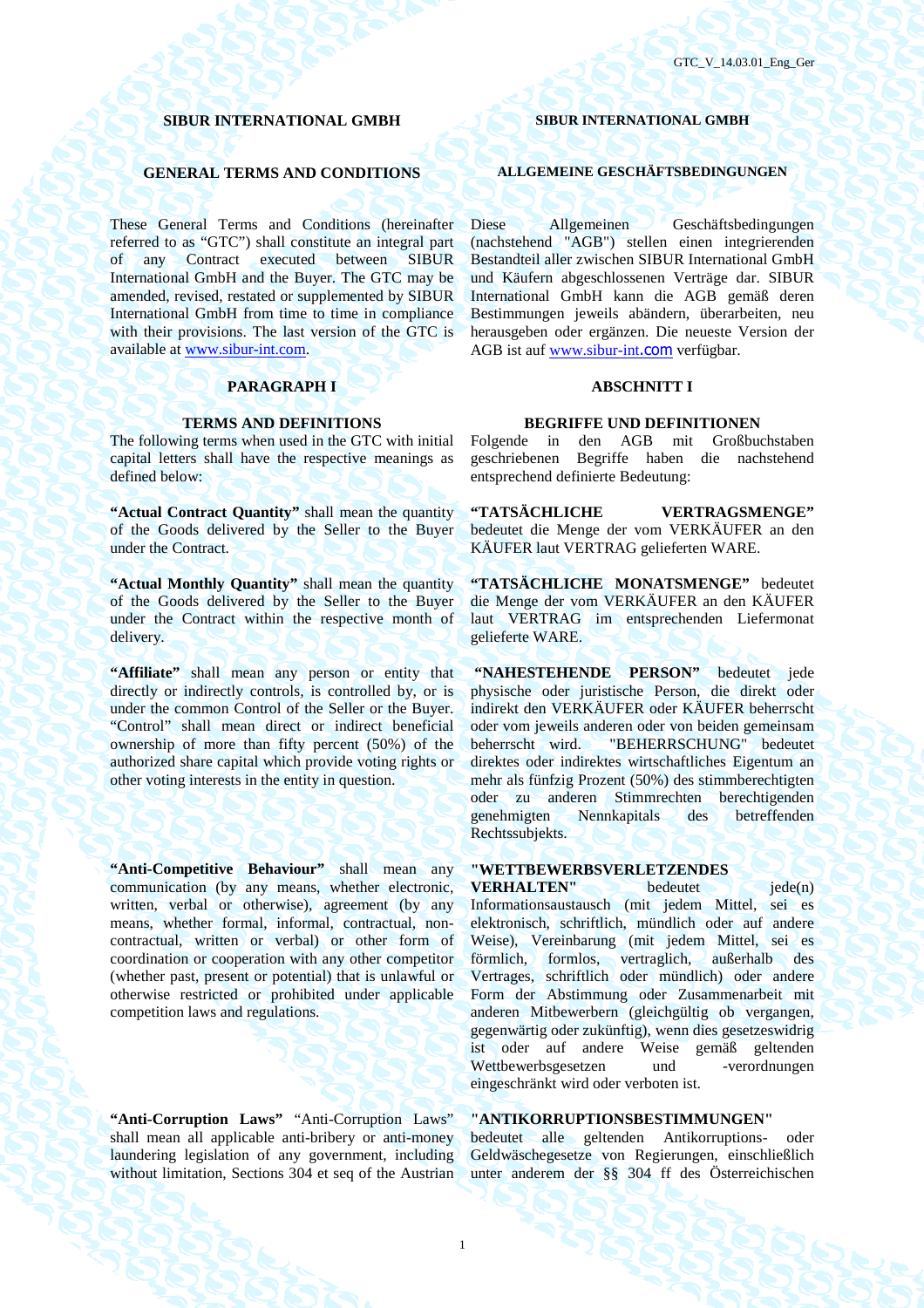**SIBUR INTERNATIONAL GMBH**

**GENERAL TERMS AND CONDITIONS**

These General Terms and Conditions (hereinafter referred to as "GTC") shall constitute an integral part of any Contract executed between SIBUR International GmbH and the Buyer. The GTC may be amended, revised, restated or supplemented by SIBUR International GmbH from time to time in compliance with their provisions. The last version of the GTC is available at www.sibur-int.com.

**PARAGRAPH I**

**TERMS AND DEFINITIONS**

The following terms when used in the GTC with initial capital letters shall have the respective meanings as defined below:

**"Actual Contract Quantity"** shall mean the quantity of the Goods delivered by the Seller to the Buyer under the Contract.

**"Actual Monthly Quantity"** shall mean the quantity of the Goods delivered by the Seller to the Buyer under the Contract within the respective month of delivery.

**"Affiliate"** shall mean any person or entity that directly or indirectly controls, is controlled by, or is under the common Control of the Seller or the Buyer. "Control" shall mean direct or indirect beneficial ownership of more than fifty percent (50%) of the authorized share capital which provide voting rights or other voting interests in the entity in question.

**"Anti-Competitive Behaviour"** shall mean any communication (by any means, whether electronic, written, verbal or otherwise), agreement (by any means, whether formal, informal, contractual, non-contractual, written or verbal) or other form of coordination or cooperation with any other competitor (whether past, present or potential) that is unlawful or otherwise restricted or prohibited under applicable competition laws and regulations.

**"Anti-Corruption Laws"** "Anti-Corruption Laws" shall mean all applicable anti-bribery or anti-money laundering legislation of any government, including without limitation, Sections 304 et seq of the Austrian

---

**SIBUR INTERNATIONAL GMBH**

**ALLGEMEINE GESCHÄFTSBEDINGUNGEN**

Diese Allgemeinen Geschäftsbedingungen (nachstehend "AGB") stellen einen integrierenden Bestandteil aller zwischen SIBUR International GmbH und Käufern abgeschlossenen Verträge dar. SIBUR International GmbH kann die AGB gemäß deren Bestimmungen jeweils abändern, überarbeiten, neu herausgeben oder ergänzen. Die neueste Version der AGB ist auf www.sibur-int.com verfügbar.

**ABSCHNITT I**

**BEGRIFFE UND DEFINITIONEN**

Folgende in den AGB mit Großbuchstaben geschriebenen Begriffe haben die nachstehend entsprechend definierte Bedeutung:

**"TATSÄCHLICHE VERTRAGSMENGE"** bedeutet die Menge der vom VERKÄUFER an den KÄUFER laut VERTRAG gelieferten WARE.

**"TATSÄCHLICHE MONATSMENGE"** bedeutet die Menge der vom VERKÄUFER an den KÄUFER laut VERTRAG im entsprechenden Liefermonat gelieferte WARE.

**"NAHESTEHENDE PERSON"** bedeutet jede physische oder juristische Person, die direkt oder indirekt den VERKÄUFER oder KÄUFER beherrscht oder vom jeweils anderen oder von beiden gemeinsam beherrscht wird. "BEHERRSCHUNG" bedeutet direktes oder indirektes wirtschaftliches Eigentum an mehr als fünfzig Prozent (50%) des stimmberechtigten oder zu anderen Stimmrechten berechtigenden genehmigten Nennkapitals des betreffenden Rechtssubjekts.

**"WETTBEWERBSVERLETZENDES VERHALTEN"** bedeutet jede(n) Informationsaustausch (mit jedem Mittel, sei es elektronisch, schriftlich, mündlich oder auf andere Weise), Vereinbarung (mit jedem Mittel, sei es förmlich, formlos, vertraglich, außerhalb des Vertrages, schriftlich oder mündlich) oder andere Form der Abstimmung oder Zusammenarbeit mit anderen Mitbewerbern (gleichgültig ob vergangen, gegenwärtig oder zukünftig), wenn dies gesetzeswidrig ist oder auf andere Weise gemäß geltenden Wettbewerbsgesetzen und -verordnungen eingeschränkt wird oder verboten ist.

**"ANTIKORRUPTIONSBESTIMMUNGEN"** bedeutet alle geltenden Antikorruptions- oder Geldwäschegesetze von Regierungen, einschließlich unter anderem der §§ 304 ff des Österreichischen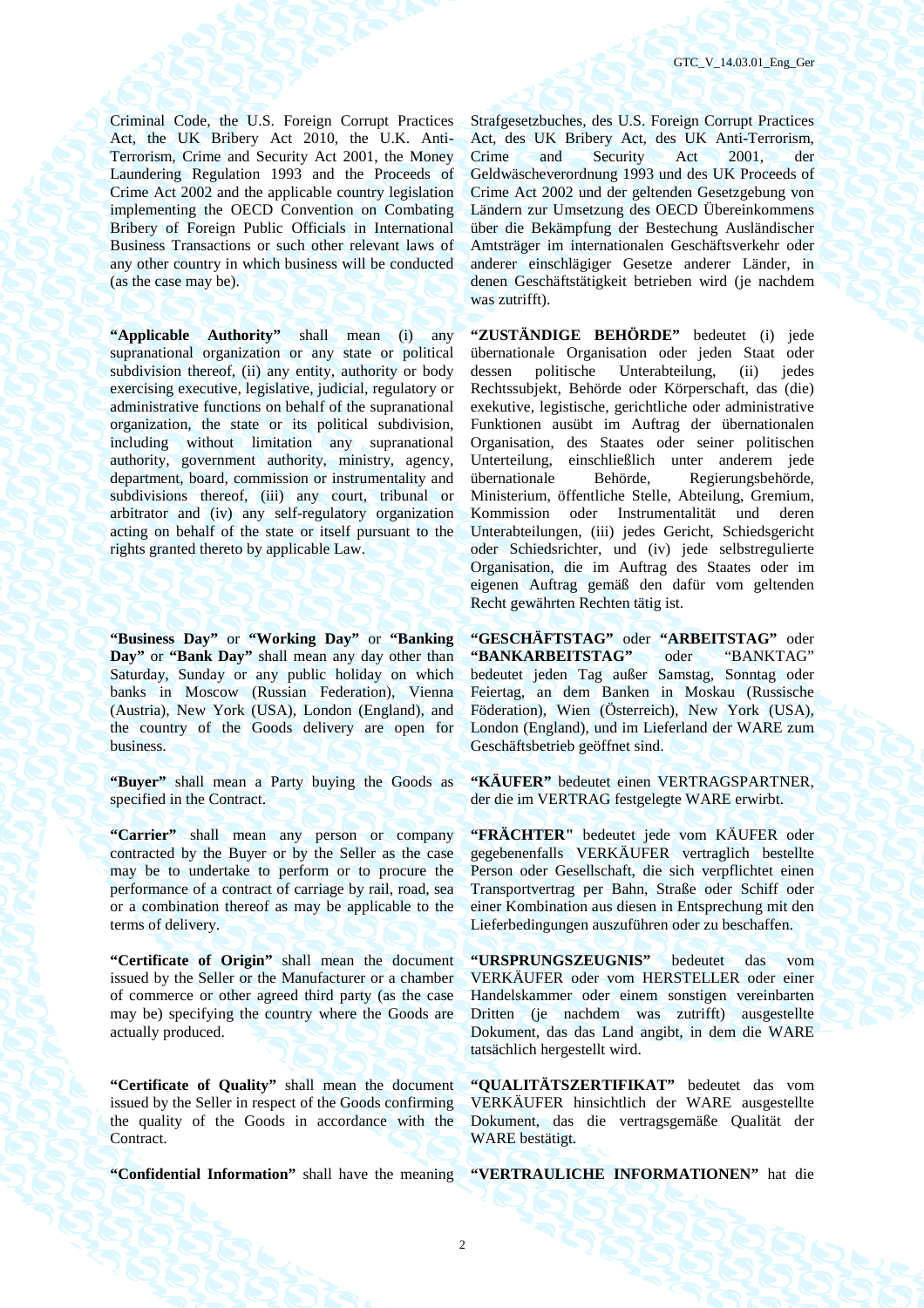Criminal Code, the U.S. Foreign Corrupt Practices Act, the UK Bribery Act 2010, the U.K. Anti-Terrorism, Crime and Security Act 2001, the Money Laundering Regulation 1993 and the Proceeds of Crime Act 2002 and the applicable country legislation implementing the OECD Convention on Combating Bribery of Foreign Public Officials in International Business Transactions or such other relevant laws of any other country in which business will be conducted (as the case may be).

Strafgesetzbuches, des U.S. Foreign Corrupt Practices Act, des UK Bribery Act, des UK Anti-Terrorism, Crime and Security Act 2001, der Geldwäscheverordnung 1993 und des UK Proceeds of Crime Act 2002 und der geltenden Gesetzgebung von Ländern zur Umsetzung des OECD Übereinkommens über die Bekämpfung der Bestechung Ausländischer Amtsträger im internationalen Geschäftsverkehr oder anderer einschlägiger Gesetze anderer Länder, in denen Geschäftstätigkeit betrieben wird (je nachdem was zutrifft).

**"Applicable Authority"** shall mean (i) any supranational organization or any state or political subdivision thereof, (ii) any entity, authority or body exercising executive, legislative, judicial, regulatory or administrative functions on behalf of the supranational organization, the state or its political subdivision, including without limitation any supranational authority, government authority, ministry, agency, department, board, commission or instrumentality and subdivisions thereof, (iii) any court, tribunal or arbitrator and (iv) any self-regulatory organization acting on behalf of the state or itself pursuant to the rights granted thereto by applicable Law.

**"ZUSTÄNDIGE BEHÖRDE"** bedeutet (i) jede übernationale Organisation oder jeden Staat oder dessen politische Unterabteilung, (ii) jedes Rechtssubjekt, Behörde oder Körperschaft, das (die) exekutive, legistische, gerichtliche oder administrative Funktionen ausübt im Auftrag der übernationalen Organisation, des Staates oder seiner politischen Unterteilung, einschließlich unter anderem jede übernationale Behörde, Regierungsbehörde, Ministerium, öffentliche Stelle, Abteilung, Gremium, Kommission oder Instrumentalität und deren Unterabteilungen, (iii) jedes Gericht, Schiedsgericht oder Schiedsrichter, und (iv) jede selbstregulierte Organisation, die im Auftrag des Staates oder im eigenen Auftrag gemäß den dafür vom geltenden Recht gewährten Rechten tätig ist.

**"Business Day"** or **"Working Day"** or **"Banking Day"** or **"Bank Day"** shall mean any day other than Saturday, Sunday or any public holiday on which banks in Moscow (Russian Federation), Vienna (Austria), New York (USA), London (England), and the country of the Goods delivery are open for business.

**"GESCHÄFTSTAG"** oder **"ARBEITSTAG"** oder **"BANKARBEITSTAG"** oder "BANKTAG" bedeutet jeden Tag außer Samstag, Sonntag oder Feiertag, an dem Banken in Moskau (Russische Föderation), Wien (Österreich), New York (USA), London (England), und im Lieferland der WARE zum Geschäftsbetrieb geöffnet sind.

**"Buyer"** shall mean a Party buying the Goods as specified in the Contract.

**"KÄUFER"** bedeutet einen VERTRAGSPARTNER, der die im VERTRAG festgelegte WARE erwirbt.

**"Carrier"** shall mean any person or company contracted by the Buyer or by the Seller as the case may be to undertake to perform or to procure the performance of a contract of carriage by rail, road, sea or a combination thereof as may be applicable to the terms of delivery.

**"FRÄCHTER"** bedeutet jede vom KÄUFER oder gegebenenfalls VERKÄUFER vertraglich bestellte Person oder Gesellschaft, die sich verpflichtet einen Transportvertrag per Bahn, Straße oder Schiff oder einer Kombination aus diesen in Entsprechung mit den Lieferbedingungen auszuführen oder zu beschaffen.

**"Certificate of Origin"** shall mean the document issued by the Seller or the Manufacturer or a chamber of commerce or other agreed third party (as the case may be) specifying the country where the Goods are actually produced.

**"URSPRUNGSZEUGNIS"** bedeutet das vom VERKÄUFER oder vom HERSTELLER oder einer Handelskammer oder einem sonstigen vereinbarten Dritten (je nachdem was zutrifft) ausgestellte Dokument, das das Land angibt, in dem die WARE tatsächlich hergestellt wird.

**"Certificate of Quality"** shall mean the document issued by the Seller in respect of the Goods confirming the quality of the Goods in accordance with the Contract.

**"QUALITÄTSZERTIFIKAT"** bedeutet das vom VERKÄUFER hinsichtlich der WARE ausgestellte Dokument, das die vertragsgemäße Qualität der WARE bestätigt.

**"Confidential Information"** shall have the meaning

**"VERTRAULICHE INFORMATIONEN"** hat die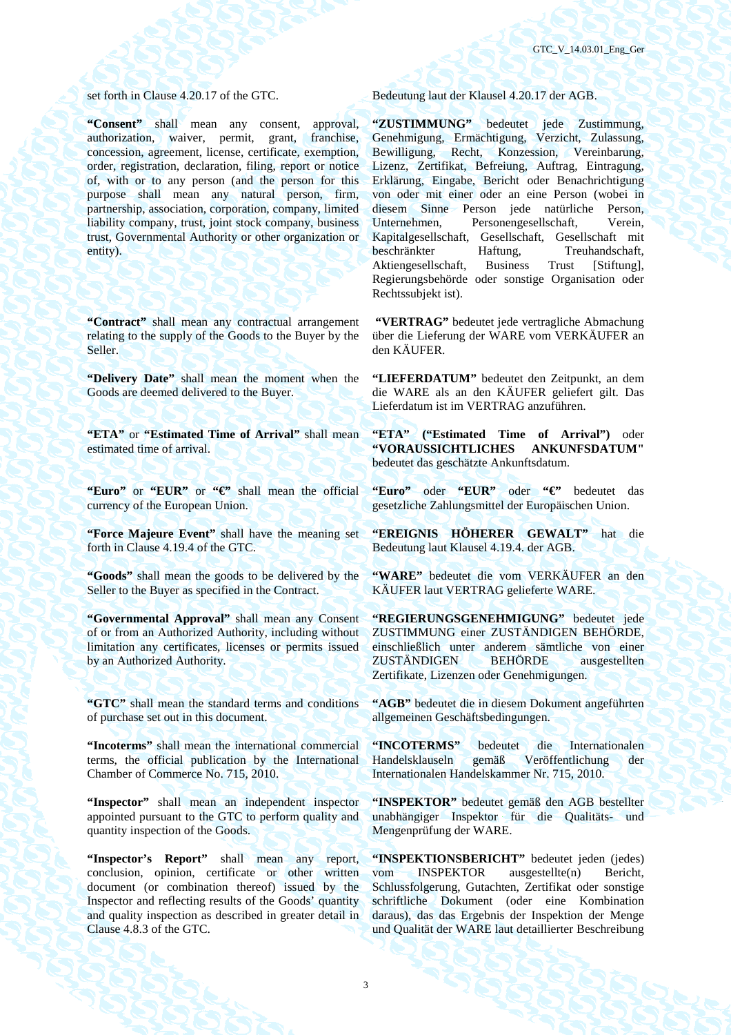set forth in Clause 4.20.17 of the GTC.

Bedeutung laut der Klausel 4.20.17 der AGB.

**"Consent"** shall mean any consent, approval, authorization, waiver, permit, grant, franchise, concession, agreement, license, certificate, exemption, order, registration, declaration, filing, report or notice of, with or to any person (and the person for this purpose shall mean any natural person, firm, partnership, association, corporation, company, limited liability company, trust, joint stock company, business trust, Governmental Authority or other organization or entity).

**"ZUSTIMMUNG"** bedeutet jede Zustimmung, Genehmigung, Ermächtigung, Verzicht, Zulassung, Bewilligung, Recht, Konzession, Vereinbarung, Lizenz, Zertifikat, Befreiung, Auftrag, Eintragung, Erklärung, Eingabe, Bericht oder Benachrichtigung von oder mit einer oder an eine Person (wobei in diesem Sinne Person jede natürliche Person, Unternehmen, Personengesellschaft, Verein, Kapitalgesellschaft, Gesellschaft, Gesellschaft mit beschränkter Haftung, Treuhandschaft, Aktiengesellschaft, Business Trust [Stiftung], Regierungsbehörde oder sonstige Organisation oder Rechtssubjekt ist).

**"Contract"** shall mean any contractual arrangement relating to the supply of the Goods to the Buyer by the Seller.

**"VERTRAG"** bedeutet jede vertragliche Abmachung über die Lieferung der WARE vom VERKÄUFER an den KÄUFER.

**"Delivery Date"** shall mean the moment when the Goods are deemed delivered to the Buyer.

**"LIEFERDATUM"** bedeutet den Zeitpunkt, an dem die WARE als an den KÄUFER geliefert gilt. Das Lieferdatum ist im VERTRAG anzuführen.

**"ETA"** or **"Estimated Time of Arrival"** shall mean estimated time of arrival.

**"ETA" ("Estimated Time of Arrival")** oder **"VORAUSSICHTLICHES ANKUNFSDATUM"** bedeutet das geschätzte Ankunftsdatum.

**"Euro"** or **"EUR"** or **"€"** shall mean the official currency of the European Union.

**"Euro"** oder **"EUR"** oder **"€"** bedeutet das gesetzliche Zahlungsmittel der Europäischen Union.

**"Force Majeure Event"** shall have the meaning set forth in Clause 4.19.4 of the GTC.

**"EREIGNIS HÖHERER GEWALT"** hat die Bedeutung laut Klausel 4.19.4. der AGB.

**"Goods"** shall mean the goods to be delivered by the Seller to the Buyer as specified in the Contract.

**"WARE"** bedeutet die vom VERKÄUFER an den KÄUFER laut VERTRAG gelieferte WARE.

**"Governmental Approval"** shall mean any Consent of or from an Authorized Authority, including without limitation any certificates, licenses or permits issued by an Authorized Authority.

**"REGIERUNGSGENEHMIGUNG"** bedeutet jede ZUSTIMMUNG einer ZUSTÄNDIGEN BEHÖRDE, einschließlich unter anderem sämtliche von einer ZUSTÄNDIGEN BEHÖRDE ausgestellten Zertifikate, Lizenzen oder Genehmigungen.

**"GTC"** shall mean the standard terms and conditions of purchase set out in this document.

**"AGB"** bedeutet die in diesem Dokument angeführten allgemeinen Geschäftsbedingungen.

**"Incoterms"** shall mean the international commercial terms, the official publication by the International Chamber of Commerce No. 715, 2010.

**"INCOTERMS"** bedeutet die Internationalen Handelsklauseln gemäß Veröffentlichung der Internationalen Handelskammer Nr. 715, 2010.

**"Inspector"** shall mean an independent inspector appointed pursuant to the GTC to perform quality and quantity inspection of the Goods.

**"INSPEKTOR"** bedeutet gemäß den AGB bestellter unabhängiger Inspektor für die Qualitäts- und Mengenprüfung der WARE.

**"Inspector's Report"** shall mean any report, conclusion, opinion, certificate or other written document (or combination thereof) issued by the Inspector and reflecting results of the Goods' quantity and quality inspection as described in greater detail in Clause 4.8.3 of the GTC.

**"INSPEKTIONSBERICHT"** bedeutet jeden (jedes) vom INSPEKTOR ausgestellte(n) Bericht, Schlussfolgerung, Gutachten, Zertifikat oder sonstige schriftliche Dokument (oder eine Kombination daraus), das das Ergebnis der Inspektion der Menge und Qualität der WARE laut detaillierter Beschreibung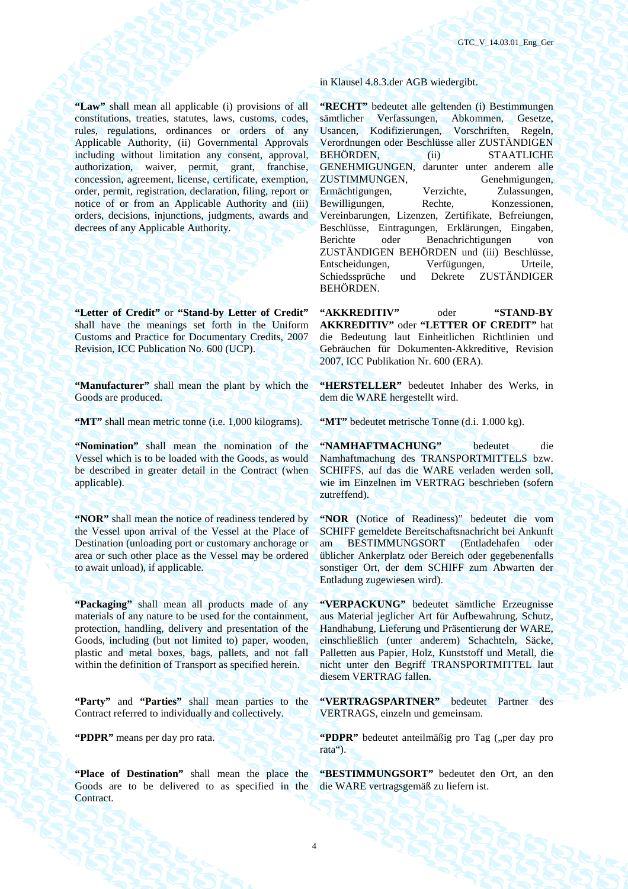in Klausel 4.8.3.der AGB wiedergibt.

**"Law"** shall mean all applicable (i) provisions of all constitutions, treaties, statutes, laws, customs, codes, rules, regulations, ordinances or orders of any Applicable Authority, (ii) Governmental Approvals including without limitation any consent, approval, authorization, waiver, permit, grant, franchise, concession, agreement, license, certificate, exemption, order, permit, registration, declaration, filing, report or notice of or from an Applicable Authority and (iii) orders, decisions, injunctions, judgments, awards and decrees of any Applicable Authority.

**"RECHT"** bedeutet alle geltenden (i) Bestimmungen sämtlicher Verfassungen, Abkommen, Gesetze, Usancen, Kodifizierungen, Vorschriften, Regeln, Verordnungen oder Beschlüsse aller ZUSTÄNDIGEN BEHÖRDEN, (ii) STAATLICHE GENEHMIGUNGEN, darunter unter anderem alle ZUSTIMMUNGEN, Genehmigungen, Ermächtigungen, Verzichte, Zulassungen, Bewilligungen, Rechte, Konzessionen, Vereinbarungen, Lizenzen, Zertifikate, Befreiungen, Beschlüsse, Eintragungen, Erklärungen, Eingaben, Berichte oder Benachrichtigungen von ZUSTÄNDIGEN BEHÖRDEN und (iii) Beschlüsse, Entscheidungen, Verfügungen, Urteile, Schiedssprüche und Dekrete ZUSTÄNDIGER BEHÖRDEN.

**"Letter of Credit"** or **"Stand-by Letter of Credit"** shall have the meanings set forth in the Uniform Customs and Practice for Documentary Credits, 2007 Revision, ICC Publication No. 600 (UCP).

**"AKKREDITIV"** oder **"STAND-BY AKKREDITIV"** oder **"LETTER OF CREDIT"** hat die Bedeutung laut Einheitlichen Richtlinien und Gebräuchen für Dokumenten-Akkreditive, Revision 2007, ICC Publikation Nr. 600 (ERA).

**"Manufacturer"** shall mean the plant by which the Goods are produced.

**"HERSTELLER"** bedeutet Inhaber des Werks, in dem die WARE hergestellt wird.

**"MT"** shall mean metric tonne (i.e. 1,000 kilograms).

**"MT"** bedeutet metrische Tonne (d.i. 1.000 kg).

**"Nomination"** shall mean the nomination of the Vessel which is to be loaded with the Goods, as would be described in greater detail in the Contract (when applicable).

**"NAMHAFTMACHUNG"** bedeutet die Namhaftmachung des TRANSPORTMITTELS bzw. SCHIFFS, auf das die WARE verladen werden soll, wie im Einzelnen im VERTRAG beschrieben (sofern zutreffend).

**"NOR"** shall mean the notice of readiness tendered by the Vessel upon arrival of the Vessel at the Place of Destination (unloading port or customary anchorage or area or such other place as the Vessel may be ordered to await unload), if applicable.

**"NOR** (Notice of Readiness)" bedeutet die vom SCHIFF gemeldete Bereitschaftsnachricht bei Ankunft am BESTIMMUNGSORT (Entladehafen oder üblicher Ankerplatz oder Bereich oder gegebenenfalls sonstiger Ort, der dem SCHIFF zum Abwarten der Entladung zugewiesen wird).

**"Packaging"** shall mean all products made of any materials of any nature to be used for the containment, protection, handling, delivery and presentation of the Goods, including (but not limited to) paper, wooden, plastic and metal boxes, bags, pallets, and not fall within the definition of Transport as specified herein.

**"VERPACKUNG"** bedeutet sämtliche Erzeugnisse aus Material jeglicher Art für Aufbewahrung, Schutz, Handhabung, Lieferung und Präsentierung der WARE, einschließlich (unter anderem) Schachteln, Säcke, Paletten aus Papier, Holz, Kunststoff und Metall, die nicht unter den Begriff TRANSPORTMITTEL laut diesem VERTRAG fallen.

**"Party"** and **"Parties"** shall mean parties to the Contract referred to individually and collectively.

**"VERTRAGSPARTNER"** bedeutet Partner des VERTRAGS, einzeln und gemeinsam.

**"PDPR"** means per day pro rata.

**"PDPR"** bedeutet anteilmäßig pro Tag („per day pro rata").

**"Place of Destination"** shall mean the place the Goods are to be delivered to as specified in the Contract.

**"BESTIMMUNGSORT"** bedeutet den Ort, an den die WARE vertragsgemäß zu liefern ist.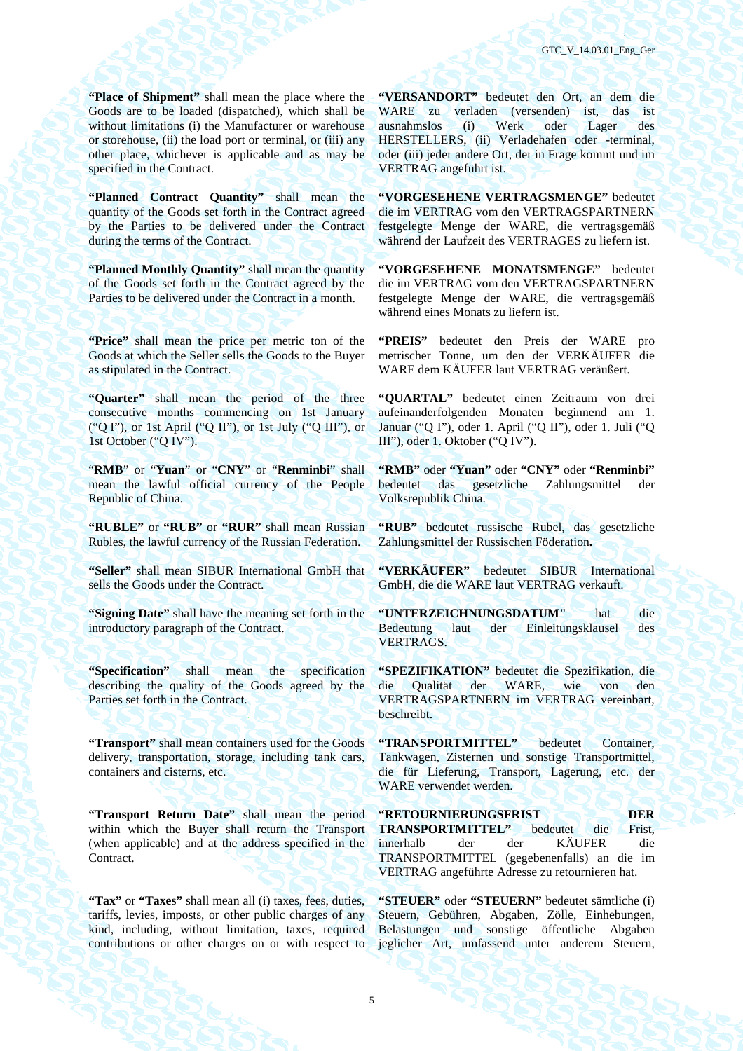**"Place of Shipment"** shall mean the place where the Goods are to be loaded (dispatched), which shall be without limitations (i) the Manufacturer or warehouse or storehouse, (ii) the load port or terminal, or (iii) any other place, whichever is applicable and as may be specified in the Contract.

**"VERSANDORT"** bedeutet den Ort, an dem die WARE zu verladen (versenden) ist, das ist ausnahmslos (i) Werk oder Lager des HERSTELLERS, (ii) Verladehafen oder -terminal, oder (iii) jeder andere Ort, der in Frage kommt und im VERTRAG angeführt ist.

**"Planned Contract Quantity"** shall mean the quantity of the Goods set forth in the Contract agreed by the Parties to be delivered under the Contract during the terms of the Contract.

**"VORGESEHENE VERTRAGSMENGE"** bedeutet die im VERTRAG vom den VERTRAGSPARTNERN festgelegte Menge der WARE, die vertragsgemäß während der Laufzeit des VERTRAGES zu liefern ist.

**"Planned Monthly Quantity"** shall mean the quantity of the Goods set forth in the Contract agreed by the Parties to be delivered under the Contract in a month.

**"VORGESEHENE MONATSMENGE"** bedeutet die im VERTRAG vom den VERTRAGSPARTNERN festgelegte Menge der WARE, die vertragsgemäß während eines Monats zu liefern ist.

**"Price"** shall mean the price per metric ton of the Goods at which the Seller sells the Goods to the Buyer as stipulated in the Contract.

**"PREIS"** bedeutet den Preis der WARE pro metrischer Tonne, um den der VERKÄUFER die WARE dem KÄUFER laut VERTRAG veräußert.

**"Quarter"** shall mean the period of the three consecutive months commencing on 1st January ("Q I"), or 1st April ("Q II"), or 1st July ("Q III"), or 1st October ("Q IV").

**"QUARTAL"** bedeutet einen Zeitraum von drei aufeinanderfolgenden Monaten beginnend am 1. Januar ("Q I"), oder 1. April ("Q II"), oder 1. Juli ("Q III"), oder 1. Oktober ("Q IV").

"**RMB**" or "**Yuan**" or "**CNY**" or "**Renminbi**" shall mean the lawful official currency of the People Republic of China.

**"RMB"** oder **"Yuan"** oder **"CNY"** oder **"Renminbi"** bedeutet das gesetzliche Zahlungsmittel der Volksrepublik China.

**"RUBLE"** or **"RUB"** or **"RUR"** shall mean Russian Rubles, the lawful currency of the Russian Federation.

**"RUB"** bedeutet russische Rubel, das gesetzliche Zahlungsmittel der Russischen Föderation**.**

**"Seller"** shall mean SIBUR International GmbH that sells the Goods under the Contract.

**"VERKÄUFER"** bedeutet SIBUR International GmbH, die die WARE laut VERTRAG verkauft.

**"Signing Date"** shall have the meaning set forth in the introductory paragraph of the Contract.

**"UNTERZEICHNUNGSDATUM"** hat die Bedeutung laut der Einleitungsklausel des VERTRAGS.

**"Specification"** shall mean the specification describing the quality of the Goods agreed by the Parties set forth in the Contract.

**"SPEZIFIKATION"** bedeutet die Spezifikation, die die Qualität der WARE, wie von den VERTRAGSPARTNERN im VERTRAG vereinbart, beschreibt.

**"Transport"** shall mean containers used for the Goods delivery, transportation, storage, including tank cars, containers and cisterns, etc.

**"TRANSPORTMITTEL"** bedeutet Container, Tankwagen, Zisternen und sonstige Transportmittel, die für Lieferung, Transport, Lagerung, etc. der WARE verwendet werden.

**"Transport Return Date"** shall mean the period within which the Buyer shall return the Transport (when applicable) and at the address specified in the Contract.

**"RETOURNIERUNGSFRIST DER TRANSPORTMITTEL"** bedeutet die Frist, innerhalb der der KÄUFER die TRANSPORTMITTEL (gegebenenfalls) an die im VERTRAG angeführte Adresse zu retournieren hat.

**"Tax"** or **"Taxes"** shall mean all (i) taxes, fees, duties, tariffs, levies, imposts, or other public charges of any kind, including, without limitation, taxes, required contributions or other charges on or with respect to

**"STEUER"** oder **"STEUERN"** bedeutet sämtliche (i) Steuern, Gebühren, Abgaben, Zölle, Einhebungen, Belastungen und sonstige öffentliche Abgaben jeglicher Art, umfassend unter anderem Steuern,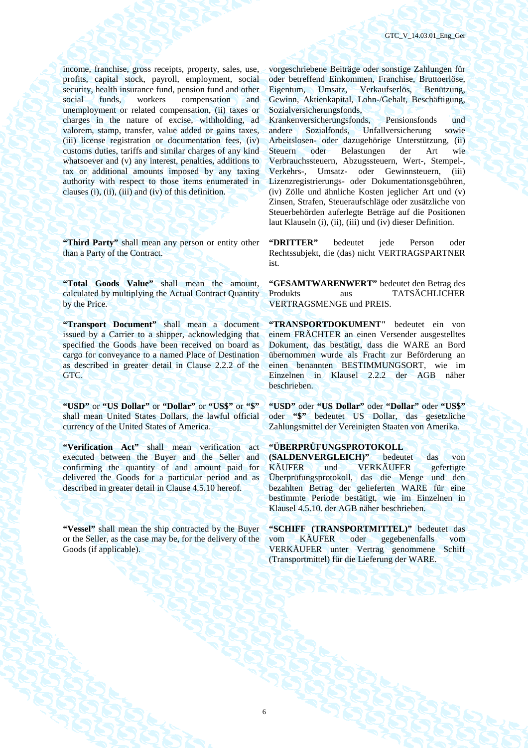income, franchise, gross receipts, property, sales, use, profits, capital stock, payroll, employment, social security, health insurance fund, pension fund and other social funds, workers compensation and unemployment or related compensation, (ii) taxes or charges in the nature of excise, withholding, ad valorem, stamp, transfer, value added or gains taxes, (iii) license registration or documentation fees, (iv) customs duties, tariffs and similar charges of any kind whatsoever and (v) any interest, penalties, additions to tax or additional amounts imposed by any taxing authority with respect to those items enumerated in clauses (i), (ii), (iii) and (iv) of this definition.

vorgeschriebene Beiträge oder sonstige Zahlungen für oder betreffend Einkommen, Franchise, Bruttoerlöse, Eigentum, Umsatz, Verkaufserlös, Benützung, Gewinn, Aktienkapital, Lohn-/Gehalt, Beschäftigung, Sozialversicherungsfonds, Krankenversicherungsfonds, Pensionsfonds und andere Sozialfonds, Unfallversicherung sowie Arbeitslosen- oder dazugehörige Unterstützung, (ii) Steuern oder Belastungen der Art wie Verbrauchssteuern, Abzugssteuern, Wert-, Stempel-, Verkehrs-, Umsatz- oder Gewinnsteuern, (iii) Lizenzregistrierungs- oder Dokumentationsgebühren, (iv) Zölle und ähnliche Kosten jeglicher Art und (v) Zinsen, Strafen, Steueraufschläge oder zusätzliche von Steuerbehörden auferlegte Beträge auf die Positionen laut Klauseln (i), (ii), (iii) und (iv) dieser Definition.

**"Third Party"** shall mean any person or entity other than a Party of the Contract.

**"DRITTER"** bedeutet jede Person oder Rechtssubjekt, die (das) nicht VERTRAGSPARTNER ist.

**"Total Goods Value"** shall mean the amount, calculated by multiplying the Actual Contract Quantity by the Price.

**"GESAMTWARENWERT"** bedeutet den Betrag des Produkts aus TATSÄCHLICHER VERTRAGSMENGE und PREIS.

**"Transport Document"** shall mean a document issued by a Carrier to a shipper, acknowledging that specified the Goods have been received on board as cargo for conveyance to a named Place of Destination as described in greater detail in Clause 2.2.2 of the GTC.

**"TRANSPORTDOKUMENT"** bedeutet ein von einem FRÄCHTER an einen Versender ausgestelltes Dokument, das bestätigt, dass die WARE an Bord übernommen wurde als Fracht zur Beförderung an einen benannten BESTIMMUNGSORT, wie im Einzelnen in Klausel 2.2.2 der AGB näher beschrieben.

**"USD"** or **"US Dollar"** or **"Dollar"** or **"US$"** or **"$"** shall mean United States Dollars, the lawful official currency of the United States of America.

**"USD"** oder **"US Dollar"** oder **"Dollar"** oder **"US$"** oder **"$"** bedeutet US Dollar, das gesetzliche Zahlungsmittel der Vereinigten Staaten von Amerika.

**"Verification Act"** shall mean verification act executed between the Buyer and the Seller and confirming the quantity of and amount paid for delivered the Goods for a particular period and as described in greater detail in Clause 4.5.10 hereof.

**"ÜBERPRÜFUNGSPROTOKOLL (SALDENVERGLEICH)"** bedeutet das von KÄUFER und VERKÄUFER gefertigte Überprüfungsprotokoll, das die Menge und den bezahlten Betrag der gelieferten WARE für eine bestimmte Periode bestätigt, wie im Einzelnen in Klausel 4.5.10. der AGB näher beschrieben.

**"Vessel"** shall mean the ship contracted by the Buyer or the Seller, as the case may be, for the delivery of the Goods (if applicable).

**"SCHIFF (TRANSPORTMITTEL)"** bedeutet das vom KÄUFER oder gegebenenfalls vom VERKÄUFER unter Vertrag genommene Schiff (Transportmittel) für die Lieferung der WARE.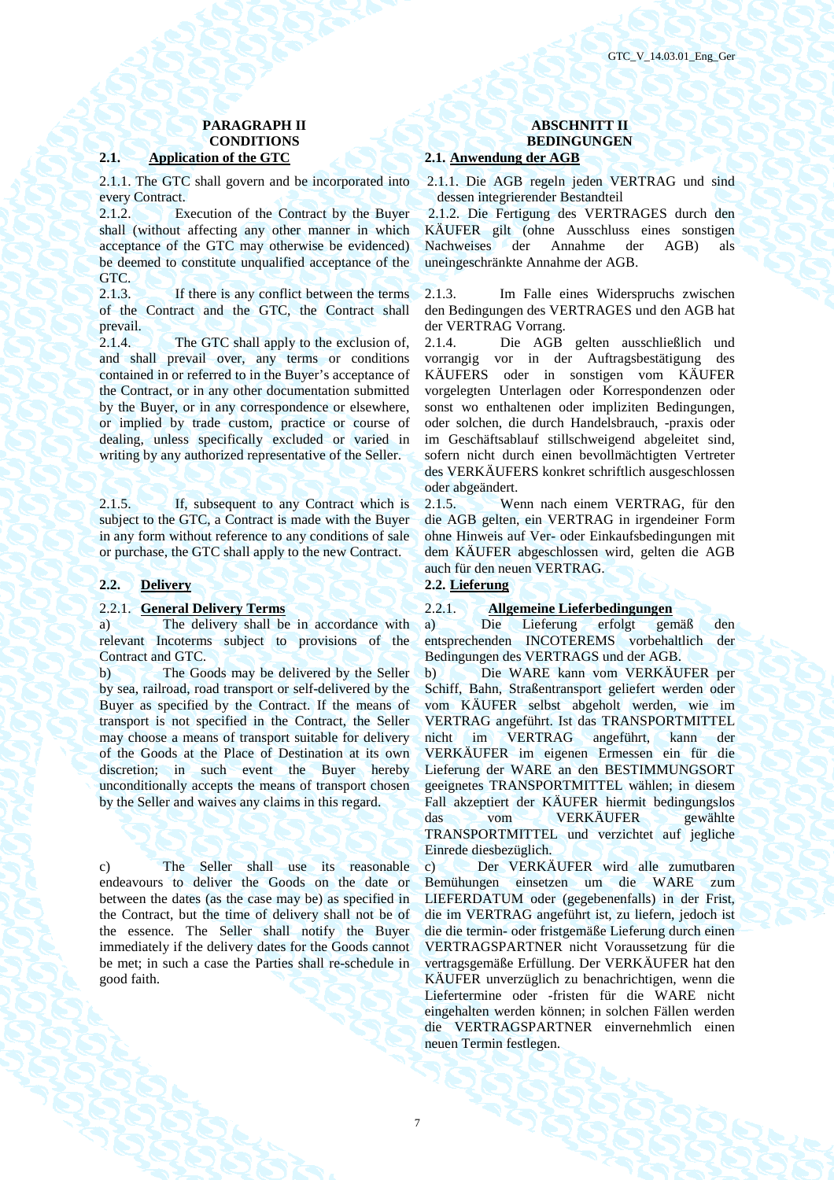## PARAGRAPH II
## CONDITIONS

### 2.1. Application of the GTC

2.1.1. The GTC shall govern and be incorporated into every Contract.

2.1.2. Execution of the Contract by the Buyer shall (without affecting any other manner in which acceptance of the GTC may otherwise be evidenced) be deemed to constitute unqualified acceptance of the GTC.

2.1.3. If there is any conflict between the terms of the Contract and the GTC, the Contract shall prevail.

2.1.4. The GTC shall apply to the exclusion of, and shall prevail over, any terms or conditions contained in or referred to in the Buyer's acceptance of the Contract, or in any other documentation submitted by the Buyer, or in any correspondence or elsewhere, or implied by trade custom, practice or course of dealing, unless specifically excluded or varied in writing by any authorized representative of the Seller.

2.1.5. If, subsequent to any Contract which is subject to the GTC, a Contract is made with the Buyer in any form without reference to any conditions of sale or purchase, the GTC shall apply to the new Contract.

### 2.2. Delivery

2.2.1. **General Delivery Terms**

a) The delivery shall be in accordance with relevant Incoterms subject to provisions of the Contract and GTC.

b) The Goods may be delivered by the Seller by sea, railroad, road transport or self-delivered by the Buyer as specified by the Contract. If the means of transport is not specified in the Contract, the Seller may choose a means of transport suitable for delivery of the Goods at the Place of Destination at its own discretion; in such event the Buyer hereby unconditionally accepts the means of transport chosen by the Seller and waives any claims in this regard.

c) The Seller shall use its reasonable endeavours to deliver the Goods on the date or between the dates (as the case may be) as specified in the Contract, but the time of delivery shall not be of the essence. The Seller shall notify the Buyer immediately if the delivery dates for the Goods cannot be met; in such a case the Parties shall re-schedule in good faith.

## ABSCHNITT II
## BEDINGUNGEN

### 2.1. Anwendung der AGB

2.1.1. Die AGB regeln jeden VERTRAG und sind dessen integrierender Bestandteil

2.1.2. Die Fertigung des VERTRAGES durch den KÄUFER gilt (ohne Ausschluss eines sonstigen Nachweises der Annahme der AGB) als uneingeschränkte Annahme der AGB.

2.1.3. Im Falle eines Widerspruchs zwischen den Bedingungen des VERTRAGES und den AGB hat der VERTRAG Vorrang.

2.1.4. Die AGB gelten ausschließlich und vorrangig vor in der Auftragsbestätigung des KÄUFERS oder in sonstigen vom KÄUFER vorgelegten Unterlagen oder Korrespondenzen oder sonst wo enthaltenen oder impliziten Bedingungen, oder solchen, die durch Handelsbrauch, -praxis oder im Geschäftsablauf stillschweigend abgeleitet sind, sofern nicht durch einen bevollmächtigten Vertreter des VERKÄUFERS konkret schriftlich ausgeschlossen oder abgeändert.

2.1.5. Wenn nach einem VERTRAG, für den die AGB gelten, ein VERTRAG in irgendeiner Form ohne Hinweis auf Ver- oder Einkaufsbedingungen mit dem KÄUFER abgeschlossen wird, gelten die AGB auch für den neuen VERTRAG.

### 2.2. Lieferung

2.2.1. **Allgemeine Lieferbedingungen**

a) Die Lieferung erfolgt gemäß den entsprechenden INCOTEREMS vorbehaltlich der Bedingungen des VERTRAGS und der AGB.

b) Die WARE kann vom VERKÄUFER per Schiff, Bahn, Straßentransport geliefert werden oder vom KÄUFER selbst abgeholt werden, wie im VERTRAG angeführt. Ist das TRANSPORTMITTEL nicht im VERTRAG angeführt, kann der VERKÄUFER im eigenen Ermessen ein für die Lieferung der WARE an den BESTIMMUNGSORT geeignetes TRANSPORTMITTEL wählen; in diesem Fall akzeptiert der KÄUFER hiermit bedingungslos das vom VERKÄUFER gewählte TRANSPORTMITTEL und verzichtet auf jegliche Einrede diesbezüglich.

c) Der VERKÄUFER wird alle zumutbaren Bemühungen einsetzen um die WARE zum LIEFERDATUM oder (gegebenenfalls) in der Frist, die im VERTRAG angeführt ist, zu liefern, jedoch ist die die termin- oder fristgemäße Lieferung durch einen VERTRAGSPARTNER nicht Voraussetzung für die vertragsgemäße Erfüllung. Der VERKÄUFER hat den KÄUFER unverzüglich zu benachrichtigen, wenn die Liefertermine oder -fristen für die WARE nicht eingehalten werden können; in solchen Fällen werden die VERTRAGSPARTNER einvernehmlich einen neuen Termin festlegen.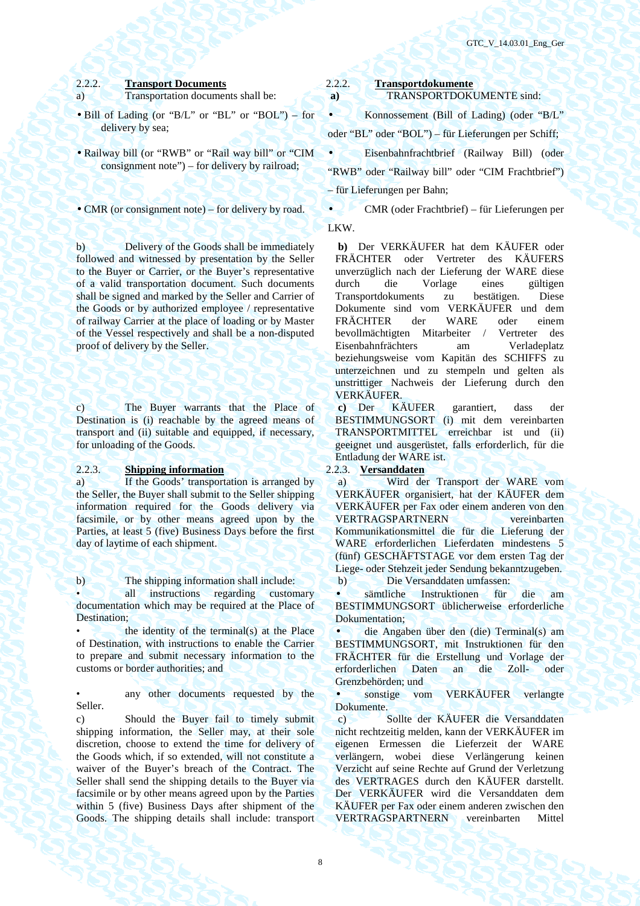2.2.2. **Transport Documents**

a) Transportation documents shall be:

- Bill of Lading (or "B/L" or "BL" or "BOL") – for delivery by sea;
- Railway bill (or "RWB" or "Rail way bill" or "CIM consignment note") – for delivery by railroad;
- CMR (or consignment note) – for delivery by road.

b) Delivery of the Goods shall be immediately followed and witnessed by presentation by the Seller to the Buyer or Carrier, or the Buyer's representative of a valid transportation document. Such documents shall be signed and marked by the Seller and Carrier of the Goods or by authorized employee / representative of railway Carrier at the place of loading or by Master of the Vessel respectively and shall be a non-disputed proof of delivery by the Seller.

c) The Buyer warrants that the Place of Destination is (i) reachable by the agreed means of transport and (ii) suitable and equipped, if necessary, for unloading of the Goods.

2.2.3. **Shipping information**

a) If the Goods' transportation is arranged by the Seller, the Buyer shall submit to the Seller shipping information required for the Goods delivery via facsimile, or by other means agreed upon by the Parties, at least 5 (five) Business Days before the first day of laytime of each shipment.

b) The shipping information shall include:

- all instructions regarding customary documentation which may be required at the Place of Destination;
- the identity of the terminal(s) at the Place of Destination, with instructions to enable the Carrier to prepare and submit necessary information to the customs or border authorities; and
- any other documents requested by the Seller.

c) Should the Buyer fail to timely submit shipping information, the Seller may, at their sole discretion, choose to extend the time for delivery of the Goods which, if so extended, will not constitute a waiver of the Buyer's breach of the Contract. The Seller shall send the shipping details to the Buyer via facsimile or by other means agreed upon by the Parties within 5 (five) Business Days after shipment of the Goods. The shipping details shall include: transport

2.2.2. **Transportdokumente**

**a)** TRANSPORTDOKUMENTE sind:

- Konnossement (Bill of Lading) (oder "B/L" oder "BL" oder "BOL") – für Lieferungen per Schiff;
- Eisenbahnfrachtbrief (Railway Bill) (oder "RWB" oder "Railway bill" oder "CIM Frachtbrief") – für Lieferungen per Bahn;
- CMR (oder Frachtbrief) – für Lieferungen per LKW.

**b)** Der VERKÄUFER hat dem KÄUFER oder FRÄCHTER oder Vertreter des KÄUFERS unverzüglich nach der Lieferung der WARE diese durch die Vorlage eines gültigen Transportdokuments zu bestätigen. Diese Dokumente sind vom VERKÄUFER und dem FRÄCHTER der WARE oder einem bevollmächtigten Mitarbeiter / Vertreter des Eisenbahnfrächters am Verladeplatz beziehungsweise vom Kapitän des SCHIFFS zu unterzeichnen und zu stempeln und gelten als unstrittiger Nachweis der Lieferung durch den VERKÄUFER.

**c)** Der KÄUFER garantiert, dass der BESTIMMUNGSORT (i) mit dem vereinbarten TRANSPORTMITTEL erreichbar ist und (ii) geeignet und ausgerüstet, falls erforderlich, für die Entladung der WARE ist.

2.2.3. **Versanddaten**

a) Wird der Transport der WARE vom VERKÄUFER organisiert, hat der KÄUFER dem VERKÄUFER per Fax oder einem anderen von den VERTRAGSPARTNERN vereinbarten Kommunikationsmittel die für die Lieferung der WARE erforderlichen Lieferdaten mindestens 5 (fünf) GESCHÄFTSTAGE vor dem ersten Tag der Liege- oder Stehzeit jeder Sendung bekanntzugeben.

b) Die Versanddaten umfassen:

- sämtliche Instruktionen für die am BESTIMMUNGSORT üblicherweise erforderliche Dokumentation;
- die Angaben über den (die) Terminal(s) am BESTIMMUNGSORT, mit Instruktionen für den FRÄCHTER für die Erstellung und Vorlage der erforderlichen Daten an die Zoll- oder Grenzbehörden; und
- sonstige vom VERKÄUFER verlangte Dokumente.

c) Sollte der KÄUFER die Versanddaten nicht rechtzeitig melden, kann der VERKÄUFER im eigenen Ermessen die Lieferzeit der WARE verlängern, wobei diese Verlängerung keinen Verzicht auf seine Rechte auf Grund der Verletzung des VERTRAGES durch den KÄUFER darstellt. Der VERKÄUFER wird die Versanddaten dem KÄUFER per Fax oder einem anderen zwischen den VERTRAGSPARTNERN vereinbarten Mittel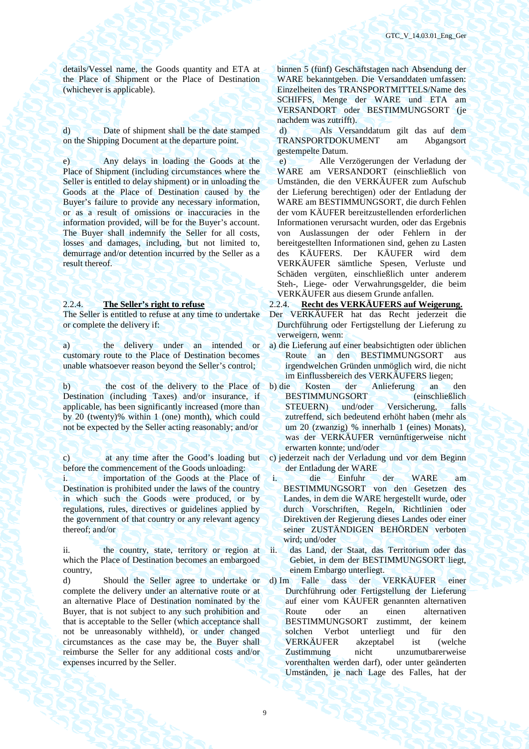details/Vessel name, the Goods quantity and ETA at the Place of Shipment or the Place of Destination (whichever is applicable).

binnen 5 (fünf) Geschäftstagen nach Absendung der WARE bekanntgeben. Die Versanddaten umfassen: Einzelheiten des TRANSPORTMITTELS/Name des SCHIFFS, Menge der WARE und ETA am VERSANDORT oder BESTIMMUNGSORT (je nachdem was zutrifft).

d) Date of shipment shall be the date stamped on the Shipping Document at the departure point.

d) Als Versanddatum gilt das auf dem TRANSPORTDOKUMENT am Abgangsort gestempelte Datum.

e) Any delays in loading the Goods at the Place of Shipment (including circumstances where the Seller is entitled to delay shipment) or in unloading the Goods at the Place of Destination caused by the Buyer's failure to provide any necessary information, or as a result of omissions or inaccuracies in the information provided, will be for the Buyer's account. The Buyer shall indemnify the Seller for all costs, losses and damages, including, but not limited to, demurrage and/or detention incurred by the Seller as a result thereof.

e) Alle Verzögerungen der Verladung der WARE am VERSANDORT (einschließlich von Umständen, die den VERKÄUFER zum Aufschub der Lieferung berechtigen) oder der Entladung der WARE am BESTIMMUNGSORT, die durch Fehlen der vom KÄUFER bereitzustellenden erforderlichen Informationen verursacht wurden, oder das Ergebnis von Auslassungen der oder Fehlern in der bereitgestellten Informationen sind, gehen zu Lasten des KÄUFERS. Der KÄUFER wird dem VERKÄUFER sämtliche Spesen, Verluste und Schäden vergüten, einschließlich unter anderem Steh-, Liege- oder Verwahrungsgelder, die beim VERKÄUFER aus diesem Grunde anfallen.

2.2.4. **The Seller's right to refuse**

The Seller is entitled to refuse at any time to undertake or complete the delivery if:

a) the delivery under an intended or customary route to the Place of Destination becomes unable whatsoever reason beyond the Seller's control;

b) the cost of the delivery to the Place of Destination (including Taxes) and/or insurance, if applicable, has been significantly increased (more than by 20 (twenty)% within 1 (one) month), which could not be expected by the Seller acting reasonably; and/or

c) at any time after the Good's loading but before the commencement of the Goods unloading:

i. importation of the Goods at the Place of Destination is prohibited under the laws of the country in which such the Goods were produced, or by regulations, rules, directives or guidelines applied by the government of that country or any relevant agency thereof; and/or

ii. the country, state, territory or region at which the Place of Destination becomes an embargoed country,

d) Should the Seller agree to undertake or complete the delivery under an alternative route or at an alternative Place of Destination nominated by the Buyer, that is not subject to any such prohibition and that is acceptable to the Seller (which acceptance shall not be unreasonably withheld), or under changed circumstances as the case may be, the Buyer shall reimburse the Seller for any additional costs and/or expenses incurred by the Seller.

2.2.4. **Recht des VERKÄUFERS auf Weigerung.**

Der VERKÄUFER hat das Recht jederzeit die Durchführung oder Fertigstellung der Lieferung zu verweigern, wenn:

a) die Lieferung auf einer beabsichtigten oder üblichen Route an den BESTIMMUNGSORT aus irgendwelchen Gründen unmöglich wird, die nicht im Einflussbereich des VERKÄUFERS liegen;

b) die Kosten der Anlieferung an den BESTIMMUNGSORT (einschließlich STEUERN) und/oder Versicherung, falls zutreffend, sich bedeutend erhöht haben (mehr als um 20 (zwanzig) % innerhalb 1 (eines) Monats), was der VERKÄUFER vernünftigerweise nicht erwarten konnte; und/oder

c) jederzeit nach der Verladung und vor dem Beginn der Entladung der WARE

i. die Einfuhr der WARE am BESTIMMUNGSORT von den Gesetzen des Landes, in dem die WARE hergestellt wurde, oder durch Vorschriften, Regeln, Richtlinien oder Direktiven der Regierung dieses Landes oder einer seiner ZUSTÄNDIGEN BEHÖRDEN verboten wird; und/oder

ii. das Land, der Staat, das Territorium oder das Gebiet, in dem der BESTIMMUNGSORT liegt, einem Embargo unterliegt.

d) Im Falle dass der VERKÄUFER einer Durchführung oder Fertigstellung der Lieferung auf einer vom KÄUFER genannten alternativen Route oder an einen alternativen BESTIMMUNGSORT zustimmt, der keinem solchen Verbot unterliegt und für den VERKÄUFER akzeptabel ist (welche Zustimmung nicht unzumutbarerweise vorenthalten werden darf), oder unter geänderten Umständen, je nach Lage des Falles, hat der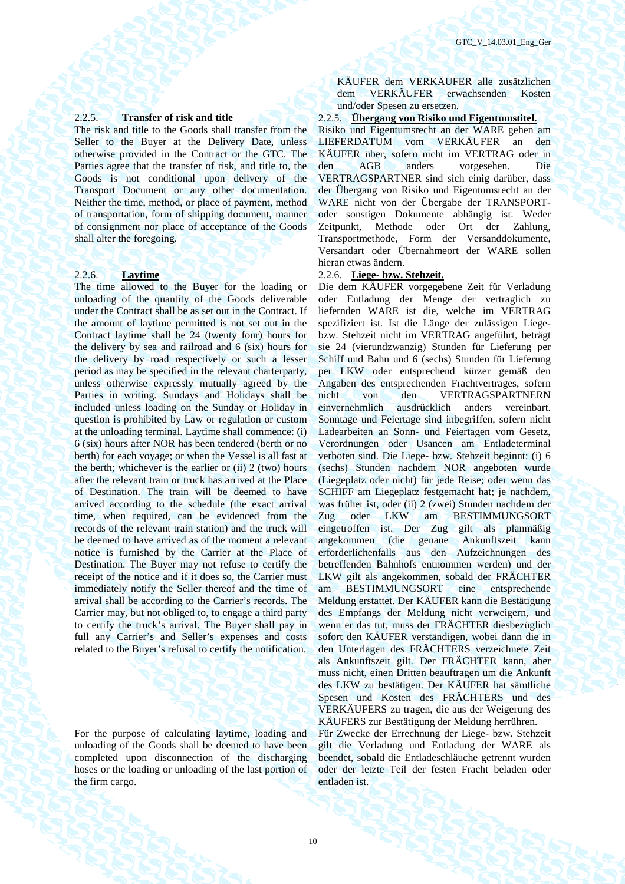KÄUFER dem VERKÄUFER alle zusätzlichen dem VERKÄUFER erwachsenden Kosten und/oder Spesen zu ersetzen.

2.2.5. **Transfer of risk and title**

The risk and title to the Goods shall transfer from the Seller to the Buyer at the Delivery Date, unless otherwise provided in the Contract or the GTC. The Parties agree that the transfer of risk, and title to, the Goods is not conditional upon delivery of the Transport Document or any other documentation. Neither the time, method, or place of payment, method of transportation, form of shipping document, manner of consignment nor place of acceptance of the Goods shall alter the foregoing.

2.2.5. **Übergang von Risiko und Eigentumstitel.**

Risiko und Eigentumsrecht an der WARE gehen am LIEFERDATUM vom VERKÄUFER an den KÄUFER über, sofern nicht im VERTRAG oder in den AGB anders vorgesehen. Die VERTRAGSPARTNER sind sich einig darüber, dass der Übergang von Risiko und Eigentumsrecht an der WARE nicht von der Übergabe der TRANSPORT- oder sonstigen Dokumente abhängig ist. Weder Zeitpunkt, Methode oder Ort der Zahlung, Transportmethode, Form der Versanddokumente, Versandart oder Übernahmeort der WARE sollen hieran etwas ändern.

2.2.6. **Laytime**

The time allowed to the Buyer for the loading or unloading of the quantity of the Goods deliverable under the Contract shall be as set out in the Contract. If the amount of laytime permitted is not set out in the Contract laytime shall be 24 (twenty four) hours for the delivery by sea and railroad and 6 (six) hours for the delivery by road respectively or such a lesser period as may be specified in the relevant charterparty, unless otherwise expressly mutually agreed by the Parties in writing. Sundays and Holidays shall be included unless loading on the Sunday or Holiday in question is prohibited by Law or regulation or custom at the unloading terminal. Laytime shall commence: (i) 6 (six) hours after NOR has been tendered (berth or no berth) for each voyage; or when the Vessel is all fast at the berth; whichever is the earlier or (ii) 2 (two) hours after the relevant train or truck has arrived at the Place of Destination. The train will be deemed to have arrived according to the schedule (the exact arrival time, when required, can be evidenced from the records of the relevant train station) and the truck will be deemed to have arrived as of the moment a relevant notice is furnished by the Carrier at the Place of Destination. The Buyer may not refuse to certify the receipt of the notice and if it does so, the Carrier must immediately notify the Seller thereof and the time of arrival shall be according to the Carrier's records. The Carrier may, but not obliged to, to engage a third party to certify the truck's arrival. The Buyer shall pay in full any Carrier's and Seller's expenses and costs related to the Buyer's refusal to certify the notification.

For the purpose of calculating laytime, loading and unloading of the Goods shall be deemed to have been completed upon disconnection of the discharging hoses or the loading or unloading of the last portion of the firm cargo.

2.2.6. **Liege- bzw. Stehzeit.**

Die dem KÄUFER vorgegebene Zeit für Verladung oder Entladung der Menge der vertraglich zu liefernden WARE ist die, welche im VERTRAG spezifiziert ist. Ist die Länge der zulässigen Liege- bzw. Stehzeit nicht im VERTRAG angeführt, beträgt sie 24 (vierundzwanzig) Stunden für Lieferung per Schiff und Bahn und 6 (sechs) Stunden für Lieferung per LKW oder entsprechend kürzer gemäß den Angaben des entsprechenden Frachtvertrages, sofern nicht von den VERTRAGSPARTNERN einvernehmlich ausdrücklich anders vereinbart. Sonntage und Feiertage sind inbegriffen, sofern nicht Ladearbeiten an Sonn- und Feiertagen vom Gesetz, Verordnungen oder Usancen am Entladeterminal verboten sind. Die Liege- bzw. Stehzeit beginnt: (i) 6 (sechs) Stunden nachdem NOR angeboten wurde (Liegeplatz oder nicht) für jede Reise; oder wenn das SCHIFF am Liegeplatz festgemacht hat; je nachdem, was früher ist, oder (ii) 2 (zwei) Stunden nachdem der Zug oder LKW am BESTIMMUNGSORT eingetroffen ist. Der Zug gilt als planmäßig angekommen (die genaue Ankunftszeit kann erforderlichenfalls aus den Aufzeichnungen des betreffenden Bahnhofs entnommen werden) und der LKW gilt als angekommen, sobald der FRÄCHTER am BESTIMMUNGSORT eine entsprechende Meldung erstattet. Der KÄUFER kann die Bestätigung des Empfangs der Meldung nicht verweigern, und wenn er das tut, muss der FRÄCHTER diesbezüglich sofort den KÄUFER verständigen, wobei dann die in den Unterlagen des FRÄCHTERS verzeichnete Zeit als Ankunftszeit gilt. Der FRÄCHTER kann, aber muss nicht, einen Dritten beauftragen um die Ankunft des LKW zu bestätigen. Der KÄUFER hat sämtliche Spesen und Kosten des FRÄCHTERS und des VERKÄUFERS zu tragen, die aus der Weigerung des KÄUFERS zur Bestätigung der Meldung herrühren.

Für Zwecke der Errechnung der Liege- bzw. Stehzeit gilt die Verladung und Entladung der WARE als beendet, sobald die Entladeschläuche getrennt wurden oder der letzte Teil der festen Fracht beladen oder entladen ist.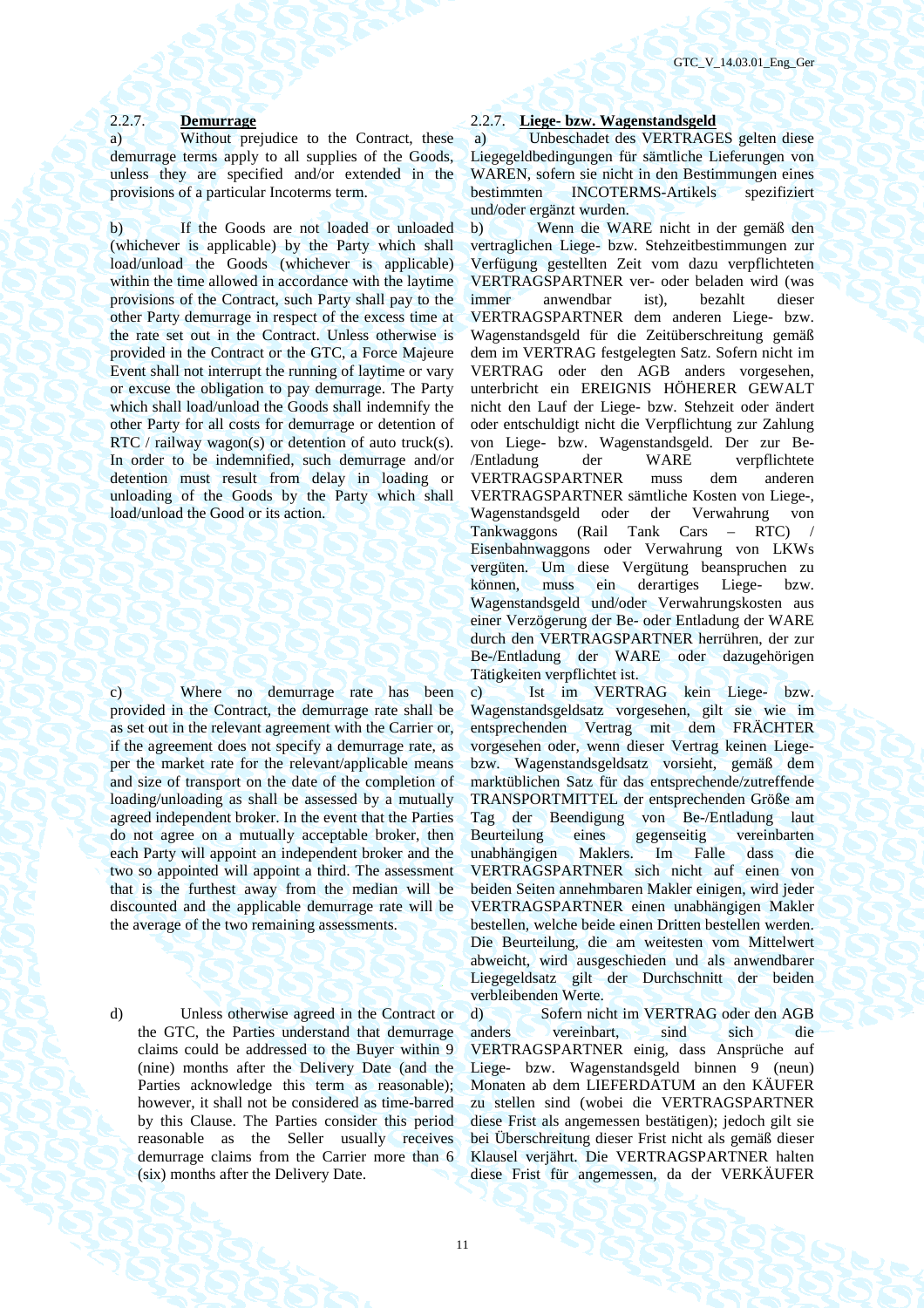### 2.2.7. Demurrage

a) Without prejudice to the Contract, these demurrage terms apply to all supplies of the Goods, unless they are specified and/or extended in the provisions of a particular Incoterms term.

b) If the Goods are not loaded or unloaded (whichever is applicable) by the Party which shall load/unload the Goods (whichever is applicable) within the time allowed in accordance with the laytime provisions of the Contract, such Party shall pay to the other Party demurrage in respect of the excess time at the rate set out in the Contract. Unless otherwise is provided in the Contract or the GTC, a Force Majeure Event shall not interrupt the running of laytime or vary or excuse the obligation to pay demurrage. The Party which shall load/unload the Goods shall indemnify the other Party for all costs for demurrage or detention of RTC / railway wagon(s) or detention of auto truck(s). In order to be indemnified, such demurrage and/or detention must result from delay in loading or unloading of the Goods by the Party which shall load/unload the Good or its action.

c) Where no demurrage rate has been provided in the Contract, the demurrage rate shall be as set out in the relevant agreement with the Carrier or, if the agreement does not specify a demurrage rate, as per the market rate for the relevant/applicable means and size of transport on the date of the completion of loading/unloading as shall be assessed by a mutually agreed independent broker. In the event that the Parties do not agree on a mutually acceptable broker, then each Party will appoint an independent broker and the two so appointed will appoint a third. The assessment that is the furthest away from the median will be discounted and the applicable demurrage rate will be the average of the two remaining assessments.

d) Unless otherwise agreed in the Contract or the GTC, the Parties understand that demurrage claims could be addressed to the Buyer within 9 (nine) months after the Delivery Date (and the Parties acknowledge this term as reasonable); however, it shall not be considered as time-barred by this Clause. The Parties consider this period reasonable as the Seller usually receives demurrage claims from the Carrier more than 6 (six) months after the Delivery Date.

### 2.2.7. Liege- bzw. Wagenstandsgeld

a) Unbeschadet des VERTRAGES gelten diese Liegegeldbedingungen für sämtliche Lieferungen von WAREN, sofern sie nicht in den Bestimmungen eines bestimmten INCOTERMS-Artikels spezifiziert und/oder ergänzt wurden.

b) Wenn die WARE nicht in der gemäß den vertraglichen Liege- bzw. Stehzeitbestimmungen zur Verfügung gestellten Zeit vom dazu verpflichteten VERTRAGSPARTNER ver- oder beladen wird (was immer anwendbar ist), bezahlt dieser VERTRAGSPARTNER dem anderen Liege- bzw. Wagenstandsgeld für die Zeitüberschreitung gemäß dem im VERTRAG festgelegten Satz. Sofern nicht im VERTRAG oder den AGB anders vorgesehen, unterbricht ein EREIGNIS HÖHERER GEWALT nicht den Lauf der Liege- bzw. Stehzeit oder ändert oder entschuldigt nicht die Verpflichtung zur Zahlung von Liege- bzw. Wagenstandsgeld. Der zur Be-/Entladung der WARE verpflichtete VERTRAGSPARTNER muss dem anderen VERTRAGSPARTNER sämtliche Kosten von Liege-, Wagenstandsgeld oder der Verwahrung von Tankwaggons (Rail Tank Cars – RTC) / Eisenbahnwaggons oder Verwahrung von LKWs vergüten. Um diese Vergütung beanspruchen zu können, muss ein derartiges Liege- bzw. Wagenstandsgeld und/oder Verwahrungskosten aus einer Verzögerung der Be- oder Entladung der WARE durch den VERTRAGSPARTNER herrühren, der zur Be-/Entladung der WARE oder dazugehörigen Tätigkeiten verpflichtet ist.

c) Ist im VERTRAG kein Liege- bzw. Wagenstandsgeldsatz vorgesehen, gilt sie wie im entsprechenden Vertrag mit dem FRÄCHTER vorgesehen oder, wenn dieser Vertrag keinen Liege- bzw. Wagenstandsgeldsatz vorsieht, gemäß dem marktüblichen Satz für das entsprechende/zutreffende TRANSPORTMITTEL der entsprechenden Größe am Tag der Beendigung von Be-/Entladung laut Beurteilung eines gegenseitig vereinbarten unabhängigen Maklers. Im Falle dass die VERTRAGSPARTNER sich nicht auf einen von beiden Seiten annehmbaren Makler einigen, wird jeder VERTRAGSPARTNER einen unabhängigen Makler bestellen, welche beide einen Dritten bestellen werden. Die Beurteilung, die am weitesten vom Mittelwert abweicht, wird ausgeschieden und als anwendbarer Liegegeldsatz gilt der Durchschnitt der beiden verbleibenden Werte.

d) Sofern nicht im VERTRAG oder den AGB anders vereinbart, sind sich die VERTRAGSPARTNER einig, dass Ansprüche auf Liege- bzw. Wagenstandsgeld binnen 9 (neun) Monaten ab dem LIEFERDATUM an den KÄUFER zu stellen sind (wobei die VERTRAGSPARTNER diese Frist als angemessen bestätigen); jedoch gilt sie bei Überschreitung dieser Frist nicht als gemäß dieser Klausel verjährt. Die VERTRAGSPARTNER halten diese Frist für angemessen, da der VERKÄUFER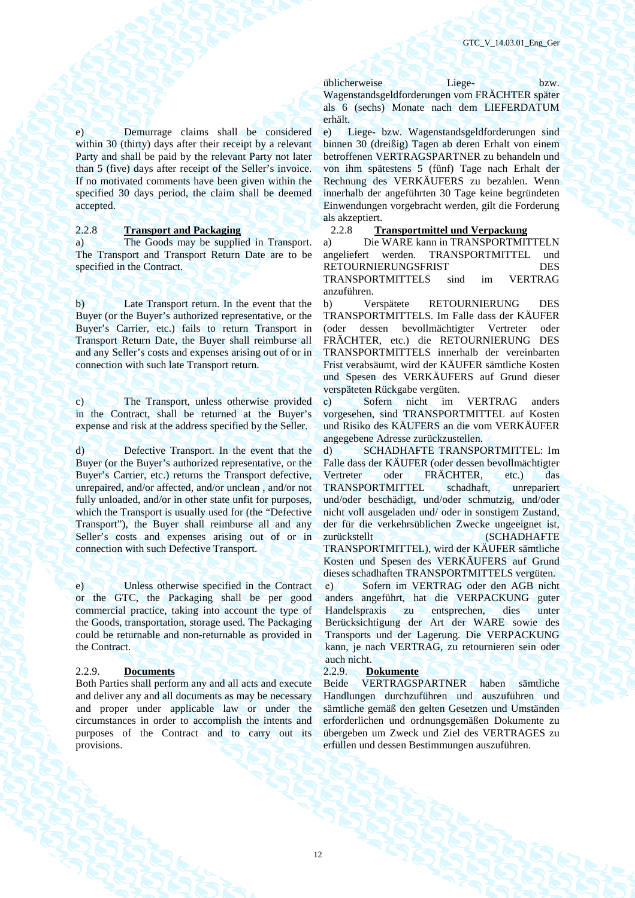üblicherweise Liege- bzw. Wagenstandsgeldforderungen vom FRÄCHTER später als 6 (sechs) Monate nach dem LIEFERDATUM erhält.

e) Demurrage claims shall be considered within 30 (thirty) days after their receipt by a relevant Party and shall be paid by the relevant Party not later than 5 (five) days after receipt of the Seller's invoice. If no motivated comments have been given within the specified 30 days period, the claim shall be deemed accepted.

e) Liege- bzw. Wagenstandsgeldforderungen sind binnen 30 (dreißig) Tagen ab deren Erhalt von einem betroffenen VERTRAGSPARTNER zu behandeln und von ihm spätestens 5 (fünf) Tage nach Erhalt der Rechnung des VERKÄUFERS zu bezahlen. Wenn innerhalb der angeführten 30 Tage keine begründeten Einwendungen vorgebracht werden, gilt die Forderung als akzeptiert.

### 2.2.8 **Transport and Packaging**

a) The Goods may be supplied in Transport. The Transport and Transport Return Date are to be specified in the Contract.

b) Late Transport return. In the event that the Buyer (or the Buyer's authorized representative, or the Buyer's Carrier, etc.) fails to return Transport in Transport Return Date, the Buyer shall reimburse all and any Seller's costs and expenses arising out of or in connection with such late Transport return.

c) The Transport, unless otherwise provided in the Contract, shall be returned at the Buyer's expense and risk at the address specified by the Seller.

d) Defective Transport. In the event that the Buyer (or the Buyer's authorized representative, or the Buyer's Carrier, etc.) returns the Transport defective, unrepaired, and/or affected, and/or unclean , and/or not fully unloaded, and/or in other state unfit for purposes, which the Transport is usually used for (the "Defective Transport"), the Buyer shall reimburse all and any Seller's costs and expenses arising out of or in connection with such Defective Transport.

e) Unless otherwise specified in the Contract or the GTC, the Packaging shall be per good commercial practice, taking into account the type of the Goods, transportation, storage used. The Packaging could be returnable and non-returnable as provided in the Contract.

### 2.2.8 **Transportmittel und Verpackung**

a) Die WARE kann in TRANSPORTMITTELN angeliefert werden. TRANSPORTMITTEL und RETOURNIERUNGSFRIST DES TRANSPORTMITTELS sind im VERTRAG anzuführen.

b) Verspätete RETOURNIERUNG DES TRANSPORTMITTELS. Im Falle dass der KÄUFER (oder dessen bevollmächtigter Vertreter oder FRÄCHTER, etc.) die RETOURNIERUNG DES TRANSPORTMITTELS innerhalb der vereinbarten Frist verabsäumt, wird der KÄUFER sämtliche Kosten und Spesen des VERKÄUFERS auf Grund dieser verspäteten Rückgabe vergüten.

c) Sofern nicht im VERTRAG anders vorgesehen, sind TRANSPORTMITTEL auf Kosten und Risiko des KÄUFERS an die vom VERKÄUFER angegebene Adresse zurückzustellen.

d) SCHADHAFTE TRANSPORTMITTEL: Im Falle dass der KÄUFER (oder dessen bevollmächtigter Vertreter oder FRÄCHTER, etc.) das TRANSPORTMITTEL schadhaft, unrepariert und/oder beschädigt, und/oder schmutzig, und/oder nicht voll ausgeladen und/ oder in sonstigem Zustand, der für die verkehrsüblichen Zwecke ungeeignet ist, zurückstellt (SCHADHAFTE TRANSPORTMITTEL), wird der KÄUFER sämtliche Kosten und Spesen des VERKÄUFERS auf Grund dieses schadhaften TRANSPORTMITTELS vergüten.

e) Sofern im VERTRAG oder der AGB nicht anders angeführt, hat die VERPACKUNG guter Handelspraxis zu entsprechen, dies unter Berücksichtigung der Art der WARE sowie des Transports und der Lagerung. Die VERPACKUNG kann, je nach VERTRAG, zu retournieren sein oder auch nicht.

### 2.2.9. **Documents**

Both Parties shall perform any and all acts and execute and deliver any and all documents as may be necessary and proper under applicable law or under the circumstances in order to accomplish the intents and purposes of the Contract and to carry out its provisions.

### 2.2.9. **Dokumente**

Beide VERTRAGSPARTNER haben sämtliche Handlungen durchzuführen und auszuführen und sämtliche gemäß den gelten Gesetzen und Umständen erforderlichen und ordnungsgemäßen Dokumente zu übergeben um Zweck und Ziel des VERTRAGES zu erfüllen und dessen Bestimmungen auszuführen.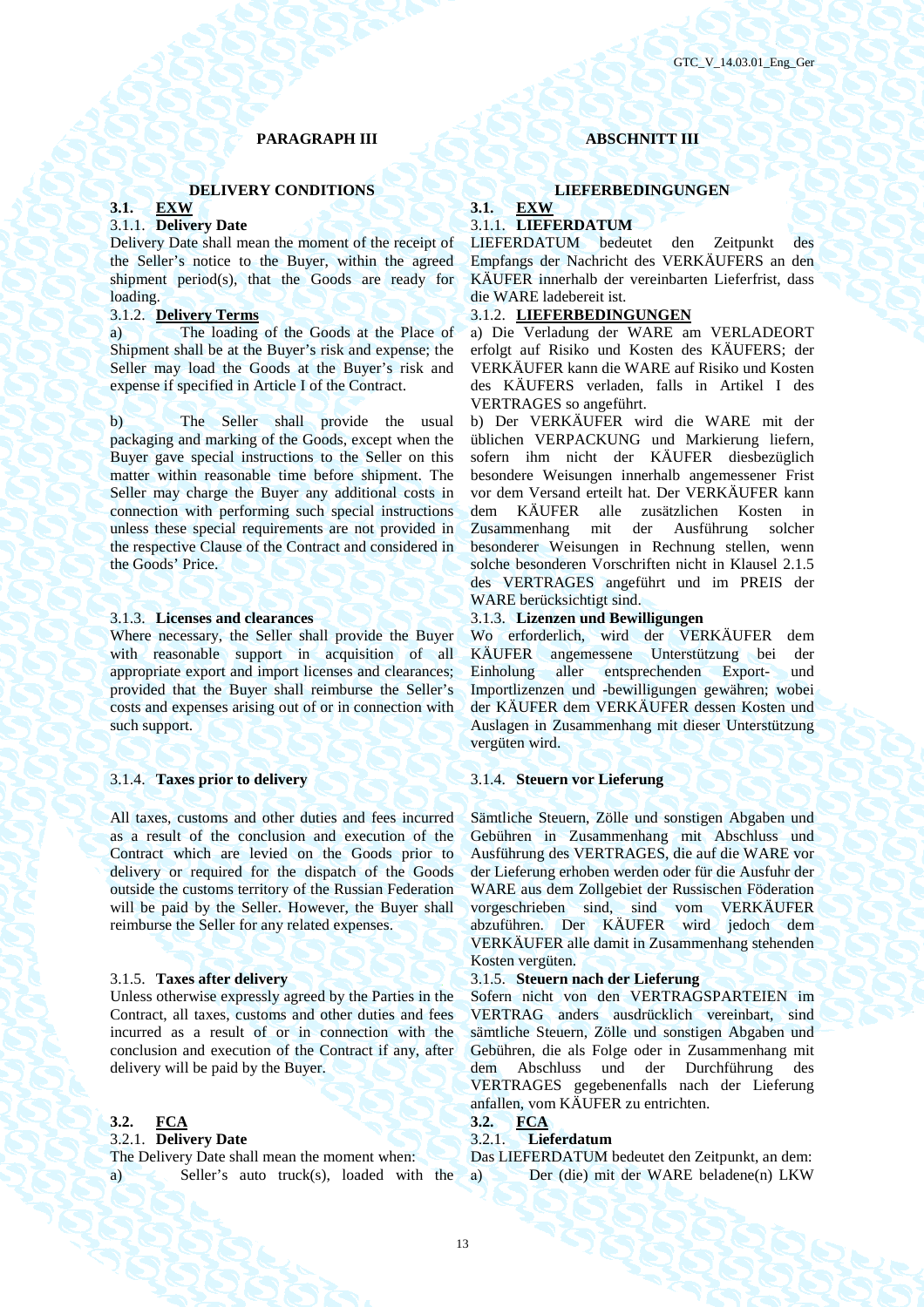## PARAGRAPH III

## DELIVERY CONDITIONS

### 3.1. EXW

#### 3.1.1. Delivery Date

Delivery Date shall mean the moment of the receipt of the Seller's notice to the Buyer, within the agreed shipment period(s), that the Goods are ready for loading.

#### 3.1.2. Delivery Terms

a) The loading of the Goods at the Place of Shipment shall be at the Buyer's risk and expense; the Seller may load the Goods at the Buyer's risk and expense if specified in Article I of the Contract.

b) The Seller shall provide the usual packaging and marking of the Goods, except when the Buyer gave special instructions to the Seller on this matter within reasonable time before shipment. The Seller may charge the Buyer any additional costs in connection with performing such special instructions unless these special requirements are not provided in the respective Clause of the Contract and considered in the Goods' Price.

#### 3.1.3. Licenses and clearances

Where necessary, the Seller shall provide the Buyer with reasonable support in acquisition of all appropriate export and import licenses and clearances; provided that the Buyer shall reimburse the Seller's costs and expenses arising out of or in connection with such support.

#### 3.1.4. Taxes prior to delivery

All taxes, customs and other duties and fees incurred as a result of the conclusion and execution of the Contract which are levied on the Goods prior to delivery or required for the dispatch of the Goods outside the customs territory of the Russian Federation will be paid by the Seller. However, the Buyer shall reimburse the Seller for any related expenses.

#### 3.1.5. Taxes after delivery

Unless otherwise expressly agreed by the Parties in the Contract, all taxes, customs and other duties and fees incurred as a result of or in connection with the conclusion and execution of the Contract if any, after delivery will be paid by the Buyer.

### 3.2. FCA

#### 3.2.1. Delivery Date

The Delivery Date shall mean the moment when:

a) Seller's auto truck(s), loaded with the

## ABSCHNITT III

## LIEFERBEDINGUNGEN

### 3.1. EXW

#### 3.1.1. LIEFERDATUM

LIEFERDATUM bedeutet den Zeitpunkt des Empfangs der Nachricht des VERKÄUFERS an den KÄUFER innerhalb der vereinbarten Lieferfrist, dass die WARE ladebereit ist.

#### 3.1.2. LIEFERBEDINGUNGEN

a) Die Verladung der WARE am VERLADEORT erfolgt auf Risiko und Kosten des KÄUFERS; der VERKÄUFER kann die WARE auf Risiko und Kosten des KÄUFERS verladen, falls in Artikel I des VERTRAGES so angeführt.

b) Der VERKÄUFER wird die WARE mit der üblichen VERPACKUNG und Markierung liefern, sofern ihm nicht der KÄUFER diesbezüglich besondere Weisungen innerhalb angemessener Frist vor dem Versand erteilt hat. Der VERKÄUFER kann dem KÄUFER alle zusätzlichen Kosten in Zusammenhang mit der Ausführung solcher besonderer Weisungen in Rechnung stellen, wenn solche besonderen Vorschriften nicht in Klausel 2.1.5 des VERTRAGES angeführt und im PREIS der WARE berücksichtigt sind.

#### 3.1.3. Lizenzen und Bewilligungen

Wo erforderlich, wird der VERKÄUFER dem KÄUFER angemessene Unterstützung bei der Einholung aller entsprechenden Export- und Importlizenzen und -bewilligungen gewähren; wobei der KÄUFER dem VERKÄUFER dessen Kosten und Auslagen in Zusammenhang mit dieser Unterstützung vergüten wird.

#### 3.1.4. Steuern vor Lieferung

Sämtliche Steuern, Zölle und sonstigen Abgaben und Gebühren in Zusammenhang mit Abschluss und Ausführung des VERTRAGES, die auf die WARE vor der Lieferung erhoben werden oder für die Ausfuhr der WARE aus dem Zollgebiet der Russischen Föderation vorgeschrieben sind, sind vom VERKÄUFER abzuführen. Der KÄUFER wird jedoch dem VERKÄUFER alle damit in Zusammenhang stehenden Kosten vergüten.

#### 3.1.5. Steuern nach der Lieferung

Sofern nicht von den VERTRAGSPARTEIEN im VERTRAG anders ausdrücklich vereinbart, sind sämtliche Steuern, Zölle und sonstigen Abgaben und Gebühren, die als Folge oder in Zusammenhang mit dem Abschluss und der Durchführung des VERTRAGES gegebenenfalls nach der Lieferung anfallen, vom KÄUFER zu entrichten.

### 3.2. FCA

#### 3.2.1. Lieferdatum

Das LIEFERDATUM bedeutet den Zeitpunkt, an dem:

a) Der (die) mit der WARE beladene(n) LKW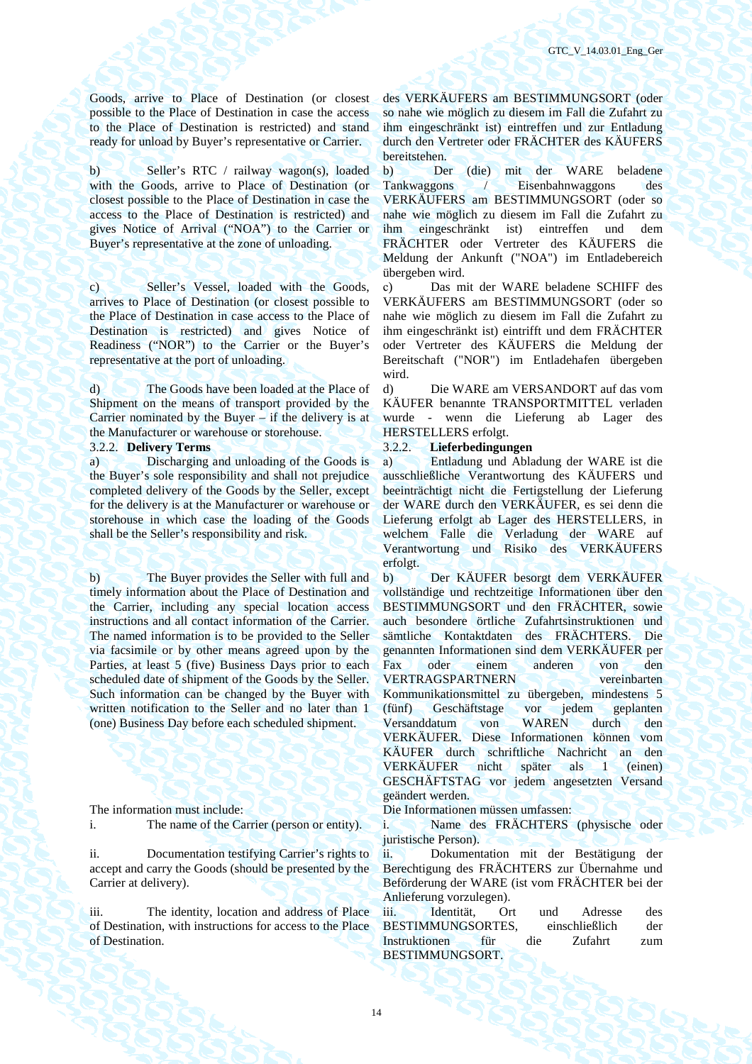Goods, arrive to Place of Destination (or closest possible to the Place of Destination in case the access to the Place of Destination is restricted) and stand ready for unload by Buyer's representative or Carrier.

b) Seller's RTC / railway wagon(s), loaded with the Goods, arrive to Place of Destination (or closest possible to the Place of Destination in case the access to the Place of Destination is restricted) and gives Notice of Arrival ("NOA") to the Carrier or Buyer's representative at the zone of unloading.

c) Seller's Vessel, loaded with the Goods, arrives to Place of Destination (or closest possible to the Place of Destination in case access to the Place of Destination is restricted) and gives Notice of Readiness ("NOR") to the Carrier or the Buyer's representative at the port of unloading.

d) The Goods have been loaded at the Place of Shipment on the means of transport provided by the Carrier nominated by the Buyer – if the delivery is at the Manufacturer or warehouse or storehouse.

3.2.2. **Delivery Terms**

a) Discharging and unloading of the Goods is the Buyer's sole responsibility and shall not prejudice completed delivery of the Goods by the Seller, except for the delivery is at the Manufacturer or warehouse or storehouse in which case the loading of the Goods shall be the Seller's responsibility and risk.

b) The Buyer provides the Seller with full and timely information about the Place of Destination and the Carrier, including any special location access instructions and all contact information of the Carrier. The named information is to be provided to the Seller via facsimile or by other means agreed upon by the Parties, at least 5 (five) Business Days prior to each scheduled date of shipment of the Goods by the Seller. Such information can be changed by the Buyer with written notification to the Seller and no later than 1 (one) Business Day before each scheduled shipment.

The information must include:

i. The name of the Carrier (person or entity).

ii. Documentation testifying Carrier's rights to accept and carry the Goods (should be presented by the Carrier at delivery).

iii. The identity, location and address of Place of Destination, with instructions for access to the Place of Destination.

des VERKÄUFERS am BESTIMMUNGSORT (oder so nahe wie möglich zu diesem im Fall die Zufahrt zu ihm eingeschränkt ist) eintreffen und zur Entladung durch den Vertreter oder FRÄCHTER des KÄUFERS bereitstehen.

b) Der (die) mit der WARE beladene Tankwaggons / Eisenbahnwaggons des VERKÄUFERS am BESTIMMUNGSORT (oder so nahe wie möglich zu diesem im Fall die Zufahrt zu ihm eingeschränkt ist) eintreffen und dem FRÄCHTER oder Vertreter des KÄUFERS die Meldung der Ankunft ("NOA") im Entladebereich übergeben wird.

c) Das mit der WARE beladene SCHIFF des VERKÄUFERS am BESTIMMUNGSORT (oder so nahe wie möglich zu diesem im Fall die Zufahrt zu ihm eingeschränkt ist) eintrifft und dem FRÄCHTER oder Vertreter des KÄUFERS die Meldung der Bereitschaft ("NOR") im Entladehafen übergeben wird.

d) Die WARE am VERSANDORT auf das vom KÄUFER benannte TRANSPORTMITTEL verladen wurde - wenn die Lieferung ab Lager des HERSTELLERS erfolgt.

3.2.2. **Lieferbedingungen**

a) Entladung und Abladung der WARE ist die ausschließliche Verantwortung des KÄUFERS und beeinträchtigt nicht die Fertigstellung der Lieferung der WARE durch den VERKÄUFER, es sei denn die Lieferung erfolgt ab Lager des HERSTELLERS, in welchem Falle die Verladung der WARE auf Verantwortung und Risiko des VERKÄUFERS erfolgt.

b) Der KÄUFER besorgt dem VERKÄUFER vollständige und rechtzeitige Informationen über den BESTIMMUNGSORT und den FRÄCHTER, sowie auch besondere örtliche Zufahrtsinstruktionen und sämtliche Kontaktdaten des FRÄCHTERS. Die genannten Informationen sind dem VERKÄUFER per Fax oder einem anderen von den VERTRAGSPARTNERN vereinbarten Kommunikationsmittel zu übergeben, mindestens 5 (fünf) Geschäftstage vor jedem geplanten Versanddatum von WAREN durch den VERKÄUFER. Diese Informationen können vom KÄUFER durch schriftliche Nachricht an den VERKÄUFER nicht später als 1 (einen) GESCHÄFTSTAG vor jedem angesetzten Versand geändert werden.

Die Informationen müssen umfassen:

i. Name des FRÄCHTERS (physische oder juristische Person).

ii. Dokumentation mit der Bestätigung der Berechtigung des FRÄCHTERS zur Übernahme und Beförderung der WARE (ist vom FRÄCHTER bei der Anlieferung vorzulegen).

iii. Identität, Ort und Adresse des BESTIMMUNGSORTES, einschließlich der Instruktionen für die Zufahrt zum BESTIMMUNGSORT.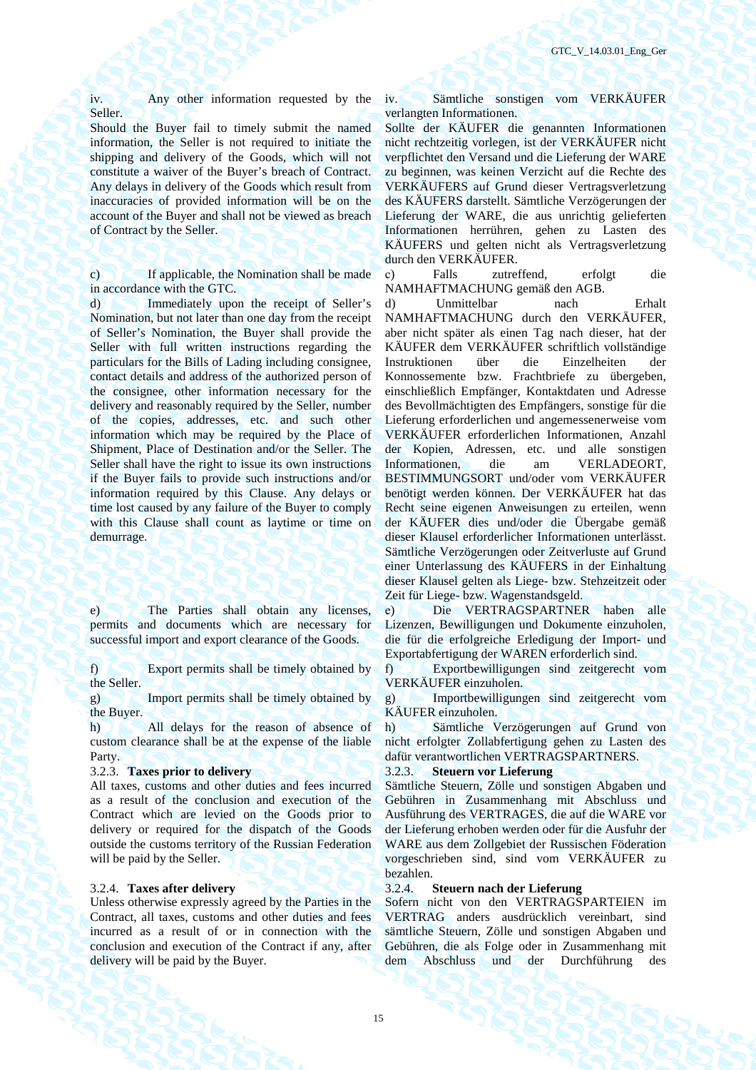iv. Any other information requested by the Seller.

Should the Buyer fail to timely submit the named information, the Seller is not required to initiate the shipping and delivery of the Goods, which will not constitute a waiver of the Buyer's breach of Contract. Any delays in delivery of the Goods which result from inaccuracies of provided information will be on the account of the Buyer and shall not be viewed as breach of Contract by the Seller.

c) If applicable, the Nomination shall be made in accordance with the GTC.

d) Immediately upon the receipt of Seller's Nomination, but not later than one day from the receipt of Seller's Nomination, the Buyer shall provide the Seller with full written instructions regarding the particulars for the Bills of Lading including consignee, contact details and address of the authorized person of the consignee, other information necessary for the delivery and reasonably required by the Seller, number of the copies, addresses, etc. and such other information which may be required by the Place of Shipment, Place of Destination and/or the Seller. The Seller shall have the right to issue its own instructions if the Buyer fails to provide such instructions and/or information required by this Clause. Any delays or time lost caused by any failure of the Buyer to comply with this Clause shall count as laytime or time on demurrage.

e) The Parties shall obtain any licenses, permits and documents which are necessary for successful import and export clearance of the Goods.

f) Export permits shall be timely obtained by the Seller.

g) Import permits shall be timely obtained by the Buyer.

h) All delays for the reason of absence of custom clearance shall be at the expense of the liable Party.

3.2.3. **Taxes prior to delivery**

All taxes, customs and other duties and fees incurred as a result of the conclusion and execution of the Contract which are levied on the Goods prior to delivery or required for the dispatch of the Goods outside the customs territory of the Russian Federation will be paid by the Seller.

3.2.4. **Taxes after delivery**

Unless otherwise expressly agreed by the Parties in the Contract, all taxes, customs and other duties and fees incurred as a result of or in connection with the conclusion and execution of the Contract if any, after delivery will be paid by the Buyer.

---

iv. Sämtliche sonstigen vom VERKÄUFER verlangten Informationen.

Sollte der KÄUFER die genannten Informationen nicht rechtzeitig vorlegen, ist der VERKÄUFER nicht verpflichtet den Versand und die Lieferung der WARE zu beginnen, was keinen Verzicht auf die Rechte des VERKÄUFERS auf Grund dieser Vertragsverletzung des KÄUFERS darstellt. Sämtliche Verzögerungen der Lieferung der WARE, die aus unrichtig gelieferten Informationen herrühren, gehen zu Lasten des KÄUFERS und gelten nicht als Vertragsverletzung durch den VERKÄUFER.

c) Falls zutreffend, erfolgt die NAMHAFTMACHUNG gemäß den AGB.

d) Unmittelbar nach Erhalt NAMHAFTMACHUNG durch den VERKÄUFER, aber nicht später als einen Tag nach dieser, hat der KÄUFER dem VERKÄUFER schriftlich vollständige Instruktionen über die Einzelheiten der Konnossemente bzw. Frachtbriefe zu übergeben, einschließlich Empfänger, Kontaktdaten und Adresse des Bevollmächtigten des Empfängers, sonstige für die Lieferung erforderlichen und angemessenerweise vom VERKÄUFER erforderlichen Informationen, Anzahl der Kopien, Adressen, etc. und alle sonstigen Informationen, die am VERLADEORT, BESTIMMUNGSORT und/oder vom VERKÄUFER benötigt werden können. Der VERKÄUFER hat das Recht seine eigenen Anweisungen zu erteilen, wenn der KÄUFER dies und/oder die Übergabe gemäß dieser Klausel erforderlicher Informationen unterlässt. Sämtliche Verzögerungen oder Zeitverluste auf Grund einer Unterlassung des KÄUFERS in der Einhaltung dieser Klausel gelten als Liege- bzw. Stehzeitzeit oder Zeit für Liege- bzw. Wagenstandsgeld.

e) Die VERTRAGSPARTNER haben alle Lizenzen, Bewilligungen und Dokumente einzuholen, die für die erfolgreiche Erledigung der Import- und Exportabfertigung der WAREN erforderlich sind.

f) Exportbewilligungen sind zeitgerecht vom VERKÄUFER einzuholen.

g) Importbewilligungen sind zeitgerecht vom KÄUFER einzuholen.

h) Sämtliche Verzögerungen auf Grund von nicht erfolgter Zollabfertigung gehen zu Lasten des dafür verantwortlichen VERTRAGSPARTNERS.

3.2.3. **Steuern vor Lieferung**

Sämtliche Steuern, Zölle und sonstigen Abgaben und Gebühren in Zusammenhang mit Abschluss und Ausführung des VERTRAGES, die auf die WARE vor der Lieferung erhoben werden oder für die Ausfuhr der WARE aus dem Zollgebiet der Russischen Föderation vorgeschrieben sind, sind vom VERKÄUFER zu bezahlen.

3.2.4. **Steuern nach der Lieferung**

Sofern nicht von den VERTRAGSPARTEIEN im VERTRAG anders ausdrücklich vereinbart, sind sämtliche Steuern, Zölle und sonstigen Abgaben und Gebühren, die als Folge oder in Zusammenhang mit dem Abschluss und der Durchführung des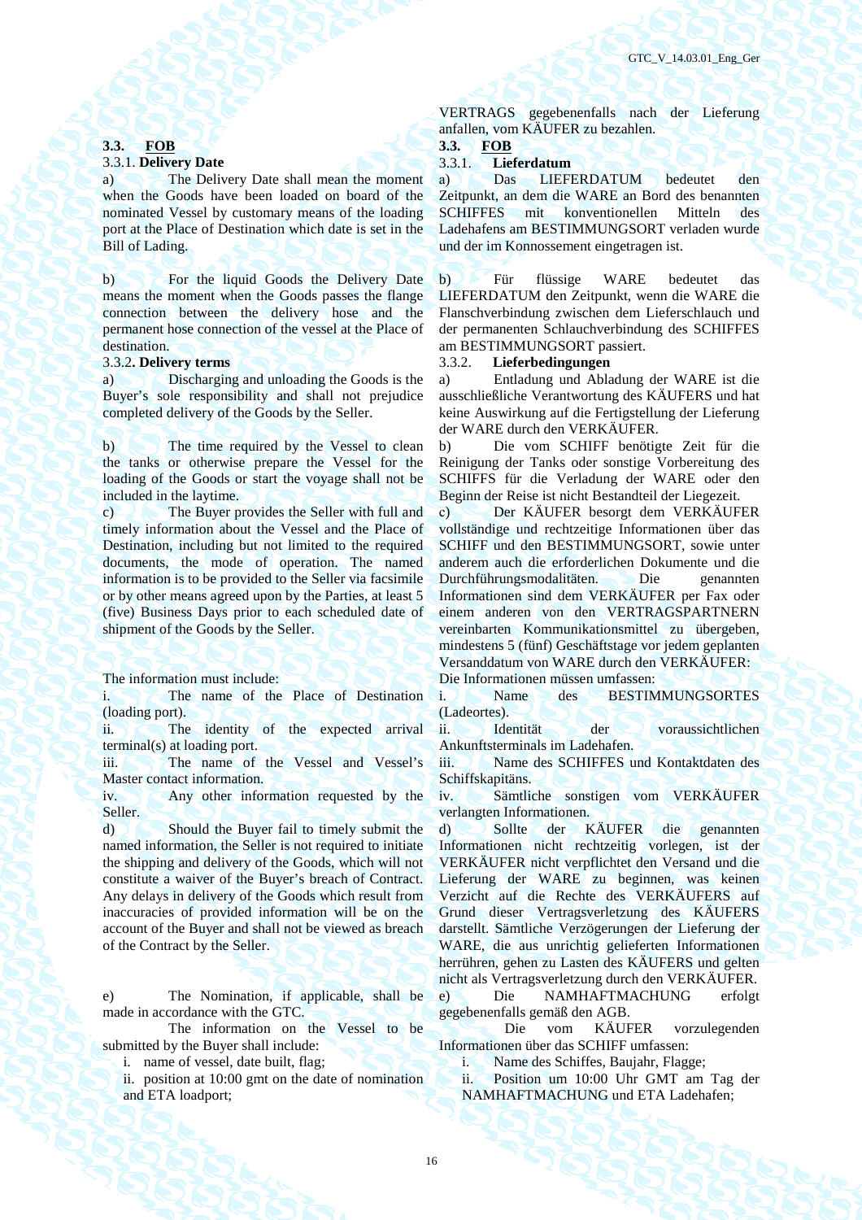VERTRAGS gegebenenfalls nach der Lieferung anfallen, vom KÄUFER zu bezahlen.

### 3.3. FOB

**3.3.1. Delivery Date**

a) The Delivery Date shall mean the moment when the Goods have been loaded on board of the nominated Vessel by customary means of the loading port at the Place of Destination which date is set in the Bill of Lading.

b) For the liquid Goods the Delivery Date means the moment when the Goods passes the flange connection between the delivery hose and the permanent hose connection of the vessel at the Place of destination.

**3.3.2. Delivery terms**

a) Discharging and unloading the Goods is the Buyer's sole responsibility and shall not prejudice completed delivery of the Goods by the Seller.

b) The time required by the Vessel to clean the tanks or otherwise prepare the Vessel for the loading of the Goods or start the voyage shall not be included in the laytime.

c) The Buyer provides the Seller with full and timely information about the Vessel and the Place of Destination, including but not limited to the required documents, the mode of operation. The named information is to be provided to the Seller via facsimile or by other means agreed upon by the Parties, at least 5 (five) Business Days prior to each scheduled date of shipment of the Goods by the Seller.

The information must include:

i. The name of the Place of Destination (loading port).

ii. The identity of the expected arrival terminal(s) at loading port.

iii. The name of the Vessel and Vessel's Master contact information.

iv. Any other information requested by the Seller.

d) Should the Buyer fail to timely submit the named information, the Seller is not required to initiate the shipping and delivery of the Goods, which will not constitute a waiver of the Buyer's breach of Contract. Any delays in delivery of the Goods which result from inaccuracies of provided information will be on the account of the Buyer and shall not be viewed as breach of the Contract by the Seller.

e) The Nomination, if applicable, shall be made in accordance with the GTC.

The information on the Vessel to be submitted by the Buyer shall include:

i. name of vessel, date built, flag;

ii. position at 10:00 gmt on the date of nomination and ETA loadport;

### 3.3. FOB

**3.3.1. Lieferdatum**

a) Das LIEFERDATUM bedeutet den Zeitpunkt, an dem die WARE an Bord des benannten SCHIFFES mit konventionellen Mitteln des Ladehafens am BESTIMMUNGSORT verladen wurde und der im Konnossement eingetragen ist.

b) Für flüssige WARE bedeutet das LIEFERDATUM den Zeitpunkt, wenn die WARE die Flanschverbindung zwischen dem Lieferschlauch und der permanenten Schlauchverbindung des SCHIFFES am BESTIMMUNGSORT passiert.

**3.3.2. Lieferbedingungen**

a) Entladung und Abladung der WARE ist die ausschließliche Verantwortung des KÄUFERS und hat keine Auswirkung auf die Fertigstellung der Lieferung der WARE durch den VERKÄUFER.

b) Die vom SCHIFF benötigte Zeit für die Reinigung der Tanks oder sonstige Vorbereitung des SCHIFFS für die Verladung der WARE oder den Beginn der Reise ist nicht Bestandteil der Liegezeit.

c) Der KÄUFER besorgt dem VERKÄUFER vollständige und rechtzeitige Informationen über das SCHIFF und den BESTIMMUNGSORT, sowie unter anderem auch die erforderlichen Dokumente und die Durchführungsmodalitäten. Die genannten Informationen sind dem VERKÄUFER per Fax oder einem anderen von den VERTRAGSPARTNERN vereinbarten Kommunikationsmittel zu übergeben, mindestens 5 (fünf) Geschäftstage vor jedem geplanten Versanddatum von WARE durch den VERKÄUFER:

Die Informationen müssen umfassen:

i. Name des BESTIMMUNGSORTES (Ladeortes).

ii. Identität der voraussichtlichen Ankunftsterminals im Ladehafen.

iii. Name des SCHIFFES und Kontaktdaten des Schiffskapitäns.

iv. Sämtliche sonstigen vom VERKÄUFER verlangten Informationen.

d) Sollte der KÄUFER die genannten Informationen nicht rechtzeitig vorlegen, ist der VERKÄUFER nicht verpflichtet den Versand und die Lieferung der WARE zu beginnen, was keinen Verzicht auf die Rechte des VERKÄUFERS auf Grund dieser Vertragsverletzung des KÄUFERS darstellt. Sämtliche Verzögerungen der Lieferung der WARE, die aus unrichtig gelieferten Informationen herrühren, gehen zu Lasten des KÄUFERS und gelten nicht als Vertragsverletzung durch den VERKÄUFER.

e) Die NAMHAFTMACHUNG erfolgt gegebenenfalls gemäß den AGB.

Die vom KÄUFER vorzulegenden Informationen über das SCHIFF umfassen:

i. Name des Schiffes, Baujahr, Flagge;

ii. Position um 10:00 Uhr GMT am Tag der NAMHAFTMACHUNG und ETA Ladehafen;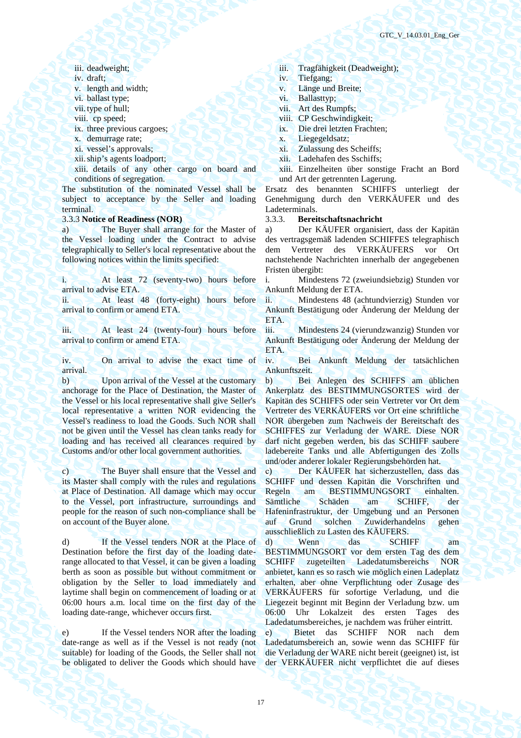iii. deadweight;
iv. draft;
v. length and width;
vi. ballast type;
vii. type of hull;
viii. cp speed;
ix. three previous cargoes;
x. demurrage rate;
xi. vessel's approvals;
xii. ship's agents loadport;
xiii. details of any other cargo on board and conditions of segregation.

The substitution of the nominated Vessel shall be subject to acceptance by the Seller and loading terminal.

3.3.3 **Notice of Readiness (NOR)**

a) The Buyer shall arrange for the Master of the Vessel loading under the Contract to advise telegraphically to Seller's local representative about the following notices within the limits specified:

i. At least 72 (seventy-two) hours before arrival to advise ETA.
ii. At least 48 (forty-eight) hours before arrival to confirm or amend ETA.
iii. At least 24 (twenty-four) hours before arrival to confirm or amend ETA.
iv. On arrival to advise the exact time of arrival.

b) Upon arrival of the Vessel at the customary anchorage for the Place of Destination, the Master of the Vessel or his local representative shall give Seller's local representative a written NOR evidencing the Vessel's readiness to load the Goods. Such NOR shall not be given until the Vessel has clean tanks ready for loading and has received all clearances required by Customs and/or other local government authorities.

c) The Buyer shall ensure that the Vessel and its Master shall comply with the rules and regulations at Place of Destination. All damage which may occur to the Vessel, port infrastructure, surroundings and people for the reason of such non-compliance shall be on account of the Buyer alone.

d) If the Vessel tenders NOR at the Place of Destination before the first day of the loading date-range allocated to that Vessel, it can be given a loading berth as soon as possible but without commitment or obligation by the Seller to load immediately and laytime shall begin on commencement of loading or at 06:00 hours a.m. local time on the first day of the loading date-range, whichever occurs first.

e) If the Vessel tenders NOR after the loading date-range as well as if the Vessel is not ready (not suitable) for loading of the Goods, the Seller shall not be obligated to deliver the Goods which should have

iii. Tragfähigkeit (Deadweight);
iv. Tiefgang;
v. Länge und Breite;
vi. Ballasttyp;
vii. Art des Rumpfs;
viii. CP Geschwindigkeit;
ix. Die drei letzten Frachten;
x. Liegegeldsatz;
xi. Zulassung des Scheiffs;
xii. Ladehafen des Sschiffs;
xiii. Einzelheiten über sonstige Fracht an Bord und Art der getrennten Lagerung.

Ersatz des benannten SCHIFFS unterliegt der Genehmigung durch den VERKÄUFER und des Ladeterminals.

3.3.3. **Bereitschaftsnachricht**

a) Der KÄUFER organisiert, dass der Kapitän des vertragsgemäß ladenden SCHIFFES telegraphisch dem Vertreter des VERKÄUFERS vor Ort nachstehende Nachrichten innerhalb der angegebenen Fristen übergibt:

i. Mindestens 72 (zweiundsiebzig) Stunden vor Ankunft Meldung der ETA.
ii. Mindestens 48 (achtundvierzig) Stunden vor Ankunft Bestätigung oder Änderung der Meldung der ETA.
iii. Mindestens 24 (vierundzwanzig) Stunden vor Ankunft Bestätigung oder Änderung der Meldung der ETA.
iv. Bei Ankunft Meldung der tatsächlichen Ankunftszeit.

b) Bei Anlegen des SCHIFFS am üblichen Ankerplatz des BESTIMMUNGSORTES wird der Kapitän des SCHIFFES oder sein Vertreter vor Ort dem Vertreter des VERKÄUFERS vor Ort eine schriftliche NOR übergeben zum Nachweis der Bereitschaft des SCHIFFES zur Verladung der WARE. Diese NOR darf nicht gegeben werden, bis das SCHIFF saubere ladebereite Tanks und alle Abfertigungen des Zolls und/oder anderer lokaler Regierungsbehörden hat.

c) Der KÄUFER hat sicherzustellen, dass das SCHIFF und dessen Kapitän die Vorschriften und Regeln am BESTIMMUNGSORT einhalten. Sämtliche Schäden am SCHIFF, der Hafeninfrastruktur, der Umgebung und an Personen auf Grund solchen Zuwiderhandelns gehen ausschließlich zu Lasten des KÄUFERS.

d) Wenn das SCHIFF am BESTIMMUNGSORT vor dem ersten Tag des dem SCHIFF zugeteilten Ladedatumsbereichs NOR anbietet, kann es so rasch wie möglich einen Ladeplatz erhalten, aber ohne Verpflichtung oder Zusage des VERKÄUFERS für sofortige Verladung, und die Liegezeit beginnt mit Beginn der Verladung bzw. um 06:00 Uhr Lokalzeit des ersten Tages des Ladedatumsbereiches, je nachdem was früher eintritt.

e) Bietet das SCHIFF NOR nach dem Ladedatumsbereich an, sowie wenn das SCHIFF für die Verladung der WARE nicht bereit (geeignet) ist, ist der VERKÄUFER nicht verpflichtet die auf dieses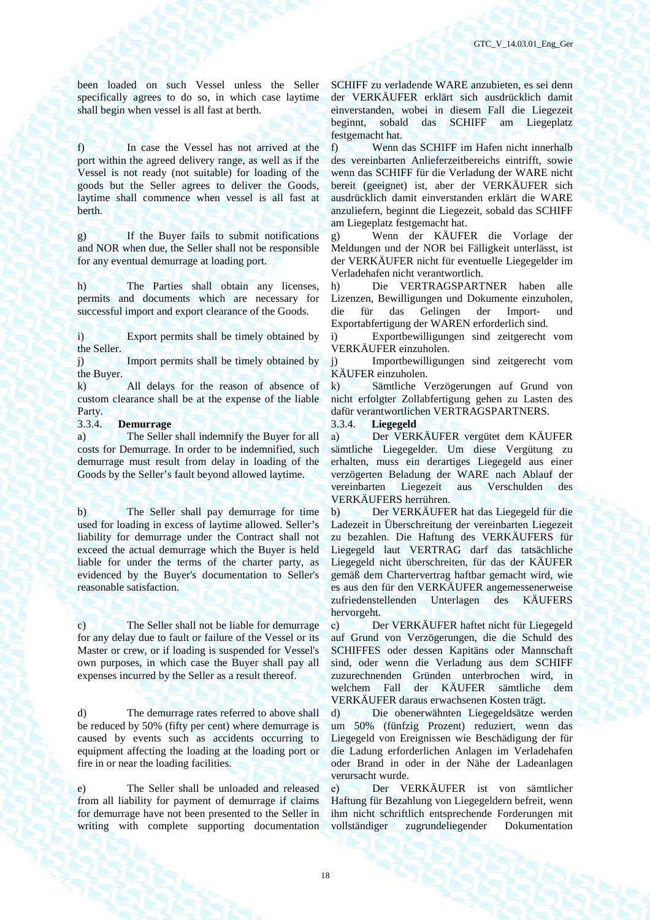been loaded on such Vessel unless the Seller specifically agrees to do so, in which case laytime shall begin when vessel is all fast at berth.

SCHIFF zu verladende WARE anzubieten, es sei denn der VERKÄUFER erklärt sich ausdrücklich damit einverstanden, wobei in diesem Fall die Liegezeit beginnt, sobald das SCHIFF am Liegeplatz festgemacht hat.

f) In case the Vessel has not arrived at the port within the agreed delivery range, as well as if the Vessel is not ready (not suitable) for loading of the goods but the Seller agrees to deliver the Goods, laytime shall commence when vessel is all fast at berth.

f) Wenn das SCHIFF im Hafen nicht innerhalb des vereinbarten Anlieferzeitbereichs eintrifft, sowie wenn das SCHIFF für die Verladung der WARE nicht bereit (geeignet) ist, aber der VERKÄUFER sich ausdrücklich damit einverstanden erklärt die WARE anzuliefern, beginnt die Liegezeit, sobald das SCHIFF am Liegeplatz festgemacht hat.

g) If the Buyer fails to submit notifications and NOR when due, the Seller shall not be responsible for any eventual demurrage at loading port.

g) Wenn der KÄUFER die Vorlage der Meldungen und der NOR bei Fälligkeit unterlässt, ist der VERKÄUFER nicht für eventuelle Liegegelder im Verladehafen nicht verantwortlich.

h) The Parties shall obtain any licenses, permits and documents which are necessary for successful import and export clearance of the Goods.

h) Die VERTRAGSPARTNER haben alle Lizenzen, Bewilligungen und Dokumente einzuholen, die für das Gelingen der Import- und Exportabfertigung der WAREN erforderlich sind.

i) Export permits shall be timely obtained by the Seller.

i) Exportbewilligungen sind zeitgerecht vom VERKÄUFER einzuholen.

j) Import permits shall be timely obtained by the Buyer.

j) Importbewilligungen sind zeitgerecht vom KÄUFER einzuholen.

k) All delays for the reason of absence of custom clearance shall be at the expense of the liable Party.

k) Sämtliche Verzögerungen auf Grund von nicht erfolgter Zollabfertigung gehen zu Lasten des dafür verantwortlichen VERTRAGSPARTNERS.

### 3.3.4. Demurrage

### 3.3.4. Liegegeld

a) The Seller shall indemnify the Buyer for all costs for Demurrage. In order to be indemnified, such demurrage must result from delay in loading of the Goods by the Seller's fault beyond allowed laytime.

a) Der VERKÄUFER vergütet dem KÄUFER sämtliche Liegegelder. Um diese Vergütung zu erhalten, muss ein derartiges Liegegeld aus einer verzögerten Beladung der WARE nach Ablauf der vereinbarten Liegezeit aus Verschulden des VERKÄUFERS herrühren.

b) The Seller shall pay demurrage for time used for loading in excess of laytime allowed. Seller's liability for demurrage under the Contract shall not exceed the actual demurrage which the Buyer is held liable for under the terms of the charter party, as evidenced by the Buyer's documentation to Seller's reasonable satisfaction.

b) Der VERKÄUFER hat das Liegegeld für die Ladezeit in Überschreitung der vereinbarten Liegezeit zu bezahlen. Die Haftung des VERKÄUFERS für Liegegeld laut VERTRAG darf das tatsächliche Liegegeld nicht überschreiten, für das der KÄUFER gemäß dem Chartervertrag haftbar gemacht wird, wie es aus den für den VERKÄUFER angemessenerweise zufriedenstellenden Unterlagen des KÄUFERS hervorgeht.

c) The Seller shall not be liable for demurrage for any delay due to fault or failure of the Vessel or its Master or crew, or if loading is suspended for Vessel's own purposes, in which case the Buyer shall pay all expenses incurred by the Seller as a result thereof.

c) Der VERKÄUFER haftet nicht für Liegegeld auf Grund von Verzögerungen, die die Schuld des SCHIFFES oder dessen Kapitäns oder Mannschaft sind, oder wenn die Verladung aus dem SCHIFF zuzurechnenden Gründen unterbrochen wird, in welchem Fall der KÄUFER sämtliche dem VERKÄUFER daraus erwachsenen Kosten trägt.

d) The demurrage rates referred to above shall be reduced by 50% (fifty per cent) where demurrage is caused by events such as accidents occurring to equipment affecting the loading at the loading port or fire in or near the loading facilities.

d) Die obenerwähnten Liegegeldsätze werden um 50% (fünfzig Prozent) reduziert, wenn das Liegegeld von Ereignissen wie Beschädigung der für die Ladung erforderlichen Anlagen im Verladehafen oder Brand in oder in der Nähe der Ladeanlagen verursacht wurde.

e) The Seller shall be unloaded and released from all liability for payment of demurrage if claims for demurrage have not been presented to the Seller in writing with complete supporting documentation

e) Der VERKÄUFER ist von sämtlicher Haftung für Bezahlung von Liegegeldern befreit, wenn ihm nicht schriftlich entsprechende Forderungen mit vollständiger zugrundeliegender Dokumentation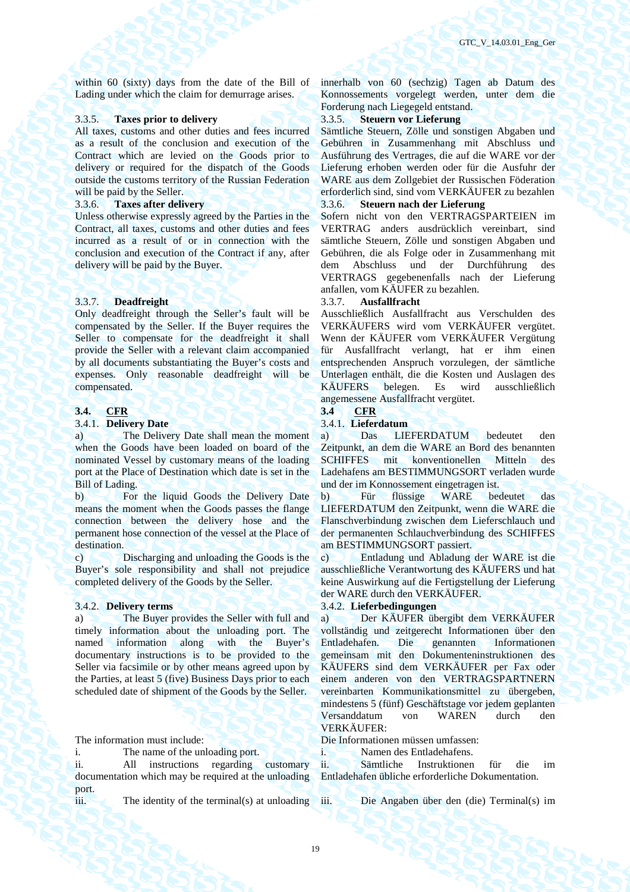within 60 (sixty) days from the date of the Bill of Lading under which the claim for demurrage arises.

innerhalb von 60 (sechzig) Tagen ab Datum des Konnossements vorgelegt werden, unter dem die Forderung nach Liegegeld entstand.

3.3.5. **Taxes prior to delivery**

All taxes, customs and other duties and fees incurred as a result of the conclusion and execution of the Contract which are levied on the Goods prior to delivery or required for the dispatch of the Goods outside the customs territory of the Russian Federation will be paid by the Seller.

3.3.5. **Steuern vor Lieferung**

Sämtliche Steuern, Zölle und sonstigen Abgaben und Gebühren in Zusammenhang mit Abschluss und Ausführung des Vertrages, die auf die WARE vor der Lieferung erhoben werden oder für die Ausfuhr der WARE aus dem Zollgebiet der Russischen Föderation erforderlich sind, sind vom VERKÄUFER zu bezahlen

3.3.6. **Taxes after delivery**

Unless otherwise expressly agreed by the Parties in the Contract, all taxes, customs and other duties and fees incurred as a result of or in connection with the conclusion and execution of the Contract if any, after delivery will be paid by the Buyer.

3.3.6. **Steuern nach der Lieferung**

Sofern nicht von den VERTRAGSPARTEIEN im VERTRAG anders ausdrücklich vereinbart, sind sämtliche Steuern, Zölle und sonstigen Abgaben und Gebühren, die als Folge oder in Zusammenhang mit dem Abschluss und der Durchführung des VERTRAGS gegebenenfalls nach der Lieferung anfallen, vom KÄUFER zu bezahlen.

3.3.7. **Deadfreight**

Only deadfreight through the Seller's fault will be compensated by the Seller. If the Buyer requires the Seller to compensate for the deadfreight it shall provide the Seller with a relevant claim accompanied by all documents substantiating the Buyer's costs and expenses. Only reasonable deadfreight will be compensated.

3.3.7. **Ausfallfracht**

Ausschließlich Ausfallfracht aus Verschulden des VERKÄUFERS wird vom VERKÄUFER vergütet. Wenn der KÄUFER vom VERKÄUFER Vergütung für Ausfallfracht verlangt, hat er ihm einen entsprechenden Anspruch vorzulegen, der sämtliche Unterlagen enthält, die die Kosten und Auslagen des KÄUFERS belegen. Es wird ausschließlich angemessene Ausfallfracht vergütet.

## 3.4. CFR

3.4.1. **Delivery Date**

a) The Delivery Date shall mean the moment when the Goods have been loaded on board of the nominated Vessel by customary means of the loading port at the Place of Destination which date is set in the Bill of Lading.

b) For the liquid Goods the Delivery Date means the moment when the Goods passes the flange connection between the delivery hose and the permanent hose connection of the vessel at the Place of destination.

c) Discharging and unloading the Goods is the Buyer's sole responsibility and shall not prejudice completed delivery of the Goods by the Seller.

## 3.4 CFR

3.4.1. **Lieferdatum**

a) Das LIEFERDATUM bedeutet den Zeitpunkt, an dem die WARE an Bord des benannten SCHIFFES mit konventionellen Mitteln des Ladehafens am BESTIMMUNGSORT verladen wurde und der im Konnossement eingetragen ist.

b) Für flüssige WARE bedeutet das LIEFERDATUM den Zeitpunkt, wenn die WARE die Flanschverbindung zwischen dem Lieferschlauch und der permanenten Schlauchverbindung des SCHIFFES am BESTIMMUNGSORT passiert.

c) Entladung und Abladung der WARE ist die ausschließliche Verantwortung des KÄUFERS und hat keine Auswirkung auf die Fertigstellung der Lieferung der WARE durch den VERKÄUFER.

3.4.2. **Delivery terms**

a) The Buyer provides the Seller with full and timely information about the unloading port. The named information along with the Buyer's documentary instructions is to be provided to the Seller via facsimile or by other means agreed upon by the Parties, at least 5 (five) Business Days prior to each scheduled date of shipment of the Goods by the Seller.

The information must include:

i. The name of the unloading port.

ii. All instructions regarding customary documentation which may be required at the unloading port.

iii. The identity of the terminal(s) at unloading

3.4.2. **Lieferbedingungen**

a) Der KÄUFER übergibt dem VERKÄUFER vollständig und zeitgerecht Informationen über den Entladehafen. Die genannten Informationen gemeinsam mit den Dokumenteninstruktionen des KÄUFERS sind dem VERKÄUFER per Fax oder einem anderen von den VERTRAGSPARTNERN vereinbarten Kommunikationsmittel zu übergeben, mindestens 5 (fünf) Geschäftstage vor jedem geplanten Versanddatum von WAREN durch den VERKÄUFER:

Die Informationen müssen umfassen:

i. Namen des Entladehafens.

ii. Sämtliche Instruktionen für die im Entladehafen übliche erforderliche Dokumentation.

iii. Die Angaben über den (die) Terminal(s) im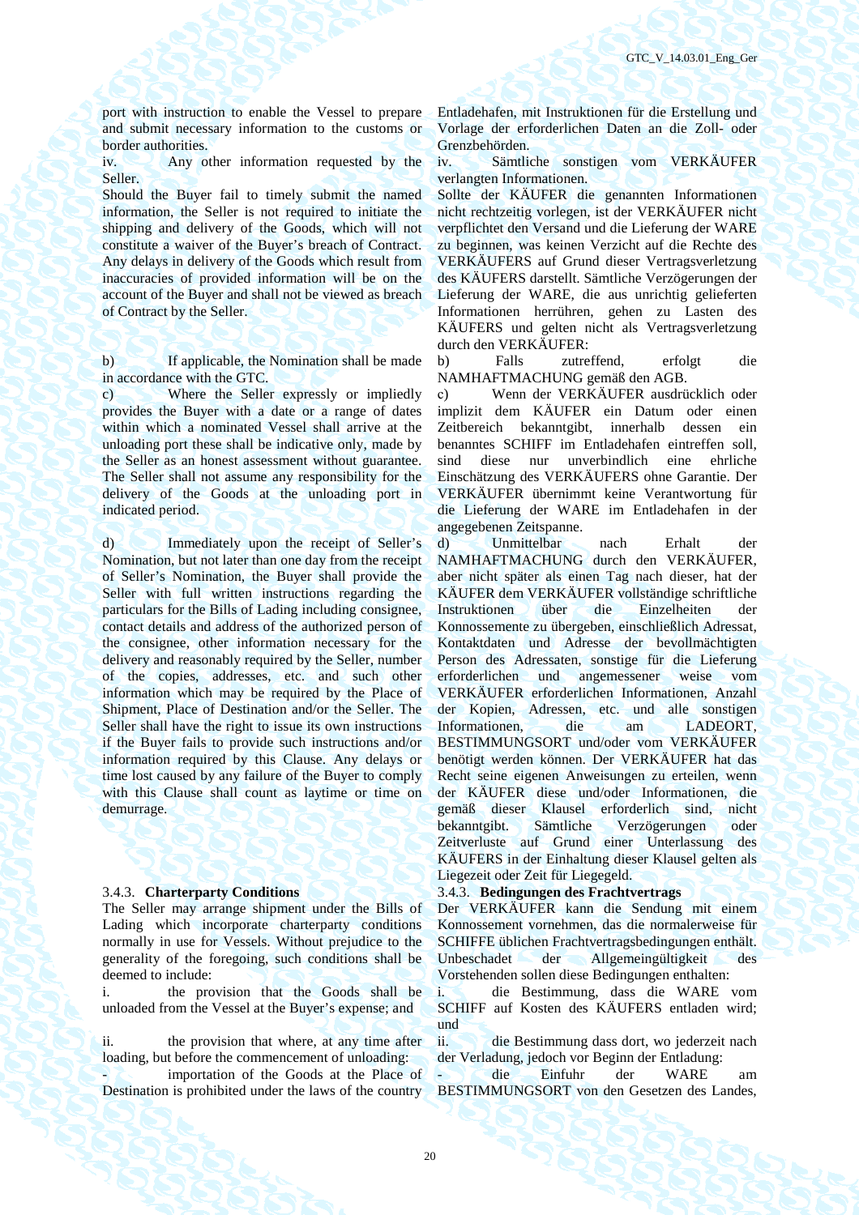port with instruction to enable the Vessel to prepare and submit necessary information to the customs or border authorities.

iv. Any other information requested by the Seller.

Should the Buyer fail to timely submit the named information, the Seller is not required to initiate the shipping and delivery of the Goods, which will not constitute a waiver of the Buyer's breach of Contract. Any delays in delivery of the Goods which result from inaccuracies of provided information will be on the account of the Buyer and shall not be viewed as breach of Contract by the Seller.

b) If applicable, the Nomination shall be made in accordance with the GTC.

c) Where the Seller expressly or impliedly provides the Buyer with a date or a range of dates within which a nominated Vessel shall arrive at the unloading port these shall be indicative only, made by the Seller as an honest assessment without guarantee. The Seller shall not assume any responsibility for the delivery of the Goods at the unloading port in indicated period.

d) Immediately upon the receipt of Seller's Nomination, but not later than one day from the receipt of Seller's Nomination, the Buyer shall provide the Seller with full written instructions regarding the particulars for the Bills of Lading including consignee, contact details and address of the authorized person of the consignee, other information necessary for the delivery and reasonably required by the Seller, number of the copies, addresses, etc. and such other information which may be required by the Place of Shipment, Place of Destination and/or the Seller. The Seller shall have the right to issue its own instructions if the Buyer fails to provide such instructions and/or information required by this Clause. Any delays or time lost caused by any failure of the Buyer to comply with this Clause shall count as laytime or time on demurrage.

3.4.3. **Charterparty Conditions**

The Seller may arrange shipment under the Bills of Lading which incorporate charterparty conditions normally in use for Vessels. Without prejudice to the generality of the foregoing, such conditions shall be deemed to include:

i. the provision that the Goods shall be unloaded from the Vessel at the Buyer's expense; and

ii. the provision that where, at any time after loading, but before the commencement of unloading:

- importation of the Goods at the Place of Destination is prohibited under the laws of the country

Entladehafen, mit Instruktionen für die Erstellung und Vorlage der erforderlichen Daten an die Zoll- oder Grenzbehörden.

iv. Sämtliche sonstigen vom VERKÄUFER verlangten Informationen.

Sollte der KÄUFER die genannten Informationen nicht rechtzeitig vorlegen, ist der VERKÄUFER nicht verpflichtet den Versand und die Lieferung der WARE zu beginnen, was keinen Verzicht auf die Rechte des VERKÄUFERS auf Grund dieser Vertragsverletzung des KÄUFERS darstellt. Sämtliche Verzögerungen der Lieferung der WARE, die aus unrichtig gelieferten Informationen herrühren, gehen zu Lasten des KÄUFERS und gelten nicht als Vertragsverletzung durch den VERKÄUFER:

b) Falls zutreffend, erfolgt die NAMHAFTMACHUNG gemäß den AGB.

c) Wenn der VERKÄUFER ausdrücklich oder implizit dem KÄUFER ein Datum oder einen Zeitbereich bekanntgibt, innerhalb dessen ein benanntes SCHIFF im Entladehafen eintreffen soll, sind diese nur unverbindlich eine ehrliche Einschätzung des VERKÄUFERS ohne Garantie. Der VERKÄUFER übernimmt keine Verantwortung für die Lieferung der WARE im Entladehafen in der angegebenen Zeitspanne.

d) Unmittelbar nach Erhalt der NAMHAFTMACHUNG durch den VERKÄUFER, aber nicht später als einen Tag nach dieser, hat der KÄUFER dem VERKÄUFER vollständige schriftliche Instruktionen über die Einzelheiten der Konnossemente zu übergeben, einschließlich Adressat, Kontaktdaten und Adresse der bevollmächtigten Person des Adressaten, sonstige für die Lieferung erforderlichen und angemessener weise vom VERKÄUFER erforderlichen Informationen, Anzahl der Kopien, Adressen, etc. und alle sonstigen Informationen, die am LADEORT, BESTIMMUNGSORT und/oder vom VERKÄUFER benötigt werden können. Der VERKÄUFER hat das Recht seine eigenen Anweisungen zu erteilen, wenn der KÄUFER diese und/oder Informationen, die gemäß dieser Klausel erforderlich sind, nicht bekanntgibt. Sämtliche Verzögerungen oder Zeitverluste auf Grund einer Unterlassung des KÄUFERS in der Einhaltung dieser Klausel gelten als Liegezeit oder Zeit für Liegegeld.

3.4.3. **Bedingungen des Frachtvertrags**

Der VERKÄUFER kann die Sendung mit einem Konnossement vornehmen, das die normalerweise für SCHIFFE üblichen Frachtvertragsbedingungen enthält. Unbeschadet der Allgemeingültigkeit des Vorstehenden sollen diese Bedingungen enthalten:

i. die Bestimmung, dass die WARE vom SCHIFF auf Kosten des KÄUFERS entladen wird; und

ii. die Bestimmung dass dort, wo jederzeit nach der Verladung, jedoch vor Beginn der Entladung:

- die Einfuhr der WARE am BESTIMMUNGSORT von den Gesetzen des Landes,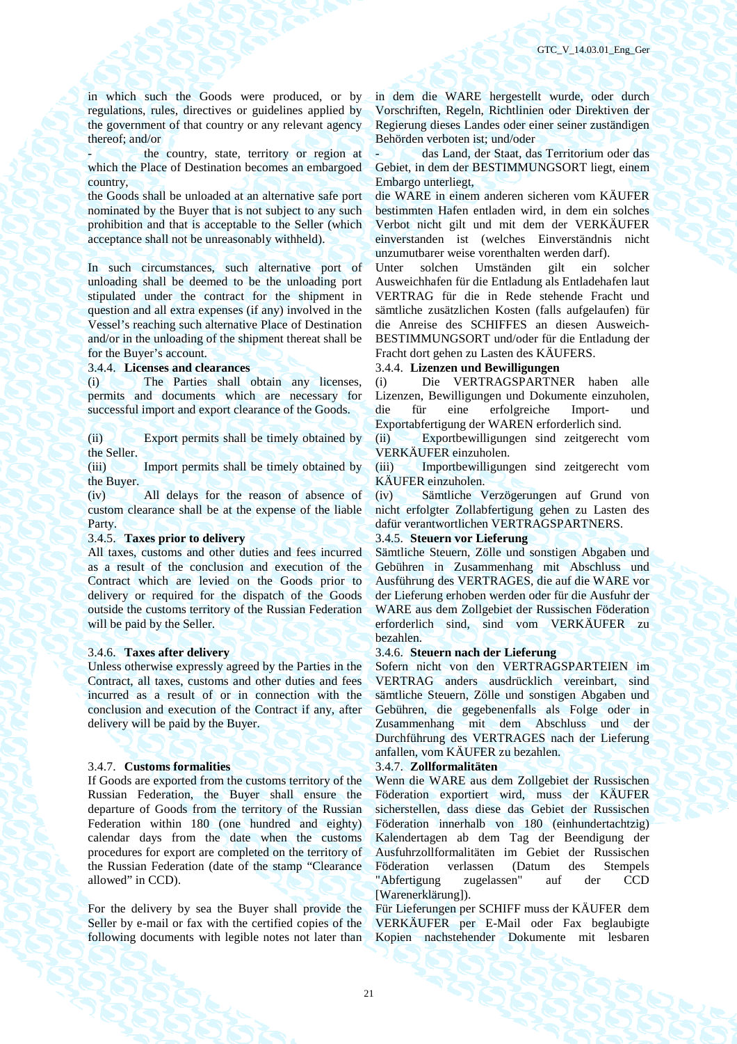in which such the Goods were produced, or by regulations, rules, directives or guidelines applied by the government of that country or any relevant agency thereof; and/or

- the country, state, territory or region at which the Place of Destination becomes an embargoed country,

the Goods shall be unloaded at an alternative safe port nominated by the Buyer that is not subject to any such prohibition and that is acceptable to the Seller (which acceptance shall not be unreasonably withheld).

In such circumstances, such alternative port of unloading shall be deemed to be the unloading port stipulated under the contract for the shipment in question and all extra expenses (if any) involved in the Vessel's reaching such alternative Place of Destination and/or in the unloading of the shipment thereat shall be for the Buyer's account.

in dem die WARE hergestellt wurde, oder durch Vorschriften, Regeln, Richtlinien oder Direktiven der Regierung dieses Landes oder einer seiner zuständigen Behörden verboten ist; und/oder

- das Land, der Staat, das Territorium oder das Gebiet, in dem der BESTIMMUNGSORT liegt, einem Embargo unterliegt,

die WARE in einem anderen sicheren vom KÄUFER bestimmten Hafen entladen wird, in dem ein solches Verbot nicht gilt und mit dem der VERKÄUFER einverstanden ist (welches Einverständnis nicht unzumutbarer weise vorenthalten werden darf).

Unter solchen Umständen gilt ein solcher Ausweichhafen für die Entladung als Entladehafen laut VERTRAG für die in Rede stehende Fracht und sämtliche zusätzlichen Kosten (falls aufgelaufen) für die Anreise des SCHIFFES an diesen Ausweich-BESTIMMUNGSORT und/oder für die Entladung der Fracht dort gehen zu Lasten des KÄUFERS.

3.4.4. **Licenses and clearances**

(i) The Parties shall obtain any licenses, permits and documents which are necessary for successful import and export clearance of the Goods.

(ii) Export permits shall be timely obtained by the Seller.

(iii) Import permits shall be timely obtained by the Buyer.

(iv) All delays for the reason of absence of custom clearance shall be at the expense of the liable Party.

3.4.4. **Lizenzen und Bewilligungen**

(i) Die VERTRAGSPARTNER haben alle Lizenzen, Bewilligungen und Dokumente einzuholen, die für eine erfolgreiche Import- und Exportabfertigung der WAREN erforderlich sind.

(ii) Exportbewilligungen sind zeitgerecht vom VERKÄUFER einzuholen.

(iii) Importbewilligungen sind zeitgerecht vom KÄUFER einzuholen.

(iv) Sämtliche Verzögerungen auf Grund von nicht erfolgter Zollabfertigung gehen zu Lasten des dafür verantwortlichen VERTRAGSPARTNERS.

3.4.5. **Taxes prior to delivery**

All taxes, customs and other duties and fees incurred as a result of the conclusion and execution of the Contract which are levied on the Goods prior to delivery or required for the dispatch of the Goods outside the customs territory of the Russian Federation will be paid by the Seller.

3.4.5. **Steuern vor Lieferung**

Sämtliche Steuern, Zölle und sonstigen Abgaben und Gebühren in Zusammenhang mit Abschluss und Ausführung des VERTRAGES, die auf die WARE vor der Lieferung erhoben werden oder für die Ausfuhr der WARE aus dem Zollgebiet der Russischen Föderation erforderlich sind, sind vom VERKÄUFER zu bezahlen.

3.4.6. **Taxes after delivery**

Unless otherwise expressly agreed by the Parties in the Contract, all taxes, customs and other duties and fees incurred as a result of or in connection with the conclusion and execution of the Contract if any, after delivery will be paid by the Buyer.

3.4.6. **Steuern nach der Lieferung**

Sofern nicht von den VERTRAGSPARTEIEN im VERTRAG anders ausdrücklich vereinbart, sind sämtliche Steuern, Zölle und sonstigen Abgaben und Gebühren, die gegebenenfalls als Folge oder in Zusammenhang mit dem Abschluss und der Durchführung des VERTRAGES nach der Lieferung anfallen, vom KÄUFER zu bezahlen.

3.4.7. **Customs formalities**

If Goods are exported from the customs territory of the Russian Federation, the Buyer shall ensure the departure of Goods from the territory of the Russian Federation within 180 (one hundred and eighty) calendar days from the date when the customs procedures for export are completed on the territory of the Russian Federation (date of the stamp "Clearance allowed" in CCD).

For the delivery by sea the Buyer shall provide the Seller by e-mail or fax with the certified copies of the following documents with legible notes not later than

3.4.7. **Zollformalitäten**

Wenn die WARE aus dem Zollgebiet der Russischen Föderation exportiert wird, muss der KÄUFER sicherstellen, dass diese das Gebiet der Russischen Föderation innerhalb von 180 (einhundertachtzig) Kalendertagen ab dem Tag der Beendigung der Ausfuhrzollformalitäten im Gebiet der Russischen Föderation verlassen (Datum des Stempels "Abfertigung zugelassen" auf der CCD [Warenerklärung]).

Für Lieferungen per SCHIFF muss der KÄUFER dem VERKÄUFER per E-Mail oder Fax beglaubigte Kopien nachstehender Dokumente mit lesbaren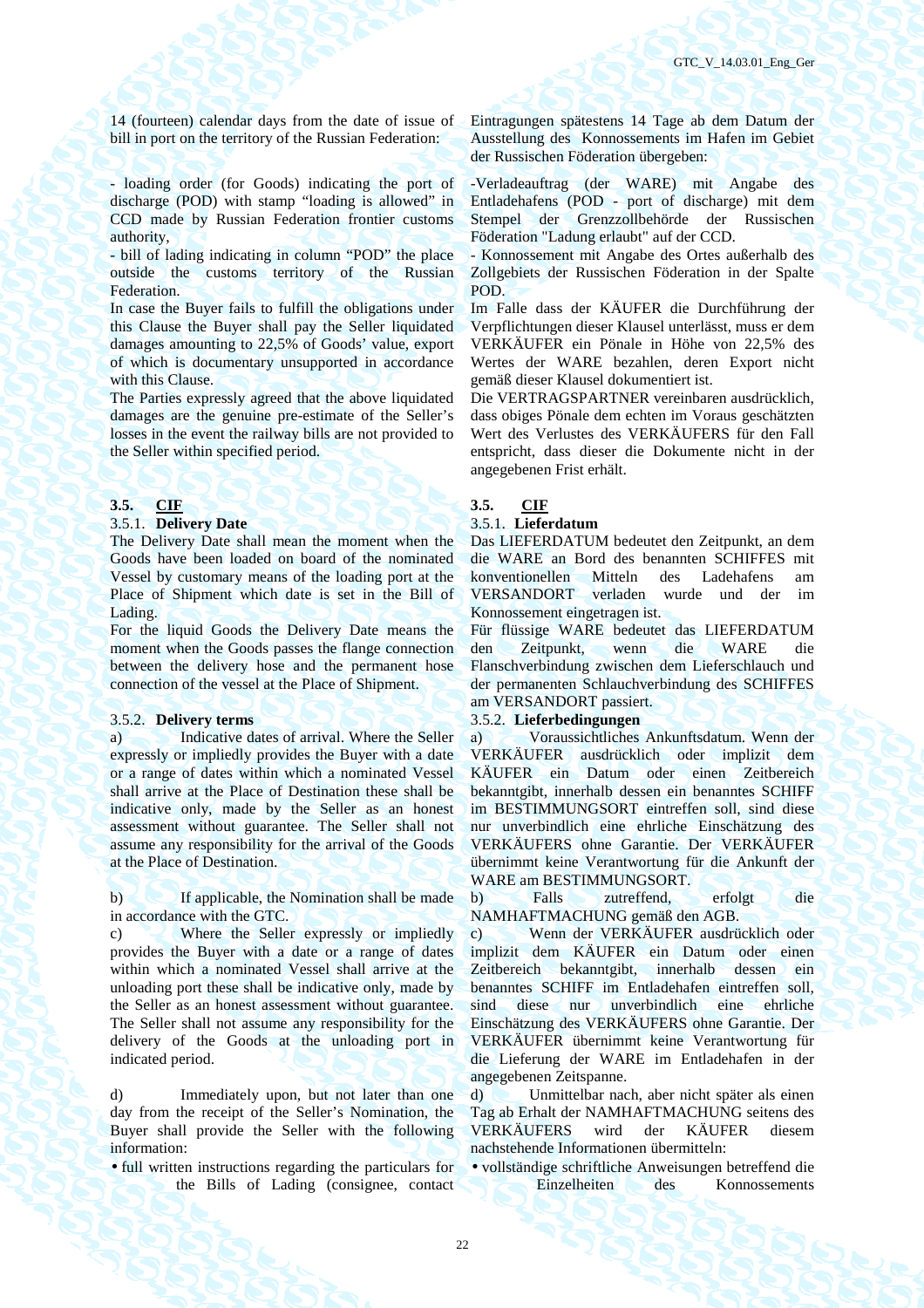14 (fourteen) calendar days from the date of issue of bill in port on the territory of the Russian Federation:

- loading order (for Goods) indicating the port of discharge (POD) with stamp "loading is allowed" in CCD made by Russian Federation frontier customs authority,
- bill of lading indicating in column "POD" the place outside the customs territory of the Russian Federation.

In case the Buyer fails to fulfill the obligations under this Clause the Buyer shall pay the Seller liquidated damages amounting to 22,5% of Goods' value, export of which is documentary unsupported in accordance with this Clause.

The Parties expressly agreed that the above liquidated damages are the genuine pre-estimate of the Seller's losses in the event the railway bills are not provided to the Seller within specified period.

Eintragungen spätestens 14 Tage ab dem Datum der Ausstellung des Konnossements im Hafen im Gebiet der Russischen Föderation übergeben:

-Verladeauftrag (der WARE) mit Angabe des Entladehafens (POD - port of discharge) mit dem Stempel der Grenzzollbehörde der Russischen Föderation "Ladung erlaubt" auf der CCD.
- Konnossement mit Angabe des Ortes außerhalb des Zollgebiets der Russischen Föderation in der Spalte POD.

Im Falle dass der KÄUFER die Durchführung der Verpflichtungen dieser Klausel unterlässt, muss er dem VERKÄUFER ein Pönale in Höhe von 22,5% des Wertes der WARE bezahlen, deren Export nicht gemäß dieser Klausel dokumentiert ist.

Die VERTRAGSPARTNER vereinbaren ausdrücklich, dass obiges Pönale dem echten im Voraus geschätzten Wert des Verlustes des VERKÄUFERS für den Fall entspricht, dass dieser die Dokumente nicht in der angegebenen Frist erhält.

## 3.5. CIF

### 3.5.1. Delivery Date

The Delivery Date shall mean the moment when the Goods have been loaded on board of the nominated Vessel by customary means of the loading port at the Place of Shipment which date is set in the Bill of Lading.

For the liquid Goods the Delivery Date means the moment when the Goods passes the flange connection between the delivery hose and the permanent hose connection of the vessel at the Place of Shipment.

### 3.5.2. Delivery terms

a) Indicative dates of arrival. Where the Seller expressly or impliedly provides the Buyer with a date or a range of dates within which a nominated Vessel shall arrive at the Place of Destination these shall be indicative only, made by the Seller as an honest assessment without guarantee. The Seller shall not assume any responsibility for the arrival of the Goods at the Place of Destination.

b) If applicable, the Nomination shall be made in accordance with the GTC.

c) Where the Seller expressly or impliedly provides the Buyer with a date or a range of dates within which a nominated Vessel shall arrive at the unloading port these shall be indicative only, made by the Seller as an honest assessment without guarantee. The Seller shall not assume any responsibility for the delivery of the Goods at the unloading port in indicated period.

d) Immediately upon, but not later than one day from the receipt of the Seller's Nomination, the Buyer shall provide the Seller with the following information:

- full written instructions regarding the particulars for the Bills of Lading (consignee, contact

## 3.5. CIF

### 3.5.1. Lieferdatum

Das LIEFERDATUM bedeutet den Zeitpunkt, an dem die WARE an Bord des benannten SCHIFFES mit konventionellen Mitteln des Ladehafens am VERSANDORT verladen wurde und der im Konnossement eingetragen ist.

Für flüssige WARE bedeutet das LIEFERDATUM den Zeitpunkt, wenn die WARE die Flanschverbindung zwischen dem Lieferschlauch und der permanenten Schlauchverbindung des SCHIFFES am VERSANDORT passiert.

### 3.5.2. Lieferbedingungen

a) Voraussichtliches Ankunftsdatum. Wenn der VERKÄUFER ausdrücklich oder implizit dem KÄUFER ein Datum oder einen Zeitbereich bekanntgibt, innerhalb dessen ein benanntes SCHIFF im BESTIMMUNGSORT eintreffen soll, sind diese nur unverbindlich eine ehrliche Einschätzung des VERKÄUFERS ohne Garantie. Der VERKÄUFER übernimmt keine Verantwortung für die Ankunft der WARE am BESTIMMUNGSORT.

b) Falls zutreffend, erfolgt die NAMHAFTMACHUNG gemäß den AGB.

c) Wenn der VERKÄUFER ausdrücklich oder implizit dem KÄUFER ein Datum oder einen Zeitbereich bekanntgibt, innerhalb dessen ein benanntes SCHIFF im Entladehafen eintreffen soll, sind diese nur unverbindlich eine ehrliche Einschätzung des VERKÄUFERS ohne Garantie. Der VERKÄUFER übernimmt keine Verantwortung für die Lieferung der WARE im Entladehafen in der angegebenen Zeitspanne.

d) Unmittelbar nach, aber nicht später als einen Tag ab Erhalt der NAMHAFTMACHUNG seitens des VERKÄUFERS wird der KÄUFER diesem nachstehende Informationen übermitteln:

- vollständige schriftliche Anweisungen betreffend die Einzelheiten des Konnossements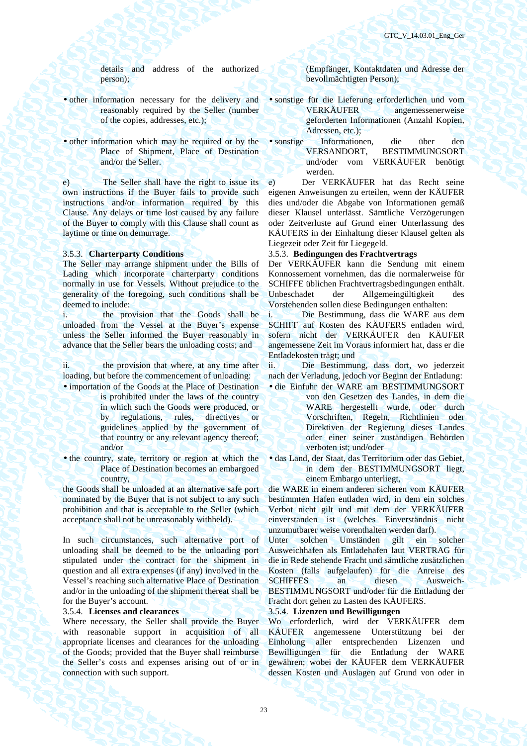details and address of the authorized person);

(Empfänger, Kontaktdaten und Adresse der bevollmächtigten Person);

- other information necessary for the delivery and reasonably required by the Seller (number of the copies, addresses, etc.);
- other information which may be required or by the Place of Shipment, Place of Destination and/or the Seller.

- sonstige für die Lieferung erforderlichen und vom VERKÄUFER angemessenerweise geforderten Informationen (Anzahl Kopien, Adressen, etc.);
- sonstige Informationen, die über den VERSANDORT, BESTIMMUNGSORT und/oder vom VERKÄUFER benötigt werden.

e) The Seller shall have the right to issue its own instructions if the Buyer fails to provide such instructions and/or information required by this Clause. Any delays or time lost caused by any failure of the Buyer to comply with this Clause shall count as laytime or time on demurrage.

e) Der VERKÄUFER hat das Recht seine eigenen Anweisungen zu erteilen, wenn der KÄUFER dies und/oder die Abgabe von Informationen gemäß dieser Klausel unterlässt. Sämtliche Verzögerungen oder Zeitverluste auf Grund einer Unterlassung des KÄUFERS in der Einhaltung dieser Klausel gelten als Liegezeit oder Zeit für Liegegeld.

### 3.5.3. Charterparty Conditions

The Seller may arrange shipment under the Bills of Lading which incorporate charterparty conditions normally in use for Vessels. Without prejudice to the generality of the foregoing, such conditions shall be deemed to include:

i. the provision that the Goods shall be unloaded from the Vessel at the Buyer's expense unless the Seller informed the Buyer reasonably in advance that the Seller bears the unloading costs; and

ii. the provision that where, at any time after loading, but before the commencement of unloading:

- importation of the Goods at the Place of Destination is prohibited under the laws of the country in which such the Goods were produced, or by regulations, rules, directives or guidelines applied by the government of that country or any relevant agency thereof; and/or
- the country, state, territory or region at which the Place of Destination becomes an embargoed country,

the Goods shall be unloaded at an alternative safe port nominated by the Buyer that is not subject to any such prohibition and that is acceptable to the Seller (which acceptance shall not be unreasonably withheld).

In such circumstances, such alternative port of unloading shall be deemed to be the unloading port stipulated under the contract for the shipment in question and all extra expenses (if any) involved in the Vessel's reaching such alternative Place of Destination and/or in the unloading of the shipment thereat shall be for the Buyer's account.

### 3.5.3. Bedingungen des Frachtvertrags

Der VERKÄUFER kann die Sendung mit einem Konnossement vornehmen, das die normalerweise für SCHIFFE üblichen Frachtvertragsbedingungen enthält. Unbeschadet der Allgemeingültigkeit des Vorstehenden sollen diese Bedingungen enthalten:

i. Die Bestimmung, dass die WARE aus dem SCHIFF auf Kosten des KÄUFERS entladen wird, sofern nicht der VERKÄUFER den KÄUFER angemessene Zeit im Voraus informiert hat, dass er die Entladekosten trägt; und

ii. Die Bestimmung, dass dort, wo jederzeit nach der Verladung, jedoch vor Beginn der Entladung:

- die Einfuhr der WARE am BESTIMMUNGSORT von den Gesetzen des Landes, in dem die WARE hergestellt wurde, oder durch Vorschriften, Regeln, Richtlinien oder Direktiven der Regierung dieses Landes oder einer seiner zuständigen Behörden verboten ist; und/oder
- das Land, der Staat, das Territorium oder das Gebiet, in dem der BESTIMMUNGSORT liegt, einem Embargo unterliegt,

die WARE in einem anderen sicheren vom KÄUFER bestimmten Hafen entladen wird, in dem ein solches Verbot nicht gilt und mit dem der VERKÄUFER einverstanden ist (welches Einverständnis nicht unzumutbarer weise vorenthalten werden darf).

Unter solchen Umständen gilt ein solcher Ausweichhafen als Entladehafen laut VERTRAG für die in Rede stehende Fracht und sämtliche zusätzlichen Kosten (falls aufgelaufen) für die Anreise des SCHIFFES an diesen Ausweich-BESTIMMUNGSORT und/oder für die Entladung der Fracht dort gehen zu Lasten des KÄUFERS.

### 3.5.4. Licenses and clearances

Where necessary, the Seller shall provide the Buyer with reasonable support in acquisition of all appropriate licenses and clearances for the unloading of the Goods; provided that the Buyer shall reimburse the Seller's costs and expenses arising out of or in connection with such support.

### 3.5.4. Lizenzen und Bewilligungen

Wo erforderlich, wird der VERKÄUFER dem KÄUFER angemessene Unterstützung bei der Einholung aller entsprechenden Lizenzen und Bewilligungen für die Entladung der WARE gewähren; wobei der KÄUFER dem VERKÄUFER dessen Kosten und Auslagen auf Grund von oder in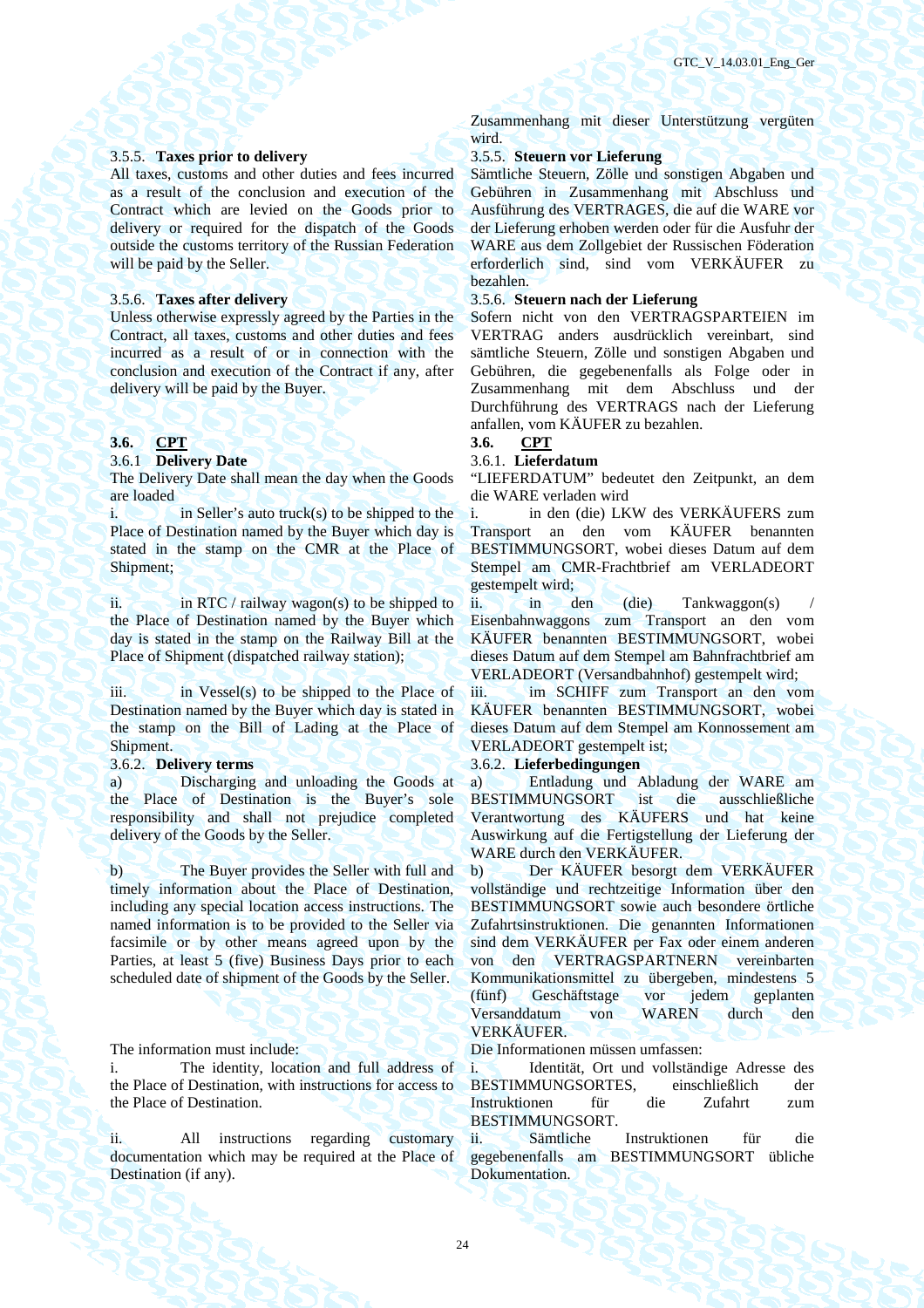Zusammenhang mit dieser Unterstützung vergüten wird.

3.5.5. **Taxes prior to delivery**

All taxes, customs and other duties and fees incurred as a result of the conclusion and execution of the Contract which are levied on the Goods prior to delivery or required for the dispatch of the Goods outside the customs territory of the Russian Federation will be paid by the Seller.

3.5.5. **Steuern vor Lieferung**

Sämtliche Steuern, Zölle und sonstigen Abgaben und Gebühren in Zusammenhang mit Abschluss und Ausführung des VERTRAGES, die auf die WARE vor der Lieferung erhoben werden oder für die Ausfuhr der WARE aus dem Zollgebiet der Russischen Föderation erforderlich sind, sind vom VERKÄUFER zu bezahlen.

3.5.6. **Taxes after delivery**

Unless otherwise expressly agreed by the Parties in the Contract, all taxes, customs and other duties and fees incurred as a result of or in connection with the conclusion and execution of the Contract if any, after delivery will be paid by the Buyer.

3.5.6. **Steuern nach der Lieferung**

Sofern nicht von den VERTRAGSPARTEIEN im VERTRAG anders ausdrücklich vereinbart, sind sämtliche Steuern, Zölle und sonstigen Abgaben und Gebühren, die gegebenenfalls als Folge oder in Zusammenhang mit dem Abschluss und der Durchführung des VERTRAGS nach der Lieferung anfallen, vom KÄUFER zu bezahlen.

**3.6. CPT**

3.6.1 **Delivery Date**

The Delivery Date shall mean the day when the Goods are loaded

i. in Seller's auto truck(s) to be shipped to the Place of Destination named by the Buyer which day is stated in the stamp on the CMR at the Place of Shipment;

ii. in RTC / railway wagon(s) to be shipped to the Place of Destination named by the Buyer which day is stated in the stamp on the Railway Bill at the Place of Shipment (dispatched railway station);

iii. in Vessel(s) to be shipped to the Place of Destination named by the Buyer which day is stated in the stamp on the Bill of Lading at the Place of Shipment.

**3.6. CPT**

3.6.1. **Lieferdatum**

"LIEFERDATUM" bedeutet den Zeitpunkt, an dem die WARE verladen wird

i. in den (die) LKW des VERKÄUFERS zum Transport an den vom KÄUFER benannten BESTIMMUNGSORT, wobei dieses Datum auf dem Stempel am CMR-Frachtbrief am VERLADEORT gestempelt wird;

ii. in den (die) Tankwaggon(s) / Eisenbahnwaggons zum Transport an den vom KÄUFER benannten BESTIMMUNGSORT, wobei dieses Datum auf dem Stempel am Bahnfrachtbrief am VERLADEORT (Versandbahnhof) gestempelt wird;

iii. im SCHIFF zum Transport an den vom KÄUFER benannten BESTIMMUNGSORT, wobei dieses Datum auf dem Stempel am Konnossement am VERLADEORT gestempelt ist;

3.6.2. **Delivery terms**

a) Discharging and unloading the Goods at the Place of Destination is the Buyer's sole responsibility and shall not prejudice completed delivery of the Goods by the Seller.

b) The Buyer provides the Seller with full and timely information about the Place of Destination, including any special location access instructions. The named information is to be provided to the Seller via facsimile or by other means agreed upon by the Parties, at least 5 (five) Business Days prior to each scheduled date of shipment of the Goods by the Seller.

The information must include:

i. The identity, location and full address of the Place of Destination, with instructions for access to the Place of Destination.

ii. All instructions regarding customary documentation which may be required at the Place of Destination (if any).

3.6.2. **Lieferbedingungen**

a) Entladung und Abladung der WARE am BESTIMMUNGSORT ist die ausschließliche Verantwortung des KÄUFERS und hat keine Auswirkung auf die Fertigstellung der Lieferung der WARE durch den VERKÄUFER.

b) Der KÄUFER besorgt dem VERKÄUFER vollständige und rechtzeitige Information über den BESTIMMUNGSORT sowie auch besondere örtliche Zufahrtsinstruktionen. Die genannten Informationen sind dem VERKÄUFER per Fax oder einem anderen von den VERTRAGSPARTNERN vereinbarten Kommunikationsmittel zu übergeben, mindestens 5 (fünf) Geschäftstage vor jedem geplanten Versanddatum von WAREN durch den VERKÄUFER.

Die Informationen müssen umfassen:

i. Identität, Ort und vollständige Adresse des BESTIMMUNGSORTES, einschließlich der Instruktionen für die Zufahrt zum BESTIMMUNGSORT.

ii. Sämtliche Instruktionen für die gegebenenfalls am BESTIMMUNGSORT übliche Dokumentation.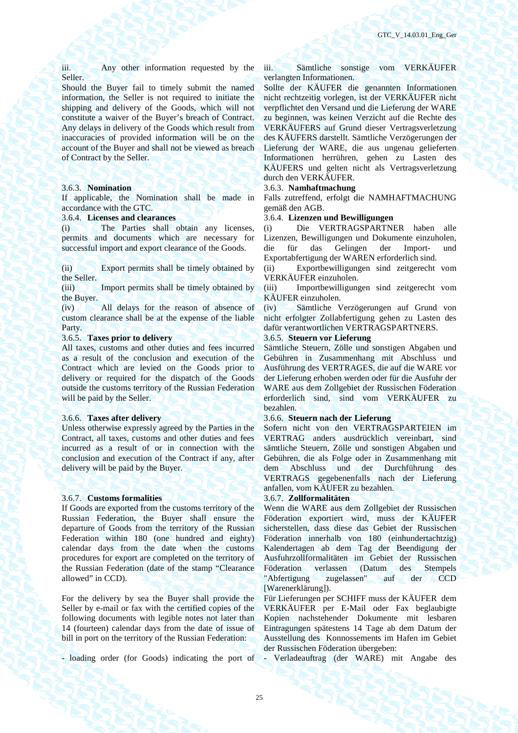iii. Any other information requested by the Seller.

iii. Sämtliche sonstige vom VERKÄUFER verlangten Informationen.

Should the Buyer fail to timely submit the named information, the Seller is not required to initiate the shipping and delivery of the Goods, which will not constitute a waiver of the Buyer's breach of Contract. Any delays in delivery of the Goods which result from inaccuracies of provided information will be on the account of the Buyer and shall not be viewed as breach of Contract by the Seller.

Sollte der KÄUFER die genannten Informationen nicht rechtzeitig vorlegen, ist der VERKÄUFER nicht verpflichtet den Versand und die Lieferung der WARE zu beginnen, was keinen Verzicht auf die Rechte des VERKÄUFERS auf Grund dieser Vertragsverletzung des KÄUFERS darstellt. Sämtliche Verzögerungen der Lieferung der WARE, die aus ungenau gelieferten Informationen herrühren, gehen zu Lasten des KÄUFERS und gelten nicht als Vertragsverletzung durch den VERKÄUFER.

3.6.3. **Nomination**

If applicable, the Nomination shall be made in accordance with the GTC.

3.6.3. **Namhaftmachung**

Falls zutreffend, erfolgt die NAMHAFTMACHUNG gemäß den AGB.

3.6.4. **Licenses and clearances**

(i) The Parties shall obtain any licenses, permits and documents which are necessary for successful import and export clearance of the Goods.

(ii) Export permits shall be timely obtained by the Seller.

(iii) Import permits shall be timely obtained by the Buyer.

(iv) All delays for the reason of absence of custom clearance shall be at the expense of the liable Party.

3.6.4. **Lizenzen und Bewilligungen**

(i) Die VERTRAGSPARTNER haben alle Lizenzen, Bewilligungen und Dokumente einzuholen, die für das Gelingen der Import- und Exportabfertigung der WAREN erforderlich sind.

(ii) Exportbewilligungen sind zeitgerecht vom VERKÄUFER einzuholen.

(iii) Importbewilligungen sind zeitgerecht vom KÄUFER einzuholen.

(iv) Sämtliche Verzögerungen auf Grund von nicht erfolgter Zollabfertigung gehen zu Lasten des dafür verantwortlichen VERTRAGSPARTNERS.

3.6.5. **Taxes prior to delivery**

All taxes, customs and other duties and fees incurred as a result of the conclusion and execution of the Contract which are levied on the Goods prior to delivery or required for the dispatch of the Goods outside the customs territory of the Russian Federation will be paid by the Seller.

3.6.5. **Steuern vor Lieferung**

Sämtliche Steuern, Zölle und sonstigen Abgaben und Gebühren in Zusammenhang mit Abschluss und Ausführung des VERTRAGES, die auf die WARE vor der Lieferung erhoben werden oder für die Ausfuhr der WARE aus dem Zollgebiet der Russischen Föderation erforderlich sind, sind vom VERKÄUFER zu bezahlen.

3.6.6. **Taxes after delivery**

Unless otherwise expressly agreed by the Parties in the Contract, all taxes, customs and other duties and fees incurred as a result of or in connection with the conclusion and execution of the Contract if any, after delivery will be paid by the Buyer.

3.6.6. **Steuern nach der Lieferung**

Sofern nicht von den VERTRAGSPARTEIEN im VERTRAG anders ausdrücklich vereinbart, sind sämtliche Steuern, Zölle und sonstigen Abgaben und Gebühren, die als Folge oder in Zusammenhang mit dem Abschluss und der Durchführung des VERTRAGS gegebenenfalls nach der Lieferung anfallen, vom KÄUFER zu bezahlen.

3.6.7. **Customs formalities**

If Goods are exported from the customs territory of the Russian Federation, the Buyer shall ensure the departure of Goods from the territory of the Russian Federation within 180 (one hundred and eighty) calendar days from the date when the customs procedures for export are completed on the territory of the Russian Federation (date of the stamp "Clearance allowed" in CCD).

3.6.7. **Zollformalitäten**

Wenn die WARE aus dem Zollgebiet der Russischen Föderation exportiert wird, muss der KÄUFER sicherstellen, dass diese das Gebiet der Russischen Föderation innerhalb von 180 (einhundertachtzig) Kalendertagen ab dem Tag der Beendigung der Ausfuhrzollformalitäten im Gebiet der Russischen Föderation verlassen (Datum des Stempels "Abfertigung zugelassen" auf der CCD [Warenerklärung]).

For the delivery by sea the Buyer shall provide the Seller by e-mail or fax with the certified copies of the following documents with legible notes not later than 14 (fourteen) calendar days from the date of issue of bill in port on the territory of the Russian Federation:

Für Lieferungen per SCHIFF muss der KÄUFER dem VERKÄUFER per E-Mail oder Fax beglaubigte Kopien nachstehender Dokumente mit lesbaren Eintragungen spätestens 14 Tage ab dem Datum der Ausstellung des Konnossements im Hafen im Gebiet der Russischen Föderation übergeben:

- loading order (for Goods) indicating the port of

- Verladeauftrag (der WARE) mit Angabe des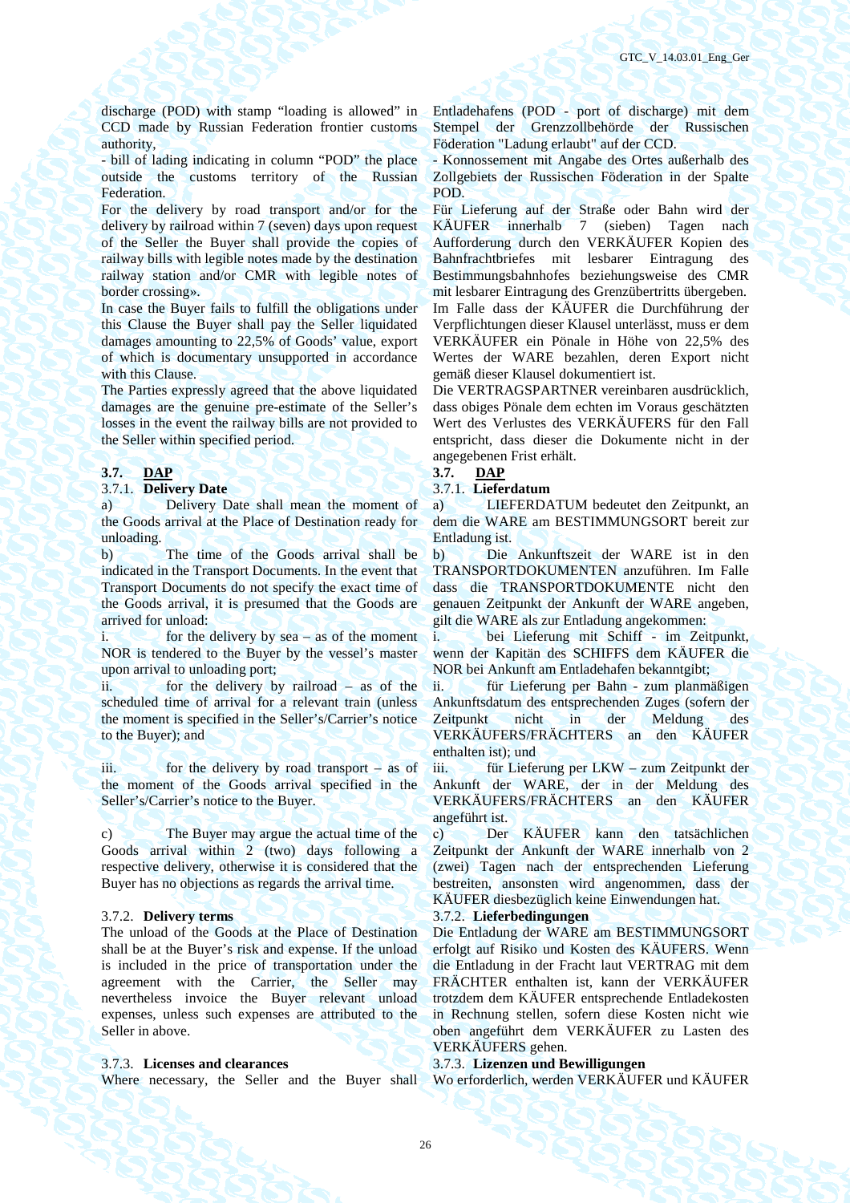discharge (POD) with stamp "loading is allowed" in CCD made by Russian Federation frontier customs authority,

- bill of lading indicating in column "POD" the place outside the customs territory of the Russian Federation.

For the delivery by road transport and/or for the delivery by railroad within 7 (seven) days upon request of the Seller the Buyer shall provide the copies of railway bills with legible notes made by the destination railway station and/or CMR with legible notes of border crossing».

In case the Buyer fails to fulfill the obligations under this Clause the Buyer shall pay the Seller liquidated damages amounting to 22,5% of Goods' value, export of which is documentary unsupported in accordance with this Clause.

The Parties expressly agreed that the above liquidated damages are the genuine pre-estimate of the Seller's losses in the event the railway bills are not provided to the Seller within specified period.

Entladehafens (POD - port of discharge) mit dem Stempel der Grenzzollbehörde der Russischen Föderation "Ladung erlaubt" auf der CCD.

- Konnossement mit Angabe des Ortes außerhalb des Zollgebiets der Russischen Föderation in der Spalte POD.

Für Lieferung auf der Straße oder Bahn wird der KÄUFER innerhalb 7 (sieben) Tagen nach Aufforderung durch den VERKÄUFER Kopien des Bahnfrachtbriefes mit lesbarer Eintragung des Bestimmungsbahnhofes beziehungsweise des CMR mit lesbarer Eintragung des Grenzübertritts übergeben.

Im Falle dass der KÄUFER die Durchführung der Verpflichtungen dieser Klausel unterlässt, muss er dem VERKÄUFER ein Pönale in Höhe von 22,5% des Wertes der WARE bezahlen, deren Export nicht gemäß dieser Klausel dokumentiert ist.

Die VERTRAGSPARTNER vereinbaren ausdrücklich, dass obiges Pönale dem echten im Voraus geschätzten Wert des Verlustes des VERKÄUFERS für den Fall entspricht, dass dieser die Dokumente nicht in der angegebenen Frist erhält.

### 3.7. DAP

#### 3.7.1. Delivery Date

a) Delivery Date shall mean the moment of the Goods arrival at the Place of Destination ready for unloading.

b) The time of the Goods arrival shall be indicated in the Transport Documents. In the event that Transport Documents do not specify the exact time of the Goods arrival, it is presumed that the Goods are arrived for unload:

i. for the delivery by sea – as of the moment NOR is tendered to the Buyer by the vessel's master upon arrival to unloading port;

ii. for the delivery by railroad – as of the scheduled time of arrival for a relevant train (unless the moment is specified in the Seller's/Carrier's notice to the Buyer); and

iii. for the delivery by road transport – as of the moment of the Goods arrival specified in the Seller's/Carrier's notice to the Buyer.

c) The Buyer may argue the actual time of the Goods arrival within 2 (two) days following a respective delivery, otherwise it is considered that the Buyer has no objections as regards the arrival time.

#### 3.7.2. Delivery terms

The unload of the Goods at the Place of Destination shall be at the Buyer's risk and expense. If the unload is included in the price of transportation under the agreement with the Carrier, the Seller may nevertheless invoice the Buyer relevant unload expenses, unless such expenses are attributed to the Seller in above.

#### 3.7.3. Licenses and clearances

Where necessary, the Seller and the Buyer shall

### 3.7. DAP

#### 3.7.1. Lieferdatum

a) LIEFERDATUM bedeutet den Zeitpunkt, an dem die WARE am BESTIMMUNGSORT bereit zur Entladung ist.

b) Die Ankunftszeit der WARE ist in den TRANSPORTDOKUMENTEN anzuführen. Im Falle dass die TRANSPORTDOKUMENTE nicht den genauen Zeitpunkt der Ankunft der WARE angeben, gilt die WARE als zur Entladung angekommen:

i. bei Lieferung mit Schiff - im Zeitpunkt, wenn der Kapitän des SCHIFFS dem KÄUFER die NOR bei Ankunft am Entladehafen bekanntgibt;

ii. für Lieferung per Bahn - zum planmäßigen Ankunftsdatum des entsprechenden Zuges (sofern der Zeitpunkt nicht in der Meldung des VERKÄUFERS/FRÄCHTERS an den KÄUFER enthalten ist); und

iii. für Lieferung per LKW – zum Zeitpunkt der Ankunft der WARE, der in der Meldung des VERKÄUFERS/FRÄCHTERS an den KÄUFER angeführt ist.

c) Der KÄUFER kann den tatsächlichen Zeitpunkt der Ankunft der WARE innerhalb von 2 (zwei) Tagen nach der entsprechenden Lieferung bestreiten, ansonsten wird angenommen, dass der KÄUFER diesbezüglich keine Einwendungen hat.

#### 3.7.2. Lieferbedingungen

Die Entladung der WARE am BESTIMMUNGSORT erfolgt auf Risiko und Kosten des KÄUFERS. Wenn die Entladung in der Fracht laut VERTRAG mit dem FRÄCHTER enthalten ist, kann der VERKÄUFER trotzdem dem KÄUFER entsprechende Entladekosten in Rechnung stellen, sofern diese Kosten nicht wie oben angeführt dem VERKÄUFER zu Lasten des VERKÄUFERS gehen.

#### 3.7.3. Lizenzen und Bewilligungen

Wo erforderlich, werden VERKÄUFER und KÄUFER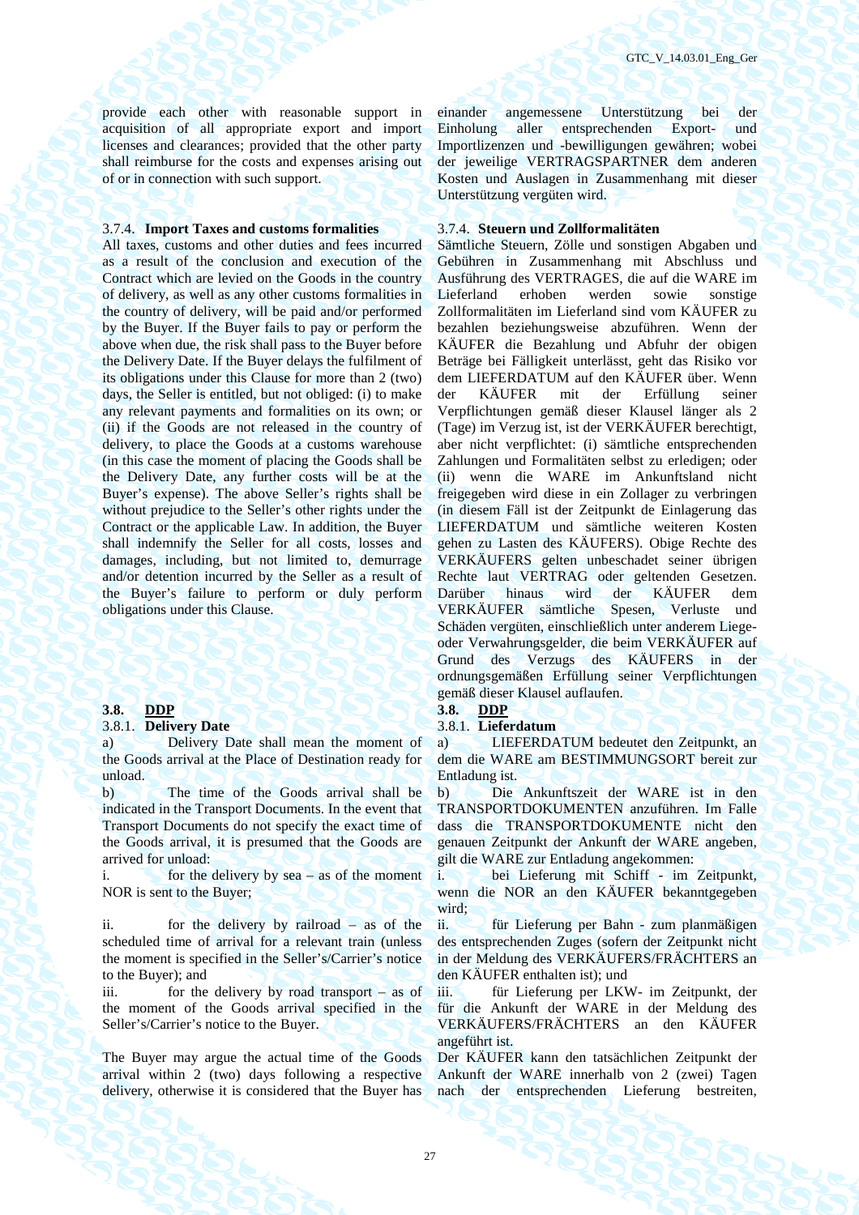provide each other with reasonable support in acquisition of all appropriate export and import licenses and clearances; provided that the other party shall reimburse for the costs and expenses arising out of or in connection with such support.

einander angemessene Unterstützung bei der Einholung aller entsprechenden Export- und Importlizenzen und -bewilligungen gewähren; wobei der jeweilige VERTRAGSPARTNER dem anderen Kosten und Auslagen in Zusammenhang mit dieser Unterstützung vergüten wird.

3.7.4. **Import Taxes and customs formalities**

All taxes, customs and other duties and fees incurred as a result of the conclusion and execution of the Contract which are levied on the Goods in the country of delivery, as well as any other customs formalities in the country of delivery, will be paid and/or performed by the Buyer. If the Buyer fails to pay or perform the above when due, the risk shall pass to the Buyer before the Delivery Date. If the Buyer delays the fulfilment of its obligations under this Clause for more than 2 (two) days, the Seller is entitled, but not obliged: (i) to make any relevant payments and formalities on its own; or (ii) if the Goods are not released in the country of delivery, to place the Goods at a customs warehouse (in this case the moment of placing the Goods shall be the Delivery Date, any further costs will be at the Buyer's expense). The above Seller's rights shall be without prejudice to the Seller's other rights under the Contract or the applicable Law. In addition, the Buyer shall indemnify the Seller for all costs, losses and damages, including, but not limited to, demurrage and/or detention incurred by the Seller as a result of the Buyer's failure to perform or duly perform obligations under this Clause.

3.7.4. **Steuern und Zollformalitäten**

Sämtliche Steuern, Zölle und sonstigen Abgaben und Gebühren in Zusammenhang mit Abschluss und Ausführung des VERTRAGES, die auf die WARE im Lieferland erhoben werden sowie sonstige Zollformalitäten im Lieferland sind vom KÄUFER zu bezahlen beziehungsweise abzuführen. Wenn der KÄUFER die Bezahlung und Abfuhr der obigen Beträge bei Fälligkeit unterlässt, geht das Risiko vor dem LIEFERDATUM auf den KÄUFER über. Wenn der KÄUFER mit der Erfüllung seiner Verpflichtungen gemäß dieser Klausel länger als 2 (Tage) im Verzug ist, ist der VERKÄUFER berechtigt, aber nicht verpflichtet: (i) sämtliche entsprechenden Zahlungen und Formalitäten selbst zu erledigen; oder (ii) wenn die WARE im Ankunftsland nicht freigegeben wird diese in ein Zollager zu verbringen (in diesem Fäll ist der Zeitpunkt de Einlagerung das LIEFERDATUM und sämtliche weiteren Kosten gehen zu Lasten des KÄUFERS). Obige Rechte des VERKÄUFERS gelten unbeschadet seiner übrigen Rechte laut VERTRAG oder geltenden Gesetzen. Darüber hinaus wird der KÄUFER dem VERKÄUFER sämtliche Spesen, Verluste und Schäden vergüten, einschließlich unter anderem Liege- oder Verwahrungsgelder, die beim VERKÄUFER auf Grund des Verzugs des KÄUFERS in der ordnungsgemäßen Erfüllung seiner Verpflichtungen gemäß dieser Klausel auflaufen.

**3.8. DDP**

3.8.1. **Delivery Date**

a) Delivery Date shall mean the moment of the Goods arrival at the Place of Destination ready for unload.

b) The time of the Goods arrival shall be indicated in the Transport Documents. In the event that Transport Documents do not specify the exact time of the Goods arrival, it is presumed that the Goods are arrived for unload:

i. for the delivery by sea – as of the moment NOR is sent to the Buyer;

ii. for the delivery by railroad – as of the scheduled time of arrival for a relevant train (unless the moment is specified in the Seller's/Carrier's notice to the Buyer); and

iii. for the delivery by road transport – as of the moment of the Goods arrival specified in the Seller's/Carrier's notice to the Buyer.

The Buyer may argue the actual time of the Goods arrival within 2 (two) days following a respective delivery, otherwise it is considered that the Buyer has

**3.8. DDP**

3.8.1. **Lieferdatum**

a) LIEFERDATUM bedeutet den Zeitpunkt, an dem die WARE am BESTIMMUNGSORT bereit zur Entladung ist.

b) Die Ankunftszeit der WARE ist in den TRANSPORTDOKUMENTEN anzuführen. Im Falle dass die TRANSPORTDOKUMENTE nicht den genauen Zeitpunkt der Ankunft der WARE angeben, gilt die WARE zur Entladung angekommen:

i. bei Lieferung mit Schiff - im Zeitpunkt, wenn die NOR an den KÄUFER bekanntgegeben wird;

ii. für Lieferung per Bahn - zum planmäßigen des entsprechenden Zuges (sofern der Zeitpunkt nicht in der Meldung des VERKÄUFERS/FRÄCHTERS an den KÄUFER enthalten ist); und

iii. für Lieferung per LKW- im Zeitpunkt, der für die Ankunft der WARE in der Meldung des VERKÄUFERS/FRÄCHTERS an den KÄUFER angeführt ist.

Der KÄUFER kann den tatsächlichen Zeitpunkt der Ankunft der WARE innerhalb von 2 (zwei) Tagen nach der entsprechenden Lieferung bestreiten,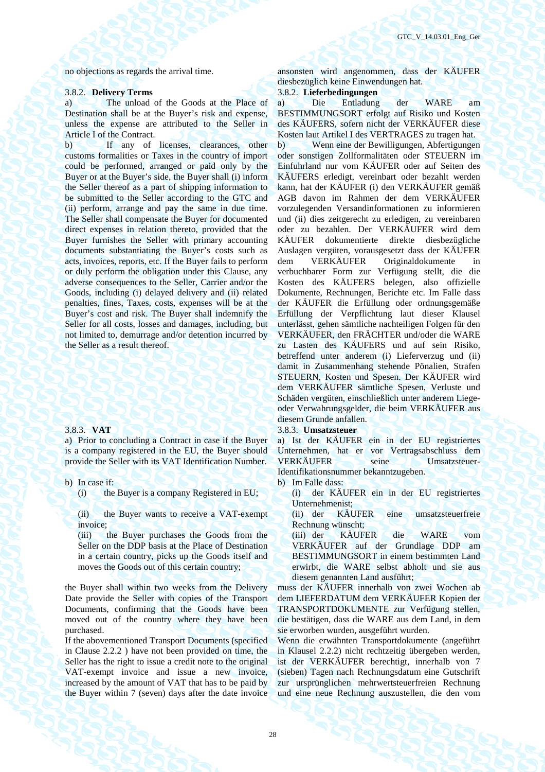no objections as regards the arrival time.

ansonsten wird angenommen, dass der KÄUFER diesbezüglich keine Einwendungen hat.

3.8.2. **Delivery Terms**

a) The unload of the Goods at the Place of Destination shall be at the Buyer's risk and expense, unless the expense are attributed to the Seller in Article I of the Contract.

b) If any of licenses, clearances, other customs formalities or Taxes in the country of import could be performed, arranged or paid only by the Buyer or at the Buyer's side, the Buyer shall (i) inform the Seller thereof as a part of shipping information to be submitted to the Seller according to the GTC and (ii) perform, arrange and pay the same in due time. The Seller shall compensate the Buyer for documented direct expenses in relation thereto, provided that the Buyer furnishes the Seller with primary accounting documents substantiating the Buyer's costs such as acts, invoices, reports, etc. If the Buyer fails to perform or duly perform the obligation under this Clause, any adverse consequences to the Seller, Carrier and/or the Goods, including (i) delayed delivery and (ii) related penalties, fines, Taxes, costs, expenses will be at the Buyer's cost and risk. The Buyer shall indemnify the Seller for all costs, losses and damages, including, but not limited to, demurrage and/or detention incurred by the Seller as a result thereof.

3.8.2. **Lieferbedingungen**

a) Die Entladung der WARE am BESTIMMUNGSORT erfolgt auf Risiko und Kosten des KÄUFERS, sofern nicht der VERKÄUFER diese Kosten laut Artikel I des VERTRAGES zu tragen hat.

b) Wenn eine der Bewilligungen, Abfertigungen oder sonstigen Zollformalitäten oder STEUERN im Einfuhrland nur vom KÄUFER oder auf Seiten des KÄUFERS erledigt, vereinbart oder bezahlt werden kann, hat der KÄUFER (i) den VERKÄUFER gemäß AGB davon im Rahmen der dem VERKÄUFER vorzulegenden Versandinformationen zu informieren und (ii) dies zeitgerecht zu erledigen, zu vereinbaren oder zu bezahlen. Der VERKÄUFER wird dem KÄUFER dokumentierte direkte diesbezügliche Auslagen vergüten, vorausgesetzt dass der KÄUFER dem VERKÄUFER Originaldokumente in verbuchbarer Form zur Verfügung stellt, die die Kosten des KÄUFERS belegen, also offizielle Dokumente, Rechnungen, Berichte etc. Im Falle dass der KÄUFER die Erfüllung oder ordnungsgemäße Erfüllung der Verpflichtung laut dieser Klausel unterlässt, gehen sämtliche nachteiligen Folgen für den VERKÄUFER, den FRÄCHTER und/oder die WARE zu Lasten des KÄUFERS und auf sein Risiko, betreffend unter anderem (i) Lieferverzug und (ii) damit in Zusammenhang stehende Pönalien, Strafen STEUERN, Kosten und Spesen. Der KÄUFER wird dem VERKÄUFER sämtliche Spesen, Verluste und Schäden vergüten, einschließlich unter anderem Liege- oder Verwahrungsgelder, die beim VERKÄUFER aus diesem Grunde anfallen.

3.8.3. **VAT**

a) Prior to concluding a Contract in case if the Buyer is a company registered in the EU, the Buyer should provide the Seller with its VAT Identification Number.

b) In case if:

(i) the Buyer is a company Registered in EU;

(ii) the Buyer wants to receive a VAT-exempt invoice;

(iii) the Buyer purchases the Goods from the Seller on the DDP basis at the Place of Destination in a certain country, picks up the Goods itself and moves the Goods out of this certain country;

the Buyer shall within two weeks from the Delivery Date provide the Seller with copies of the Transport Documents, confirming that the Goods have been moved out of the country where they have been purchased.

If the abovementioned Transport Documents (specified in Clause 2.2.2 ) have not been provided on time, the Seller has the right to issue a credit note to the original VAT-exempt invoice and issue a new invoice, increased by the amount of VAT that has to be paid by the Buyer within 7 (seven) days after the date invoice

3.8.3. **Umsatzsteuer**

a) Ist der KÄUFER ein in der EU registriertes Unternehmen, hat er vor Vertragsabschluss dem VERKÄUFER seine Umsatzsteuer-Identifikationsnummer bekanntzugeben.

b) Im Falle dass:

(i) der KÄUFER ein in der EU registriertes Unternehmenist;

(ii) der KÄUFER eine umsatzsteuerfreie Rechnung wünscht;

(iii) der KÄUFER die WARE vom VERKÄUFER auf der Grundlage DDP am BESTIMMUNGSORT in einem bestimmten Land erwirbt, die WARE selbst abholt und sie aus diesem genannten Land ausführt;

muss der KÄUFER innerhalb von zwei Wochen ab dem LIEFERDATUM dem VERKÄUFER Kopien der TRANSPORTDOKUMENTE zur Verfügung stellen, die bestätigen, dass die WARE aus dem Land, in dem sie erworben wurden, ausgeführt wurden.

Wenn die erwähnten Transportdokumente (angeführt in Klausel 2.2.2) nicht rechtzeitig übergeben werden, ist der VERKÄUFER berechtigt, innerhalb von 7 (sieben) Tagen nach Rechnungsdatum eine Gutschrift zur ursprünglichen mehrwertsteuerfreien Rechnung und eine neue Rechnung auszustellen, die den vom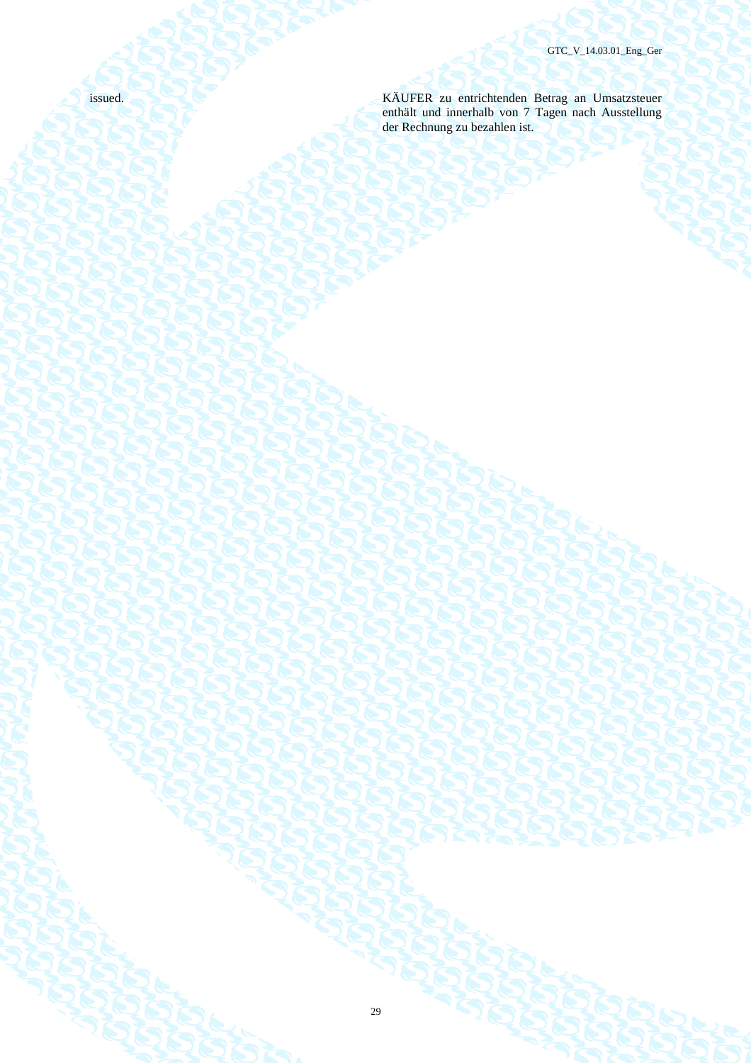issued.

KÄUFER zu entrichtenden Betrag an Umsatzsteuer enthält und innerhalb von 7 Tagen nach Ausstellung der Rechnung zu bezahlen ist.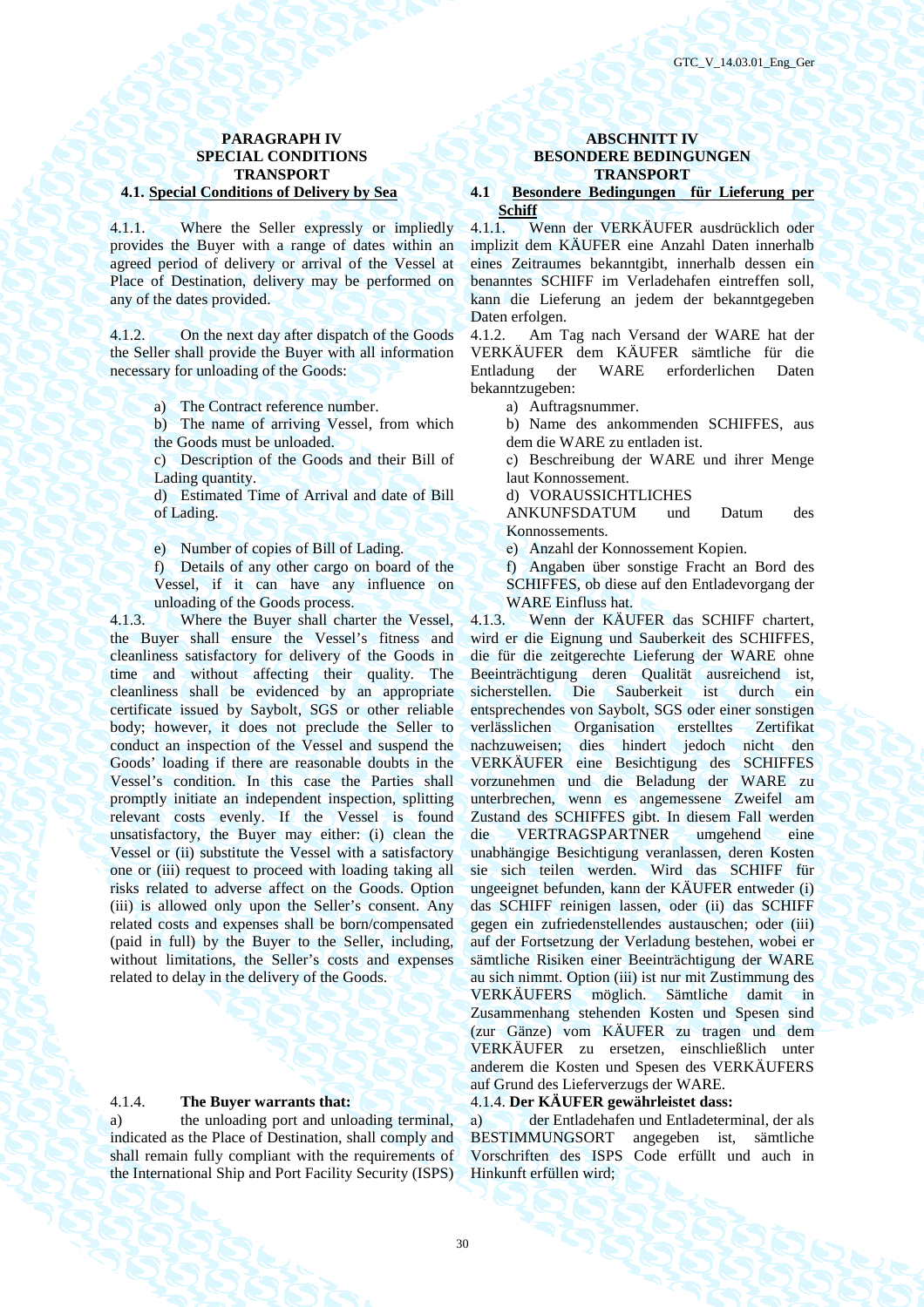## PARAGRAPH IV
## SPECIAL CONDITIONS
## TRANSPORT

### 4.1. Special Conditions of Delivery by Sea

4.1.1. Where the Seller expressly or impliedly provides the Buyer with a range of dates within an agreed period of delivery or arrival of the Vessel at Place of Destination, delivery may be performed on any of the dates provided.

4.1.2. On the next day after dispatch of the Goods the Seller shall provide the Buyer with all information necessary for unloading of the Goods:

a) The Contract reference number.

b) The name of arriving Vessel, from which the Goods must be unloaded.

c) Description of the Goods and their Bill of Lading quantity.

d) Estimated Time of Arrival and date of Bill of Lading.

e) Number of copies of Bill of Lading.

f) Details of any other cargo on board of the Vessel, if it can have any influence on unloading of the Goods process.

4.1.3. Where the Buyer shall charter the Vessel, the Buyer shall ensure the Vessel's fitness and cleanliness satisfactory for delivery of the Goods in time and without affecting their quality. The cleanliness shall be evidenced by an appropriate certificate issued by Saybolt, SGS or other reliable body; however, it does not preclude the Seller to conduct an inspection of the Vessel and suspend the Goods' loading if there are reasonable doubts in the Vessel's condition. In this case the Parties shall promptly initiate an independent inspection, splitting relevant costs evenly. If the Vessel is found unsatisfactory, the Buyer may either: (i) clean the Vessel or (ii) substitute the Vessel with a satisfactory one or (iii) request to proceed with loading taking all risks related to adverse affect on the Goods. Option (iii) is allowed only upon the Seller's consent. Any related costs and expenses shall be born/compensated (paid in full) by the Buyer to the Seller, including, without limitations, the Seller's costs and expenses related to delay in the delivery of the Goods.

4.1.4. **The Buyer warrants that:**

a) the unloading port and unloading terminal, indicated as the Place of Destination, shall comply and shall remain fully compliant with the requirements of the International Ship and Port Facility Security (ISPS)

## ABSCHNITT IV
## BESONDERE BEDINGUNGEN
## TRANSPORT

### 4.1 Besondere Bedingungen für Lieferung per Schiff

4.1.1. Wenn der VERKÄUFER ausdrücklich oder implizit dem KÄUFER eine Anzahl Daten innerhalb eines Zeitraumes bekanntgibt, innerhalb dessen ein benanntes SCHIFF im Verladehafen eintreffen soll, kann die Lieferung an jedem der bekanntgegeben Daten erfolgen.

4.1.2. Am Tag nach Versand der WARE hat der VERKÄUFER dem KÄUFER sämtliche für die Entladung der WARE erforderlichen Daten bekanntzugeben:

a) Auftragsnummer.

b) Name des ankommenden SCHIFFES, aus dem die WARE zu entladen ist.

c) Beschreibung der WARE und ihrer Menge laut Konnossement.

d) VORAUSSICHTLICHES ANKUNFSDATUM und Datum des Konnossements.

e) Anzahl der Konnossement Kopien.

f) Angaben über sonstige Fracht an Bord des SCHIFFES, ob diese auf den Entladevorgang der WARE Einfluss hat.

4.1.3. Wenn der KÄUFER das SCHIFF chartert, wird er die Eignung und Sauberkeit des SCHIFFES, die für die zeitgerechte Lieferung der WARE ohne Beeinträchtigung deren Qualität ausreichend ist, sicherstellen. Die Sauberkeit ist durch ein entsprechendes von Saybolt, SGS oder einer sonstigen verlässlichen Organisation erstelltes Zertifikat nachzuweisen; dies hindert jedoch nicht den VERKÄUFER eine Besichtigung des SCHIFFES vorzunehmen und die Beladung der WARE zu unterbrechen, wenn es angemessene Zweifel am Zustand des SCHIFFES gibt. In diesem Fall werden die VERTRAGSPARTNER umgehend eine unabhängige Besichtigung veranlassen, deren Kosten sie sich teilen werden. Wird das SCHIFF für ungeeignet befunden, kann der KÄUFER entweder (i) das SCHIFF reinigen lassen, oder (ii) das SCHIFF gegen ein zufriedenstellendes austauschen; oder (iii) auf der Fortsetzung der Verladung bestehen, wobei er sämtliche Risiken einer Beeinträchtigung der WARE au sich nimmt. Option (iii) ist nur mit Zustimmung des VERKÄUFERS möglich. Sämtliche damit in Zusammenhang stehenden Kosten und Spesen sind (zur Gänze) vom KÄUFER zu tragen und dem VERKÄUFER zu ersetzen, einschließlich unter anderem die Kosten und Spesen des VERKÄUFERS auf Grund des Lieferverzugs der WARE.

4.1.4. **Der KÄUFER gewährleistet dass:**

a) der Entladehafen und Entladeterminal, der als BESTIMMUNGSORT angegeben ist, sämtliche Vorschriften des ISPS Code erfüllt und auch in Hinkunft erfüllen wird;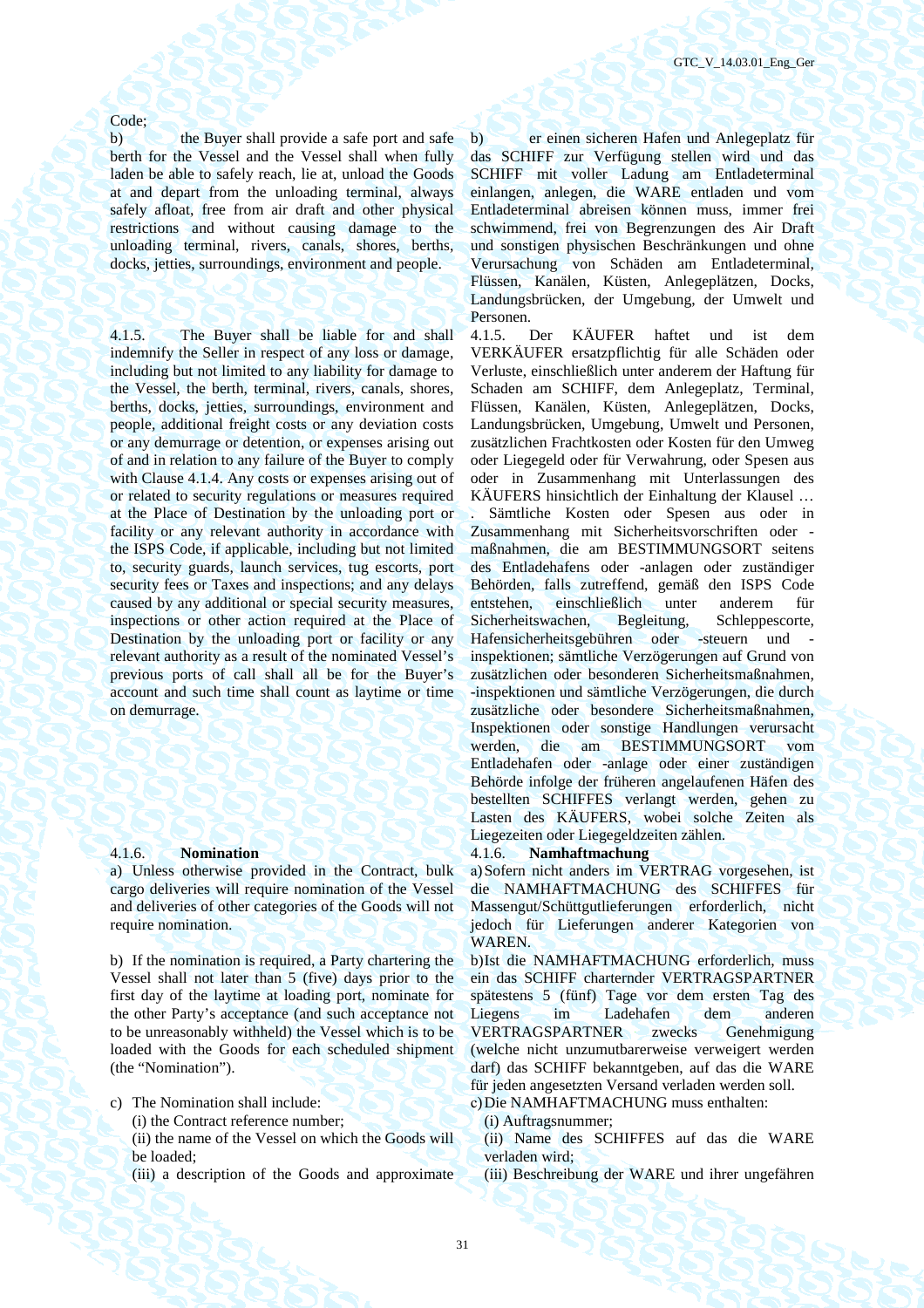Code;

b) the Buyer shall provide a safe port and safe berth for the Vessel and the Vessel shall when fully laden be able to safely reach, lie at, unload the Goods at and depart from the unloading terminal, always safely afloat, free from air draft and other physical restrictions and without causing damage to the unloading terminal, rivers, canals, shores, berths, docks, jetties, surroundings, environment and people.

b) er einen sicheren Hafen und Anlegeplatz für das SCHIFF zur Verfügung stellen wird und das SCHIFF mit voller Ladung am Entladeterminal einlangen, anlegen, die WARE entladen und vom Entladeterminal abreisen können muss, immer frei schwimmend, frei von Begrenzungen des Air Draft und sonstigen physischen Beschränkungen und ohne Verursachung von Schäden am Entladeterminal, Flüssen, Kanälen, Küsten, Anlegeplätzen, Docks, Landungsbrücken, der Umgebung, der Umwelt und Personen.

4.1.5. The Buyer shall be liable for and shall indemnify the Seller in respect of any loss or damage, including but not limited to any liability for damage to the Vessel, the berth, terminal, rivers, canals, shores, berths, docks, jetties, surroundings, environment and people, additional freight costs or any deviation costs or any demurrage or detention, or expenses arising out of and in relation to any failure of the Buyer to comply with Clause 4.1.4. Any costs or expenses arising out of or related to security regulations or measures required at the Place of Destination by the unloading port or facility or any relevant authority in accordance with the ISPS Code, if applicable, including but not limited to, security guards, launch services, tug escorts, port security fees or Taxes and inspections; and any delays caused by any additional or special security measures, inspections or other action required at the Place of Destination by the unloading port or facility or any relevant authority as a result of the nominated Vessel's previous ports of call shall all be for the Buyer's account and such time shall count as laytime or time on demurrage.

4.1.5. Der KÄUFER haftet und ist dem VERKÄUFER ersatzpflichtig für alle Schäden oder Verluste, einschließlich unter anderem der Haftung für Schaden am SCHIFF, dem Anlegeplatz, Terminal, Flüssen, Kanälen, Küsten, Anlegeplätzen, Docks, Landungsbrücken, Umgebung, Umwelt und Personen, zusätzlichen Frachtkosten oder Kosten für den Umweg oder Liegegeld oder für Verwahrung, oder Spesen aus oder in Zusammenhang mit Unterlassungen des KÄUFERS hinsichtlich der Einhaltung der Klausel … . Sämtliche Kosten oder Spesen aus oder in Zusammenhang mit Sicherheitsvorschriften oder -maßnahmen, die am BESTIMMUNGSORT seitens des Entladehafens oder -anlagen oder zuständiger Behörden, falls zutreffend, gemäß den ISPS Code entstehen, einschließlich unter anderem für Sicherheitswachen, Begleitung, Schleppescorte, Hafensicherheitsgebühren oder -steuern und -inspektionen; sämtliche Verzögerungen auf Grund von zusätzlichen oder besonderen Sicherheitsmaßnahmen, -inspektionen und sämtliche Verzögerungen, die durch zusätzliche oder besondere Sicherheitsmaßnahmen, Inspektionen oder sonstige Handlungen verursacht werden, die am BESTIMMUNGSORT vom Entladehafen oder -anlage oder einer zuständigen Behörde infolge der früheren angelaufenen Häfen des bestellten SCHIFFES verlangt werden, gehen zu Lasten des KÄUFERS, wobei solche Zeiten als Liegezeiten oder Liegegeldzeiten zählen.

4.1.6. **Nomination**

4.1.6. **Namhaftmachung**

a) Unless otherwise provided in the Contract, bulk cargo deliveries will require nomination of the Vessel and deliveries of other categories of the Goods will not require nomination.

a) Sofern nicht anders im VERTRAG vorgesehen, ist die NAMHAFTMACHUNG des SCHIFFES für Massengut/Schüttgutlieferungen erforderlich, nicht jedoch für Lieferungen anderer Kategorien von WAREN.

b) If the nomination is required, a Party chartering the Vessel shall not later than 5 (five) days prior to the first day of the laytime at loading port, nominate for the other Party's acceptance (and such acceptance not to be unreasonably withheld) the Vessel which is to be loaded with the Goods for each scheduled shipment (the "Nomination").

b) Ist die NAMHAFTMACHUNG erforderlich, muss ein das SCHIFF charternder VERTRAGSPARTNER spätestens 5 (fünf) Tage vor dem ersten Tag des Liegens im Ladehafen dem anderen VERTRAGSPARTNER zwecks Genehmigung (welche nicht unzumutbarerweise verweigert werden darf) das SCHIFF bekanntgeben, auf das die WARE für jeden angesetzten Versand verladen werden soll.

c) The Nomination shall include:

(i) the Contract reference number;

(ii) the name of the Vessel on which the Goods will be loaded;

(iii) a description of the Goods and approximate

c) Die NAMHAFTMACHUNG muss enthalten:

(i) Auftragsnummer;

(ii) Name des SCHIFFES auf das die WARE verladen wird;

(iii) Beschreibung der WARE und ihrer ungefähren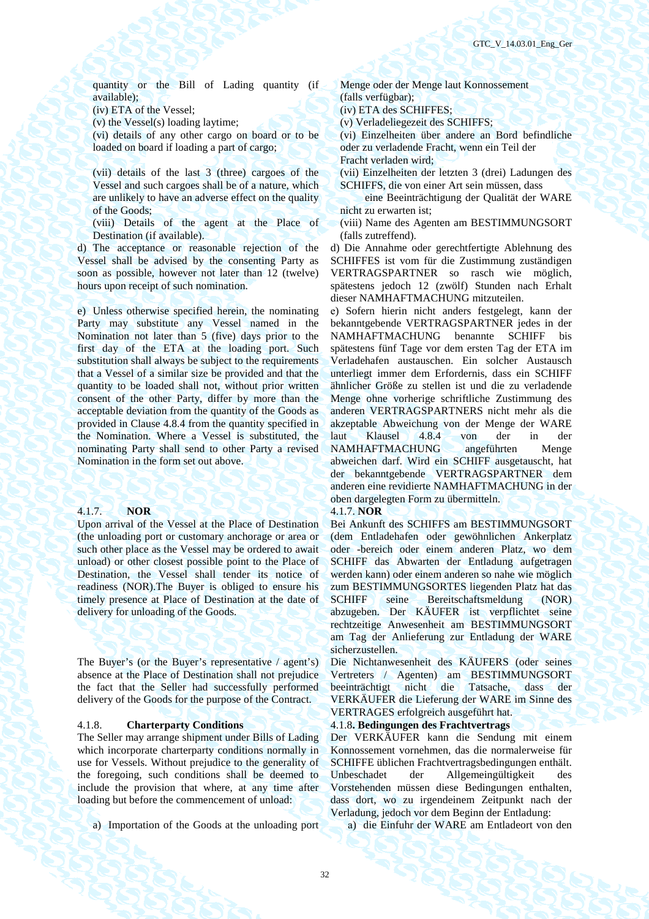quantity or the Bill of Lading quantity (if available);

(iv) ETA of the Vessel;

(v) the Vessel(s) loading laytime;

(vi) details of any other cargo on board or to be loaded on board if loading a part of cargo;

(vii) details of the last 3 (three) cargoes of the Vessel and such cargoes shall be of a nature, which are unlikely to have an adverse effect on the quality of the Goods;

(viii) Details of the agent at the Place of Destination (if available).

d) The acceptance or reasonable rejection of the Vessel shall be advised by the consenting Party as soon as possible, however not later than 12 (twelve) hours upon receipt of such nomination.

e) Unless otherwise specified herein, the nominating Party may substitute any Vessel named in the Nomination not later than 5 (five) days prior to the first day of the ETA at the loading port. Such substitution shall always be subject to the requirements that a Vessel of a similar size be provided and that the quantity to be loaded shall not, without prior written consent of the other Party, differ by more than the acceptable deviation from the quantity of the Goods as provided in Clause 4.8.4 from the quantity specified in the Nomination. Where a Vessel is substituted, the nominating Party shall send to other Party a revised Nomination in the form set out above.

Menge oder der Menge laut Konnossement (falls verfügbar);

(iv) ETA des SCHIFFES;

(v) Verladeliegezeit des SCHIFFS;

(vi) Einzelheiten über andere an Bord befindliche oder zu verladende Fracht, wenn ein Teil der Fracht verladen wird;

(vii) Einzelheiten der letzten 3 (drei) Ladungen des SCHIFFS, die von einer Art sein müssen, dass eine Beeinträchtigung der Qualität der WARE nicht zu erwarten ist;

(viii) Name des Agenten am BESTIMMUNGSORT (falls zutreffend).

d) Die Annahme oder gerechtfertigte Ablehnung des SCHIFFES ist vom für die Zustimmung zuständigen VERTRAGSPARTNER so rasch wie möglich, spätestens jedoch 12 (zwölf) Stunden nach Erhalt dieser NAMHAFTMACHUNG mitzuteilen.

e) Sofern hierin nicht anders festgelegt, kann der bekanntgebende VERTRAGSPARTNER jedes in der NAMHAFTMACHUNG benannte SCHIFF bis spätestens fünf Tage vor dem ersten Tag der ETA im Verladehafen austauschen. Ein solcher Austausch unterliegt immer dem Erfordernis, dass ein SCHIFF ähnlicher Größe zu stellen ist und die zu verladende Menge ohne vorherige schriftliche Zustimmung des anderen VERTRAGSPARTNERS nicht mehr als die akzeptable Abweichung von der Menge der WARE laut Klausel 4.8.4 von der in der NAMHAFTMACHUNG angeführten Menge abweichen darf. Wird ein SCHIFF ausgetauscht, hat der bekanntgebende VERTRAGSPARTNER dem anderen eine revidierte NAMHAFTMACHUNG in der oben dargelegten Form zu übermitteln.

#### 4.1.7. NOR

Upon arrival of the Vessel at the Place of Destination (the unloading port or customary anchorage or area or such other place as the Vessel may be ordered to await unload) or other closest possible point to the Place of Destination, the Vessel shall tender its notice of readiness (NOR).The Buyer is obliged to ensure his timely presence at Place of Destination at the date of delivery for unloading of the Goods.

The Buyer's (or the Buyer's representative / agent's) absence at the Place of Destination shall not prejudice the fact that the Seller had successfully performed delivery of the Goods for the purpose of the Contract.

#### 4.1.7. NOR

Bei Ankunft des SCHIFFS am BESTIMMUNGSORT (dem Entladehafen oder gewöhnlichen Ankerplatz oder -bereich oder einem anderen Platz, wo dem SCHIFF das Abwarten der Entladung aufgetragen werden kann) oder einem anderen so nahe wie möglich zum BESTIMMUNGSORTES liegenden Platz hat das SCHIFF seine Bereitschaftsmeldung (NOR) abzugeben. Der KÄUFER ist verpflichtet seine rechtzeitige Anwesenheit am BESTIMMUNGSORT am Tag der Anlieferung zur Entladung der WARE sicherzustellen.

Die Nichtanwesenheit des KÄUFERS (oder seines Vertreters / Agenten) am BESTIMMUNGSORT beeinträchtigt nicht die Tatsache, dass der VERKÄUFER die Lieferung der WARE im Sinne des VERTRAGES erfolgreich ausgeführt hat.

#### 4.1.8. Charterparty Conditions

The Seller may arrange shipment under Bills of Lading which incorporate charterparty conditions normally in use for Vessels. Without prejudice to the generality of the foregoing, such conditions shall be deemed to include the provision that where, at any time after loading but before the commencement of unload:

a) Importation of the Goods at the unloading port

#### 4.1.8. Bedingungen des Frachtvertrags

Der VERKÄUFER kann die Sendung mit einem Konnossement vornehmen, das die normalerweise für SCHIFFE üblichen Frachtvertragsbedingungen enthält. Unbeschadet der Allgemeingültigkeit des Vorstehenden müssen diese Bedingungen enthalten, dass dort, wo zu irgendeinem Zeitpunkt nach der Verladung, jedoch vor dem Beginn der Entladung:

a) die Einfuhr der WARE am Entladeort von den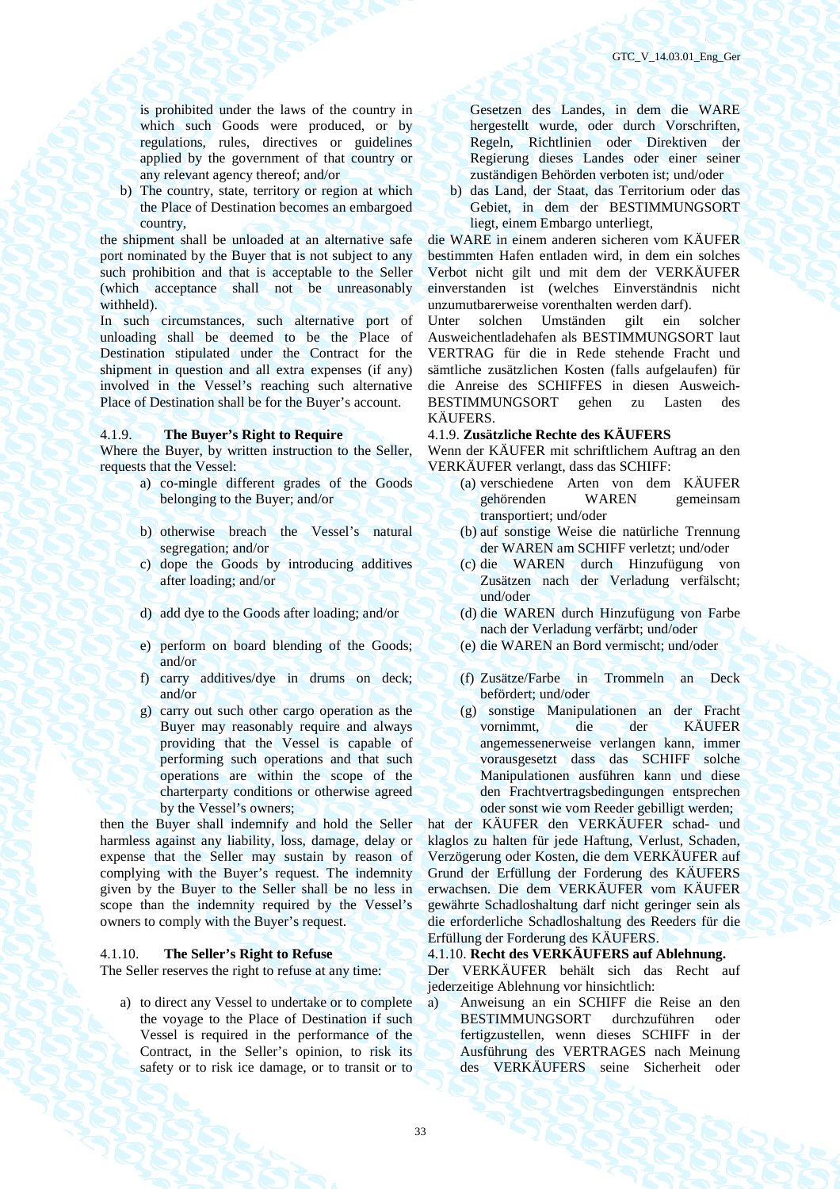is prohibited under the laws of the country in which such Goods were produced, or by regulations, rules, directives or guidelines applied by the government of that country or any relevant agency thereof; and/or

b) The country, state, territory or region at which the Place of Destination becomes an embargoed country,

the shipment shall be unloaded at an alternative safe port nominated by the Buyer that is not subject to any such prohibition and that is acceptable to the Seller (which acceptance shall not be unreasonably withheld).

In such circumstances, such alternative port of unloading shall be deemed to be the Place of Destination stipulated under the Contract for the shipment in question and all extra expenses (if any) involved in the Vessel's reaching such alternative Place of Destination shall be for the Buyer's account.

Gesetzen des Landes, in dem die WARE hergestellt wurde, oder durch Vorschriften, Regeln, Richtlinien oder Direktiven der Regierung dieses Landes oder einer seiner zuständigen Behörden verboten ist; und/oder

b) das Land, der Staat, das Territorium oder das Gebiet, in dem der BESTIMMUNGSORT liegt, einem Embargo unterliegt,

die WARE in einem anderen sicheren vom KÄUFER bestimmten Hafen entladen wird, in dem ein solches Verbot nicht gilt und mit dem der VERKÄUFER einverstanden ist (welches Einverständnis nicht unzumutbarerweise vorenthalten werden darf).

Unter solchen Umständen gilt ein solcher Ausweichentladehafen als BESTIMMUNGSORT laut VERTRAG für die in Rede stehende Fracht und sämtliche zusätzlichen Kosten (falls aufgelaufen) für die Anreise des SCHIFFES in diesen Ausweich-BESTIMMUNGSORT gehen zu Lasten des KÄUFERS.

### 4.1.9. The Buyer's Right to Require

Where the Buyer, by written instruction to the Seller, requests that the Vessel:

a) co-mingle different grades of the Goods belonging to the Buyer; and/or
b) otherwise breach the Vessel's natural segregation; and/or
c) dope the Goods by introducing additives after loading; and/or
d) add dye to the Goods after loading; and/or
e) perform on board blending of the Goods; and/or
f) carry additives/dye in drums on deck; and/or
g) carry out such other cargo operation as the Buyer may reasonably require and always providing that the Vessel is capable of performing such operations and that such operations are within the scope of the charterparty conditions or otherwise agreed by the Vessel's owners;

then the Buyer shall indemnify and hold the Seller harmless against any liability, loss, damage, delay or expense that the Seller may sustain by reason of complying with the Buyer's request. The indemnity given by the Buyer to the Seller shall be no less in scope than the indemnity required by the Vessel's owners to comply with the Buyer's request.

### 4.1.9. Zusätzliche Rechte des KÄUFERS

Wenn der KÄUFER mit schriftlichem Auftrag an den VERKÄUFER verlangt, dass das SCHIFF:

(a) verschiedene Arten von dem KÄUFER gehörenden WAREN gemeinsam transportiert; und/oder
(b) auf sonstige Weise die natürliche Trennung der WAREN am SCHIFF verletzt; und/oder
(c) die WAREN durch Hinzufügung von Zusätzen nach der Verladung verfälscht; und/oder
(d) die WAREN durch Hinzufügung von Farbe nach der Verladung verfärbt; und/oder
(e) die WAREN an Bord vermischt; und/oder
(f) Zusätze/Farbe in Trommeln an Deck befördert; und/oder
(g) sonstige Manipulationen an der Fracht vornimmt, die der KÄUFER angemessenerweise verlangen kann, immer vorausgesetzt dass das SCHIFF solche Manipulationen ausführen kann und diese den Frachtvertragsbedingungen entsprechen oder sonst wie vom Reeder gebilligt werden;

hat der KÄUFER den VERKÄUFER schad- und klaglos zu halten für jede Haftung, Verlust, Schaden, Verzögerung oder Kosten, die dem VERKÄUFER auf Grund der Erfüllung der Forderung des KÄUFERS erwachsen. Die dem VERKÄUFER vom KÄUFER gewährte Schadloshaltung darf nicht geringer sein als die erforderliche Schadloshaltung des Reeders für die Erfüllung der Forderung des KÄUFERS.

### 4.1.10. The Seller's Right to Refuse

The Seller reserves the right to refuse at any time:

a) to direct any Vessel to undertake or to complete the voyage to the Place of Destination if such Vessel is required in the performance of the Contract, in the Seller's opinion, to risk its safety or to risk ice damage, or to transit or to

### 4.1.10. Recht des VERKÄUFERS auf Ablehnung.

Der VERKÄUFER behält sich das Recht auf jederzeitige Ablehnung vor hinsichtlich:

a) Anweisung an ein SCHIFF die Reise an den BESTIMMUNGSORT durchzuführen oder fertigzustellen, wenn dieses SCHIFF in der Ausführung des VERTRAGES nach Meinung des VERKÄUFERS seine Sicherheit oder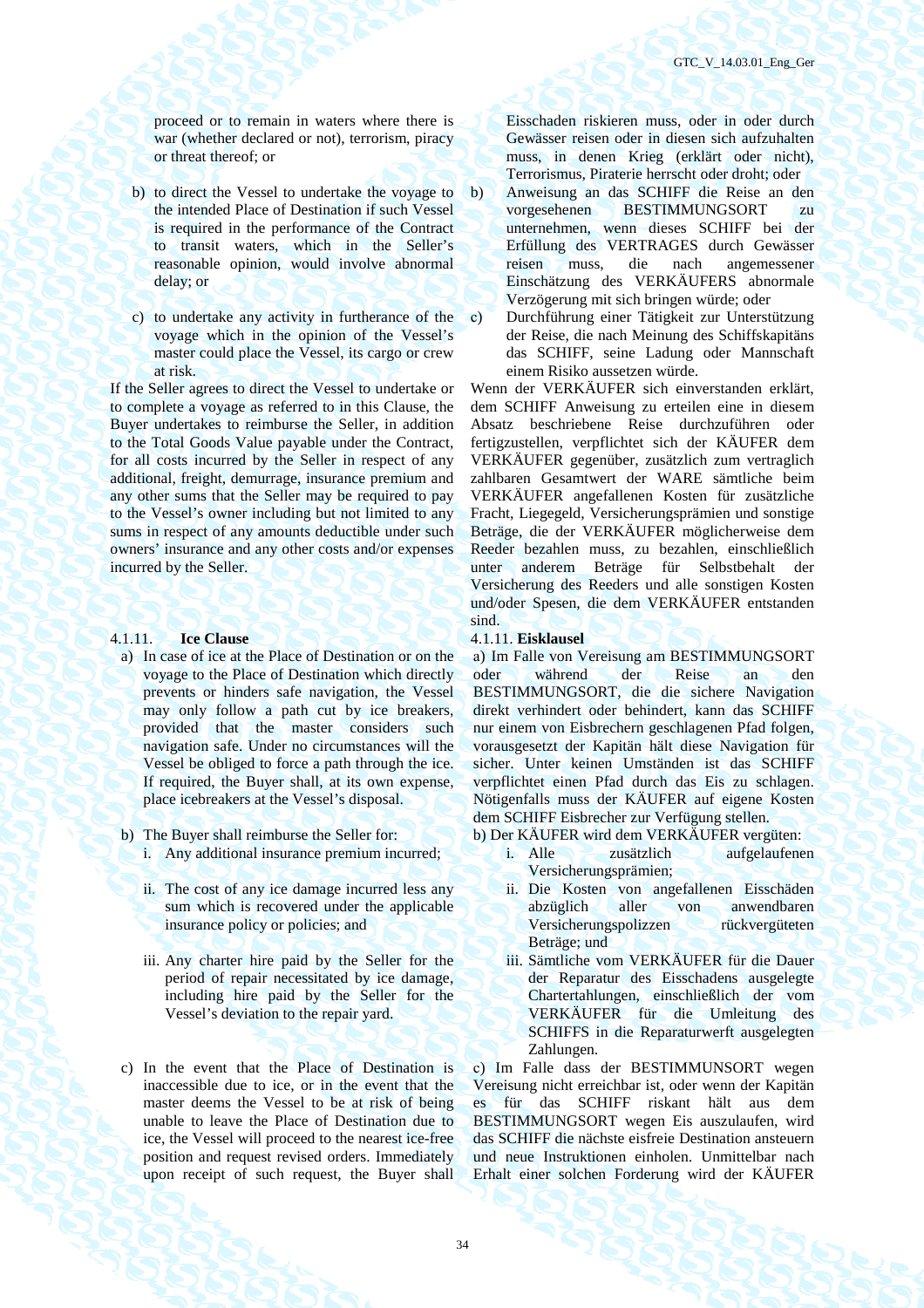proceed or to remain in waters where there is war (whether declared or not), terrorism, piracy or threat thereof; or

b) to direct the Vessel to undertake the voyage to the intended Place of Destination if such Vessel is required in the performance of the Contract to transit waters, which in the Seller's reasonable opinion, would involve abnormal delay; or

c) to undertake any activity in furtherance of the voyage which in the opinion of the Vessel's master could place the Vessel, its cargo or crew at risk.

If the Seller agrees to direct the Vessel to undertake or to complete a voyage as referred to in this Clause, the Buyer undertakes to reimburse the Seller, in addition to the Total Goods Value payable under the Contract, for all costs incurred by the Seller in respect of any additional, freight, demurrage, insurance premium and any other sums that the Seller may be required to pay to the Vessel's owner including but not limited to any sums in respect of any amounts deductible under such owners' insurance and any other costs and/or expenses incurred by the Seller.

Eisschaden riskieren muss, oder in oder durch Gewässer reisen oder in diesen sich aufzuhalten muss, in denen Krieg (erklärt oder nicht), Terrorismus, Piraterie herrscht oder droht; oder

b) Anweisung an das SCHIFF die Reise an den vorgesehenen BESTIMMUNGSORT zu unternehmen, wenn dieses SCHIFF bei der Erfüllung des VERTRAGES durch Gewässer reisen muss, die nach angemessener Einschätzung des VERKÄUFERS abnormale Verzögerung mit sich bringen würde; oder

c) Durchführung einer Tätigkeit zur Unterstützung der Reise, die nach Meinung des Schiffskapitäns das SCHIFF, seine Ladung oder Mannschaft einem Risiko aussetzen würde.

Wenn der VERKÄUFER sich einverstanden erklärt, dem SCHIFF Anweisung zu erteilen eine in diesem Absatz beschriebene Reise durchzuführen oder fertigzustellen, verpflichtet sich der KÄUFER dem VERKÄUFER gegenüber, zusätzlich zum vertraglich zahlbaren Gesamtwert der WARE sämtliche beim VERKÄUFER angefallenen Kosten für zusätzliche Fracht, Liegegeld, Versicherungsprämien und sonstige Beträge, die der VERKÄUFER möglicherweise dem Reeder bezahlen muss, zu bezahlen, einschließlich unter anderem Beträge für Selbstbehalt der Versicherung des Reeders und alle sonstigen Kosten und/oder Spesen, die dem VERKÄUFER entstanden sind.

### 4.1.11. **Ice Clause**

a) In case of ice at the Place of Destination or on the voyage to the Place of Destination which directly prevents or hinders safe navigation, the Vessel may only follow a path cut by ice breakers, provided that the master considers such navigation safe. Under no circumstances will the Vessel be obliged to force a path through the ice. If required, the Buyer shall, at its own expense, place icebreakers at the Vessel's disposal.

b) The Buyer shall reimburse the Seller for:

   i. Any additional insurance premium incurred;

   ii. The cost of any ice damage incurred less any sum which is recovered under the applicable insurance policy or policies; and

   iii. Any charter hire paid by the Seller for the period of repair necessitated by ice damage, including hire paid by the Seller for the Vessel's deviation to the repair yard.

c) In the event that the Place of Destination is inaccessible due to ice, or in the event that the master deems the Vessel to be at risk of being unable to leave the Place of Destination due to ice, the Vessel will proceed to the nearest ice-free position and request revised orders. Immediately upon receipt of such request, the Buyer shall

### 4.1.11. **Eisklausel**

a) Im Falle von Vereisung am BESTIMMUNGSORT oder während der Reise an den BESTIMMUNGSORT, die die sichere Navigation direkt verhindert oder behindert, kann das SCHIFF nur einem von Eisbrechern geschlagenen Pfad folgen, vorausgesetzt der Kapitän hält diese Navigation für sicher. Unter keinen Umständen ist das SCHIFF verpflichtet einen Pfad durch das Eis zu schlagen. Nötigenfalls muss der KÄUFER auf eigene Kosten dem SCHIFF Eisbrecher zur Verfügung stellen.

b) Der KÄUFER wird dem VERKÄUFER vergüten:

   i. Alle zusätzlich aufgelaufenen Versicherungsprämien;

   ii. Die Kosten von angefallenen Eisschäden abzüglich aller von anwendbaren Versicherungspolizzen rückvergüteten Beträge; und

   iii. Sämtliche vom VERKÄUFER für die Dauer der Reparatur des Eisschadens ausgelegte Chartertahlungen, einschließlich der vom VERKÄUFER für die Umleitung des SCHIFFS in die Reparaturwerft ausgelegten Zahlungen.

c) Im Falle dass der BESTIMMUNSORT wegen Vereisung nicht erreichbar ist, oder wenn der Kapitän es für das SCHIFF riskant hält aus dem BESTIMMUNGSORT wegen Eis auszulaufen, wird das SCHIFF die nächste eisfreie Destination ansteuern und neue Instruktionen einholen. Unmittelbar nach Erhalt einer solchen Forderung wird der KÄUFER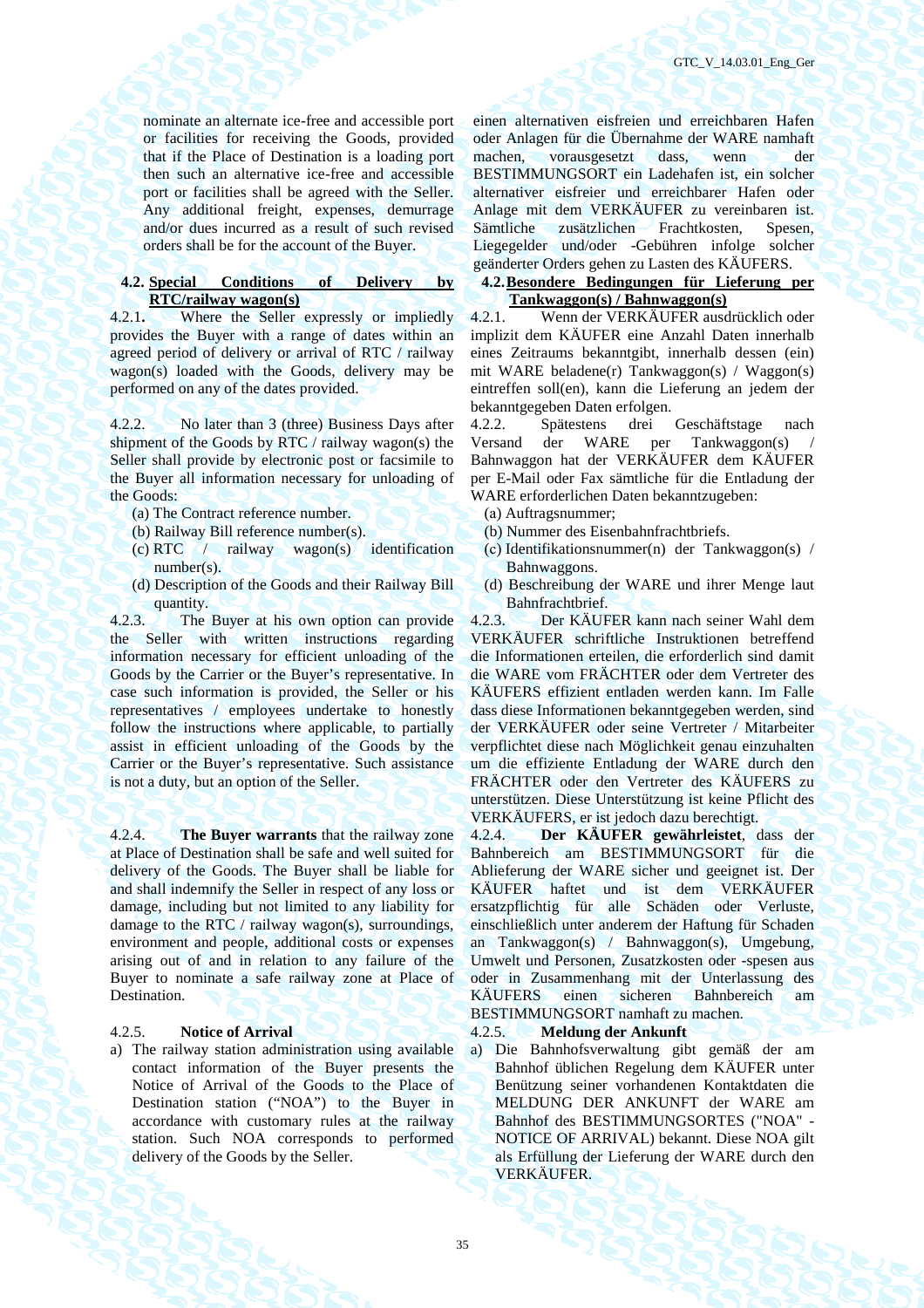nominate an alternate ice-free and accessible port or facilities for receiving the Goods, provided that if the Place of Destination is a loading port then such an alternative ice-free and accessible port or facilities shall be agreed with the Seller. Any additional freight, expenses, demurrage and/or dues incurred as a result of such revised orders shall be for the account of the Buyer.

einen alternativen eisfreien und erreichbaren Hafen oder Anlagen für die Übernahme der WARE namhaft machen, vorausgesetzt dass, wenn der BESTIMMUNGSORT ein Ladehafen ist, ein solcher alternativer eisfreier und erreichbarer Hafen oder Anlage mit dem VERKÄUFER zu vereinbaren ist. Sämtliche zusätzlichen Frachtkosten, Spesen, Liegegelder und/oder -Gebühren infolge solcher geänderter Orders gehen zu Lasten des KÄUFERS.

**4.2. Special Conditions of Delivery by RTC/railway wagon(s)**

**4.2. Besondere Bedingungen für Lieferung per Tankwaggon(s) / Bahnwaggon(s)**

4.2.1. Where the Seller expressly or impliedly provides the Buyer with a range of dates within an agreed period of delivery or arrival of RTC / railway wagon(s) loaded with the Goods, delivery may be performed on any of the dates provided.

4.2.1. Wenn der VERKÄUFER ausdrücklich oder implizit dem KÄUFER eine Anzahl Daten innerhalb eines Zeitraums bekanntgibt, innerhalb dessen (ein) mit WARE beladene(r) Tankwaggon(s) / Waggon(s) eintreffen soll(en), kann die Lieferung an jedem der bekanntgegeben Daten erfolgen.

4.2.2. No later than 3 (three) Business Days after shipment of the Goods by RTC / railway wagon(s) the Seller shall provide by electronic post or facsimile to the Buyer all information necessary for unloading of the Goods:

(a) The Contract reference number.
(b) Railway Bill reference number(s).
(c) RTC / railway wagon(s) identification number(s).
(d) Description of the Goods and their Railway Bill quantity.

4.2.2. Spätestens drei Geschäftstage nach Versand der WARE per Tankwaggon(s) / Bahnwaggon hat der VERKÄUFER dem KÄUFER per E-Mail oder Fax sämtliche für die Entladung der WARE erforderlichen Daten bekanntzugeben:

(a) Auftragsnummer;
(b) Nummer des Eisenbahnfrachtbriefs.
(c) Identifikationsnummer(n) der Tankwaggon(s) / Bahnwaggons.
(d) Beschreibung der WARE und ihrer Menge laut Bahnfrachtbrief.

4.2.3. The Buyer at his own option can provide the Seller with written instructions regarding information necessary for efficient unloading of the Goods by the Carrier or the Buyer's representative. In case such information is provided, the Seller or his representatives / employees undertake to honestly follow the instructions where applicable, to partially assist in efficient unloading of the Goods by the Carrier or the Buyer's representative. Such assistance is not a duty, but an option of the Seller.

4.2.3. Der KÄUFER kann nach seiner Wahl dem VERKÄUFER schriftliche Instruktionen betreffend die Informationen erteilen, die erforderlich sind damit die WARE vom FRÄCHTER oder dem Vertreter des KÄUFERS effizient entladen werden kann. Im Falle dass diese Informationen bekanntgegeben werden, sind der VERKÄUFER oder seine Vertreter / Mitarbeiter verpflichtet diese nach Möglichkeit genau einzuhalten um die effiziente Entladung der WARE durch den FRÄCHTER oder den Vertreter des KÄUFERS zu unterstützen. Diese Unterstützung ist keine Pflicht des VERKÄUFERS, er ist jedoch dazu berechtigt.

4.2.4. **The Buyer warrants** that the railway zone at Place of Destination shall be safe and well suited for delivery of the Goods. The Buyer shall be liable for and shall indemnify the Seller in respect of any loss or damage, including but not limited to any liability for damage to the RTC / railway wagon(s), surroundings, environment and people, additional costs or expenses arising out of and in relation to any failure of the Buyer to nominate a safe railway zone at Place of Destination.

4.2.4. **Der KÄUFER gewährleistet**, dass der Bahnbereich am BESTIMMUNGSORT für die Ablieferung der WARE sicher und geeignet ist. Der KÄUFER haftet und ist dem VERKÄUFER ersatzpflichtig für alle Schäden oder Verluste, einschließlich unter anderem der Haftung für Schaden an Tankwaggon(s) / Bahnwaggon(s), Umgebung, Umwelt und Personen, Zusatzkosten oder -spesen aus oder in Zusammenhang mit der Unterlassung des KÄUFERS einen sicheren Bahnbereich am BESTIMMUNGSORT namhaft zu machen.

4.2.5. **Notice of Arrival**

a) The railway station administration using available contact information of the Buyer presents the Notice of Arrival of the Goods to the Place of Destination station ("NOA") to the Buyer in accordance with customary rules at the railway station. Such NOA corresponds to performed delivery of the Goods by the Seller.

4.2.5. **Meldung der Ankunft**

a) Die Bahnhofsverwaltung gibt gemäß der am Bahnhof üblichen Regelung dem KÄUFER unter Benützung seiner vorhandenen Kontaktdaten die MELDUNG DER ANKUNFT der WARE am Bahnhof des BESTIMMUNGSORTES ("NOA" - NOTICE OF ARRIVAL) bekannt. Diese NOA gilt als Erfüllung der Lieferung der WARE durch den VERKÄUFER.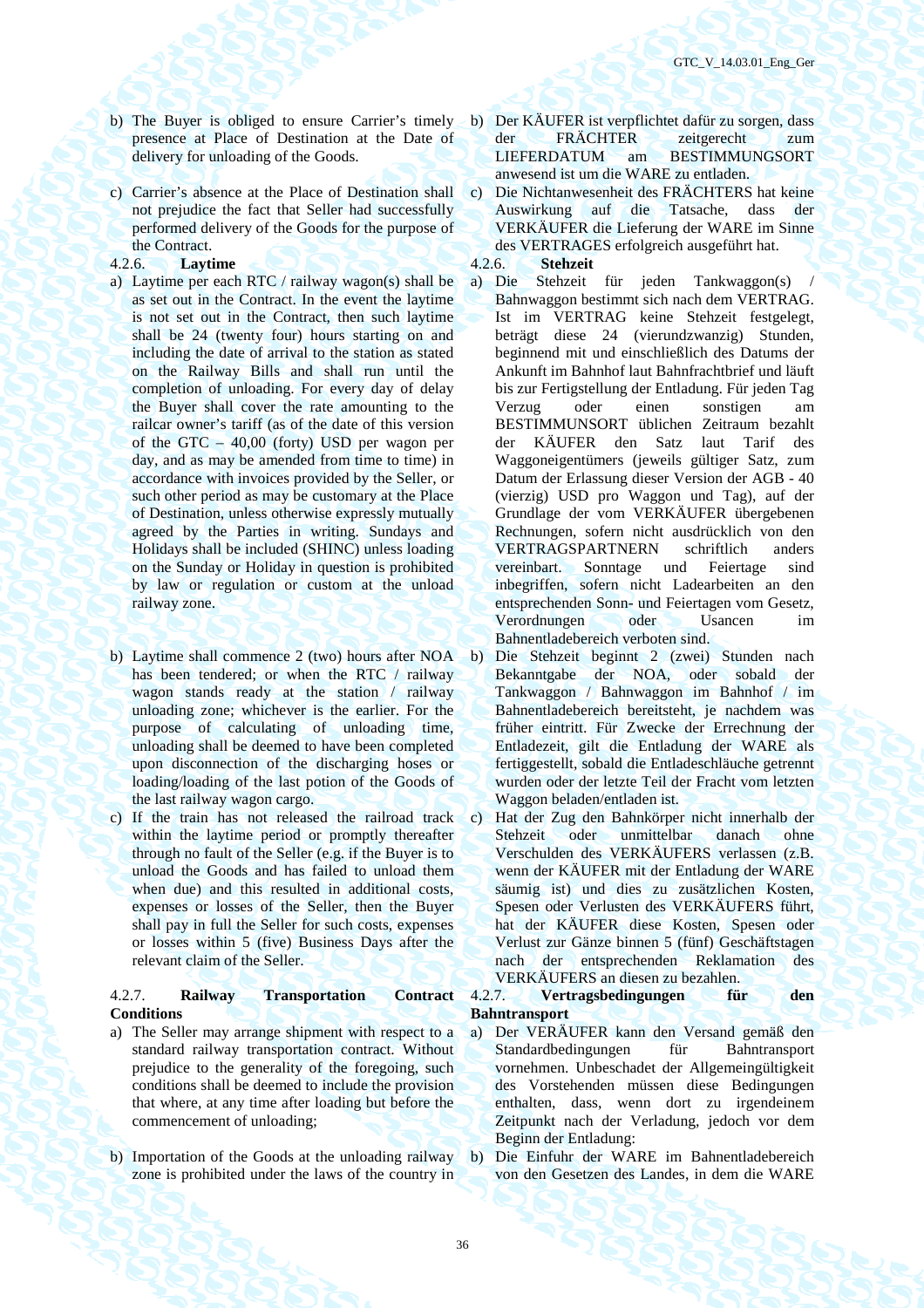b) The Buyer is obliged to ensure Carrier's timely presence at Place of Destination at the Date of delivery for unloading of the Goods.

c) Carrier's absence at the Place of Destination shall not prejudice the fact that Seller had successfully performed delivery of the Goods for the purpose of the Contract.

4.2.6. **Laytime**

a) Laytime per each RTC / railway wagon(s) shall be as set out in the Contract. In the event the laytime is not set out in the Contract, then such laytime shall be 24 (twenty four) hours starting on and including the date of arrival to the station as stated on the Railway Bills and shall run until the completion of unloading. For every day of delay the Buyer shall cover the rate amounting to the railcar owner's tariff (as of the date of this version of the GTC – 40,00 (forty) USD per wagon per day, and as may be amended from time to time) in accordance with invoices provided by the Seller, or such other period as may be customary at the Place of Destination, unless otherwise expressly mutually agreed by the Parties in writing. Sundays and Holidays shall be included (SHINC) unless loading on the Sunday or Holiday in question is prohibited by law or regulation or custom at the unload railway zone.

b) Laytime shall commence 2 (two) hours after NOA has been tendered; or when the RTC / railway wagon stands ready at the station / railway unloading zone; whichever is the earlier. For the purpose of calculating of unloading time, unloading shall be deemed to have been completed upon disconnection of the discharging hoses or loading/loading of the last potion of the Goods of the last railway wagon cargo.

c) If the train has not released the railroad track within the laytime period or promptly thereafter through no fault of the Seller (e.g. if the Buyer is to unload the Goods and has failed to unload them when due) and this resulted in additional costs, expenses or losses of the Seller, then the Buyer shall pay in full the Seller for such costs, expenses or losses within 5 (five) Business Days after the relevant claim of the Seller.

4.2.7. **Railway Transportation Contract Conditions**

a) The Seller may arrange shipment with respect to a standard railway transportation contract. Without prejudice to the generality of the foregoing, such conditions shall be deemed to include the provision that where, at any time after loading but before the commencement of unloading;

b) Importation of the Goods at the unloading railway zone is prohibited under the laws of the country in

---

b) Der KÄUFER ist verpflichtet dafür zu sorgen, dass der FRÄCHTER zeitgerecht zum LIEFERDATUM am BESTIMMUNGSORT anwesend ist um die WARE zu entladen.

c) Die Nichtanwesenheit des FRÄCHTERS hat keine Auswirkung auf die Tatsache, dass der VERKÄUFER die Lieferung der WARE im Sinne des VERTRAGES erfolgreich ausgeführt hat.

4.2.6. **Stehzeit**

a) Die Stehzeit für jeden Tankwaggon(s) / Bahnwaggon bestimmt sich nach dem VERTRAG. Ist im VERTRAG keine Stehzeit festgelegt, beträgt diese 24 (vierundzwanzig) Stunden, beginnend mit und einschließlich des Datums der Ankunft im Bahnhof laut Bahnfrachtbrief und läuft bis zur Fertigstellung der Entladung. Für jeden Tag Verzug oder einen sonstigen am BESTIMMUNSORT üblichen Zeitraum bezahlt der KÄUFER den Satz laut Tarif des Waggoneigentümers (jeweils gültiger Satz, zum Datum der Erlassung dieser Version der AGB - 40 (vierzig) USD pro Waggon und Tag), auf der Grundlage der vom VERKÄUFER übergebenen Rechnungen, sofern nicht ausdrücklich von den VERTRAGSPARTNERN schriftlich anders vereinbart. Sonntage und Feiertage sind inbegriffen, sofern nicht Ladearbeiten an den entsprechenden Sonn- und Feiertage vom Gesetz, Verordnungen oder Usancen im Bahnentladebereich verboten sind.

b) Die Stehzeit beginnt 2 (zwei) Stunden nach Bekanntgabe der NOA, oder sobald der Tankwaggon / Bahnwaggon im Bahnhof / im Bahnentladebereich bereitsteht, je nachdem was früher eintritt. Für Zwecke der Errechnung der Entladezeit, gilt die Entladung der WARE als fertiggestellt, sobald die Entladeschläuche getrennt wurden oder der letzte Teil der Fracht vom letzten Waggon beladen/entladen ist.

c) Hat der Zug den Bahnkörper nicht innerhalb der Stehzeit oder unmittelbar danach ohne Verschulden des VERKÄUFERS verlassen (z.B. wenn der KÄUFER mit der Entladung der WARE säumig ist) und dies zu zusätzlichen Kosten, Spesen oder Verlusten des VERKÄUFERS führt, hat der KÄUFER diese Kosten, Spesen oder Verlust zur Gänze binnen 5 (fünf) Geschäftstagen nach der entsprechenden Reklamation des VERKÄUFERS an diesen zu bezahlen.

4.2.7. **Vertragsbedingungen für den Bahntransport**

a) Der VERÄUFER kann den Versand gemäß den Standardbedingungen für Bahntransport vornehmen. Unbeschadet der Allgemeingültigkeit des Vorstehenden müssen diese Bedingungen enthalten, dass, wenn dort zu irgendeinem Zeitpunkt nach der Verladung, jedoch vor dem Beginn der Entladung:

b) Die Einfuhr der WARE im Bahnentladebereich von den Gesetzen des Landes, in dem die WARE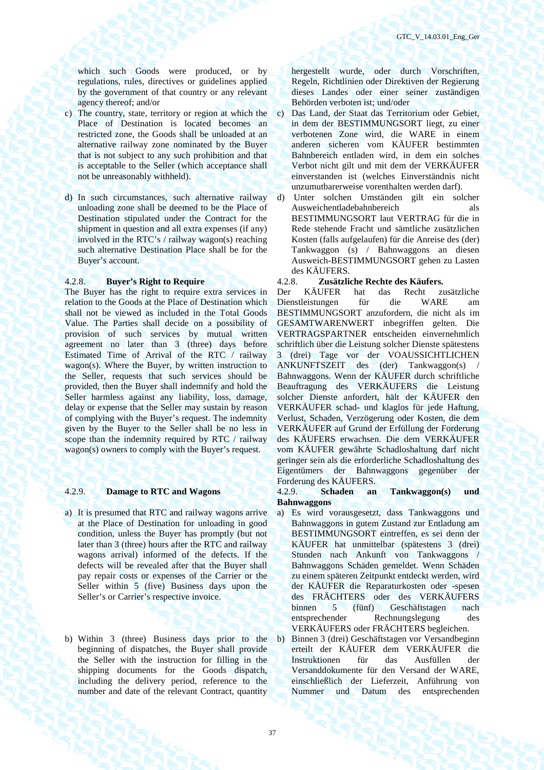which such Goods were produced, or by regulations, rules, directives or guidelines applied by the government of that country or any relevant agency thereof; and/or

c) The country, state, territory or region at which the Place of Destination is located becomes an restricted zone, the Goods shall be unloaded at an alternative railway zone nominated by the Buyer that is not subject to any such prohibition and that is acceptable to the Seller (which acceptance shall not be unreasonably withheld).

d) In such circumstances, such alternative railway unloading zone shall be deemed to be the Place of Destination stipulated under the Contract for the shipment in question and all extra expenses (if any) involved in the RTC's / railway wagon(s) reaching such alternative Destination Place shall be for the Buyer's account.

4.2.8. **Buyer's Right to Require**

The Buyer has the right to require extra services in relation to the Goods at the Place of Destination which shall not be viewed as included in the Total Goods Value. The Parties shall decide on a possibility of provision of such services by mutual written agreement no later than 3 (three) days before Estimated Time of Arrival of the RTC / railway wagon(s). Where the Buyer, by written instruction to the Seller, requests that such services should be provided, then the Buyer shall indemnify and hold the Seller harmless against any liability, loss, damage, delay or expense that the Seller may sustain by reason of complying with the Buyer's request. The indemnity given by the Buyer to the Seller shall be no less in scope than the indemnity required by RTC / railway wagon(s) owners to comply with the Buyer's request.

4.2.9. **Damage to RTC and Wagons**

a) It is presumed that RTC and railway wagons arrive at the Place of Destination for unloading in good condition, unless the Buyer has promptly (but not later than 3 (three) hours after the RTC and railway wagons arrival) informed of the defects. If the defects will be revealed after that the Buyer shall pay repair costs or expenses of the Carrier or the Seller within 5 (five) Business days upon the Seller's or Carrier's respective invoice.

b) Within 3 (three) Business days prior to the beginning of dispatches, the Buyer shall provide the Seller with the instruction for filling in the shipping documents for the Goods dispatch, including the delivery period, reference to the number and date of the relevant Contract, quantity

hergestellt wurde, oder durch Vorschriften, Regeln, Richtlinien oder Direktiven der Regierung dieses Landes oder einer seiner zuständigen Behörden verboten ist; und/oder

c) Das Land, der Staat das Territorium oder Gebiet, in dem der BESTIMMUNGSORT liegt, zu einer verbotenen Zone wird, die WARE in einem anderen sicheren vom KÄUFER bestimmten Bahnbereich entladen wird, in dem ein solches Verbot nicht gilt und mit dem der VERKÄUFER einverstanden ist (welches Einverständnis nicht unzumutbarerweise vorenthalten werden darf).

d) Unter solchen Umständen gilt ein solcher Ausweichentladebahnbereich als BESTIMMUNGSORT laut VERTRAG für die in Rede stehende Fracht und sämtliche zusätzlichen Kosten (falls aufgelaufen) für die Anreise des (der) Tankwaggon (s) / Bahnwaggons an diesen Ausweich-BESTIMMUNGSORT gehen zu Lasten des KÄUFERS.

4.2.8. **Zusätzliche Rechte des Käufers.**

Der KÄUFER hat das Recht zusätzliche Dienstleistungen für die WARE am BESTIMMUNGSORT anzufordern, die nicht als im GESAMTWARENWERT inbegriffen gelten. Die VERTRAGSPARTNER entscheiden einvernehmlich schriftlich über die Leistung solcher Dienste spätestens 3 (drei) Tage vor der VOAUSSICHTLICHEN ANKUNFTSZEIT des (der) Tankwaggon(s) / Bahnwaggons. Wenn der KÄUFER durch schriftliche Beauftragung des VERKÄUFERS die Leistung solcher Dienste anfordert, hält der KÄUFER den VERKÄUFER schad- und klaglos für jede Haftung, Verlust, Schaden, Verzögerung oder Kosten, die dem VERKÄUFER auf Grund der Erfüllung der Forderung des KÄUFERS erwachsen. Die dem VERKÄUFER vom KÄUFER gewährte Schadloshaltung darf nicht geringer sein als die erforderliche Schadloshaltung des Eigentümers der Bahnwaggons gegenüber der Forderung des KÄUFERS.

4.2.9. **Schaden an Tankwaggon(s) und Bahnwaggons**

a) Es wird vorausgesetzt, dass Tankwaggons und Bahnwaggons in gutem Zustand zur Entladung am BESTIMMUNGSORT eintreffen, es sei denn der KÄUFER hat unmittelbar (spätestens 3 (drei) Stunden nach Ankunft von Tankwaggons / Bahnwaggons Schäden gemeldet. Wenn Schäden zu einem späteren Zeitpunkt entdeckt werden, wird der KÄUFER die Reparaturkosten oder -spesen des FRÄCHTERS oder des VERKÄUFERS binnen 5 (fünf) Geschäftstagen nach entsprechender Rechnungslegung des VERKÄUFERS oder FRÄCHTERS begleichen.

b) Binnen 3 (drei) Geschäftstagen vor Versandbeginn erteilt der KÄUFER dem VERKÄUFER die Instruktionen für das Ausfüllen der Versanddokumente für den Versand der WARE, einschließlich der Lieferzeit, Anführung von Nummer und Datum des entsprechenden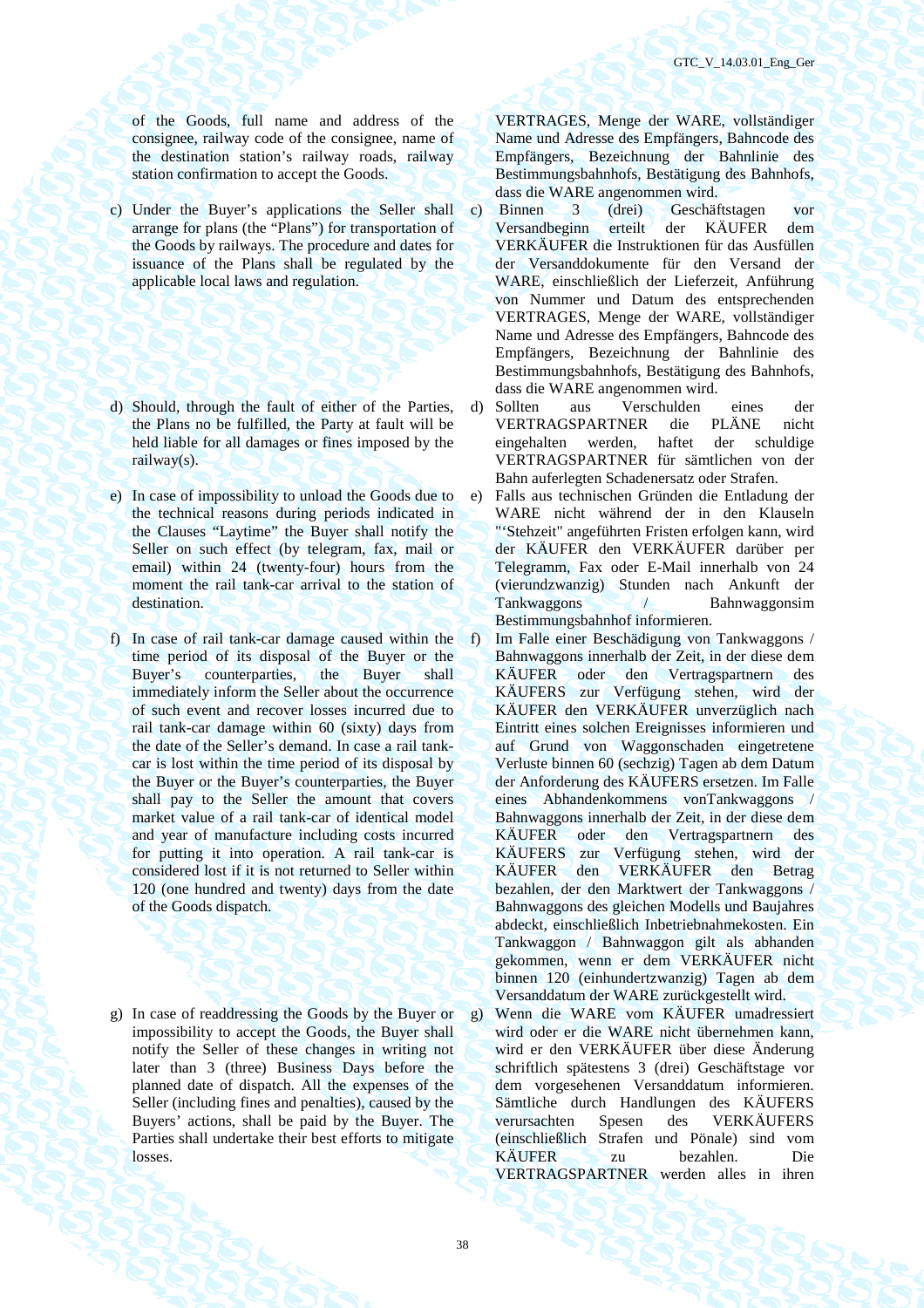of the Goods, full name and address of the consignee, railway code of the consignee, name of the destination station's railway roads, railway station confirmation to accept the Goods.

VERTRAGES, Menge der WARE, vollständiger Name und Adresse des Empfängers, Bahncode des Empfängers, Bezeichnung der Bahnlinie des Bestimmungsbahnhofs, Bestätigung des Bahnhofs, dass die WARE angenommen wird.

c) Under the Buyer's applications the Seller shall arrange for plans (the "Plans") for transportation of the Goods by railways. The procedure and dates for issuance of the Plans shall be regulated by the applicable local laws and regulation.

c) Binnen 3 (drei) Geschäftstagen vor Versandbeginn erteilt der KÄUFER dem VERKÄUFER die Instruktionen für das Ausfüllen der Versanddokumente für den Versand der WARE, einschließlich der Lieferzeit, Anführung von Nummer und Datum des entsprechenden VERTRAGES, Menge der WARE, vollständiger Name und Adresse des Empfängers, Bahncode des Empfängers, Bezeichnung der Bahnlinie des Bestimmungsbahnhofs, Bestätigung des Bahnhofs, dass die WARE angenommen wird.

d) Should, through the fault of either of the Parties, the Plans no be fulfilled, the Party at fault will be held liable for all damages or fines imposed by the railway(s).

d) Sollten aus Verschulden eines der VERTRAGSPARTNER die PLÄNE nicht eingehalten werden, haftet der schuldige VERTRAGSPARTNER für sämtlichen von der Bahn auferlegten Schadenersatz oder Strafen.

e) In case of impossibility to unload the Goods due to the technical reasons during periods indicated in the Clauses "Laytime" the Buyer shall notify the Seller on such effect (by telegram, fax, mail or email) within 24 (twenty-four) hours from the moment the rail tank-car arrival to the station of destination.

e) Falls aus technischen Gründen die Entladung der WARE nicht während der in den Klauseln "'Stehzeit" angeführten Fristen erfolgen kann, wird der KÄUFER den VERKÄUFER darüber per Telegramm, Fax oder E-Mail innerhalb von 24 (vierundzwanzig) Stunden nach Ankunft der Tankwaggons / Bahnwaggonsim Bestimmungsbahnhof informieren.

f) In case of rail tank-car damage caused within the time period of its disposal of the Buyer or the Buyer's counterparties, the Buyer shall immediately inform the Seller about the occurrence of such event and recover losses incurred due to rail tank-car damage within 60 (sixty) days from the date of the Seller's demand. In case a rail tank-car is lost within the time period of its disposal by the Buyer or the Buyer's counterparties, the Buyer shall pay to the Seller the amount that covers market value of a rail tank-car of identical model and year of manufacture including costs incurred for putting it into operation. A rail tank-car is considered lost if it is not returned to Seller within 120 (one hundred and twenty) days from the date of the Goods dispatch.

f) Im Falle einer Beschädigung von Tankwaggons / Bahnwaggons innerhalb der Zeit, in der diese dem KÄUFER oder den Vertragspartnern des KÄUFERS zur Verfügung stehen, wird der KÄUFER den VERKÄUFER unverzüglich nach Eintritt eines solchen Ereignisses informieren und auf Grund von Waggonschaden eingetretene Verluste binnen 60 (sechzig) Tagen ab dem Datum der Anforderung des KÄUFERS ersetzen. Im Falle eines Abhandenkommens vonTankwaggons / Bahnwaggons innerhalb der Zeit, in der diese dem KÄUFER oder den Vertragspartnern des KÄUFERS zur Verfügung stehen, wird der KÄUFER den VERKÄUFER den Betrag bezahlen, der den Marktwert der Tankwaggons / Bahnwaggons des gleichen Modells und Baujahres abdeckt, einschließlich Inbetriebnahmekosten. Ein Tankwaggon / Bahnwaggon gilt als abhanden gekommen, wenn er dem VERKÄUFER nicht binnen 120 (einhundertzwanzig) Tagen ab dem Versanddatum der WARE zurückgestellt wird.

g) In case of readdressing the Goods by the Buyer or impossibility to accept the Goods, the Buyer shall notify the Seller of these changes in writing not later than 3 (three) Business Days before the planned date of dispatch. All the expenses of the Seller (including fines and penalties), caused by the Buyers' actions, shall be paid by the Buyer. The Parties shall undertake their best efforts to mitigate losses.

g) Wenn die WARE vom KÄUFER umadressiert wird oder er die WARE nicht übernehmen kann, wird er den VERKÄUFER über diese Änderung schriftlich spätestens 3 (drei) Geschäftstage vor dem vorgesehenen Versanddatum informieren. Sämtliche durch Handlungen des KÄUFERS verursachten Spesen des VERKÄUFERS (einschließlich Strafen und Pönale) sind vom KÄUFER zu bezahlen. Die VERTRAGSPARTNER werden alles in ihren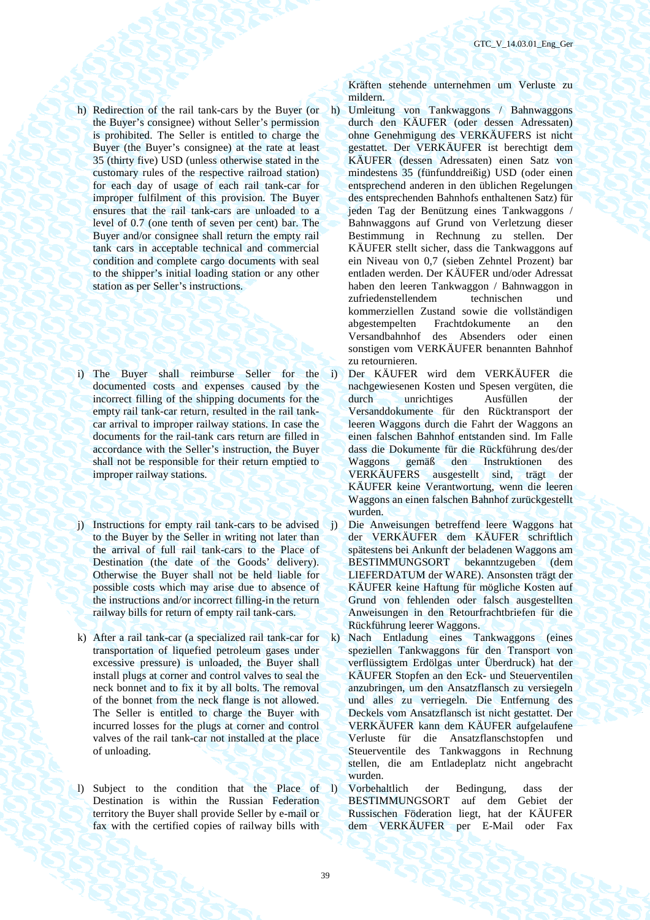Kräften stehende unternehmen um Verluste zu mildern.

h) Redirection of the rail tank-cars by the Buyer (or the Buyer's consignee) without Seller's permission is prohibited. The Seller is entitled to charge the Buyer (the Buyer's consignee) at the rate at least 35 (thirty five) USD (unless otherwise stated in the customary rules of the respective railroad station) for each day of usage of each rail tank-car for improper fulfilment of this provision. The Buyer ensures that the rail tank-cars are unloaded to a level of 0.7 (one tenth of seven per cent) bar. The Buyer and/or consignee shall return the empty rail tank cars in acceptable technical and commercial condition and complete cargo documents with seal to the shipper's initial loading station or any other station as per Seller's instructions.

h) Umleitung von Tankwaggons / Bahnwaggons durch den KÄUFER (oder dessen Adressaten) ohne Genehmigung des VERKÄUFERS ist nicht gestattet. Der VERKÄUFER ist berechtigt dem KÄUFER (dessen Adressaten) einen Satz von mindestens 35 (fünfunddreißig) USD (oder einen entsprechend anderen in den üblichen Regelungen des entsprechenden Bahnhofs enthaltenen Satz) für jeden Tag der Benützung eines Tankwaggons / Bahnwaggons auf Grund von Verletzung dieser Bestimmung in Rechnung zu stellen. Der KÄUFER stellt sicher, dass die Tankwaggons auf ein Niveau von 0,7 (sieben Zehntel Prozent) bar entladen werden. Der KÄUFER und/oder Adressat haben den leeren Tankwaggon / Bahnwaggon in zufriedenstellendem technischen und kommerziellen Zustand sowie die vollständigen abgestempelten Frachtdokumente an den Versandbahnhof des Absenders oder einen sonstigen vom VERKÄUFER benannten Bahnhof zu retournieren.

i) The Buyer shall reimburse Seller for the documented costs and expenses caused by the incorrect filling of the shipping documents for the empty rail tank-car return, resulted in the rail tank-car arrival to improper railway stations. In case the documents for the rail-tank cars return are filled in accordance with the Seller's instruction, the Buyer shall not be responsible for their return emptied to improper railway stations.

i) Der KÄUFER wird dem VERKÄUFER die nachgewiesenen Kosten und Spesen vergüten, die durch unrichtiges Ausfüllen der Versanddokumente für den Rücktransport der leeren Waggons durch die Fahrt der Waggons an einen falschen Bahnhof entstanden sind. Im Falle dass die Dokumente für die Rückführung des/der Waggons gemäß den Instruktionen des VERKÄUFERS ausgestellt sind, trägt der KÄUFER keine Verantwortung, wenn die leeren Waggons an einen falschen Bahnhof zurückgestellt wurden.

j) Instructions for empty rail tank-cars to be advised to the Buyer by the Seller in writing not later than the arrival of full rail tank-cars to the Place of Destination (the date of the Goods' delivery). Otherwise the Buyer shall not be held liable for possible costs which may arise due to absence of the instructions and/or incorrect filling-in the return railway bills for return of empty rail tank-cars.

j) Die Anweisungen betreffend leere Waggons hat der VERKÄUFER dem KÄUFER schriftlich spätestens bei Ankunft der beladenen Waggons am BESTIMMUNGSORT bekanntzugeben (dem LIEFERDATUM der WARE). Ansonsten trägt der KÄUFER keine Haftung für mögliche Kosten auf Grund von fehlenden oder falsch ausgestellten Anweisungen in den Retourfrachtbriefen für die Rückführung leerer Waggons.

k) After a rail tank-car (a specialized rail tank-car for transportation of liquefied petroleum gases under excessive pressure) is unloaded, the Buyer shall install plugs at corner and control valves to seal the neck bonnet and to fix it by all bolts. The removal of the bonnet from the neck flange is not allowed. The Seller is entitled to charge the Buyer with incurred losses for the plugs at corner and control valves of the rail tank-car not installed at the place of unloading.

k) Nach Entladung eines Tankwaggons (eines speziellen Tankwaggons für den Transport von verflüssigtem Erdölgas unter Überdruck) hat der KÄUFER Stopfen an den Eck- und Steuerventilen anzubringen, um den Ansatzflansch zu versiegeln und alles zu verriegeln. Die Entfernung des Deckels vom Ansatzflansch ist nicht gestattet. Der VERKÄUFER kann dem KÄUFER aufgelaufene Verluste für die Ansatzflanschstopfen und Steuerventile des Tankwaggons in Rechnung stellen, die am Entladeplatz nicht angebracht wurden.

l) Subject to the condition that the Place of Destination is within the Russian Federation territory the Buyer shall provide Seller by e-mail or fax with the certified copies of railway bills with

l) Vorbehaltlich der Bedingung, dass der BESTIMMUNGSORT auf dem Gebiet der Russischen Föderation liegt, hat der KÄUFER dem VERKÄUFER per E-Mail oder Fax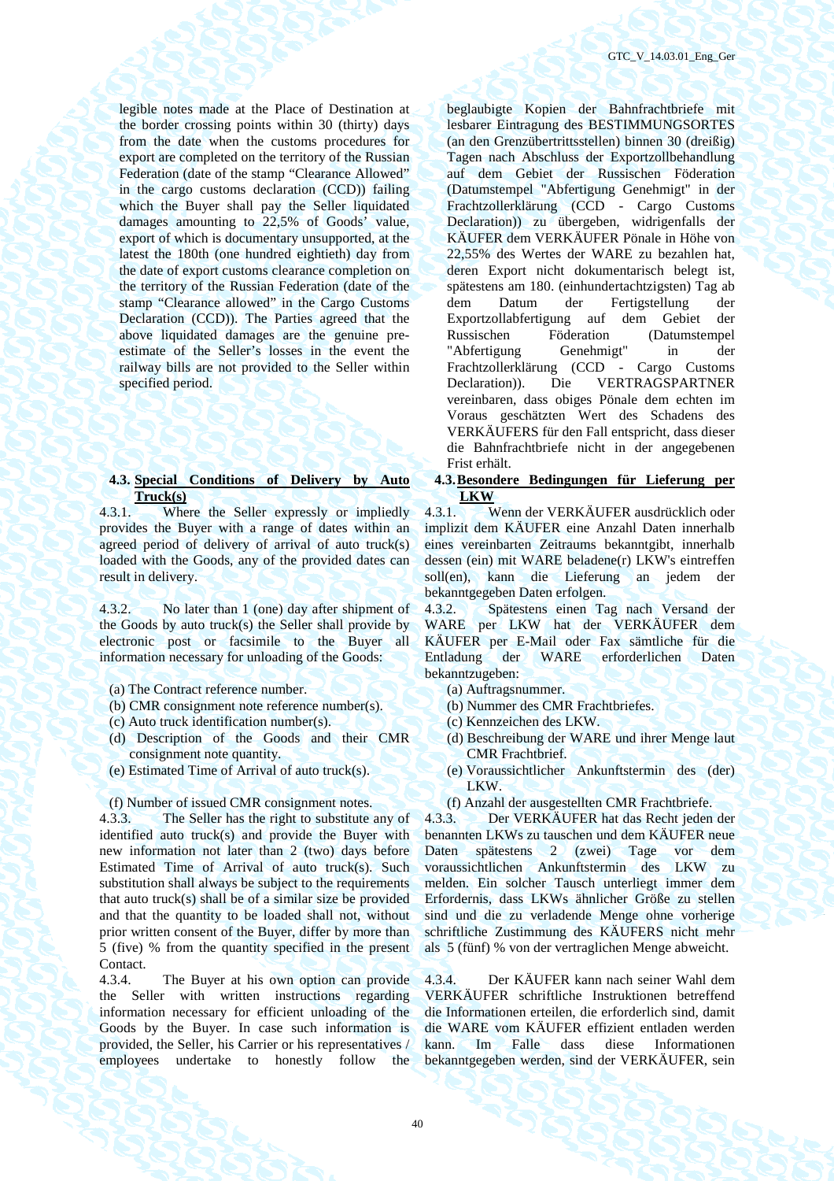legible notes made at the Place of Destination at the border crossing points within 30 (thirty) days from the date when the customs procedures for export are completed on the territory of the Russian Federation (date of the stamp "Clearance Allowed" in the cargo customs declaration (CCD)) failing which the Buyer shall pay the Seller liquidated damages amounting to 22,5% of Goods' value, export of which is documentary unsupported, at the latest the 180th (one hundred eightieth) day from the date of export customs clearance completion on the territory of the Russian Federation (date of the stamp "Clearance allowed" in the Cargo Customs Declaration (CCD)). The Parties agreed that the above liquidated damages are the genuine pre-estimate of the Seller's losses in the event the railway bills are not provided to the Seller within specified period.

beglaubigte Kopien der Bahnfrachtbriefe mit lesbarer Eintragung des BESTIMMUNGSORTES (an den Grenzübertrittsstellen) binnen 30 (dreißig) Tagen nach Abschluss der Exportzollbehandlung auf dem Gebiet der Russischen Föderation (Datumstempel "Abfertigung Genehmigt" in der Frachtzollerklärung (CCD - Cargo Customs Declaration)) zu übergeben, widrigenfalls der KÄUFER dem VERKÄUFER Pönale in Höhe von 22,55% des Wertes der WARE zu bezahlen hat, deren Export nicht dokumentarisch belegt ist, spätestens am 180. (einhundertachtzigsten) Tag ab dem Datum der Fertigstellung der Exportzollabfertigung auf dem Gebiet der Russischen Föderation (Datumstempel "Abfertigung Genehmigt" in der Frachtzollerklärung (CCD - Cargo Customs Declaration)). Die VERTRAGSPARTNER vereinbaren, dass obiges Pönale dem echten im Voraus geschätzten Wert des Schadens des VERKÄUFERS für den Fall entspricht, dass dieser die Bahnfrachtbriefe nicht in der angegebenen Frist erhält.

**4.3. Special Conditions of Delivery by Auto Truck(s)**

**4.3. Besondere Bedingungen für Lieferung per LKW**

4.3.1. Where the Seller expressly or impliedly provides the Buyer with a range of dates within an agreed period of delivery of arrival of auto truck(s) loaded with the Goods, any of the provided dates can result in delivery.

4.3.1. Wenn der VERKÄUFER ausdrücklich oder implizit dem KÄUFER eine Anzahl Daten innerhalb eines vereinbarten Zeitraums bekanntgibt, innerhalb dessen (ein) mit WARE beladene(r) LKW's eintreffen soll(en), kann die Lieferung an jedem der bekanntgegeben Daten erfolgen.

4.3.2. No later than 1 (one) day after shipment of the Goods by auto truck(s) the Seller shall provide by electronic post or facsimile to the Buyer all information necessary for unloading of the Goods:

- (a) The Contract reference number.
- (b) CMR consignment note reference number(s).
- (c) Auto truck identification number(s).
- (d) Description of the Goods and their CMR consignment note quantity.
- (e) Estimated Time of Arrival of auto truck(s).
- (f) Number of issued CMR consignment notes.

4.3.2. Spätestens einen Tag nach Versand der WARE per LKW hat der VERKÄUFER dem KÄUFER per E-Mail oder Fax sämtliche für die Entladung der WARE erforderlichen Daten bekanntzugeben:

- (a) Auftragsnummer.
- (b) Nummer des CMR Frachtbriefes.
- (c) Kennzeichen des LKW.
- (d) Beschreibung der WARE und ihrer Menge laut CMR Frachtbrief.
- (e) Voraussichtlicher Ankunftstermin des (der) LKW.
- (f) Anzahl der ausgestellten CMR Frachtbriefe.

4.3.3. The Seller has the right to substitute any of identified auto truck(s) and provide the Buyer with new information not later than 2 (two) days before Estimated Time of Arrival of auto truck(s). Such substitution shall always be subject to the requirements that auto truck(s) shall be of a similar size be provided and that the quantity to be loaded shall not, without prior written consent of the Buyer, differ by more than 5 (five) % from the quantity specified in the present Contact.

4.3.3. Der VERKÄUFER hat das Recht jeden der benannten LKWs zu tauschen und dem KÄUFER neue Daten spätestens 2 (zwei) Tage vor dem voraussichtlichen Ankunftstermin des LKW zu melden. Ein solcher Tausch unterliegt immer dem Erfordernis, dass LKWs ähnlicher Größe zu stellen sind und die zu verladende Menge ohne vorherige schriftliche Zustimmung des KÄUFERS nicht mehr als 5 (fünf) % von der vertraglichen Menge abweicht.

4.3.4. The Buyer at his own option can provide the Seller with written instructions regarding information necessary for efficient unloading of the Goods by the Buyer. In case such information is provided, the Seller, his Carrier or his representatives / employees undertake to honestly follow the

4.3.4. Der KÄUFER kann nach seiner Wahl dem VERKÄUFER schriftliche Instruktionen betreffend die Informationen erteilen, die erforderlich sind, damit die WARE vom KÄUFER effizient entladen werden kann. Im Falle dass diese Informationen bekanntgegeben werden, sind der VERKÄUFER, sein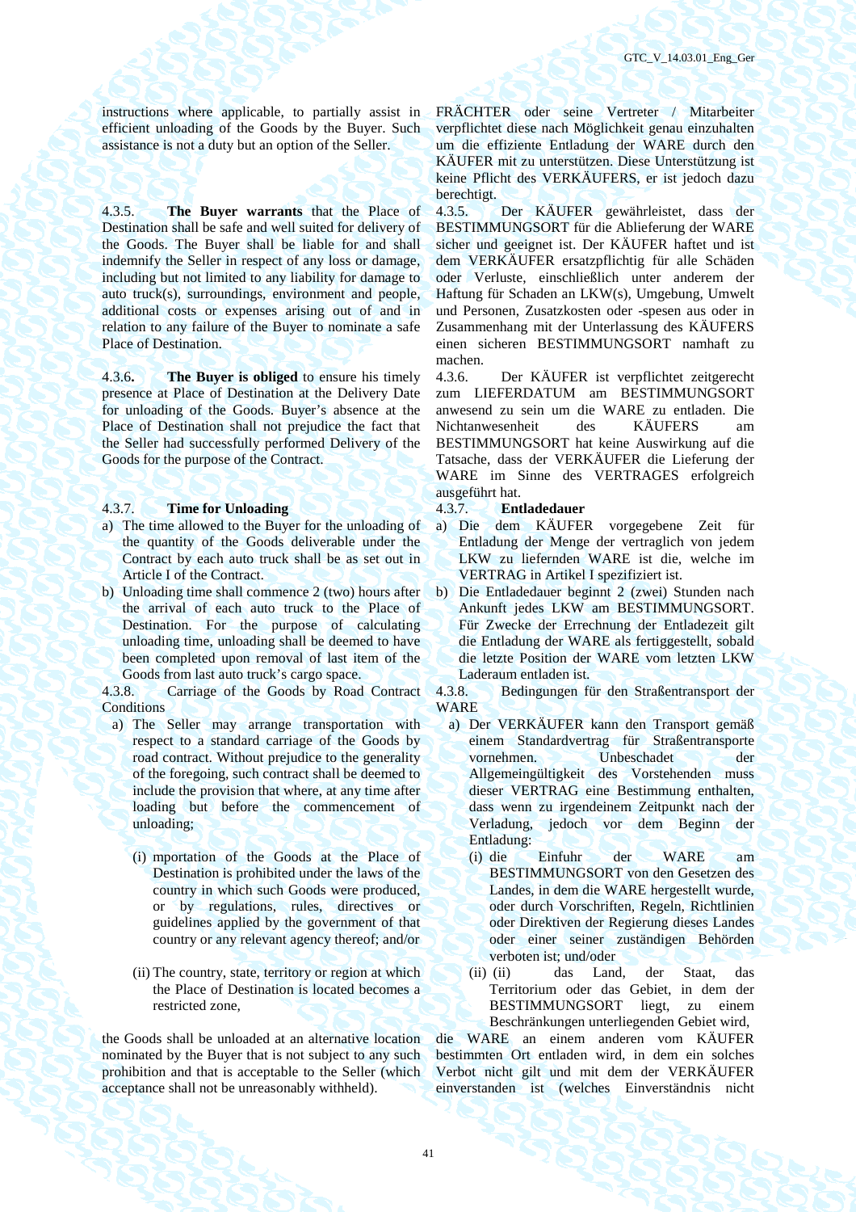instructions where applicable, to partially assist in efficient unloading of the Goods by the Buyer. Such assistance is not a duty but an option of the Seller.

FRÄCHTER oder seine Vertreter / Mitarbeiter verpflichtet diese nach Möglichkeit genau einzuhalten um die effiziente Entladung der WARE durch den KÄUFER mit zu unterstützen. Diese Unterstützung ist keine Pflicht des VERKÄUFERS, er ist jedoch dazu berechtigt.

4.3.5. **The Buyer warrants** that the Place of Destination shall be safe and well suited for delivery of the Goods. The Buyer shall be liable for and shall indemnify the Seller in respect of any loss or damage, including but not limited to any liability for damage to auto truck(s), surroundings, environment and people, additional costs or expenses arising out of and in relation to any failure of the Buyer to nominate a safe Place of Destination.

4.3.5. Der KÄUFER gewährleistet, dass der BESTIMMUNGSORT für die Ablieferung der WARE sicher und geeignet ist. Der KÄUFER haftet und ist dem VERKÄUFER ersatzpflichtig für alle Schäden oder Verluste, einschließlich unter anderem der Haftung für Schaden an LKW(s), Umgebung, Umwelt und Personen, Zusatzkosten oder -spesen aus oder in Zusammenhang mit der Unterlassung des KÄUFERS einen sicheren BESTIMMUNGSORT namhaft zu machen.

4.3.6**.** **The Buyer is obliged** to ensure his timely presence at Place of Destination at the Delivery Date for unloading of the Goods. Buyer's absence at the Place of Destination shall not prejudice the fact that the Seller had successfully performed Delivery of the Goods for the purpose of the Contract.

4.3.6. Der KÄUFER ist verpflichtet zeitgerecht zum LIEFERDATUM am BESTIMMUNGSORT anwesend zu sein um die WARE zu entladen. Die Nichtanwesenheit des KÄUFERS am BESTIMMUNGSORT hat keine Auswirkung auf die Tatsache, dass der VERKÄUFER die Lieferung der WARE im Sinne des VERTRAGES erfolgreich ausgeführt hat.

4.3.7. **Time for Unloading**

a) The time allowed to the Buyer for the unloading of the quantity of the Goods deliverable under the Contract by each auto truck shall be as set out in Article I of the Contract.
b) Unloading time shall commence 2 (two) hours after the arrival of each auto truck to the Place of Destination. For the purpose of calculating unloading time, unloading shall be deemed to have been completed upon removal of last item of the Goods from last auto truck's cargo space.

4.3.7. **Entladedauer**

a) Die dem KÄUFER vorgegebene Zeit für Entladung der Menge der vertraglich von jedem LKW zu liefernden WARE ist die, welche im VERTRAG in Artikel I spezifiziert ist.
b) Die Entladedauer beginnt 2 (zwei) Stunden nach Ankunft jedes LKW am BESTIMMUNGSORT. Für Zwecke der Errechnung der Entladezeit gilt die Entladung der WARE als fertiggestellt, sobald die letzte Position der WARE vom letzten LKW Laderaum entladen ist.

4.3.8. Carriage of the Goods by Road Contract Conditions

a) The Seller may arrange transportation with respect to a standard carriage of the Goods by road contract. Without prejudice to the generality of the foregoing, such contract shall be deemed to include the provision that where, at any time after loading but before the commencement of unloading;
   (i) mportation of the Goods at the Place of Destination is prohibited under the laws of the country in which such Goods were produced, or by regulations, rules, directives or guidelines applied by the government of that country or any relevant agency thereof; and/or
   (ii) The country, state, territory or region at which the Place of Destination is located becomes a restricted zone,

the Goods shall be unloaded at an alternative location nominated by the Buyer that is not subject to any such prohibition and that is acceptable to the Seller (which acceptance shall not be unreasonably withheld).

4.3.8. Bedingungen für den Straßentransport der WARE

a) Der VERKÄUFER kann den Transport gemäß einem Standardvertrag für Straßentransporte vornehmen. Unbeschadet der Allgemeingültigkeit des Vorstehenden muss dieser VERTRAG eine Bestimmung enthalten, dass wenn zu irgendeinem Zeitpunkt nach der Verladung, jedoch vor dem Beginn der Entladung:
   (i) die Einfuhr der WARE am BESTIMMUNGSORT von den Gesetzen des Landes, in dem die WARE hergestellt wurde, oder durch Vorschriften, Regeln, Richtlinien oder Direktiven der Regierung dieses Landes oder einer seiner zuständigen Behörden verboten ist; und/oder
   (ii) (ii) das Land, der Staat, das Territorium oder das Gebiet, in dem der BESTIMMUNGSORT liegt, zu einem Beschränkungen unterliegenden Gebiet wird,

die WARE an einem anderen vom KÄUFER bestimmten Ort entladen wird, in dem ein solches Verbot nicht gilt und mit dem der VERKÄUFER einverstanden ist (welches Einverständnis nicht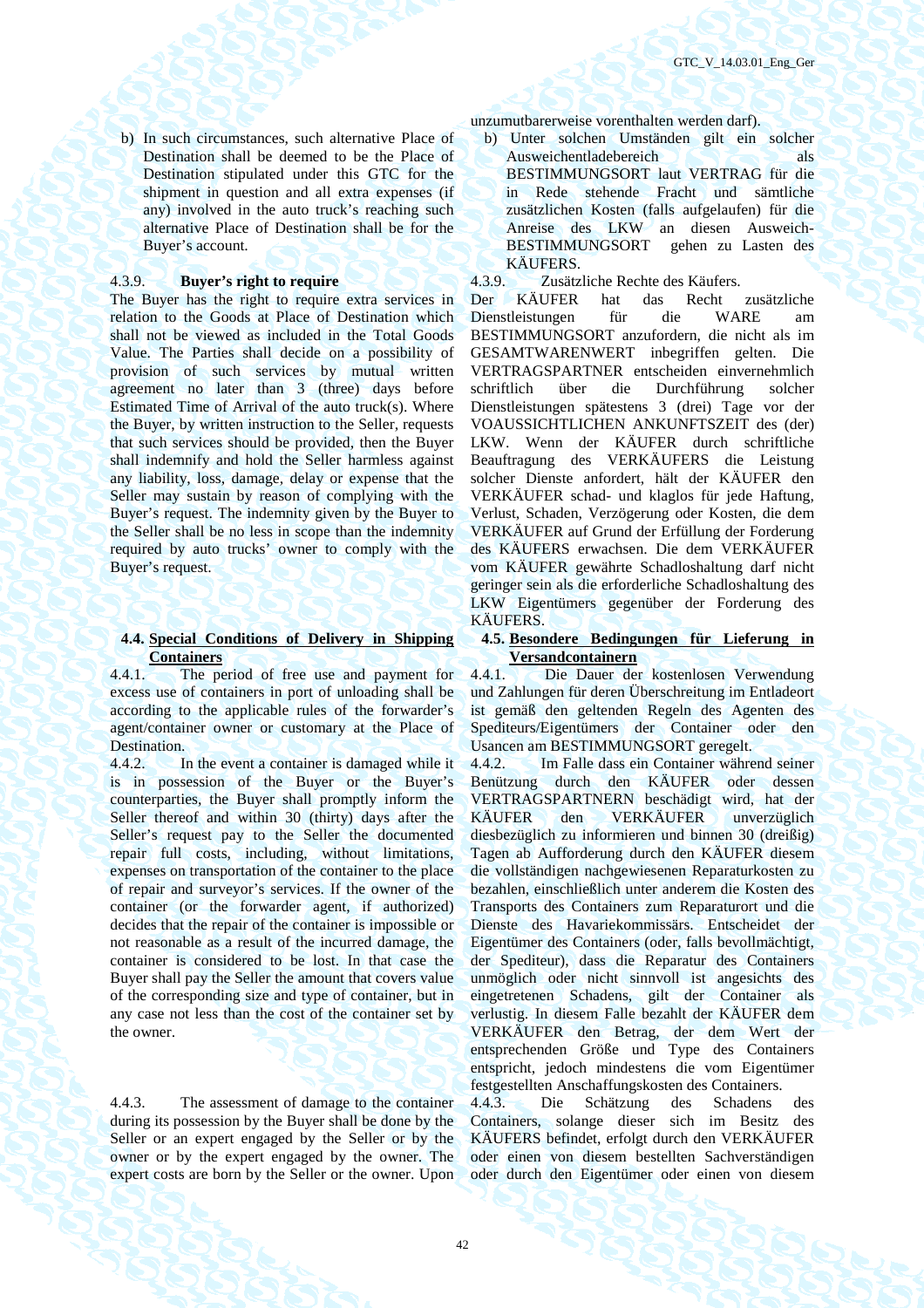b) In such circumstances, such alternative Place of Destination shall be deemed to be the Place of Destination stipulated under this GTC for the shipment in question and all extra expenses (if any) involved in the auto truck's reaching such alternative Place of Destination shall be for the Buyer's account.

4.3.9. **Buyer's right to require**

The Buyer has the right to require extra services in relation to the Goods at Place of Destination which shall not be viewed as included in the Total Goods Value. The Parties shall decide on a possibility of provision of such services by mutual written agreement no later than 3 (three) days before Estimated Time of Arrival of the auto truck(s). Where the Buyer, by written instruction to the Seller, requests that such services should be provided, then the Buyer shall indemnify and hold the Seller harmless against any liability, loss, damage, delay or expense that the Seller may sustain by reason of complying with the Buyer's request. The indemnity given by the Buyer to the Seller shall be no less in scope than the indemnity required by auto trucks' owner to comply with the Buyer's request.

**4.4. Special Conditions of Delivery in Shipping Containers**

4.4.1. The period of free use and payment for excess use of containers in port of unloading shall be according to the applicable rules of the forwarder's agent/container owner or customary at the Place of Destination.

4.4.2. In the event a container is damaged while it is in possession of the Buyer or the Buyer's counterparties, the Buyer shall promptly inform the Seller thereof and within 30 (thirty) days after the Seller's request pay to the Seller the documented repair full costs, including, without limitations, expenses on transportation of the container to the place of repair and surveyor's services. If the owner of the container (or the forwarder agent, if authorized) decides that the repair of the container is impossible or not reasonable as a result of the incurred damage, the container is considered to be lost. In that case the Buyer shall pay the Seller the amount that covers value of the corresponding size and type of container, but in any case not less than the cost of the container set by the owner.

4.4.3. The assessment of damage to the container during its possession by the Buyer shall be done by the Seller or an expert engaged by the Seller or by the owner or by the expert engaged by the owner. The expert costs are born by the Seller or the owner. Upon

unzumutbarerweise vorenthalten werden darf).

b) Unter solchen Umständen gilt ein solcher Ausweichentladebereich als BESTIMMUNGSORT laut VERTRAG für die in Rede stehende Fracht und sämtliche zusätzlichen Kosten (falls aufgelaufen) für die Anreise des LKW an diesen Ausweich-BESTIMMUNGSORT gehen zu Lasten des KÄUFERS.

4.3.9. Zusätzliche Rechte des Käufers.

Der KÄUFER hat das Recht zusätzliche Dienstleistungen für die WARE am BESTIMMUNGSORT anzufordern, die nicht als im GESAMTWARENWERT inbegriffen gelten. Die VERTRAGSPARTNER entscheiden einvernehmlich schriftlich über die Durchführung solcher Dienstleistungen spätestens 3 (drei) Tage vor der VOAUSSICHTLICHEN ANKUNFTSZEIT des (der) LKW. Wenn der KÄUFER durch schriftliche Beauftragung des VERKÄUFERS die Leistung solcher Dienste anfordert, hält der KÄUFER den VERKÄUFER schad- und klaglos für jede Haftung, Verlust, Schaden, Verzögerung oder Kosten, die dem VERKÄUFER auf Grund der Erfüllung der Forderung des KÄUFERS erwachsen. Die dem VERKÄUFER vom KÄUFER gewährte Schadloshaltung darf nicht geringer sein als die erforderliche Schadloshaltung des LKW Eigentümers gegenüber der Forderung des KÄUFERS.

**4.5. Besondere Bedingungen für Lieferung in Versandcontainern**

4.4.1. Die Dauer der kostenlosen Verwendung und Zahlungen für deren Überschreitung im Entladeort ist gemäß den geltenden Regeln des Agenten des Spediteurs/Eigentümers der Container oder den Usancen am BESTIMMUNGSORT geregelt.

4.4.2. Im Falle dass ein Container während seiner Benützung durch den KÄUFER oder dessen VERTRAGSPARTNERN beschädigt wird, hat der KÄUFER den VERKÄUFER unverzüglich diesbezüglich zu informieren und binnen 30 (dreißig) Tagen ab Aufforderung durch den KÄUFER diesem die vollständigen nachgewiesenen Reparaturkosten zu bezahlen, einschließlich unter anderem die Kosten des Transports des Containers zum Reparaturort und die Dienste des Havariekommissärs. Entscheidet der Eigentümer des Containers (oder, falls bevollmächtigt, der Spediteur), dass die Reparatur des Containers unmöglich oder nicht sinnvoll ist angesichts des eingetretenen Schadens, gilt der Container als verlustig. In diesem Falle bezahlt der KÄUFER dem VERKÄUFER den Betrag, der dem Wert der entsprechenden Größe und Type des Containers entspricht, jedoch mindestens die vom Eigentümer festgestellten Anschaffungskosten des Containers.

4.4.3. Die Schätzung des Schadens des Containers, solange dieser sich im Besitz des KÄUFERS befindet, erfolgt durch den VERKÄUFER oder einen von diesem bestellten Sachverständigen oder durch den Eigentümer oder einen von diesem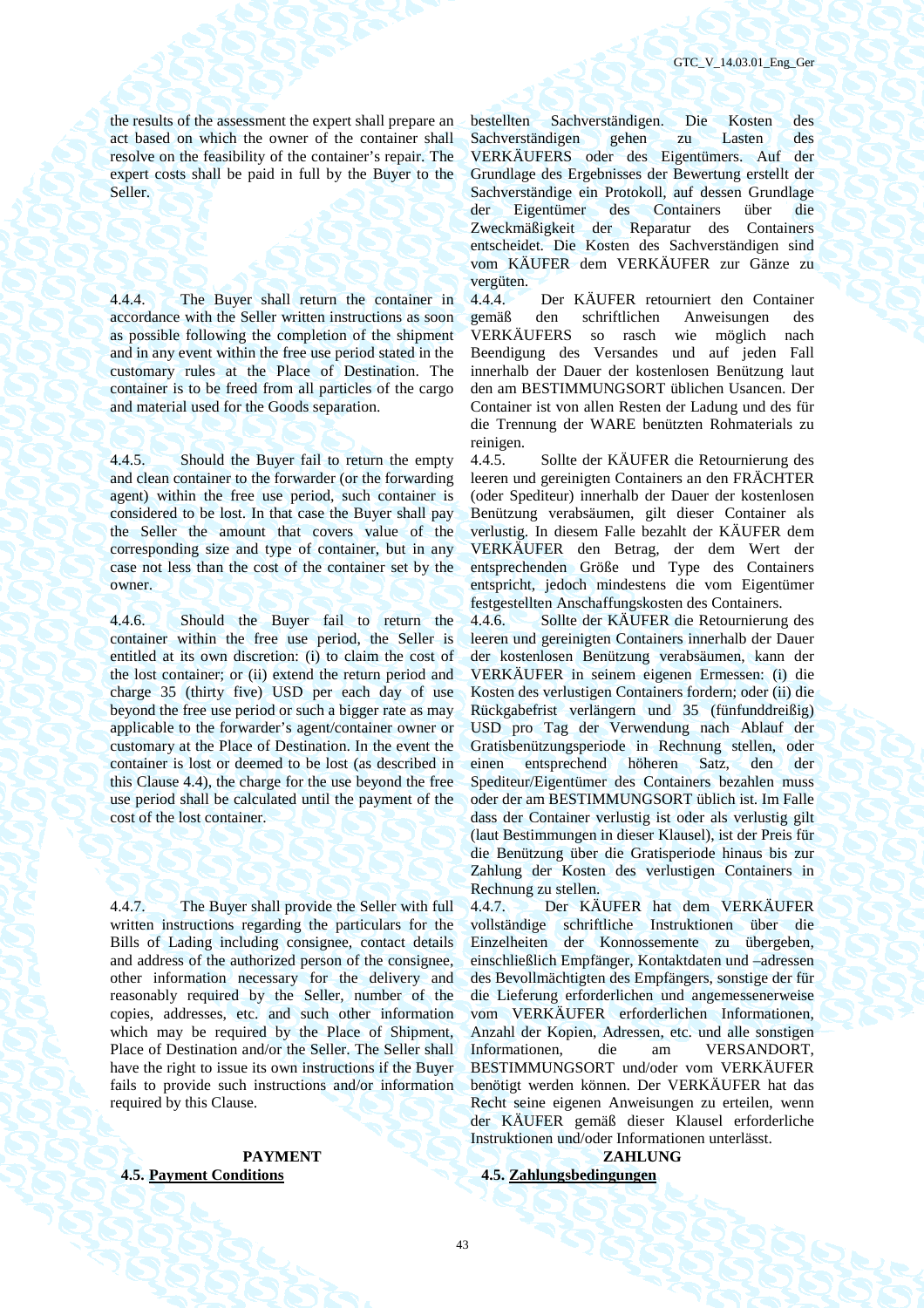the results of the assessment the expert shall prepare an act based on which the owner of the container shall resolve on the feasibility of the container's repair. The expert costs shall be paid in full by the Buyer to the Seller.

bestellten Sachverständigen. Die Kosten des Sachverständigen gehen zu Lasten des VERKÄUFERS oder des Eigentümers. Auf der Grundlage des Ergebnisses der Bewertung erstellt der Sachverständige ein Protokoll, auf dessen Grundlage der Eigentümer des Containers über die Zweckmäßigkeit der Reparatur des Containers entscheidet. Die Kosten des Sachverständigen sind vom KÄUFER dem VERKÄUFER zur Gänze zu vergüten.

4.4.4. The Buyer shall return the container in accordance with the Seller written instructions as soon as possible following the completion of the shipment and in any event within the free use period stated in the customary rules at the Place of Destination. The container is to be freed from all particles of the cargo and material used for the Goods separation.

4.4.4. Der KÄUFER retourniert den Container gemäß den schriftlichen Anweisungen des VERKÄUFERS so rasch wie möglich nach Beendigung des Versandes und auf jeden Fall innerhalb der Dauer der kostenlosen Benützung laut den am BESTIMMUNGSORT üblichen Usancen. Der Container ist von allen Resten der Ladung und des für die Trennung der WARE benützten Rohmaterials zu reinigen.

4.4.5. Should the Buyer fail to return the empty and clean container to the forwarder (or the forwarding agent) within the free use period, such container is considered to be lost. In that case the Buyer shall pay the Seller the amount that covers value of the corresponding size and type of container, but in any case not less than the cost of the container set by the owner.

4.4.5. Sollte der KÄUFER die Retournierung des leeren und gereinigten Containers an den FRÄCHTER (oder Spediteur) innerhalb der Dauer der kostenlosen Benützung verabsäumen, gilt dieser Container als verlustig. In diesem Falle bezahlt der KÄUFER dem VERKÄUFER den Betrag, der dem Wert der entsprechenden Größe und Type des Containers entspricht, jedoch mindestens die vom Eigentümer festgestellten Anschaffungskosten des Containers.

4.4.6. Should the Buyer fail to return the container within the free use period, the Seller is entitled at its own discretion: (i) to claim the cost of the lost container; or (ii) extend the return period and charge 35 (thirty five) USD per each day of use beyond the free use period or such a bigger rate as may applicable to the forwarder's agent/container owner or customary at the Place of Destination. In the event the container is lost or deemed to be lost (as described in this Clause 4.4), the charge for the use beyond the free use period shall be calculated until the payment of the cost of the lost container.

4.4.6. Sollte der KÄUFER die Retournierung des leeren und gereinigten Containers innerhalb der Dauer der kostenlosen Benützung verabsäumen, kann der VERKÄUFER in seinem eigenen Ermessen: (i) die Kosten des verlustigen Containers fordern; oder (ii) die Rückgabefrist verlängern und 35 (fünfunddreißig) USD pro Tag der Verwendung nach Ablauf der Gratisbenützungsperiode in Rechnung stellen, oder einen entsprechend höheren Satz, den der Spediteur/Eigentümer des Containers bezahlen muss oder der am BESTIMMUNGSORT üblich ist. Im Falle dass der Container verlustig ist oder als verlustig gilt (laut Bestimmungen in dieser Klausel), ist der Preis für die Benützung über die Gratisperiode hinaus bis zur Zahlung der Kosten des verlustigen Containers in Rechnung zu stellen.

4.4.7. The Buyer shall provide the Seller with full written instructions regarding the particulars for the Bills of Lading including consignee, contact details and address of the authorized person of the consignee, other information necessary for the delivery and reasonably required by the Seller, number of the copies, addresses, etc. and such other information which may be required by the Place of Shipment, Place of Destination and/or the Seller. The Seller shall have the right to issue its own instructions if the Buyer fails to provide such instructions and/or information required by this Clause.

4.4.7. Der KÄUFER hat dem VERKÄUFER vollständige schriftliche Instruktionen über die Einzelheiten der Konnossemente zu übergeben, einschließlich Empfänger, Kontaktdaten und –adressen des Bevollmächtigten des Empfängers, sonstige der für die Lieferung erforderlichen und angemessenerweise vom VERKÄUFER erforderlichen Informationen, Anzahl der Kopien, Adressen, etc. und alle sonstigen Informationen, die am VERSANDORT, BESTIMMUNGSORT und/oder vom VERKÄUFER benötigt werden können. Der VERKÄUFER hat das Recht seine eigenen Anweisungen zu erteilen, wenn der KÄUFER gemäß dieser Klausel erforderliche Instruktionen und/oder Informationen unterlässt.

## PAYMENT

### 4.5. Payment Conditions

## ZAHLUNG

### 4.5. Zahlungsbedingungen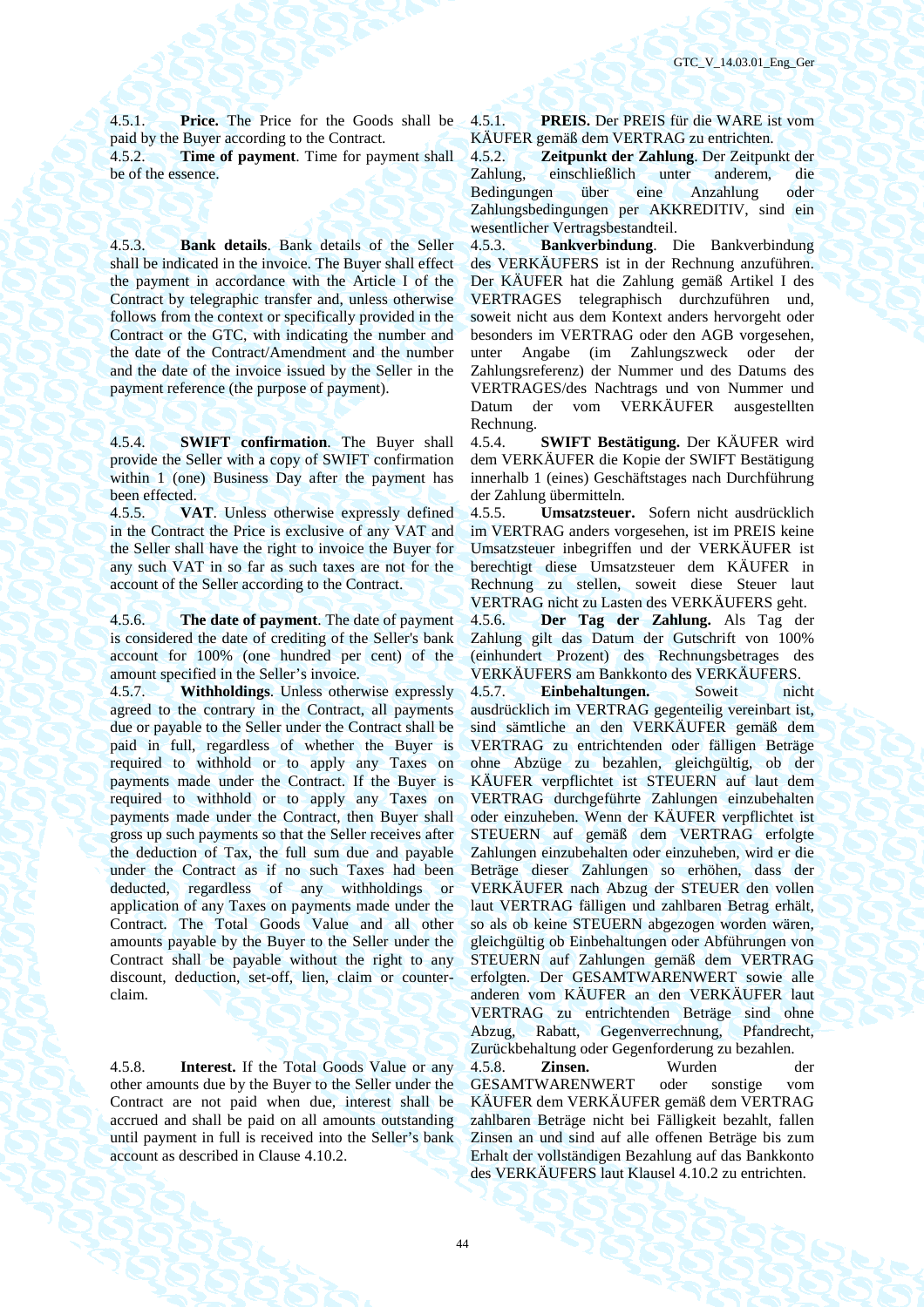4.5.1. **Price.** The Price for the Goods shall be paid by the Buyer according to the Contract.

4.5.1. **PREIS.** Der PREIS für die WARE ist vom KÄUFER gemäß dem VERTRAG zu entrichten.

4.5.2. **Time of payment**. Time for payment shall be of the essence.

4.5.2. **Zeitpunkt der Zahlung**. Der Zeitpunkt der Zahlung, einschließlich unter anderem, die Bedingungen über eine Anzahlung oder Zahlungsbedingungen per AKKREDITIV, sind ein wesentlicher Vertragsbestandteil.

4.5.3. **Bank details**. Bank details of the Seller shall be indicated in the invoice. The Buyer shall effect the payment in accordance with the Article I of the Contract by telegraphic transfer and, unless otherwise follows from the context or specifically provided in the Contract or the GTC, with indicating the number and the date of the Contract/Amendment and the number and the date of the invoice issued by the Seller in the payment reference (the purpose of payment).

4.5.3. **Bankverbindung**. Die Bankverbindung des VERKÄUFERS ist in der Rechnung anzuführen. Der KÄUFER hat die Zahlung gemäß Artikel I des VERTRAGES telegraphisch durchzuführen und, soweit nicht aus dem Kontext anders hervorgeht oder besonders im VERTRAG oder den AGB vorgesehen, unter Angabe (im Zahlungszweck oder der Zahlungsreferenz) der Nummer und des Datums des VERTRAGES/des Nachtrags und von Nummer und Datum der vom VERKÄUFER ausgestellten Rechnung.

4.5.4. **SWIFT confirmation**. The Buyer shall provide the Seller with a copy of SWIFT confirmation within 1 (one) Business Day after the payment has been effected.

4.5.4. **SWIFT Bestätigung.** Der KÄUFER wird dem VERKÄUFER die Kopie der SWIFT Bestätigung innerhalb 1 (eines) Geschäftstages nach Durchführung der Zahlung übermitteln.

4.5.5. **VAT**. Unless otherwise expressly defined in the Contract the Price is exclusive of any VAT and the Seller shall have the right to invoice the Buyer for any such VAT in so far as such taxes are not for the account of the Seller according to the Contract.

4.5.5. **Umsatzsteuer.** Sofern nicht ausdrücklich im VERTRAG anders vorgesehen, ist im PREIS keine Umsatzsteuer inbegriffen und der VERKÄUFER ist berechtigt diese Umsatzsteuer dem KÄUFER in Rechnung zu stellen, soweit diese Steuer laut VERTRAG nicht zu Lasten des VERKÄUFERS geht.

4.5.6. **The date of payment**. The date of payment is considered the date of crediting of the Seller's bank account for 100% (one hundred per cent) of the amount specified in the Seller's invoice.

4.5.6. **Der Tag der Zahlung.** Als Tag der Zahlung gilt das Datum der Gutschrift von 100% (einhundert Prozent) des Rechnungsbetrages des VERKÄUFERS am Bankkonto des VERKÄUFERS.

4.5.7. **Withholdings**. Unless otherwise expressly agreed to the contrary in the Contract, all payments due or payable to the Seller under the Contract shall be paid in full, regardless of whether the Buyer is required to withhold or to apply any Taxes on payments made under the Contract. If the Buyer is required to withhold or to apply any Taxes on payments made under the Contract, then Buyer shall gross up such payments so that the Seller receives after the deduction of Tax, the full sum due and payable under the Contract as if no such Taxes had been deducted, regardless of any withholdings or application of any Taxes on payments made under the Contract. The Total Goods Value and all other amounts payable by the Buyer to the Seller under the Contract shall be payable without the right to any discount, deduction, set-off, lien, claim or counter-claim.

4.5.7. **Einbehaltungen.** Soweit nicht ausdrücklich im VERTRAG gegenteilig vereinbart ist, sind sämtliche an den VERKÄUFER gemäß dem VERTRAG zu entrichtenden oder fälligen Beträge ohne Abzüge zu bezahlen, gleichgültig, ob der KÄUFER verpflichtet ist STEUERN auf laut dem VERTRAG durchgeführte Zahlungen einzubehalten oder einzuheben. Wenn der KÄUFER verpflichtet ist STEUERN auf gemäß dem VERTRAG erfolgte Zahlungen einzubehalten oder einzuheben, wird er die Beträge dieser Zahlungen so erhöhen, dass der VERKÄUFER nach Abzug der STEUER den vollen laut VERTRAG fälligen und zahlbaren Betrag erhält, so als ob keine STEUERN abgezogen worden wären, gleichgültig ob Einbehaltungen oder Abführungen von STEUERN auf Zahlungen gemäß dem VERTRAG erfolgten. Der GESAMTWARENWERT sowie alle anderen vom KÄUFER an den VERKÄUFER laut VERTRAG zu entrichtenden Beträge sind ohne Abzug, Rabatt, Gegenverrechnung, Pfandrecht, Zurückbehaltung oder Gegenforderung zu bezahlen.

4.5.8. **Interest.** If the Total Goods Value or any other amounts due by the Buyer to the Seller under the Contract are not paid when due, interest shall be accrued and shall be paid on all amounts outstanding until payment in full is received into the Seller's bank account as described in Clause 4.10.2.

4.5.8. **Zinsen.** Wurden der GESAMTWARENWERT oder sonstige vom KÄUFER dem VERKÄUFER gemäß dem VERTRAG zahlbaren Beträge nicht bei Fälligkeit bezahlt, fallen Zinsen an und sind auf alle offenen Beträge bis zum Erhalt der vollständigen Bezahlung auf das Bankkonto des VERKÄUFERS laut Klausel 4.10.2 zu entrichten.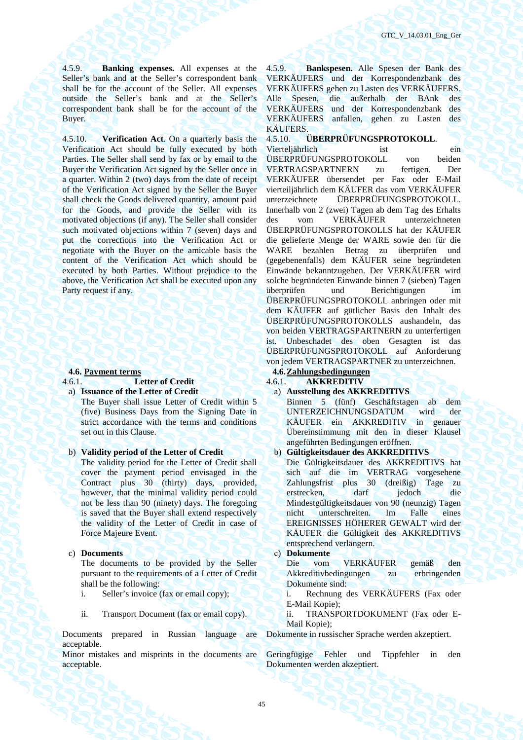4.5.9. **Banking expenses.** All expenses at the Seller's bank and at the Seller's correspondent bank shall be for the account of the Seller. All expenses outside the Seller's bank and at the Seller's correspondent bank shall be for the account of the Buyer.

4.5.10. **Verification Act**. On a quarterly basis the Verification Act should be fully executed by both Parties. The Seller shall send by fax or by email to the Buyer the Verification Act signed by the Seller once in a quarter. Within 2 (two) days from the date of receipt of the Verification Act signed by the Seller the Buyer shall check the Goods delivered quantity, amount paid for the Goods, and provide the Seller with its motivated objections (if any). The Seller shall consider such motivated objections within 7 (seven) days and put the corrections into the Verification Act or negotiate with the Buyer on the amicable basis the content of the Verification Act which should be executed by both Parties. Without prejudice to the above, the Verification Act shall be executed upon any Party request if any.

**4.6. Payment terms**

4.6.1. **Letter of Credit**

a) **Issuance of the Letter of Credit**

The Buyer shall issue Letter of Credit within 5 (five) Business Days from the Signing Date in strict accordance with the terms and conditions set out in this Clause.

b) **Validity period of the Letter of Credit**

The validity period for the Letter of Credit shall cover the payment period envisaged in the Contract plus 30 (thirty) days, provided, however, that the minimal validity period could not be less than 90 (ninety) days. The foregoing is saved that the Buyer shall extend respectively the validity of the Letter of Credit in case of Force Majeure Event.

c) **Documents**

The documents to be provided by the Seller pursuant to the requirements of a Letter of Credit shall be the following:

i. Seller's invoice (fax or email copy);

ii. Transport Document (fax or email copy).

Documents prepared in Russian language are acceptable.

Minor mistakes and misprints in the documents are acceptable.

---

4.5.9. **Bankspesen.** Alle Spesen der Bank des VERKÄUFERS und der Korrespondenzbank des VERKÄUFERS gehen zu Lasten des VERKÄUFERS. Alle Spesen, die außerhalb der BAnk des VERKÄUFERS und der Korrespondenzbank des VERKÄUFERS anfallen, gehen zu Lasten des KÄUFERS.

4.5.10. **ÜBERPRÜFUNGSPROTOKOLL**. Vierteljährlich ist ein ÜBERPRÜFUNGSPROTOKOLL von beiden VERTRAGSPARTNERN zu fertigen. Der VERKÄUFER übersendet per Fax oder E-Mail vierteljährlich dem KÄUFER das vom VERKÄUFER unterzeichnete ÜBERPRÜFUNGSPROTOKOLL. Innerhalb von 2 (zwei) Tagen ab dem Tag des Erhalts des vom VERKÄUFER unterzeichneten ÜBERPRÜFUNGSPROTOKOLLS hat der KÄUFER die gelieferte Menge der WARE sowie den für die WARE bezahlen Betrag zu überprüfen und (gegebenenfalls) dem KÄUFER seine begründeten Einwände bekanntzugeben. Der VERKÄUFER wird solche begründeten Einwände binnen 7 (sieben) Tagen überprüfen und Berichtigungen im ÜBERPRÜFUNGSPROTOKOLL anbringen oder mit dem KÄUFER auf gütlicher Basis den Inhalt des ÜBERPRÜFUNGSPROTOKOLLS aushandeln, das von beiden VERTRAGSPARTNERN zu unterfertigen ist. Unbeschadet des oben Gesagten ist das ÜBERPRÜFUNGSPROTOKOLL auf Anforderung von jedem VERTRAGSPARTNER zu unterzeichnen.

**4.6. Zahlungsbedingungen**

4.6.1. **AKKREDITIV**

a) **Ausstellung des AKKREDITIVS**

Binnen 5 (fünf) Geschäftstagen ab dem UNTERZEICHNUNGSDATUM wird der KÄUFER ein AKKREDITIV in genauer Übereinstimmung mit den in dieser Klausel angeführten Bedingungen eröffnen.

b) **Gültigkeitsdauer des AKKREDITIVS**

Die Gültigkeitsdauer des AKKREDITIVS hat sich auf die im VERTRAG vorgesehene Zahlungsfrist plus 30 (dreißig) Tage zu erstrecken, darf jedoch die Mindestgültigkeitsdauer von 90 (neunzig) Tagen nicht unterschreiten. Im Falle eines EREIGNISSES HÖHERER GEWALT wird der KÄUFER die Gültigkeit des AKKREDITIVS entsprechend verlängern.

c) **Dokumente**

Die vom VERKÄUFER gemäß den Akkreditivbedingungen zu erbringenden Dokumente sind:

i. Rechnung des VERKÄUFERS (Fax oder E-Mail Kopie);

ii. TRANSPORTDOKUMENT (Fax oder E-Mail Kopie);

Dokumente in russischer Sprache werden akzeptiert.

Geringfügige Fehler und Tippfehler in den Dokumenten werden akzeptiert.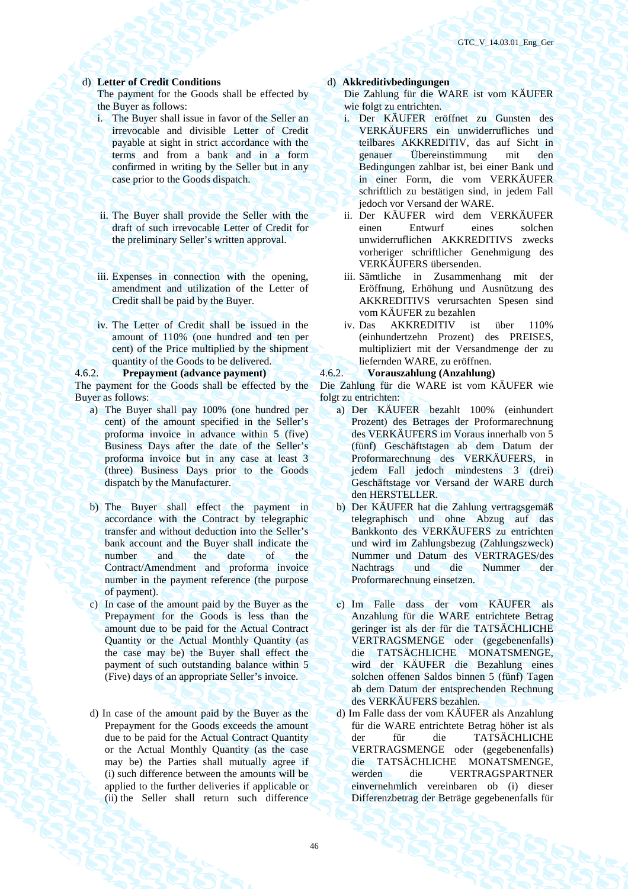d) **Letter of Credit Conditions**

The payment for the Goods shall be effected by the Buyer as follows:

i. The Buyer shall issue in favor of the Seller an irrevocable and divisible Letter of Credit payable at sight in strict accordance with the terms and from a bank and in a form confirmed in writing by the Seller but in any case prior to the Goods dispatch.

ii. The Buyer shall provide the Seller with the draft of such irrevocable Letter of Credit for the preliminary Seller's written approval.

iii. Expenses in connection with the opening, amendment and utilization of the Letter of Credit shall be paid by the Buyer.

iv. The Letter of Credit shall be issued in the amount of 110% (one hundred and ten per cent) of the Price multiplied by the shipment quantity of the Goods to be delivered.

4.6.2. **Prepayment (advance payment)**

The payment for the Goods shall be effected by the Buyer as follows:

a) The Buyer shall pay 100% (one hundred per cent) of the amount specified in the Seller's proforma invoice in advance within 5 (five) Business Days after the date of the Seller's proforma invoice but in any case at least 3 (three) Business Days prior to the Goods dispatch by the Manufacturer.

b) The Buyer shall effect the payment in accordance with the Contract by telegraphic transfer and without deduction into the Seller's bank account and the Buyer shall indicate the number and the date of the Contract/Amendment and proforma invoice number in the payment reference (the purpose of payment).

c) In case of the amount paid by the Buyer as the Prepayment for the Goods is less than the amount due to be paid for the Actual Contract Quantity or the Actual Monthly Quantity (as the case may be) the Buyer shall effect the payment of such outstanding balance within 5 (Five) days of an appropriate Seller's invoice.

d) In case of the amount paid by the Buyer as the Prepayment for the Goods exceeds the amount due to be paid for the Actual Contract Quantity or the Actual Monthly Quantity (as the case may be) the Parties shall mutually agree if (i) such difference between the amounts will be applied to the further deliveries if applicable or (ii) the Seller shall return such difference

d) **Akkreditivbedingungen**

Die Zahlung für die WARE ist vom KÄUFER wie folgt zu entrichten.

i. Der KÄUFER eröffnet zu Gunsten des VERKÄUFERS ein unwiderrufliches und teilbares AKKREDITIV, das auf Sicht in genauer Übereinstimmung mit den Bedingungen zahlbar ist, bei einer Bank und in einer Form, die vom VERKÄUFER schriftlich zu bestätigen sind, in jedem Fall jedoch vor Versand der WARE.

ii. Der KÄUFER wird dem VERKÄUFER einen Entwurf eines solchen unwiderruflichen AKKREDITIVS zwecks vorheriger schriftlicher Genehmigung des VERKÄUFERS übersenden.

iii. Sämtliche in Zusammenhang mit der Eröffnung, Erhöhung und Ausnützung des AKKREDITIVS verursachten Spesen sind vom KÄUFER zu bezahlen

iv. Das AKKREDITIV ist über 110% (einhundertzehn Prozent) des PREISES, multipliziert mit der Versandmenge der zu liefernden WARE, zu eröffnen.

4.6.2. **Vorauszahlung (Anzahlung)**

Die Zahlung für die WARE ist vom KÄUFER wie folgt zu entrichten:

a) Der KÄUFER bezahlt 100% (einhundert Prozent) des Betrages der Proformarechnung des VERKÄUFERS im Voraus innerhalb von 5 (fünf) Geschäftstagen ab dem Datum der Proformarechnung des VERKÄUFERS, in jedem Fall jedoch mindestens 3 (drei) Geschäftstage vor Versand der WARE durch den HERSTELLER.

b) Der KÄUFER hat die Zahlung vertragsgemäß telegraphisch und ohne Abzug auf das Bankkonto des VERKÄUFERS zu entrichten und wird im Zahlungsbezug (Zahlungszweck) Nummer und Datum des VERTRAGES/des Nachtrags und die Nummer der Proformarechnung einsetzen.

c) Im Falle dass der vom KÄUFER als Anzahlung für die WARE entrichtete Betrag geringer ist als der für die TATSÄCHLICHE VERTRAGSMENGE oder (gegebenenfalls) die TATSÄCHLICHE MONATSMENGE, wird der KÄUFER die Bezahlung eines solchen offenen Saldos binnen 5 (fünf) Tagen ab dem Datum der entsprechenden Rechnung des VERKÄUFERS bezahlen.

d) Im Falle dass der vom KÄUFER als Anzahlung für die WARE entrichtete Betrag höher ist als der für die TATSÄCHLICHE VERTRAGSMENGE oder (gegebenenfalls) die TATSÄCHLICHE MONATSMENGE, werden die VERTRAGSPARTNER einvernehmlich vereinbaren ob (i) dieser Differenzbetrag der Beträge gegebenenfalls für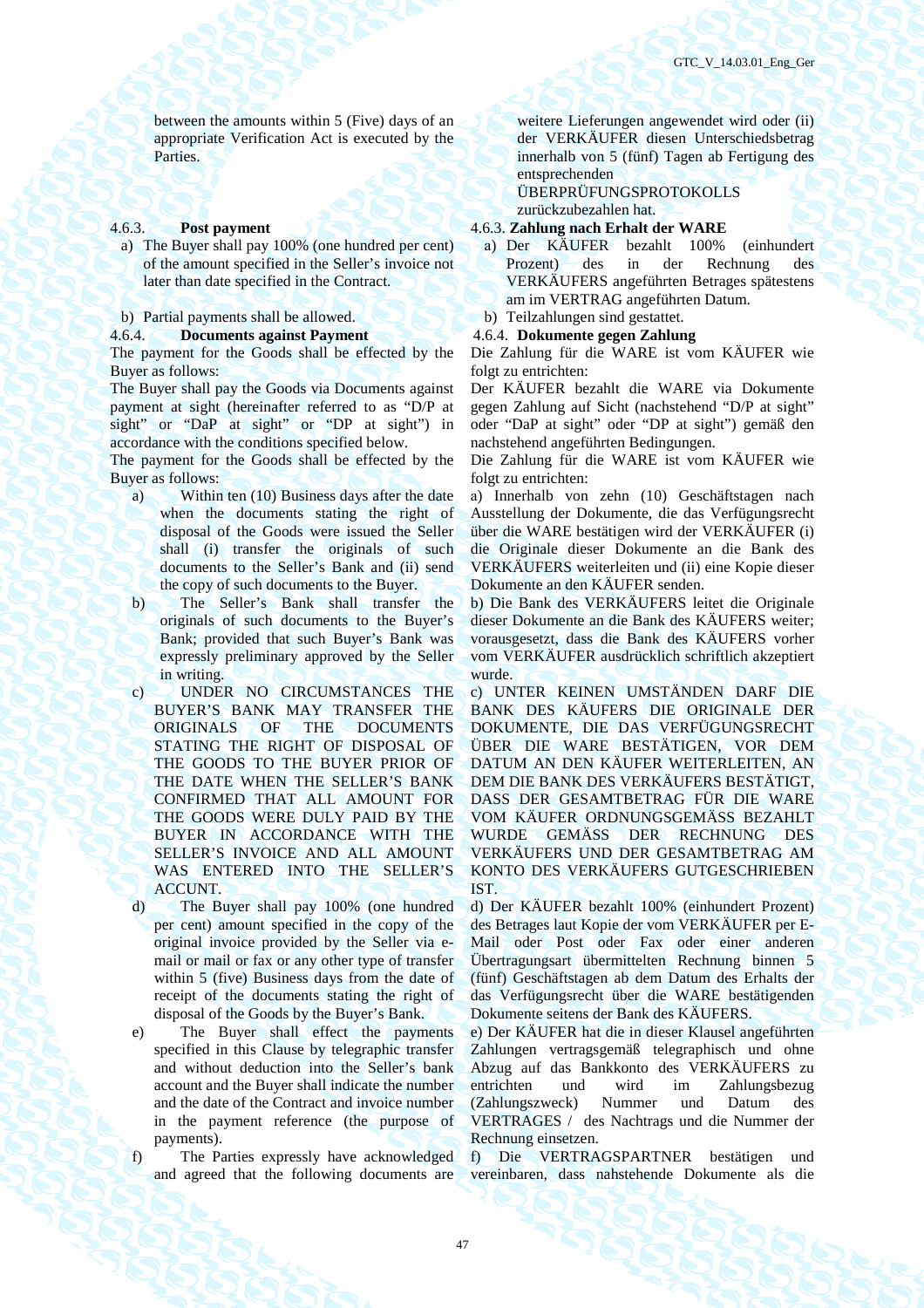between the amounts within 5 (Five) days of an appropriate Verification Act is executed by the Parties.

weitere Lieferungen angewendet wird oder (ii) der VERKÄUFER diesen Unterschiedsbetrag innerhalb von 5 (fünf) Tagen ab Fertigung des entsprechenden ÜBERPRÜFUNGSPROTOKOLLS zurückzubezahlen hat.

4.6.3. **Post payment**

a) The Buyer shall pay 100% (one hundred per cent) of the amount specified in the Seller's invoice not later than date specified in the Contract.

b) Partial payments shall be allowed.

4.6.3. **Zahlung nach Erhalt der WARE**

a) Der KÄUFER bezahlt 100% (einhundert Prozent) des in der Rechnung des VERKÄUFERS angeführten Betrages spätestens am im VERTRAG angeführten Datum.

b) Teilzahlungen sind gestattet.

4.6.4. **Documents against Payment**

The payment for the Goods shall be effected by the Buyer as follows:

The Buyer shall pay the Goods via Documents against payment at sight (hereinafter referred to as "D/P at sight" or "DaP at sight" or "DP at sight") in accordance with the conditions specified below.

The payment for the Goods shall be effected by the Buyer as follows:

a) Within ten (10) Business days after the date when the documents stating the right of disposal of the Goods were issued the Seller shall (i) transfer the originals of such documents to the Seller's Bank and (ii) send the copy of such documents to the Buyer.

b) The Seller's Bank shall transfer the originals of such documents to the Buyer's Bank; provided that such Buyer's Bank was expressly preliminary approved by the Seller in writing.

c) UNDER NO CIRCUMSTANCES THE BUYER'S BANK MAY TRANSFER THE ORIGINALS OF THE DOCUMENTS STATING THE RIGHT OF DISPOSAL OF THE GOODS TO THE BUYER PRIOR OF THE DATE WHEN THE SELLER'S BANK CONFIRMED THAT ALL AMOUNT FOR THE GOODS WERE DULY PAID BY THE BUYER IN ACCORDANCE WITH THE SELLER'S INVOICE AND ALL AMOUNT WAS ENTERED INTO THE SELLER'S ACCUNT.

d) The Buyer shall pay 100% (one hundred per cent) amount specified in the copy of the original invoice provided by the Seller via e-mail or mail or fax or any other type of transfer within 5 (five) Business days from the date of receipt of the documents stating the right of disposal of the Goods by the Buyer's Bank.

e) The Buyer shall effect the payments specified in this Clause by telegraphic transfer and without deduction into the Seller's bank account and the Buyer shall indicate the number and the date of the Contract and invoice number in the payment reference (the purpose of payments).

f) The Parties expressly have acknowledged and agreed that the following documents are

4.6.4. **Dokumente gegen Zahlung**

Die Zahlung für die WARE ist vom KÄUFER wie folgt zu entrichten:

Der KÄUFER bezahlt die WARE via Dokumente gegen Zahlung auf Sicht (nachstehend "D/P at sight" oder "DaP at sight" oder "DP at sight") gemäß den nachstehend angeführten Bedingungen.

Die Zahlung für die WARE ist vom KÄUFER wie folgt zu entrichten:

a) Innerhalb von zehn (10) Geschäftstagen nach Ausstellung der Dokumente, die das Verfügungsrecht über die WARE bestätigen wird der VERKÄUFER (i) die Originale dieser Dokumente an die Bank des VERKÄUFERS weiterleiten und (ii) eine Kopie dieser Dokumente an den KÄUFER senden.

b) Die Bank des VERKÄUFERS leitet die Originale dieser Dokumente an die Bank des KÄUFERS weiter; vorausgesetzt, dass die Bank des KÄUFERS vorher vom VERKÄUFER ausdrücklich schriftlich akzeptiert wurde.

c) UNTER KEINEN UMSTÄNDEN DARF DIE BANK DES KÄUFERS DIE ORIGINALE DER DOKUMENTE, DIE DAS VERFÜGUNGSRECHT ÜBER DIE WARE BESTÄTIGEN, VOR DEM DATUM AN DEN KÄUFER WEITERLEITEN, AN DEM DIE BANK DES VERKÄUFERS BESTÄTIGT, DASS DER GESAMTBETRAG FÜR DIE WARE VOM KÄUFER ORDNUNGSGEMÄSS BEZAHLT WURDE GEMÄSS DER RECHNUNG DES VERKÄUFERS UND DER GESAMTBETRAG AM KONTO DES VERKÄUFERS GUTGESCHRIEBEN IST.

d) Der KÄUFER bezahlt 100% (einhundert Prozent) des Betrages laut Kopie der vom VERKÄUFER per E-Mail oder Post oder Fax oder einer anderen Übertragungsart übermittelten Rechnung binnen 5 (fünf) Geschäftstagen ab dem Datum des Erhalts der das Verfügungsrecht über die WARE bestätigenden Dokumente seitens der Bank des KÄUFERS.

e) Der KÄUFER hat die in dieser Klausel angeführten Zahlungen vertragsgemäß telegraphisch und ohne Abzug auf das Bankkonto des VERKÄUFERS zu entrichten und wird im Zahlungsbezug (Zahlungszweck) Nummer und Datum des VERTRAGES / des Nachtrags und die Nummer der Rechnung einsetzen.

f) Die VERTRAGSPARTNER bestätigen und vereinbaren, dass nahstehende Dokumente als die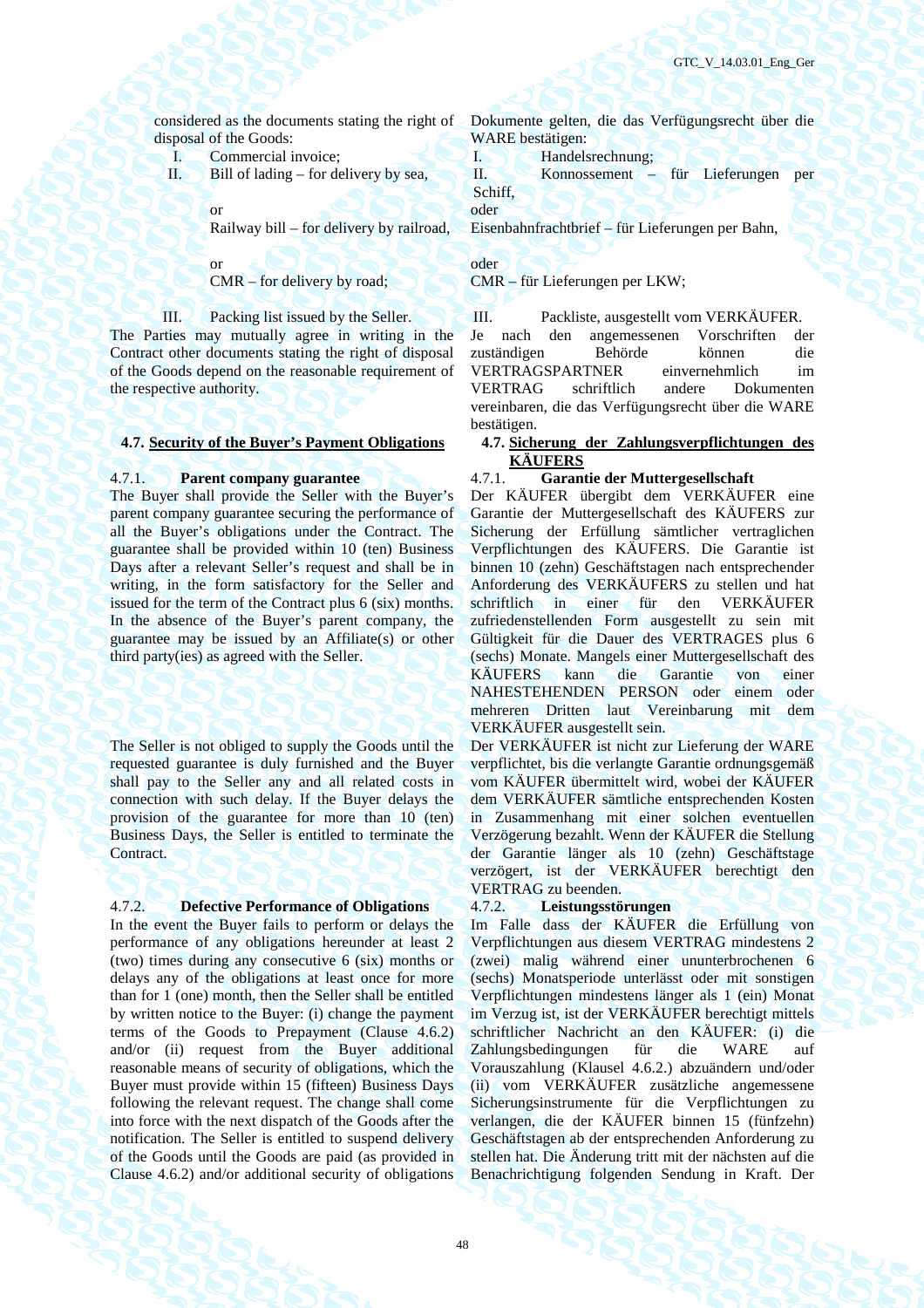considered as the documents stating the right of disposal of the Goods:

I. Commercial invoice;

II. Bill of lading – for delivery by sea,

or

Railway bill – for delivery by railroad,

or

CMR – for delivery by road;

III. Packing list issued by the Seller.

The Parties may mutually agree in writing in the Contract other documents stating the right of disposal of the Goods depend on the reasonable requirement of the respective authority.

Dokumente gelten, die das Verfügungsrecht über die WARE bestätigen:

I. Handelsrechnung;

II. Konnossement – für Lieferungen per Schiff,

oder

Eisenbahnfrachtbrief – für Lieferungen per Bahn,

oder

CMR – für Lieferungen per LKW;

III. Packliste, ausgestellt vom VERKÄUFER.

Je nach den angemessenen Vorschriften der zuständigen Behörde können die VERTRAGSPARTNER einvernehmlich im VERTRAG schriftlich andere Dokumenten vereinbaren, die das Verfügungsrecht über die WARE bestätigen.

### 4.7. Security of the Buyer's Payment Obligations

### 4.7. Sicherung der Zahlungsverpflichtungen des KÄUFERS

**4.7.1. Parent company guarantee**

The Buyer shall provide the Seller with the Buyer's parent company guarantee securing the performance of all the Buyer's obligations under the Contract. The guarantee shall be provided within 10 (ten) Business Days after a relevant Seller's request and shall be in writing, in the form satisfactory for the Seller and issued for the term of the Contract plus 6 (six) months. In the absence of the Buyer's parent company, the guarantee may be issued by an Affiliate(s) or other third party(ies) as agreed with the Seller.

The Seller is not obliged to supply the Goods until the requested guarantee is duly furnished and the Buyer shall pay to the Seller any and all related costs in connection with such delay. If the Buyer delays the provision of the guarantee for more than 10 (ten) Business Days, the Seller is entitled to terminate the Contract.

**4.7.1. Garantie der Muttergesellschaft**

Der KÄUFER übergibt dem VERKÄUFER eine Garantie der Muttergesellschaft des KÄUFERS zur Sicherung der Erfüllung sämtlicher vertraglichen Verpflichtungen des KÄUFERS. Die Garantie ist binnen 10 (zehn) Geschäftstagen nach entsprechender Anforderung des VERKÄUFERS zu stellen und hat schriftlich in einer für den VERKÄUFER zufriedenstellenden Form ausgestellt zu sein mit Gültigkeit für die Dauer des VERTRAGES plus 6 (sechs) Monate. Mangels einer Muttergesellschaft des KÄUFERS kann die Garantie von einer NAHESTEHENDEN PERSON oder einem oder mehreren Dritten laut Vereinbarung mit dem VERKÄUFER ausgestellt sein.

Der VERKÄUFER ist nicht zur Lieferung der WARE verpflichtet, bis die verlangte Garantie ordnungsgemäß vom KÄUFER übermittelt wird, wobei der KÄUFER dem VERKÄUFER sämtliche entsprechenden Kosten in Zusammenhang mit einer solchen eventuellen Verzögerung bezahlt. Wenn der KÄUFER die Stellung der Garantie länger als 10 (zehn) Geschäftstage verzögert, ist der VERKÄUFER berechtigt den VERTRAG zu beenden.

**4.7.2. Defective Performance of Obligations**

In the event the Buyer fails to perform or delays the performance of any obligations hereunder at least 2 (two) times during any consecutive 6 (six) months or delays any of the obligations at least once for more than for 1 (one) month, then the Seller shall be entitled by written notice to the Buyer: (i) change the payment terms of the Goods to Prepayment (Clause 4.6.2) and/or (ii) request from the Buyer additional reasonable means of security of obligations, which the Buyer must provide within 15 (fifteen) Business Days following the relevant request. The change shall come into force with the next dispatch of the Goods after the notification. The Seller is entitled to suspend delivery of the Goods until the Goods are paid (as provided in Clause 4.6.2) and/or additional security of obligations

**4.7.2. Leistungsstörungen**

Im Falle dass der KÄUFER die Erfüllung von Verpflichtungen aus diesem VERTRAG mindestens 2 (zwei) malig während einer ununterbrochenen 6 (sechs) Monatsperiode unterlässt oder mit sonstigen Verpflichtungen mindestens länger als 1 (ein) Monat im Verzug ist, ist der VERKÄUFER berechtigt mittels schriftlicher Nachricht an den KÄUFER: (i) die Zahlungsbedingungen für die WARE auf Vorauszahlung (Klausel 4.6.2.) abzuändern und/oder (ii) vom VERKÄUFER zusätzliche angemessene Sicherungsinstrumente für die Verpflichtungen zu verlangen, die der KÄUFER binnen 15 (fünfzehn) Geschäftstagen ab der entsprechenden Anforderung zu stellen hat. Die Änderung tritt mit der nächsten auf die Benachrichtigung folgenden Sendung in Kraft. Der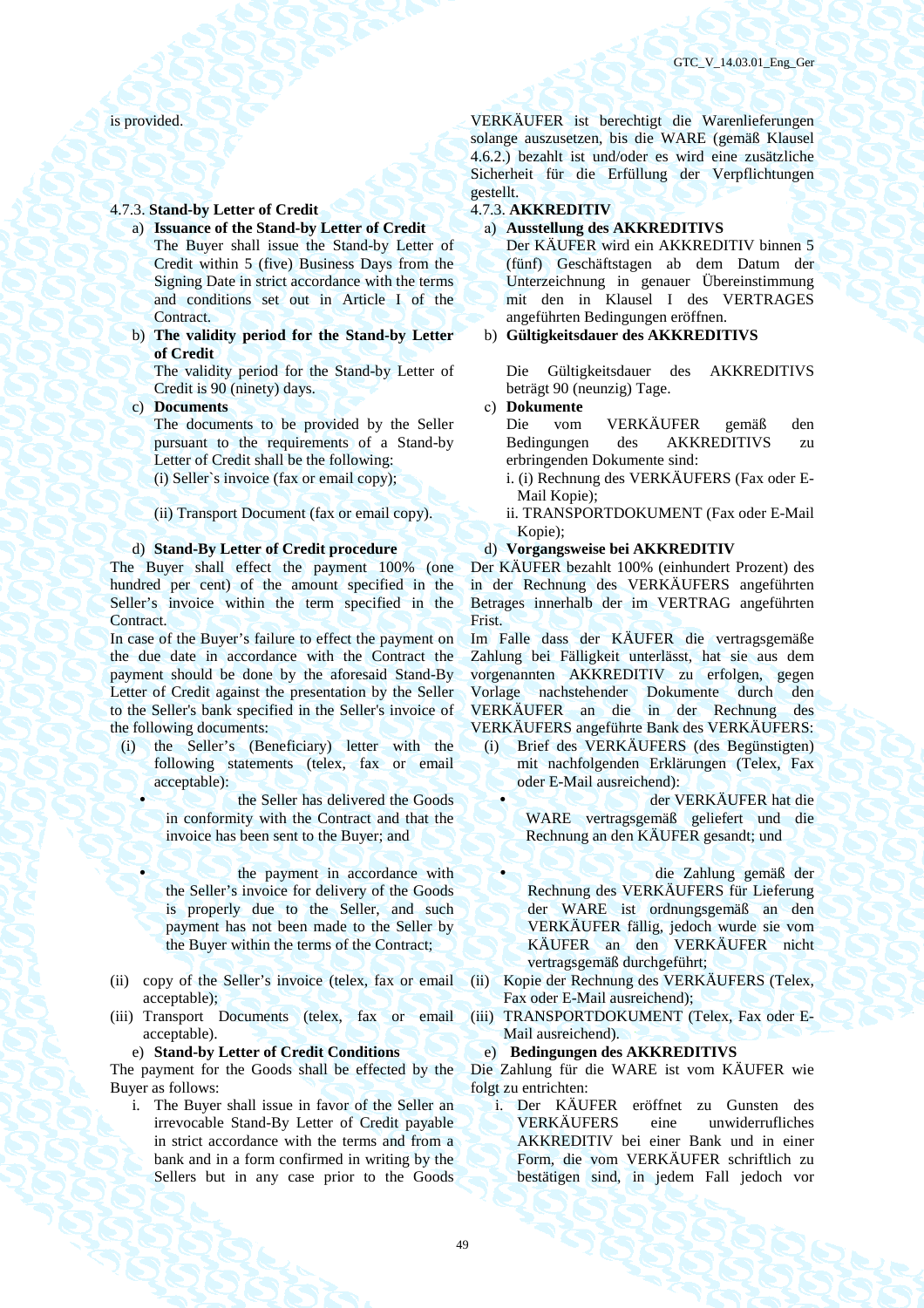is provided.

VERKÄUFER ist berechtigt die Warenlieferungen solange auszusetzen, bis die WARE (gemäß Klausel 4.6.2.) bezahlt ist und/oder es wird eine zusätzliche Sicherheit für die Erfüllung der Verpflichtungen gestellt.

4.7.3. **Stand-by Letter of Credit**

a) **Issuance of the Stand-by Letter of Credit**
The Buyer shall issue the Stand-by Letter of Credit within 5 (five) Business Days from the Signing Date in strict accordance with the terms and conditions set out in Article I of the Contract.

b) **The validity period for the Stand-by Letter of Credit**
The validity period for the Stand-by Letter of Credit is 90 (ninety) days.

c) **Documents**
The documents to be provided by the Seller pursuant to the requirements of a Stand-by Letter of Credit shall be the following:
(i) Seller`s invoice (fax or email copy);
(ii) Transport Document (fax or email copy).

d) **Stand-By Letter of Credit procedure**

The Buyer shall effect the payment 100% (one hundred per cent) of the amount specified in the Seller's invoice within the term specified in the Contract.

In case of the Buyer's failure to effect the payment on the due date in accordance with the Contract the payment should be done by the aforesaid Stand-By Letter of Credit against the presentation by the Seller to the Seller's bank specified in the Seller's invoice of the following documents:

(i) the Seller's (Beneficiary) letter with the following statements (telex, fax or email acceptable):
- the Seller has delivered the Goods in conformity with the Contract and that the invoice has been sent to the Buyer; and
- the payment in accordance with the Seller's invoice for delivery of the Goods is properly due to the Seller, and such payment has not been made to the Seller by the Buyer within the terms of the Contract;

(ii) copy of the Seller's invoice (telex, fax or email acceptable);

(iii) Transport Documents (telex, fax or email acceptable).

e) **Stand-by Letter of Credit Conditions**

The payment for the Goods shall be effected by the Buyer as follows:

i. The Buyer shall issue in favor of the Seller an irrevocable Stand-By Letter of Credit payable in strict accordance with the terms and from a bank and in a form confirmed in writing by the Sellers but in any case prior to the Goods

4.7.3. **AKKREDITIV**

a) **Ausstellung des AKKREDITIVS**
Der KÄUFER wird ein AKKREDITIV binnen 5 (fünf) Geschäftstagen ab dem Datum der Unterzeichnung in genauer Übereinstimmung mit den in Klausel I des VERTRAGES angeführten Bedingungen eröffnen.

b) **Gültigkeitsdauer des AKKREDITIVS**
Die Gültigkeitsdauer des AKKREDITIVS beträgt 90 (neunzig) Tage.

c) **Dokumente**
Die vom VERKÄUFER gemäß den Bedingungen des AKKREDITIVS zu erbringenden Dokumente sind:
i. (i) Rechnung des VERKÄUFERS (Fax oder E-Mail Kopie);
ii. TRANSPORTDOKUMENT (Fax oder E-Mail Kopie);

d) **Vorgangsweise bei AKKREDITIV**

Der KÄUFER bezahlt 100% (einhundert Prozent) des in der Rechnung des VERKÄUFERS angeführten Betrages innerhalb der im VERTRAG angeführten Frist.

Im Falle dass der KÄUFER die vertragsgemäße Zahlung bei Fälligkeit unterlässt, hat sie aus dem vorgenannten AKKREDITIV zu erfolgen, gegen Vorlage nachstehender Dokumente durch den VERKÄUFER an die in der Rechnung des VERKÄUFERS angeführte Bank des VERKÄUFERS:

(i) Brief des VERKÄUFERS (des Begünstigten) mit nachfolgenden Erklärungen (Telex, Fax oder E-Mail ausreichend):
- der VERKÄUFER hat die WARE vertragsgemäß geliefert und die Rechnung an den KÄUFER gesandt; und
- die Zahlung gemäß der Rechnung des VERKÄUFERS für Lieferung der WARE ist ordnungsgemäß an den VERKÄUFER fällig, jedoch wurde sie vom KÄUFER an den VERKÄUFER nicht vertragsgemäß durchgeführt;

(ii) Kopie der Rechnung des VERKÄUFERS (Telex, Fax oder E-Mail ausreichend);

(iii) TRANSPORTDOKUMENT (Telex, Fax oder E-Mail ausreichend).

e) **Bedingungen des AKKREDITIVS**

Die Zahlung für die WARE ist vom KÄUFER wie folgt zu entrichten:

i. Der KÄUFER eröffnet zu Gunsten des VERKÄUFERS eine unwiderrufliches AKKREDITIV bei einer Bank und in einer Form, die vom VERKÄUFER schriftlich zu bestätigen sind, in jedem Fall jedoch vor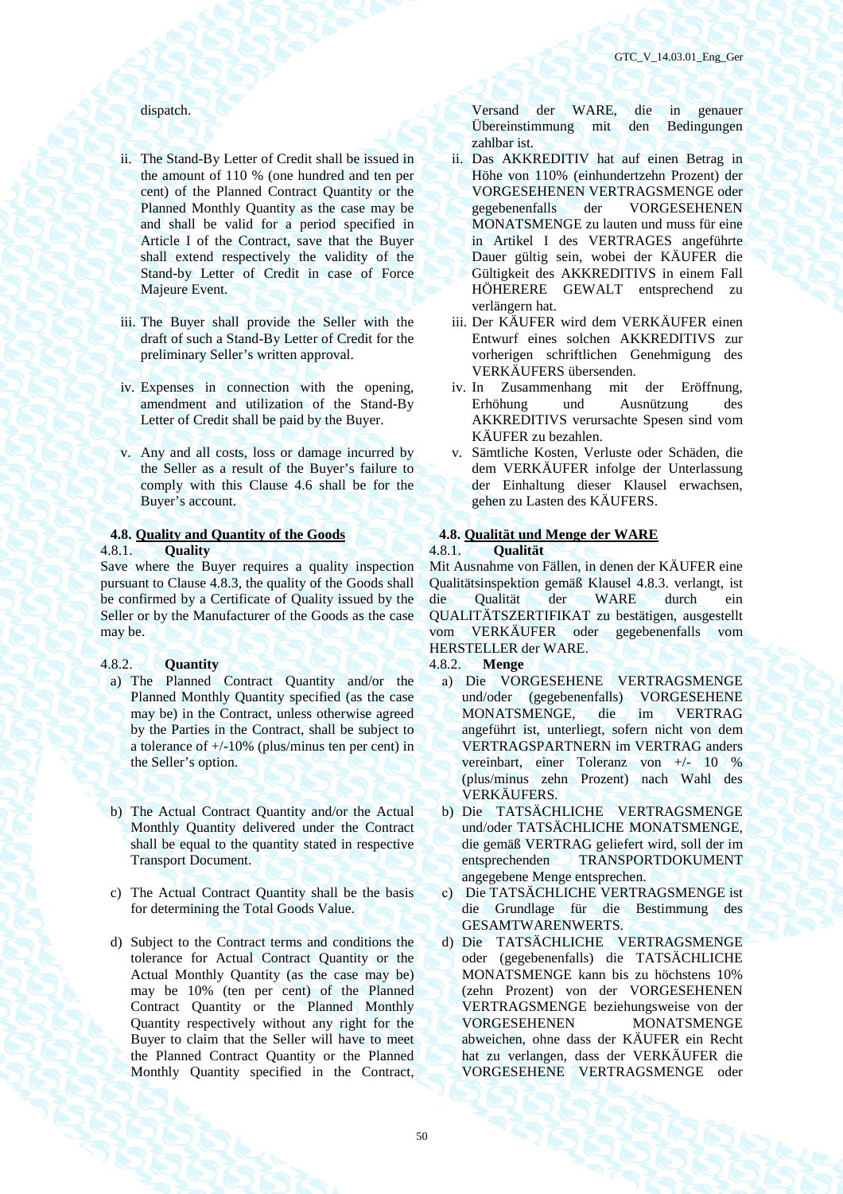dispatch.

Versand der WARE, die in genauer Übereinstimmung mit den Bedingungen zahlbar ist.

ii. The Stand-By Letter of Credit shall be issued in the amount of 110 % (one hundred and ten per cent) of the Planned Contract Quantity or the Planned Monthly Quantity as the case may be and shall be valid for a period specified in Article I of the Contract, save that the Buyer shall extend respectively the validity of the Stand-by Letter of Credit in case of Force Majeure Event.

ii. Das AKKREDITIV hat auf einen Betrag in Höhe von 110% (einhundertzehn Prozent) der VORGESEHENEN VERTRAGSMENGE oder gegebenenfalls der VORGESEHENEN MONATSMENGE zu lauten und muss für eine in Artikel I des VERTRAGES angeführte Dauer gültig sein, wobei der KÄUFER die Gültigkeit des AKKREDITIVS in einem Fall HÖHERERE GEWALT entsprechend zu verlängern hat.

iii. The Buyer shall provide the Seller with the draft of such a Stand-By Letter of Credit for the preliminary Seller's written approval.

iii. Der KÄUFER wird dem VERKÄUFER einen Entwurf eines solchen AKKREDITIVS zur vorherigen schriftlichen Genehmigung des VERKÄUFERS übersenden.

iv. Expenses in connection with the opening, amendment and utilization of the Stand-By Letter of Credit shall be paid by the Buyer.

iv. In Zusammenhang mit der Eröffnung, Erhöhung und Ausnützung des AKKREDITIVS verursachte Spesen sind vom KÄUFER zu bezahlen.

v. Any and all costs, loss or damage incurred by the Seller as a result of the Buyer's failure to comply with this Clause 4.6 shall be for the Buyer's account.

v. Sämtliche Kosten, Verluste oder Schäden, die dem VERKÄUFER infolge der Unterlassung der Einhaltung dieser Klausel erwachsen, gehen zu Lasten des KÄUFERS.

### 4.8. Quality and Quantity of the Goods

### 4.8. Qualität und Menge der WARE

**4.8.1. Quality**

Save where the Buyer requires a quality inspection pursuant to Clause 4.8.3, the quality of the Goods shall be confirmed by a Certificate of Quality issued by the Seller or by the Manufacturer of the Goods as the case may be.

**4.8.1. Qualität**

Mit Ausnahme von Fällen, in denen der KÄUFER eine Qualitätsinspektion gemäß Klausel 4.8.3. verlangt, ist die Qualität der WARE durch ein QUALITÄTSZERTIFIKAT zu bestätigen, ausgestellt vom VERKÄUFER oder gegebenenfalls vom HERSTELLER der WARE.

**4.8.2. Quantity**

a) The Planned Contract Quantity and/or the Planned Monthly Quantity specified (as the case may be) in the Contract, unless otherwise agreed by the Parties in the Contract, shall be subject to a tolerance of +/-10% (plus/minus ten per cent) in the Seller's option.

b) The Actual Contract Quantity and/or the Actual Monthly Quantity delivered under the Contract shall be equal to the quantity stated in respective Transport Document.

c) The Actual Contract Quantity shall be the basis for determining the Total Goods Value.

d) Subject to the Contract terms and conditions the tolerance for Actual Contract Quantity or the Actual Monthly Quantity (as the case may be) may be 10% (ten per cent) of the Planned Contract Quantity or the Planned Monthly Quantity respectively without any right for the Buyer to claim that the Seller will have to meet the Planned Contract Quantity or the Planned Monthly Quantity specified in the Contract,

**4.8.2. Menge**

a) Die VORGESEHENE VERTRAGSMENGE und/oder (gegebenenfalls) VORGESEHENE MONATSMENGE, die im VERTRAG angeführt ist, unterliegt, sofern nicht von dem VERTRAGSPARTNERN im VERTRAG anders vereinbart, einer Toleranz von +/- 10 % (plus/minus zehn Prozent) nach Wahl des VERKÄUFERS.

b) Die TATSÄCHLICHE VERTRAGSMENGE und/oder TATSÄCHLICHE MONATSMENGE, die gemäß VERTRAG geliefert wird, soll der im entsprechenden TRANSPORTDOKUMENT angegebene Menge entsprechen.

c) Die TATSÄCHLICHE VERTRAGSMENGE ist die Grundlage für die Bestimmung des GESAMTWARENWERTS.

d) Die TATSÄCHLICHE VERTRAGSMENGE oder (gegebenenfalls) die TATSÄCHLICHE MONATSMENGE kann bis zu höchstens 10% (zehn Prozent) von der VORGESEHENEN VERTRAGSMENGE beziehungsweise von der VORGESEHENEN MONATSMENGE abweichen, ohne dass der KÄUFER ein Recht hat zu verlangen, dass der VERKÄUFER die VORGESEHENE VERTRAGSMENGE oder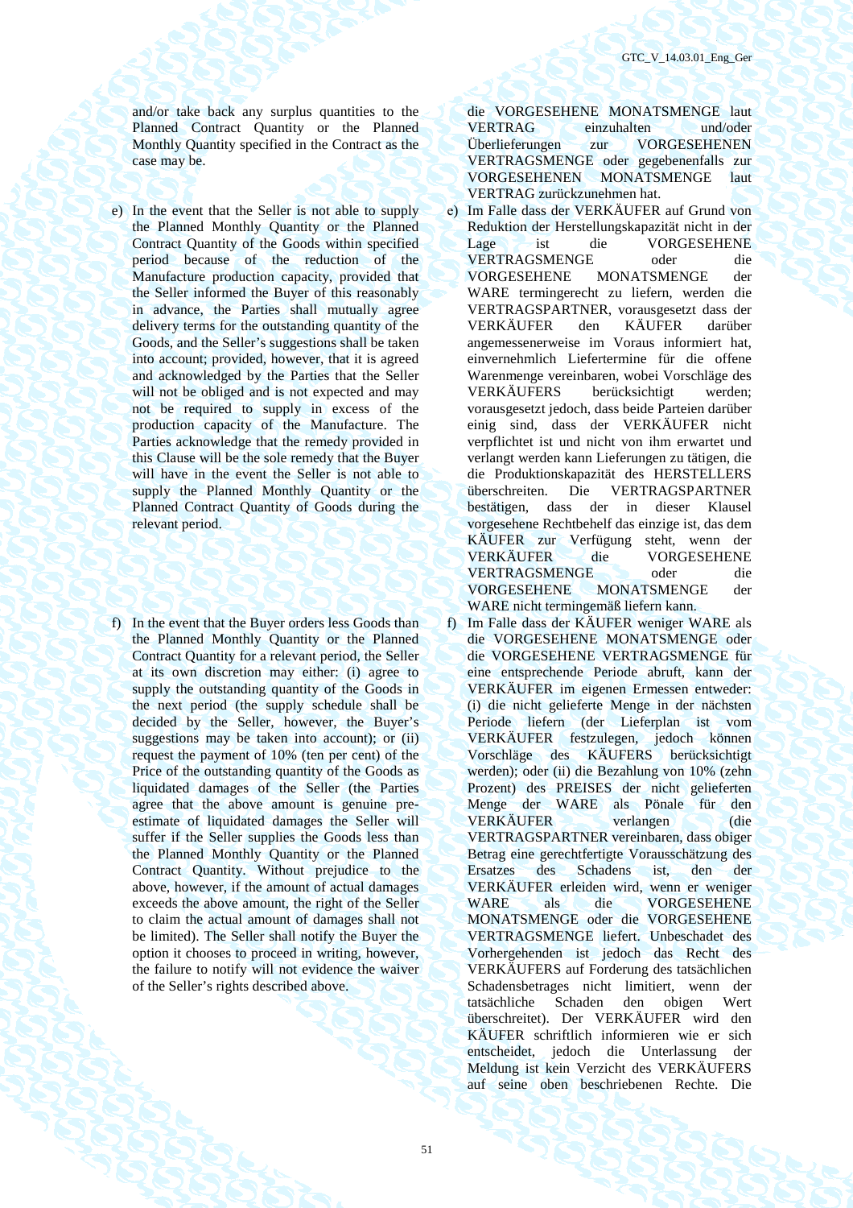and/or take back any surplus quantities to the Planned Contract Quantity or the Planned Monthly Quantity specified in the Contract as the case may be.

die VORGESEHENE MONATSMENGE laut VERTRAG einzuhalten und/oder Überlieferungen zur VORGESEHENEN VERTRAGSMENGE oder gegebenenfalls zur VORGESEHENEN MONATSMENGE laut VERTRAG zurückzunehmen hat.

e) In the event that the Seller is not able to supply the Planned Monthly Quantity or the Planned Contract Quantity of the Goods within specified period because of the reduction of the Manufacture production capacity, provided that the Seller informed the Buyer of this reasonably in advance, the Parties shall mutually agree delivery terms for the outstanding quantity of the Goods, and the Seller's suggestions shall be taken into account; provided, however, that it is agreed and acknowledged by the Parties that the Seller will not be obliged and is not expected and may not be required to supply in excess of the production capacity of the Manufacture. The Parties acknowledge that the remedy provided in this Clause will be the sole remedy that the Buyer will have in the event the Seller is not able to supply the Planned Monthly Quantity or the Planned Contract Quantity of Goods during the relevant period.

e) Im Falle dass der VERKÄUFER auf Grund von Reduktion der Herstellungskapazität nicht in der Lage ist die VORGESEHENE VERTRAGSMENGE oder die VORGESEHENE MONATSMENGE der WARE termingerecht zu liefern, werden die VERTRAGSPARTNER, vorausgesetzt dass der VERKÄUFER den KÄUFER darüber angemessenerweise im Voraus informiert hat, einvernehmlich Liefertermine für die offene Warenmenge vereinbaren, wobei Vorschläge des VERKÄUFERS berücksichtigt werden; vorausgesetzt jedoch, dass beide Parteien darüber einig sind, dass der VERKÄUFER nicht verpflichtet ist und nicht von ihm erwartet und verlangt werden kann Lieferungen zu tätigen, die die Produktionskapazität des HERSTELLERS überschreiten. Die VERTRAGSPARTNER bestätigen, dass der in dieser Klausel vorgesehene Rechtbehelf das einzige ist, das dem KÄUFER zur Verfügung steht, wenn der VERKÄUFER die VORGESEHENE VERTRAGSMENGE oder die VORGESEHENE MONATSMENGE der WARE nicht termingemäß liefern kann.

f) In the event that the Buyer orders less Goods than the Planned Monthly Quantity or the Planned Contract Quantity for a relevant period, the Seller at its own discretion may either: (i) agree to supply the outstanding quantity of the Goods in the next period (the supply schedule shall be decided by the Seller, however, the Buyer's suggestions may be taken into account); or (ii) request the payment of 10% (ten per cent) of the Price of the outstanding quantity of the Goods as liquidated damages of the Seller (the Parties agree that the above amount is genuine pre-estimate of liquidated damages the Seller will suffer if the Seller supplies the Goods less than the Planned Monthly Quantity or the Planned Contract Quantity. Without prejudice to the above, however, if the amount of actual damages exceeds the above amount, the right of the Seller to claim the actual amount of damages shall not be limited). The Seller shall notify the Buyer the option it chooses to proceed in writing, however, the failure to notify will not evidence the waiver of the Seller's rights described above.

f) Im Falle dass der KÄUFER weniger WARE als die VORGESEHENE MONATSMENGE oder die VORGESEHENE VERTRAGSMENGE für eine entsprechende Periode abruft, kann der VERKÄUFER im eigenen Ermessen entweder: (i) die nicht gelieferte Menge in der nächsten Periode liefern (der Lieferplan ist vom VERKÄUFER festzulegen, jedoch können Vorschläge des KÄUFERS berücksichtigt werden); oder (ii) die Bezahlung von 10% (zehn Prozent) des PREISES der nicht gelieferten Menge der WARE als Pönale für den VERKÄUFER verlangen (die VERTRAGSPARTNER vereinbaren, dass obiger Betrag eine gerechtfertigte Vorausschätzung des Ersatzes des Schadens ist, den der VERKÄUFER erleiden wird, wenn er weniger WARE als die VORGESEHENE MONATSMENGE oder die VORGESEHENE VERTRAGSMENGE liefert. Unbeschadet des Vorhergehenden ist jedoch das Recht des VERKÄUFERS auf Forderung des tatsächlichen Schadensbetrages nicht limitiert, wenn der tatsächliche Schaden den obigen Wert überschreitet). Der VERKÄUFER wird den KÄUFER schriftlich informieren wie er sich entscheidet, jedoch die Unterlassung der Meldung ist kein Verzicht des VERKÄUFERS auf seine oben beschriebenen Rechte. Die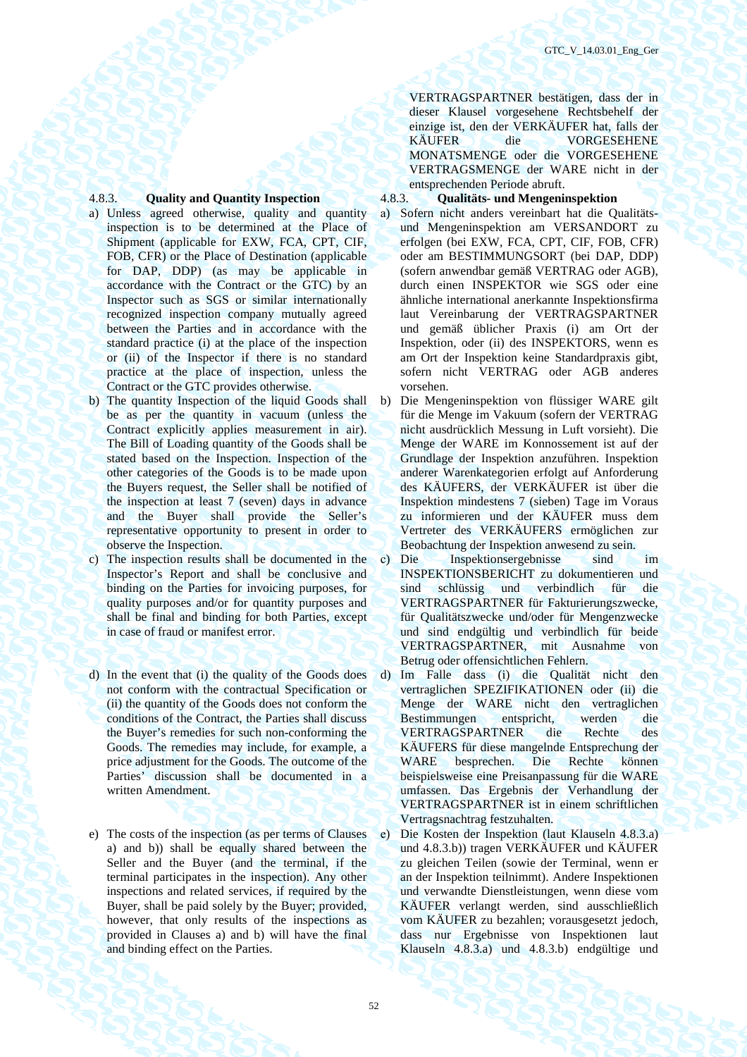VERTRAGSPARTNER bestätigen, dass der in dieser Klausel vorgesehene Rechtsbehelf der einzige ist, den der VERKÄUFER hat, falls der KÄUFER die VORGESEHENE MONATSMENGE oder die VORGESEHENE VERTRAGSMENGE der WARE nicht in der entsprechenden Periode abruft.

#### 4.8.3. Quality and Quantity Inspection

a) Unless agreed otherwise, quality and quantity inspection is to be determined at the Place of Shipment (applicable for EXW, FCA, CPT, CIF, FOB, CFR) or the Place of Destination (applicable for DAP, DDP) (as may be applicable in accordance with the Contract or the GTC) by an Inspector such as SGS or similar internationally recognized inspection company mutually agreed between the Parties and in accordance with the standard practice (i) at the place of the inspection or (ii) of the Inspector if there is no standard practice at the place of inspection, unless the Contract or the GTC provides otherwise.

b) The quantity Inspection of the liquid Goods shall be as per the quantity in vacuum (unless the Contract explicitly applies measurement in air). The Bill of Loading quantity of the Goods shall be stated based on the Inspection. Inspection of the other categories of the Goods is to be made upon the Buyers request, the Seller shall be notified of the inspection at least 7 (seven) days in advance and the Buyer shall provide the Seller's representative opportunity to present in order to observe the Inspection.

c) The inspection results shall be documented in the Inspector's Report and shall be conclusive and binding on the Parties for invoicing purposes, for quality purposes and/or for quantity purposes and shall be final and binding for both Parties, except in case of fraud or manifest error.

d) In the event that (i) the quality of the Goods does not conform with the contractual Specification or (ii) the quantity of the Goods does not conform the conditions of the Contract, the Parties shall discuss the Buyer's remedies for such non-conforming Goods. The remedies may include, for example, a price adjustment for the Goods. The outcome of the Parties' discussion shall be documented in a written Amendment.

e) The costs of the inspection (as per terms of Clauses a) and b)) shall be equally shared between the Seller and the Buyer (and the terminal, if the terminal participates in the inspection). Any other inspections and related services, if required by the Buyer, shall be paid solely by the Buyer; provided, however, that only results of the inspections as provided in Clauses a) and b) will have the final and binding effect on the Parties.

#### 4.8.3. Qualitäts- und Mengeninspektion

a) Sofern nicht anders vereinbart hat die Qualitäts- und Mengeninspektion am VERSANDORT zu erfolgen (bei EXW, FCA, CPT, CIF, FOB, CFR) oder am BESTIMMUNGSORT (bei DAP, DDP) (sofern anwendbar gemäß VERTRAG oder AGB), durch einen INSPEKTOR wie SGS oder eine ähnliche international anerkannte Inspektionsfirma laut Vereinbarung der VERTRAGSPARTNER und gemäß üblicher Praxis (i) am Ort der Inspektion, oder (ii) des INSPEKTORS, wenn es am Ort der Inspektion keine Standardpraxis gibt, sofern nicht VERTRAG oder AGB anderes vorsehen.

b) Die Mengeninspektion von flüssiger WARE gilt für die Menge im Vakuum (sofern der VERTRAG nicht ausdrücklich Messung in Luft vorsieht). Die Menge der WARE im Konnossement ist auf der Grundlage der Inspektion anzuführen. Inspektion anderer Warenkategorien erfolgt auf Anforderung des KÄUFERS, der VERKÄUFER ist über die Inspektion mindestens 7 (sieben) Tage im Voraus zu informieren und der KÄUFER muss dem Vertreter des VERKÄUFERS ermöglichen zur Beobachtung der Inspektion anwesend zu sein.

c) Die Inspektionsergebnisse sind im INSPEKTIONSBERICHT zu dokumentieren und sind schlüssig und verbindlich für die VERTRAGSPARTNER für Fakturierungszwecke, für Qualitätszwecke und/oder für Mengenzwecke und sind endgültig und verbindlich für beide VERTRAGSPARTNER, mit Ausnahme von Betrug oder offensichtlichen Fehlern.

d) Im Falle dass (i) die Qualität nicht den vertraglichen SPEZIFIKATIONEN oder (ii) die Menge der WARE nicht den vertraglichen Bestimmungen entspricht, werden die VERTRAGSPARTNER die Rechte des KÄUFERS für diese mangelnde Entsprechung der WARE besprechen. Die Rechte können beispielsweise eine Preisanpassung für die WARE umfassen. Das Ergebnis der Verhandlung der VERTRAGSPARTNER ist in einem schriftlichen Vertragsnachtrag festzuhalten.

e) Die Kosten der Inspektion (laut Klauseln 4.8.3.a) und 4.8.3.b)) tragen VERKÄUFER und KÄUFER zu gleichen Teilen (sowie der Terminal, wenn er an der Inspektion teilnimmt). Andere Inspektionen und verwandte Dienstleistungen, wenn diese vom KÄUFER verlangt werden, sind ausschließlich vom KÄUFER zu bezahlen; vorausgesetzt jedoch, dass nur Ergebnisse von Inspektionen laut Klauseln 4.8.3.a) und 4.8.3.b) endgültige und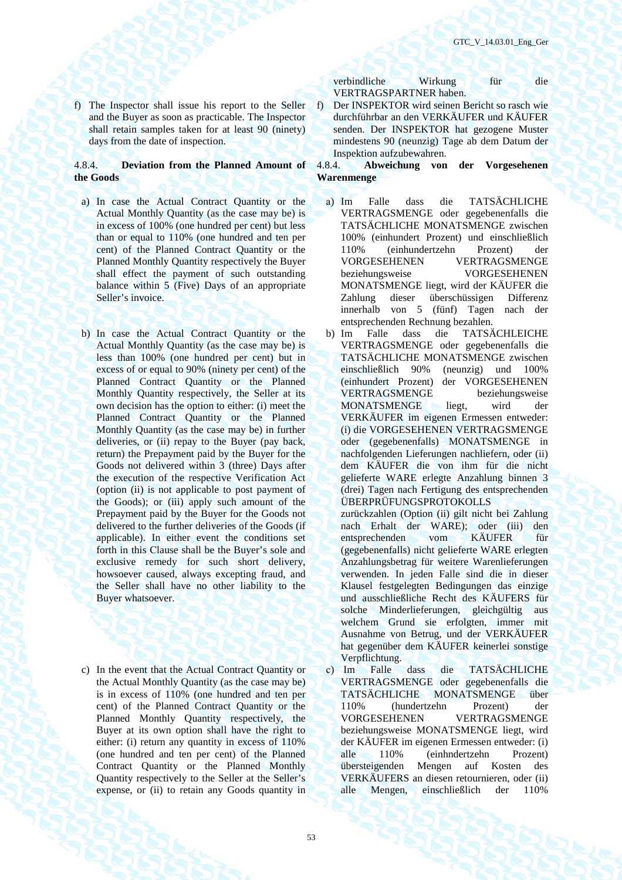verbindliche Wirkung für die VERTRAGSPARTNER haben.

f) The Inspector shall issue his report to the Seller and the Buyer as soon as practicable. The Inspector shall retain samples taken for at least 90 (ninety) days from the date of inspection.

f) Der INSPEKTOR wird seinen Bericht so rasch wie durchführbar an den VERKÄUFER und KÄUFER senden. Der INSPEKTOR hat gezogene Muster mindestens 90 (neunzig) Tage ab dem Datum der Inspektion aufzubewahren.

#### 4.8.4. **Deviation from the Planned Amount of the Goods**

#### 4.8.4. **Abweichung von der Vorgesehenen Warenmenge**

a) In case the Actual Contract Quantity or the Actual Monthly Quantity (as the case may be) is in excess of 100% (one hundred per cent) but less than or equal to 110% (one hundred and ten per cent) of the Planned Contract Quantity or the Planned Monthly Quantity respectively the Buyer shall effect the payment of such outstanding balance within 5 (Five) Days of an appropriate Seller's invoice.

a) Im Falle dass die TATSÄCHLICHE VERTRAGSMENGE oder gegebenenfalls die TATSÄCHLICHE MONATSMENGE zwischen 100% (einhundert Prozent) und einschließlich 110% (einhundertzehn Prozent) der VORGESEHENEN VERTRAGSMENGE beziehungsweise VORGESEHENEN MONATSMENGE liegt, wird der KÄUFER die Zahlung dieser überschüssigen Differenz innerhalb von 5 (fünf) Tagen nach der entsprechenden Rechnung bezahlen.

b) In case the Actual Contract Quantity or the Actual Monthly Quantity (as the case may be) is less than 100% (one hundred per cent) but in excess of or equal to 90% (ninety per cent) of the Planned Contract Quantity or the Planned Monthly Quantity respectively, the Seller at its own decision has the option to either: (i) meet the Planned Contract Quantity or the Planned Monthly Quantity (as the case may be) in further deliveries, or (ii) repay to the Buyer (pay back, return) the Prepayment paid by the Buyer for the Goods not delivered within 3 (three) Days after the execution of the respective Verification Act (option (ii) is not applicable to post payment of the Goods); or (iii) apply such amount of the Prepayment paid by the Buyer for the Goods not delivered to the further deliveries of the Goods (if applicable). In either event the conditions set forth in this Clause shall be the Buyer's sole and exclusive remedy for such short delivery, howsoever caused, always excepting fraud, and the Seller shall have no other liability to the Buyer whatsoever.

b) Im Falle dass die TATSÄCHLEICHE VERTRAGSMENGE oder gegebenenfalls die TATSÄCHLICHE MONATSMENGE zwischen einschließlich 90% (neunzig) und 100% (einhundert Prozent) der VORGESEHENEN VERTRAGSMENGE beziehungsweise MONATSMENGE liegt, wird der VERKÄUFER im eigenen Ermessen entweder: (i) die VORGESEHENEN VERTRAGSMENGE oder (gegebenenfalls) MONATSMENGE in nachfolgenden Lieferungen nachliefern, oder (ii) dem KÄUFER die von ihm für die nicht gelieferte WARE erlegte Anzahlung binnen 3 (drei) Tagen nach Fertigung des entsprechenden ÜBERPRÜFUNGSPROTOKOLLS zurückzahlen (Option (ii) gilt nicht bei Zahlung nach Erhalt der WARE); oder (iii) den entsprechenden vom KÄUFER für (gegebenenfalls) nicht gelieferte WARE erlegten Anzahlungsbetrag für weitere Warenlieferungen verwenden. In jeden Falle sind die in dieser Klausel festgelegten Bedingungen das einzige und ausschließliche Recht des KÄUFERS für solche Minderlieferungen, gleichgültig aus welchem Grund sie erfolgten, immer mit Ausnahme von Betrug, und der VERKÄUFER hat gegenüber dem KÄUFER keinerlei sonstige Verpflichtung.

c) In the event that the Actual Contract Quantity or the Actual Monthly Quantity (as the case may be) is in excess of 110% (one hundred and ten per cent) of the Planned Contract Quantity or the Planned Monthly Quantity respectively, the Buyer at its own option shall have the right to either: (i) return any quantity in excess of 110% (one hundred and ten per cent) of the Planned Contract Quantity or the Planned Monthly Quantity respectively to the Seller at the Seller's expense, or (ii) to retain any Goods quantity in

c) Im Falle dass die TATSÄCHLICHE VERTRAGSMENGE oder gegebenenfalls die TATSÄCHLICHE MONATSMENGE über 110% (hundertzehn Prozent) der VORGESEHENEN VERTRAGSMENGE beziehungsweise MONATSMENGE liegt, wird der KÄUFER im eigenen Ermessen entweder: (i) alle 110% (einhndertzehn Prozent) übersteigenden Mengen auf Kosten des VERKÄUFERS an diesen retournieren, oder (ii) alle Mengen, einschließlich der 110%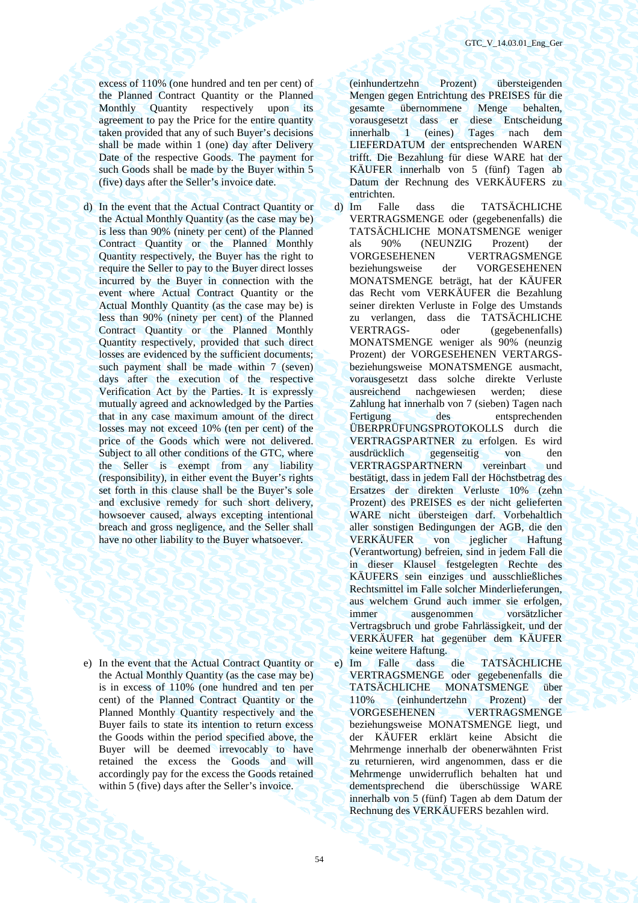excess of 110% (one hundred and ten per cent) of the Planned Contract Quantity or the Planned Monthly Quantity respectively upon its agreement to pay the Price for the entire quantity taken provided that any of such Buyer's decisions shall be made within 1 (one) day after Delivery Date of the respective Goods. The payment for such Goods shall be made by the Buyer within 5 (five) days after the Seller's invoice date.

d) In the event that the Actual Contract Quantity or the Actual Monthly Quantity (as the case may be) is less than 90% (ninety per cent) of the Planned Contract Quantity or the Planned Monthly Quantity respectively, the Buyer has the right to require the Seller to pay to the Buyer direct losses incurred by the Buyer in connection with the event where Actual Contract Quantity or the Actual Monthly Quantity (as the case may be) is less than 90% (ninety per cent) of the Planned Contract Quantity or the Planned Monthly Quantity respectively, provided that such direct losses are evidenced by the sufficient documents; such payment shall be made within 7 (seven) days after the execution of the respective Verification Act by the Parties. It is expressly mutually agreed and acknowledged by the Parties that in any case maximum amount of the direct losses may not exceed 10% (ten per cent) of the price of the Goods which were not delivered. Subject to all other conditions of the GTC, where the Seller is exempt from any liability (responsibility), in either event the Buyer's rights set forth in this clause shall be the Buyer's sole and exclusive remedy for such short delivery, howsoever caused, always excepting intentional breach and gross negligence, and the Seller shall have no other liability to the Buyer whatsoever.

e) In the event that the Actual Contract Quantity or the Actual Monthly Quantity (as the case may be) is in excess of 110% (one hundred and ten per cent) of the Planned Contract Quantity or the Planned Monthly Quantity respectively and the Buyer fails to state its intention to return excess the Goods within the period specified above, the Buyer will be deemed irrevocably to have retained the excess the Goods and will accordingly pay for the excess the Goods retained within 5 (five) days after the Seller's invoice.

(einhundertzehn Prozent) übersteigenden Mengen gegen Entrichtung des PREISES für die gesamte übernommene Menge behalten, vorausgesetzt dass er diese Entscheidung innerhalb 1 (eines) Tages nach dem LIEFERDATUM der entsprechenden WAREN trifft. Die Bezahlung für diese WARE hat der KÄUFER innerhalb von 5 (fünf) Tagen ab Datum der Rechnung des VERKÄUFERS zu entrichten.

d) Im Falle dass die TATSÄCHLICHE VERTRAGSMENGE oder (gegebenenfalls) die TATSÄCHLICHE MONATSMENGE weniger als 90% (NEUNZIG Prozent) der VORGESEHENEN VERTRAGSMENGE beziehungsweise der VORGESEHENEN MONATSMENGE beträgt, hat der KÄUFER das Recht vom VERKÄUFER die Bezahlung seiner direkten Verluste in Folge des Umstands zu verlangen, dass die TATSÄCHLICHE VERTRAGS- oder (gegebenenfalls) MONATSMENGE weniger als 90% (neunzig Prozent) der VORGESEHENEN VERTRAGS- beziehungsweise MONATSMENGE ausmacht, vorausgesetzt dass solche direkte Verluste ausreichend nachgewiesen werden; diese Zahlung hat innerhalb von 7 (sieben) Tagen nach Fertigung des entsprechenden ÜBERPRÜFUNGSPROTOKOLLS durch die VERTRAGSPARTNER zu erfolgen. Es wird ausdrücklich gegenseitig von den VERTRAGSPARTNERN vereinbart und bestätigt, dass in jedem Fall der Höchstbetrag des Ersatzes der direkten Verluste 10% (zehn Prozent) des PREISES es der nicht gelieferten WARE nicht übersteigen darf. Vorbehaltlich aller sonstigen Bedingungen der AGB, die den VERKÄUFER von jeglicher Haftung (Verantwortung) befreien, sind in jedem Fall die in dieser Klausel festgelegten Rechte des KÄUFERS sein einziges und ausschließliches Rechtsmittel im Falle solcher Minderlieferungen, aus welchem Grund auch immer sie erfolgen, immer ausgenommen vorsätzlicher Vertragsbruch und grobe Fahrlässigkeit, und der VERKÄUFER hat gegenüber dem KÄUFER keine weitere Haftung.

e) Im Falle dass die TATSÄCHLICHE VERTRAGSMENGE oder gegebenenfalls die TATSÄCHLICHE MONATSMENGE über 110% (einhundertzehn Prozent) der VORGESEHENEN VERTRAGSMENGE beziehungsweise MONATSMENGE liegt, und der KÄUFER erklärt keine Absicht die Mehrmenge innerhalb der obenerwähnten Frist zu returnieren, wird angenommen, dass er die Mehrmenge unwiderruflich behalten hat und dementsprechend die überschüssige WARE innerhalb von 5 (fünf) Tagen ab dem Datum der Rechnung des VERKÄUFERS bezahlen wird.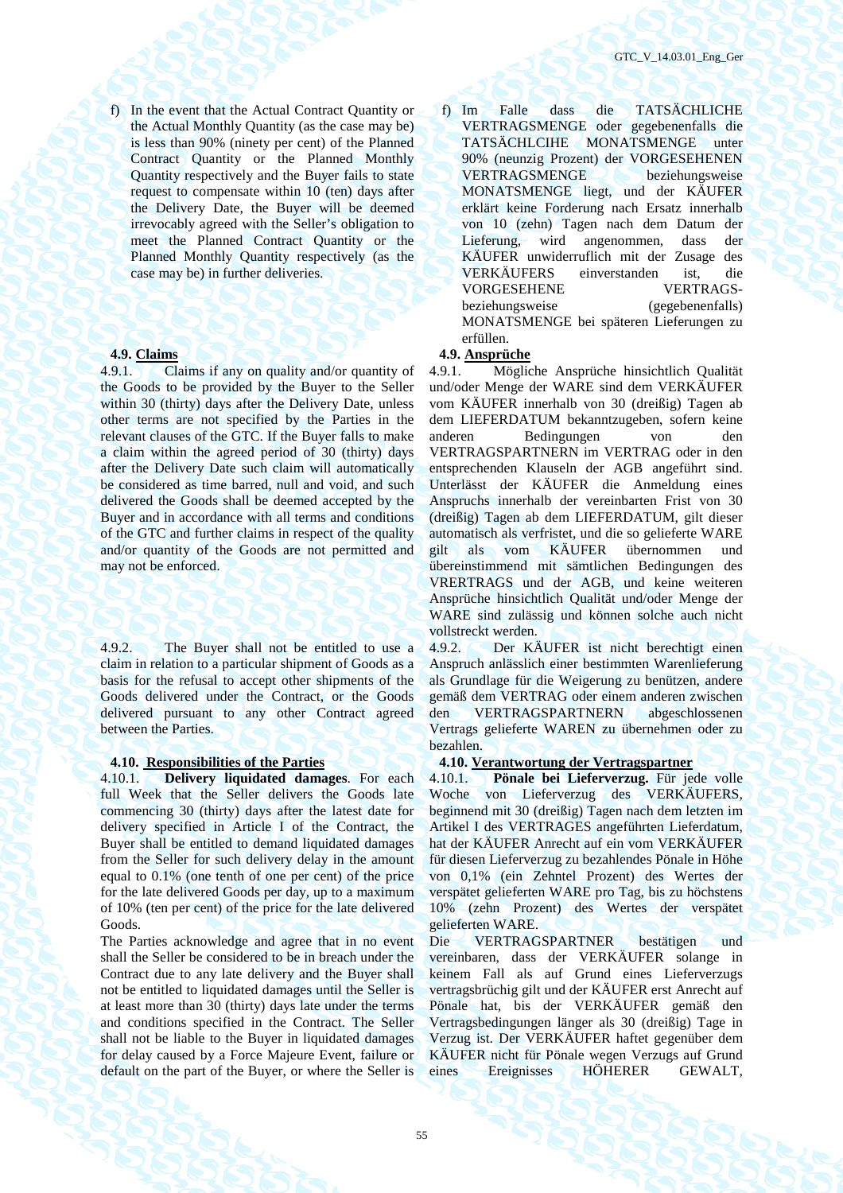f) In the event that the Actual Contract Quantity or the Actual Monthly Quantity (as the case may be) is less than 90% (ninety per cent) of the Planned Contract Quantity or the Planned Monthly Quantity respectively and the Buyer fails to state request to compensate within 10 (ten) days after the Delivery Date, the Buyer will be deemed irrevocably agreed with the Seller's obligation to meet the Planned Contract Quantity or the Planned Monthly Quantity respectively (as the case may be) in further deliveries.

f) Im Falle dass die TATSÄCHLICHE VERTRAGSMENGE oder gegebenenfalls die TATSÄCHLCIHE MONATSMENGE unter 90% (neunzig Prozent) der VORGESEHENEN VERTRAGSMENGE beziehungsweise MONATSMENGE liegt, und der KÄUFER erklärt keine Forderung nach Ersatz innerhalb von 10 (zehn) Tagen nach dem Datum der Lieferung, wird angenommen, dass der KÄUFER unwiderruflich mit der Zusage des VERKÄUFERS einverstanden ist, die VORGESEHENE VERTRAGS- beziehungsweise (gegebenenfalls) MONATSMENGE bei späteren Lieferungen zu erfüllen.

**4.9. <u>Claims</u>**

4.9.1. Claims if any on quality and/or quantity of the Goods to be provided by the Buyer to the Seller within 30 (thirty) days after the Delivery Date, unless other terms are not specified by the Parties in the relevant clauses of the GTC. If the Buyer fails to make a claim within the agreed period of 30 (thirty) days after the Delivery Date such claim will automatically be considered as time barred, null and void, and such delivered the Goods shall be deemed accepted by the Buyer and in accordance with all terms and conditions of the GTC and further claims in respect of the quality and/or quantity of the Goods are not permitted and may not be enforced.

4.9.2. The Buyer shall not be entitled to use a claim in relation to a particular shipment of Goods as a basis for the refusal to accept other shipments of the Goods delivered under the Contract, or the Goods delivered pursuant to any other Contract agreed between the Parties.

**4.9. <u>Ansprüche</u>**

4.9.1. Mögliche Ansprüche hinsichtlich Qualität und/oder Menge der WARE sind dem VERKÄUFER vom KÄUFER innerhalb von 30 (dreißig) Tagen ab dem LIEFERDATUM bekanntzugeben, sofern keine anderen Bedingungen von den VERTRAGSPARTNERN im VERTRAG oder in den entsprechenden Klauseln der AGB angeführt sind. Unterlässt der KÄUFER die Anmeldung eines Anspruchs innerhalb der vereinbarten Frist von 30 (dreißig) Tagen ab dem LIEFERDATUM, gilt dieser automatisch als verfristet, und die so gelieferte WARE gilt als vom KÄUFER übernommen und übereinstimmend mit sämtlichen Bedingungen des VRERTRAGS und der AGB, und keine weiteren Ansprüche hinsichtlich Qualität und/oder Menge der WARE sind zulässig und können solche auch nicht vollstreckt werden.

4.9.2. Der KÄUFER ist nicht berechtigt einen Anspruch anlässlich einer bestimmten Warenlieferung als Grundlage für die Weigerung zu benützen, andere gemäß dem VERTRAG oder einem anderen zwischen den VERTRAGSPARTNERN abgeschlossenen Vertrags gelieferte WAREN zu übernehmen oder zu bezahlen.

**4.10. <u>Responsibilities of the Parties</u>**

4.10.1. **Delivery liquidated damages**. For each full Week that the Seller delivers the Goods late commencing 30 (thirty) days after the latest date for delivery specified in Article I of the Contract, the Buyer shall be entitled to demand liquidated damages from the Seller for such delivery delay in the amount equal to 0.1% (one tenth of one per cent) of the price for the late delivered Goods per day, up to a maximum of 10% (ten per cent) of the price for the late delivered Goods.

The Parties acknowledge and agree that in no event shall the Seller be considered to be in breach under the Contract due to any late delivery and the Buyer shall not be entitled to liquidated damages until the Seller is at least more than 30 (thirty) days late under the terms and conditions specified in the Contract. The Seller shall not be liable to the Buyer in liquidated damages for delay caused by a Force Majeure Event, failure or default on the part of the Buyer, or where the Seller is

**4.10. <u>Verantwortung der Vertragspartner</u>**

4.10.1. **Pönale bei Lieferverzug.** Für jede volle Woche von Lieferverzug des VERKÄUFERS, beginnend mit 30 (dreißig) Tagen nach dem letzten im Artikel I des VERTRAGES angeführten Lieferdatum, hat der KÄUFER Anrecht auf ein vom VERKÄUFER für diesen Lieferverzug zu bezahlendes Pönale in Höhe von 0,1% (ein Zehntel Prozent) des Wertes der verspätet gelieferten WARE pro Tag, bis zu höchstens 10% (zehn Prozent) des Wertes der verspätet gelieferten WARE.

Die VERTRAGSPARTNER bestätigen und vereinbaren, dass der VERKÄUFER solange in keinem Fall als auf Grund eines Lieferverzugs vertragsbrüchig gilt und der KÄUFER erst Anrecht auf Pönale hat, bis der VERKÄUFER gemäß den Vertragsbedingungen länger als 30 (dreißig) Tage in Verzug ist. Der VERKÄUFER haftet gegenüber dem KÄUFER nicht für Pönale wegen Verzugs auf Grund eines Ereignisses HÖHERER GEWALT,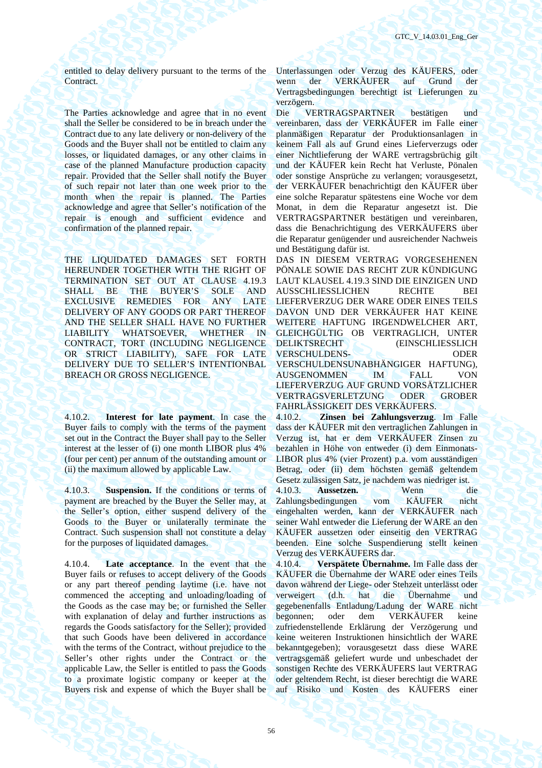entitled to delay delivery pursuant to the terms of the Contract.

Unterlassungen oder Verzug des KÄUFERS, oder wenn der VERKÄUFER auf Grund der Vertragsbedingungen berechtigt ist Lieferungen zu verzögern.

The Parties acknowledge and agree that in no event shall the Seller be considered to be in breach under the Contract due to any late delivery or non-delivery of the Goods and the Buyer shall not be entitled to claim any losses, or liquidated damages, or any other claims in case of the planned Manufacture production capacity repair. Provided that the Seller shall notify the Buyer of such repair not later than one week prior to the month when the repair is planned. The Parties acknowledge and agree that Seller's notification of the repair is enough and sufficient evidence and confirmation of the planned repair.

Die VERTRAGSPARTNER bestätigen und vereinbaren, dass der VERKÄUFER im Falle einer planmäßigen Reparatur der Produktionsanlagen in keinem Fall als auf Grund eines Lieferverzugs oder einer Nichtlieferung der WARE vertragsbrüchig gilt und der KÄUFER kein Recht hat Verluste, Pönalen oder sonstige Ansprüche zu verlangen; vorausgesetzt, der VERKÄUFER benachrichtigt den KÄUFER über eine solche Reparatur spätestens eine Woche vor dem Monat, in dem die Reparatur angesetzt ist. Die VERTRAGSPARTNER bestätigen und vereinbaren, dass die Benachrichtigung des VERKÄUFERS über die Reparatur genügender und ausreichender Nachweis und Bestätigung dafür ist.

THE LIQUIDATED DAMAGES SET FORTH HEREUNDER TOGETHER WITH THE RIGHT OF TERMINATION SET OUT AT CLAUSE 4.19.3 SHALL BE THE BUYER'S SOLE AND EXCLUSIVE REMEDIES FOR ANY LATE DELIVERY OF ANY GOODS OR PART THEREOF AND THE SELLER SHALL HAVE NO FURTHER LIABILITY WHATSOEVER, WHETHER IN CONTRACT, TORT (INCLUDING NEGLIGENCE OR STRICT LIABILITY), SAFE FOR LATE DELIVERY DUE TO SELLER'S INTENTIONBAL BREACH OR GROSS NEGLIGENCE.

DAS IN DIESEM VERTRAG VORGESEHENEN PÖNALE SOWIE DAS RECHT ZUR KÜNDIGUNG LAUT KLAUSEL 4.19.3 SIND DIE EINZIGEN UND AUSSCHLIESSLICHEN RECHTE BEI LIEFERVERZUG DER WARE ODER EINES TEILS DAVON UND DER VERKÄUFER HAT KEINE WEITERE HAFTUNG IRGENDWELCHER ART, GLEICHGÜLTIG OB VERTRAGLICH, UNTER DELIKTSRECHT (EINSCHLIESSLICH VERSCHULDENS- ODER VERSCHULDENSUNABHÄNGIGER HAFTUNG), AUSGENOMMEN IM FALL VON LIEFERVERZUG AUF GRUND VORSÄTZLICHER VERTRAGSVERLETZUNG ODER GROBER FAHRLÄSSIGKEIT DES VERKÄUFERS.

4.10.2. **Interest for late payment**. In case the Buyer fails to comply with the terms of the payment set out in the Contract the Buyer shall pay to the Seller interest at the lesser of (i) one month LIBOR plus 4% (four per cent) per annum of the outstanding amount or (ii) the maximum allowed by applicable Law.

4.10.2. **Zinsen bei Zahlungsverzug**. Im Falle dass der KÄUFER mit den vertraglichen Zahlungen in Verzug ist, hat er dem VERKÄUFER Zinsen zu bezahlen in Höhe von entweder (i) dem Einmonats-LIBOR plus 4% (vier Prozent) p.a. vom ausständigen Betrag, oder (ii) dem höchsten gemäß geltendem Gesetz zulässigen Satz, je nachdem was niedriger ist.

4.10.3. **Suspension.** If the conditions or terms of payment are breached by the Buyer the Seller may, at the Seller's option, either suspend delivery of the Goods to the Buyer or unilaterally terminate the Contract. Such suspension shall not constitute a delay for the purposes of liquidated damages.

4.10.3. **Aussetzen.** Wenn die Zahlungsbedingungen vom KÄUFER nicht eingehalten werden, kann der VERKÄUFER nach seiner Wahl entweder die Lieferung der WARE an den KÄUFER aussetzen oder einseitig den VERTRAG beenden. Eine solche Suspendierung stellt keinen Verzug des VERKÄUFERS dar.

4.10.4. **Late acceptance**. In the event that the Buyer fails or refuses to accept delivery of the Goods or any part thereof pending laytime (i.e. have not commenced the accepting and unloading/loading of the Goods as the case may be; or furnished the Seller with explanation of delay and further instructions as regards the Goods satisfactory for the Seller); provided that such Goods have been delivered in accordance with the terms of the Contract, without prejudice to the Seller's other rights under the Contract or the applicable Law, the Seller is entitled to pass the Goods to a proximate logistic company or keeper at the Buyers risk and expense of which the Buyer shall be

4.10.4. **Verspätete Übernahme.** Im Falle dass der KÄUFER die Übernahme der WARE oder eines Teils davon während der Liege- oder Stehzeit unterlässt oder verweigert (d.h. hat die Übernahme und gegebenenfalls Entladung/Ladung der WARE nicht begonnen; oder dem VERKÄUFER keine zufriedenstellende Erklärung der Verzögerung und keine weiteren Instruktionen hinsichtlich der WARE bekanntgegeben); vorausgesetzt dass diese WARE vertragsgemäß geliefert wurde und unbeschadet der sonstigen Rechte des VERKÄUFERS laut VERTRAG oder geltendem Recht, ist dieser berechtigt die WARE auf Risiko und Kosten des KÄUFERS einer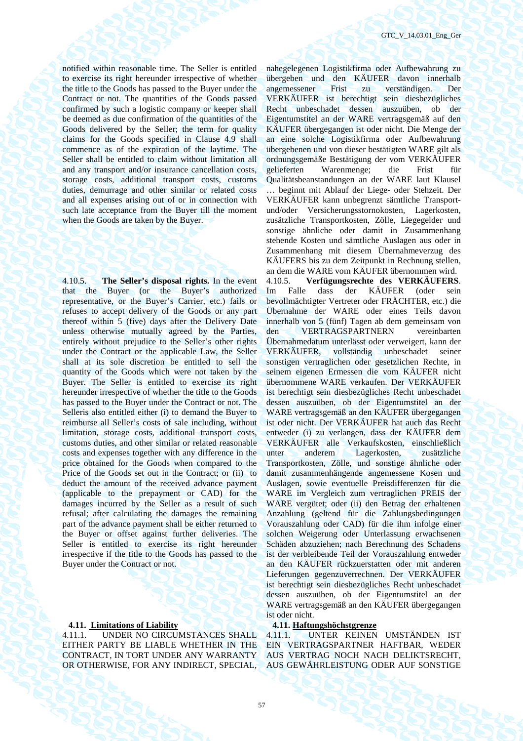notified within reasonable time. The Seller is entitled to exercise its right hereunder irrespective of whether the title to the Goods has passed to the Buyer under the Contract or not. The quantities of the Goods passed confirmed by such a logistic company or keeper shall be deemed as due confirmation of the quantities of the Goods delivered by the Seller; the term for quality claims for the Goods specified in Clause 4.9 shall commence as of the expiration of the laytime. The Seller shall be entitled to claim without limitation all and any transport and/or insurance cancellation costs, storage costs, additional transport costs, customs duties, demurrage and other similar or related costs and all expenses arising out of or in connection with such late acceptance from the Buyer till the moment when the Goods are taken by the Buyer.

nahegelegenen Logistikfirma oder Aufbewahrung zu übergeben und den KÄUFER davon innerhalb angemessener Frist zu verständigen. Der VERKÄUFER ist berechtigt sein diesbezügliches Recht unbeschadet dessen auszuüben, ob der Eigentumstitel an der WARE vertragsgemäß auf den KÄUFER übergegangen ist oder nicht. Die Menge der an eine solche Logistikfirma oder Aufbewahrung übergebenen und von dieser bestätigten WARE gilt als ordnungsgemäße Bestätigung der vom VERKÄUFER gelieferten Warenmenge; die Frist für Qualitätsbeanstandungen an der WARE laut Klausel … beginnt mit Ablauf der Liege- oder Stehzeit. Der VERKÄUFER kann unbegrenzt sämtliche Transport- und/oder Versicherungsstornokosten, Lagerkosten, zusätzliche Transportkosten, Zölle, Liegegelder und sonstige ähnliche oder damit in Zusammenhang stehende Kosten und sämtliche Auslagen aus oder in Zusammenhang mit diesem Übernahmeverzug des KÄUFERS bis zu dem Zeitpunkt in Rechnung stellen, an dem die WARE vom KÄUFER übernommen wird.

4.10.5. **The Seller's disposal rights.** In the event that the Buyer (or the Buyer's authorized representative, or the Buyer's Carrier, etc.) fails or refuses to accept delivery of the Goods or any part thereof within 5 (five) days after the Delivery Date unless otherwise mutually agreed by the Parties, entirely without prejudice to the Seller's other rights under the Contract or the applicable Law, the Seller shall at its sole discretion be entitled to sell the quantity of the Goods which were not taken by the Buyer. The Seller is entitled to exercise its right hereunder irrespective of whether the title to the Goods has passed to the Buyer under the Contract or not. The Selleris also entitled either (i) to demand the Buyer to reimburse all Seller's costs of sale including, without limitation, storage costs, additional transport costs, customs duties, and other similar or related reasonable costs and expenses together with any difference in the price obtained for the Goods when compared to the Price of the Goods set out in the Contract; or (ii) to deduct the amount of the received advance payment (applicable to the prepayment or CAD) for the damages incurred by the Seller as a result of such refusal; after calculating the damages the remaining part of the advance payment shall be either returned to the Buyer or offset against further deliveries. The Seller is entitled to exercise its right hereunder irrespective if the title to the Goods has passed to the Buyer under the Contract or not.

4.10.5. **Verfügungsrechte des VERKÄUFERS**. Im Falle dass der KÄUFER (oder sein bevollmächtigter Vertreter oder FRÄCHTER, etc.) die Übernahme der WARE oder eines Teils davon innerhalb von 5 (fünf) Tagen ab dem gemeinsam von den VERTRAGSPARTNERN vereinbarten Übernahmedatum unterlässt oder verweigert, kann der VERKÄUFER, vollständig unbeschadet seiner sonstigen vertraglichen oder gesetzlichen Rechte, in seinem eigenen Ermessen die vom KÄUFER nicht übernommene WARE verkaufen. Der VERKÄUFER ist berechtigt sein diesbezügliches Recht unbeschadet dessen auszuüben, ob der Eigentumstitel an der WARE vertragsgemäß an den KÄUFER übergegangen ist oder nicht. Der VERKÄUFER hat auch das Recht entweder (i) zu verlangen, dass der KÄUFER dem VERKÄUFER alle Verkaufskosten, einschließlich unter anderem Lagerkosten, zusätzliche Transportkosten, Zölle, und sonstige ähnliche oder damit zusammenhängende angemessene Kosen und Auslagen, sowie eventuelle Preisdifferenzen für die WARE im Vergleich zum vertraglichen PREIS der WARE vergütet; oder (ii) den Betrag der erhaltenen Anzahlung (geltend für die Zahlungsbedingungen Vorauszahlung oder CAD) für die ihm infolge einer solchen Weigerung oder Unterlassung erwachsenen Schäden abzuziehen; nach Berechnung des Schadens ist der verbleibende Teil der Vorauszahlung entweder an den KÄUFER rückzuerstatten oder mit anderen Lieferungen gegenzuverrechnen. Der VERKÄUFER ist berechtigt sein diesbezügliches Recht unbeschadet dessen auszuüben, ob der Eigentumstitel an der WARE vertragsgemäß an den KÄUFER übergegangen ist oder nicht.

**4.11. Limitations of Liability**

**4.11. Haftungshöchstgrenze**

4.11.1. UNDER NO CIRCUMSTANCES SHALL EITHER PARTY BE LIABLE WHETHER IN THE CONTRACT, IN TORT UNDER ANY WARRANTY OR OTHERWISE, FOR ANY INDIRECT, SPECIAL,

4.11.1. UNTER KEINEN UMSTÄNDEN IST EIN VERTRAGSPARTNER HAFTBAR, WEDER AUS VERTRAG NOCH NACH DELIKTSRECHT, AUS GEWÄHRLEISTUNG ODER AUF SONSTIGE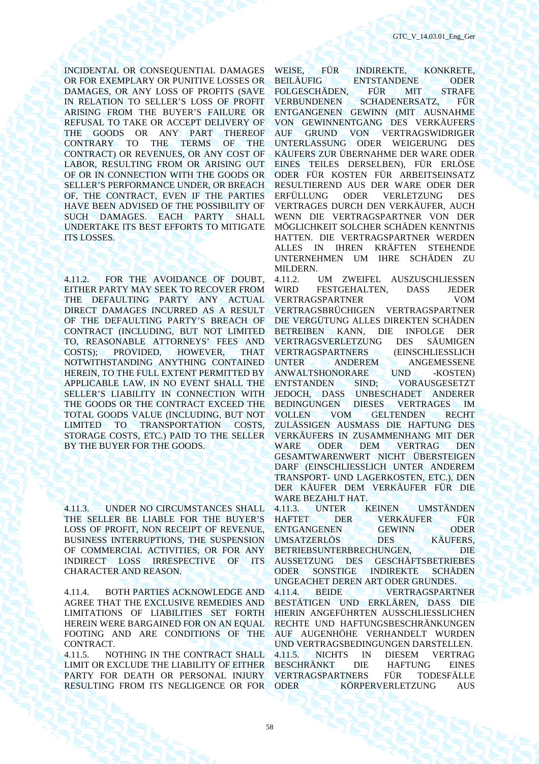INCIDENTAL OR CONSEQUENTIAL DAMAGES OR FOR EXEMPLARY OR PUNITIVE LOSSES OR DAMAGES, OR ANY LOSS OF PROFITS (SAVE IN RELATION TO SELLER'S LOSS OF PROFIT ARISING FROM THE BUYER'S FAILURE OR REFUSAL TO TAKE OR ACCEPT DELIVERY OF THE GOODS OR ANY PART THEREOF CONTRARY TO THE TERMS OF THE CONTRACT) OR REVENUES, OR ANY COST OF LABOR, RESULTING FROM OR ARISING OUT OF OR IN CONNECTION WITH THE GOODS OR SELLER'S PERFORMANCE UNDER, OR BREACH OF, THE CONTRACT, EVEN IF THE PARTIES HAVE BEEN ADVISED OF THE POSSIBILITY OF SUCH DAMAGES. EACH PARTY SHALL UNDERTAKE ITS BEST EFFORTS TO MITIGATE ITS LOSSES.

WEISE, FÜR INDIREKTE, KONKRETE, BEILÄUFIG ENTSTANDENE ODER FOLGESCHÄDEN, FÜR MIT STRAFE VERBUNDENEN SCHADENERSATZ, FÜR ENTGANGENEN GEWINN (MIT AUSNAHME VON GEWINNENTGANG DES VERKÄUFERS AUF GRUND VON VERTRAGSWIDRIGER UNTERLASSUNG ODER WEIGERUNG DES KÄUFERS ZUR ÜBERNAHME DER WARE ODER EINES TEILES DERSELBEN), FÜR ERLÖSE ODER FÜR KOSTEN FÜR ARBEITSEINSATZ RESULTIEREND AUS DER WARE ODER DER ERFÜLLUNG ODER VERLETZUNG DES VERTRAGES DURCH DEN VERKÄUFER, AUCH WENN DIE VERTRAGSPARTNER VON DER MÖGLICHKEIT SOLCHER SCHÄDEN KENNTNIS HATTEN. DIE VERTRAGSPARTNER WERDEN ALLES IN IHREN KRÄFTEN STEHENDE UNTERNEHMEN UM IHRE SCHÄDEN ZU MILDERN.

4.11.2. FOR THE AVOIDANCE OF DOUBT, EITHER PARTY MAY SEEK TO RECOVER FROM THE DEFAULTING PARTY ANY ACTUAL DIRECT DAMAGES INCURRED AS A RESULT OF THE DEFAULTING PARTY'S BREACH OF CONTRACT (INCLUDING, BUT NOT LIMITED TO, REASONABLE ATTORNEYS' FEES AND COSTS); PROVIDED, HOWEVER, THAT NOTWITHSTANDING ANYTHING CONTAINED HEREIN, TO THE FULL EXTENT PERMITTED BY APPLICABLE LAW, IN NO EVENT SHALL THE SELLER'S LIABILITY IN CONNECTION WITH THE GOODS OR THE CONTRACT EXCEED THE TOTAL GOODS VALUE (INCLUDING, BUT NOT LIMITED TO TRANSPORTATION COSTS, STORAGE COSTS, ETC.) PAID TO THE SELLER BY THE BUYER FOR THE GOODS.

4.11.2. UM ZWEIFEL AUSZUSCHLIESSEN WIRD FESTGEHALTEN, DASS JEDER VERTRAGSPARTNER VOM VERTRAGSBRÜCHIGEN VERTRAGSPARTNER DIE VERGÜTUNG ALLES DIREKTEN SCHÄDEN BETREIBEN KANN, DIE INFOLGE DER VERTRAGSVERLETZUNG DES SÄUMIGEN VERTRAGSPARTNERS (EINSCHLIESSLICH UNTER ANDEREM ANGEMESSENE ANWALTSHONORARE UND -KOSTEN) ENTSTANDEN SIND; VORAUSGESETZT JEDOCH, DASS UNBESCHADET ANDERER BEDINGUNGEN DIESES VERTRAGES IM VOLLEN VOM GELTENDEN RECHT ZULÄSSIGEN AUSMASS DIE HAFTUNG DES VERKÄUFERS IN ZUSAMMENHANG MIT DER WARE ODER DEM VERTRAG DEN GESAMTWARENWERT NICHT ÜBERSTEIGEN DARF (EINSCHLIESSLICH UNTER ANDEREM TRANSPORT- UND LAGERKOSTEN, ETC.), DEN DER KÄUFER DEM VERKÄUFER FÜR DIE WARE BEZAHLT HAT.

4.11.3. UNDER NO CIRCUMSTANCES SHALL THE SELLER BE LIABLE FOR THE BUYER'S LOSS OF PROFIT, NON RECEIPT OF REVENUE, BUSINESS INTERRUPTIONS, THE SUSPENSION OF COMMERCIAL ACTIVITIES, OR FOR ANY INDIRECT LOSS IRRESPECTIVE OF ITS CHARACTER AND REASON.

4.11.3. UNTER KEINEN UMSTÄNDEN HAFTET DER VERKÄUFER FÜR ENTGANGENEN GEWINN ODER UMSATZERLÖS DES KÄUFERS, BETRIEBSUNTERBRECHUNGEN, DIE AUSSETZUNG DES GESCHÄFTSBETRIEBES ODER SONSTIGE INDIREKTE SCHÄDEN UNGEACHET DEREN ART ODER GRUNDES.

4.11.4. BOTH PARTIES ACKNOWLEDGE AND AGREE THAT THE EXCLUSIVE REMEDIES AND LIMITATIONS OF LIABILITIES SET FORTH HEREIN WERE BARGAINED FOR ON AN EQUAL FOOTING AND ARE CONDITIONS OF THE CONTRACT.

4.11.4. BEIDE VERTRAGSPARTNER BESTÄTIGEN UND ERKLÄREN, DASS DIE HIERIN ANGEFÜHRTEN AUSSCHLIESSLICHEN RECHTE UND HAFTUNGSBESCHRÄNKUNGEN AUF AUGENHÖHE VERHANDELT WURDEN UND VERTRAGSBEDINGUNGEN DARSTELLEN.

4.11.5. NOTHING IN THE CONTRACT SHALL LIMIT OR EXCLUDE THE LIABILITY OF EITHER PARTY FOR DEATH OR PERSONAL INJURY RESULTING FROM ITS NEGLIGENCE OR FOR

4.11.5. NICHTS IN DIESEM VERTRAG BESCHRÄNKT DIE HAFTUNG EINES VERTRAGSPARTNERS FÜR TODESFÄLLE ODER KÖRPERVERLETZUNG AUS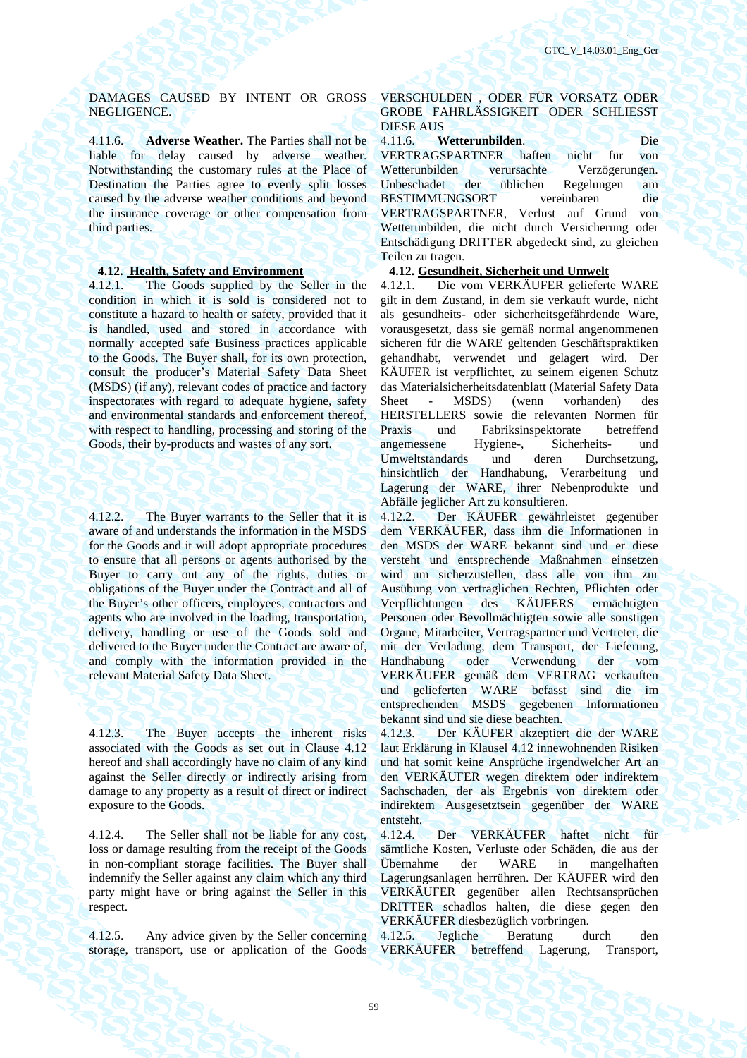DAMAGES CAUSED BY INTENT OR GROSS NEGLIGENCE.

4.11.6. **Adverse Weather.** The Parties shall not be liable for delay caused by adverse weather. Notwithstanding the customary rules at the Place of Destination the Parties agree to evenly split losses caused by the adverse weather conditions and beyond the insurance coverage or other compensation from third parties.

**4.12. Health, Safety and Environment**

4.12.1. The Goods supplied by the Seller in the condition in which it is sold is considered not to constitute a hazard to health or safety, provided that it is handled, used and stored in accordance with normally accepted safe Business practices applicable to the Goods. The Buyer shall, for its own protection, consult the producer's Material Safety Data Sheet (MSDS) (if any), relevant codes of practice and factory inspectorates with regard to adequate hygiene, safety and environmental standards and enforcement thereof, with respect to handling, processing and storing of the Goods, their by-products and wastes of any sort.

4.12.2. The Buyer warrants to the Seller that it is aware of and understands the information in the MSDS for the Goods and it will adopt appropriate procedures to ensure that all persons or agents authorised by the Buyer to carry out any of the rights, duties or obligations of the Buyer under the Contract and all of the Buyer's other officers, employees, contractors and agents who are involved in the loading, transportation, delivery, handling or use of the Goods sold and delivered to the Buyer under the Contract are aware of, and comply with the information provided in the relevant Material Safety Data Sheet.

4.12.3. The Buyer accepts the inherent risks associated with the Goods as set out in Clause 4.12 hereof and shall accordingly have no claim of any kind against the Seller directly or indirectly arising from damage to any property as a result of direct or indirect exposure to the Goods.

4.12.4. The Seller shall not be liable for any cost, loss or damage resulting from the receipt of the Goods in non-compliant storage facilities. The Buyer shall indemnify the Seller against any claim which any third party might have or bring against the Seller in this respect.

4.12.5. Any advice given by the Seller concerning storage, transport, use or application of the Goods

VERSCHULDEN , ODER FÜR VORSATZ ODER GROBE FAHRLÄSSIGKEIT ODER SCHLIESST DIESE AUS

4.11.6. **Wetterunbilden**. Die VERTRAGSPARTNER haften nicht für von Wetterunbilden verursachte Verzögerungen. Unbeschadet der üblichen Regelungen am BESTIMMUNGSORT vereinbaren die VERTRAGSPARTNER, Verlust auf Grund von Wetterunbilden, die nicht durch Versicherung oder Entschädigung DRITTER abgedeckt sind, zu gleichen Teilen zu tragen.

**4.12. Gesundheit, Sicherheit und Umwelt**

4.12.1. Die vom VERKÄUFER gelieferte WARE gilt in dem Zustand, in dem sie verkauft wurde, nicht als gesundheits- oder sicherheitsgefährdende Ware, vorausgesetzt, dass sie gemäß normal angenommenen sicheren für die WARE geltenden Geschäftspraktiken gehandhabt, verwendet und gelagert wird. Der KÄUFER ist verpflichtet, zu seinem eigenen Schutz das Materialsicherheitsdatenblatt (Material Safety Data Sheet - MSDS) (wenn vorhanden) des HERSTELLERS sowie die relevanten Normen für Praxis und Fabriksinspektorate betreffend angemessene Hygiene-, Sicherheits- und Umweltstandards und deren Durchsetzung, hinsichtlich der Handhabung, Verarbeitung und Lagerung der WARE, ihrer Nebenprodukte und Abfälle jeglicher Art zu konsultieren.

4.12.2. Der KÄUFER gewährleistet gegenüber dem VERKÄUFER, dass ihm die Informationen in den MSDS der WARE bekannt sind und er diese versteht und entsprechende Maßnahmen einsetzen wird um sicherzustellen, dass alle von ihm zur Ausübung von vertraglichen Rechten, Pflichten oder Verpflichtungen des KÄUFERS ermächtigten Personen oder Bevollmächtigten sowie alle sonstigen Organe, Mitarbeiter, Vertragspartner und Vertreter, die mit der Verladung, dem Transport, der Lieferung, Handhabung oder Verwendung der vom VERKÄUFER gemäß dem VERTRAG verkauften und gelieferten WARE befasst sind die im entsprechenden MSDS gegebenen Informationen bekannt sind und sie diese beachten.

4.12.3. Der KÄUFER akzeptiert die der WARE laut Erklärung in Klausel 4.12 innewohnenden Risiken und hat somit keine Ansprüche irgendwelcher Art an den VERKÄUFER wegen direktem oder indirektem Sachschaden, der als Ergebnis von direktem oder indirektem Ausgesetztsein gegenüber der WARE entsteht.

4.12.4. Der VERKÄUFER haftet nicht für sämtliche Kosten, Verluste oder Schäden, die aus der Übernahme der WARE in mangelhaften Lagerungsanlagen herrühren. Der KÄUFER wird den VERKÄUFER gegenüber allen Rechtsansprüchen DRITTER schadlos halten, die diese gegen den VERKÄUFER diesbezüglich vorbringen.

4.12.5. Jegliche Beratung durch den VERKÄUFER betreffend Lagerung, Transport,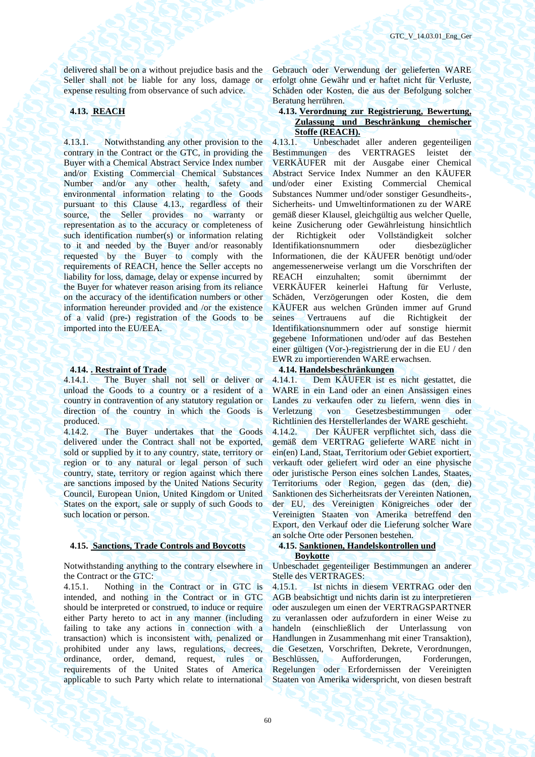delivered shall be on a without prejudice basis and the Seller shall not be liable for any loss, damage or expense resulting from observance of such advice.

Gebrauch oder Verwendung der gelieferten WARE erfolgt ohne Gewähr und er haftet nicht für Verluste, Schäden oder Kosten, die aus der Befolgung solcher Beratung herrühren.

**4.13. REACH**

**4.13. Verordnung zur Registrierung, Bewertung, Zulassung und Beschränkung chemischer Stoffe (REACH).**

4.13.1. Notwithstanding any other provision to the contrary in the Contract or the GTC, in providing the Buyer with a Chemical Abstract Service Index number and/or Existing Commercial Chemical Substances Number and/or any other health, safety and environmental information relating to the Goods pursuant to this Clause 4.13., regardless of their source, the Seller provides no warranty or representation as to the accuracy or completeness of such identification number(s) or information relating to it and needed by the Buyer and/or reasonably requested by the Buyer to comply with the requirements of REACH, hence the Seller accepts no liability for loss, damage, delay or expense incurred by the Buyer for whatever reason arising from its reliance on the accuracy of the identification numbers or other information hereunder provided and /or the existence of a valid (pre-) registration of the Goods to be imported into the EU/EEA.

4.13.1. Unbeschadet aller anderen gegenteiligen Bestimmungen des VERTRAGES leistet der VERKÄUFER mit der Ausgabe einer Chemical Abstract Service Index Nummer an den KÄUFER und/oder einer Existing Commercial Chemical Substances Nummer und/oder sonstiger Gesundheits-, Sicherheits- und Umweltinformationen zu der WARE gemäß dieser Klausel, gleichgültig aus welcher Quelle, keine Zusicherung oder Gewährleistung hinsichtlich der Richtigkeit oder Vollständigkeit solcher Identifikationsnummern oder diesbezüglicher Informationen, die der KÄUFER benötigt und/oder angemessenerweise verlangt um die Vorschriften der REACH einzuhalten; somit übernimmt der VERKÄUFER keinerlei Haftung für Verluste, Schäden, Verzögerungen oder Kosten, die dem KÄUFER aus welchen Gründen immer auf Grund seines Vertrauens auf die Richtigkeit der Identifikationsnummern oder auf sonstige hiermit gegebene Informationen und/oder auf das Bestehen einer gültigen (Vor-)-registrierung der in die EU / den EWR zu importierenden WARE erwachsen.

**4.14. . Restraint of Trade**

4.14.1. The Buyer shall not sell or deliver or unload the Goods to a country or a resident of a country in contravention of any statutory regulation or direction of the country in which the Goods is produced.

4.14.2. The Buyer undertakes that the Goods delivered under the Contract shall not be exported, sold or supplied by it to any country, state, territory or region or to any natural or legal person of such country, state, territory or region against which there are sanctions imposed by the United Nations Security Council, European Union, United Kingdom or United States on the export, sale or supply of such Goods to such location or person.

**4.14. Handelsbeschränkungen**

4.14.1. Dem KÄUFER ist es nicht gestattet, die WARE in ein Land oder an einen Ansässigen eines Landes zu verkaufen oder zu liefern, wenn dies in Verletzung von Gesetzesbestimmungen oder Richtlinien des Herstellerlandes der WARE geschieht.

4.14.2. Der KÄUFER verpflichtet sich, dass die gemäß dem VERTRAG gelieferte WARE nicht in ein(en) Land, Staat, Territorium oder Gebiet exportiert, verkauft oder geliefert wird oder an eine physische oder juristische Person eines solchen Landes, Staates, Territoriums oder Region, gegen das (den, die) Sanktionen des Sicherheitsrats der Vereinten Nationen, der EU, des Vereinigten Königreiches oder der Vereinigten Staaten von Amerika betreffend den Export, den Verkauf oder die Lieferung solcher Ware an solche Orte oder Personen bestehen.

**4.15. Sanctions, Trade Controls and Boycotts**

Notwithstanding anything to the contrary elsewhere in the Contract or the GTC:

4.15.1. Nothing in the Contract or in GTC is intended, and nothing in the Contract or in GTC should be interpreted or construed, to induce or require either Party hereto to act in any manner (including failing to take any actions in connection with a transaction) which is inconsistent with, penalized or prohibited under any laws, regulations, decrees, ordinance, order, demand, request, rules or requirements of the United States of America applicable to such Party which relate to international

**4.15. Sanktionen, Handelskontrollen und Boykotte**

Unbeschadet gegenteiliger Bestimmungen an anderer Stelle des VERTRAGES:

4.15.1. Ist nichts in diesem VERTRAG oder den AGB beabsichtigt und nichts darin ist zu interpretieren oder auszulegen um einen der VERTRAGSPARTNER zu veranlassen oder aufzufordern in einer Weise zu handeln (einschließlich der Unterlassung von Handlungen in Zusammenhang mit einer Transaktion), die Gesetzen, Vorschriften, Dekrete, Verordnungen, Beschlüssen, Aufforderungen, Forderungen, Regelungen oder Erfordernissen der Vereinigten Staaten von Amerika widerspricht, von diesen bestraft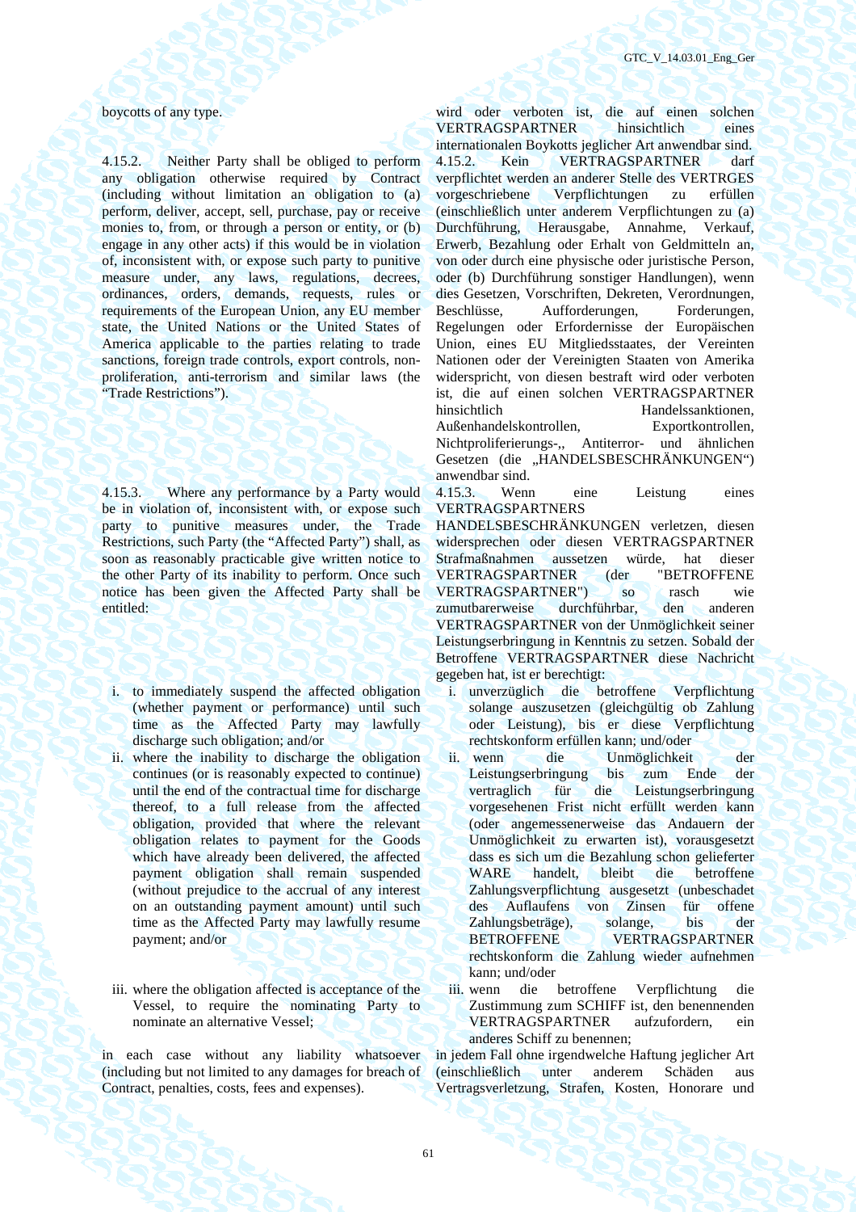boycotts of any type.

wird oder verboten ist, die auf einen solchen VERTRAGSPARTNER hinsichtlich eines internationalen Boykotts jeglicher Art anwendbar sind.

4.15.2. Neither Party shall be obliged to perform any obligation otherwise required by Contract (including without limitation an obligation to (a) perform, deliver, accept, sell, purchase, pay or receive monies to, from, or through a person or entity, or (b) engage in any other acts) if this would be in violation of, inconsistent with, or expose such party to punitive measure under, any laws, regulations, decrees, ordinances, orders, demands, requests, rules or requirements of the European Union, any EU member state, the United Nations or the United States of America applicable to the parties relating to trade sanctions, foreign trade controls, export controls, non-proliferation, anti-terrorism and similar laws (the "Trade Restrictions").

4.15.2. Kein VERTRAGSPARTNER darf verpflichtet werden an anderer Stelle des VERTRGES vorgeschriebene Verpflichtungen zu erfüllen (einschließlich unter anderem Verpflichtungen zu (a) Durchführung, Herausgabe, Annahme, Verkauf, Erwerb, Bezahlung oder Erhalt von Geldmitteln an, von oder durch eine physische oder juristische Person, oder (b) Durchführung sonstiger Handlungen), wenn dies Gesetzen, Vorschriften, Dekreten, Verordnungen, Beschlüsse, Aufforderungen, Forderungen, Regelungen oder Erfordernisse der Europäischen Union, eines EU Mitgliedsstaates, der Vereinten Nationen oder der Vereinigten Staaten von Amerika widerspricht, von diesen bestraft wird oder verboten ist, die auf einen solchen VERTRAGSPARTNER hinsichtlich Handelssanktionen, Außenhandelskontrollen, Exportkontrollen, Nichtproliferierungs-,, Antiterror- und ähnlichen Gesetzen (die „HANDELSBESCHRÄNKUNGEN") anwendbar sind.

4.15.3. Where any performance by a Party would be in violation of, inconsistent with, or expose such party to punitive measures under, the Trade Restrictions, such Party (the "Affected Party") shall, as soon as reasonably practicable give written notice to the other Party of its inability to perform. Once such notice has been given the Affected Party shall be entitled:

i. to immediately suspend the affected obligation (whether payment or performance) until such time as the Affected Party may lawfully discharge such obligation; and/or
ii. where the inability to discharge the obligation continues (or is reasonably expected to continue) until the end of the contractual time for discharge thereof, to a full release from the affected obligation, provided that where the relevant obligation relates to payment for the Goods which have already been delivered, the affected payment obligation shall remain suspended (without prejudice to the accrual of any interest on an outstanding payment amount) until such time as the Affected Party may lawfully resume payment; and/or
iii. where the obligation affected is acceptance of the Vessel, to require the nominating Party to nominate an alternative Vessel;

in each case without any liability whatsoever (including but not limited to any damages for breach of Contract, penalties, costs, fees and expenses).

4.15.3. Wenn eine Leistung eines VERTRAGSPARTNERS HANDELSBESCHRÄNKUNGEN verletzen, diesen widersprechen oder diesen VERTRAGSPARTNER Strafmaßnahmen aussetzen würde, hat dieser VERTRAGSPARTNER (der "BETROFFENE VERTRAGSPARTNER") so rasch wie zumutbarerweise durchführbar, den anderen VERTRAGSPARTNER von der Unmöglichkeit seiner Leistungserbringung in Kenntnis zu setzen. Sobald der Betroffene VERTRAGSPARTNER diese Nachricht gegeben hat, ist er berechtigt:

i. unverzüglich die betroffene Verpflichtung solange auszusetzen (gleichgültig ob Zahlung oder Leistung), bis er diese Verpflichtung rechtskonform erfüllen kann; und/oder
ii. wenn die Unmöglichkeit der Leistungserbringung bis zum Ende der vertraglich für die Leistungserbringung vorgesehenen Frist nicht erfüllt werden kann (oder angemessenerweise das Andauern der Unmöglichkeit zu erwarten ist), vorausgesetzt dass es sich um die Bezahlung schon gelieferter WARE handelt, bleibt die betroffene Zahlungsverpflichtung ausgesetzt (unbeschadet des Auflaufens von Zinsen für offene Zahlungsbeträge), solange, bis der BETROFFENE VERTRAGSPARTNER rechtskonform die Zahlung wieder aufnehmen kann; und/oder
iii. wenn die betroffene Verpflichtung die Zustimmung zum SCHIFF ist, den benennenden VERTRAGSPARTNER aufzufordern, ein anderes Schiff zu benennen;

in jedem Fall ohne irgendwelche Haftung jeglicher Art (einschließlich unter anderem Schäden aus Vertragsverletzung, Strafen, Kosten, Honorare und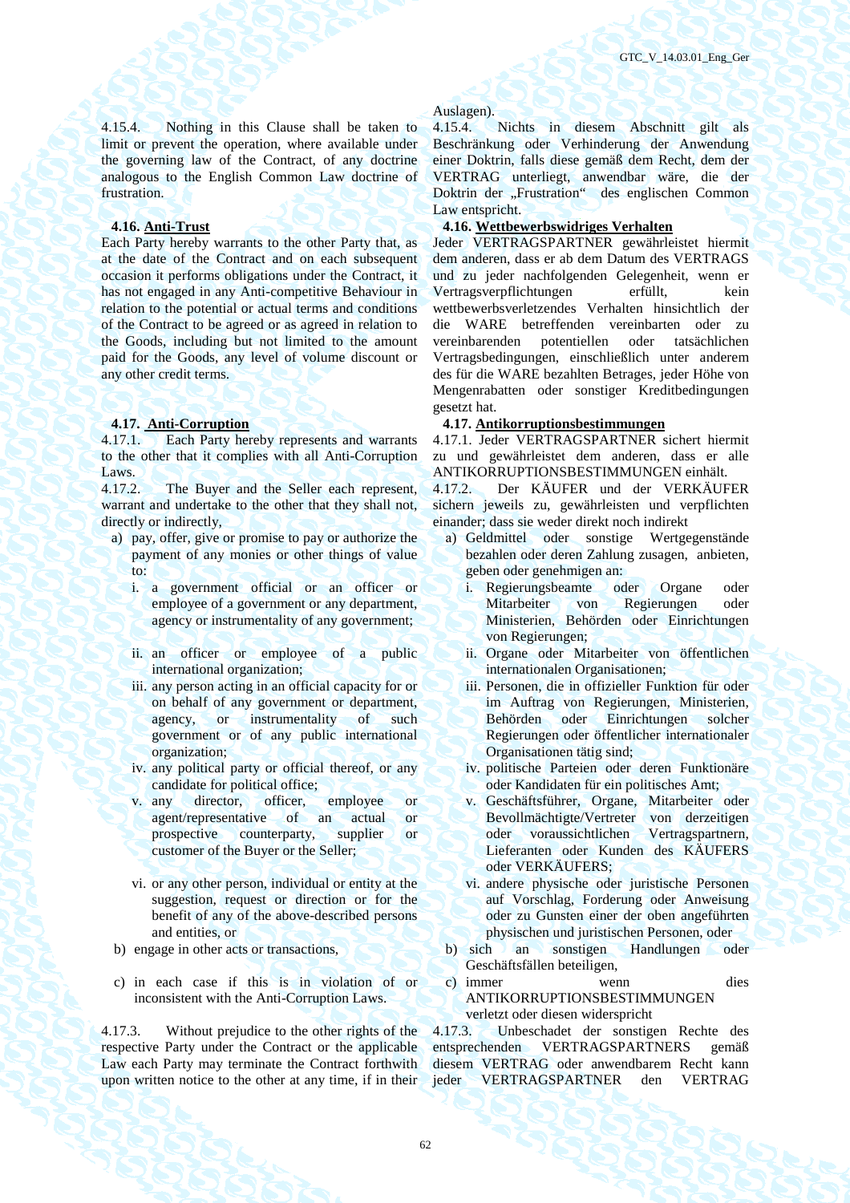Auslagen).

4.15.4. Nothing in this Clause shall be taken to limit or prevent the operation, where available under the governing law of the Contract, of any doctrine analogous to the English Common Law doctrine of frustration.

4.15.4. Nichts in diesem Abschnitt gilt als Beschränkung oder Verhinderung der Anwendung einer Doktrin, falls diese gemäß dem Recht, dem der VERTRAG unterliegt, anwendbar wäre, die der Doktrin der „Frustration" des englischen Common Law entspricht.

**4.16. Anti-Trust**

Each Party hereby warrants to the other Party that, as at the date of the Contract and on each subsequent occasion it performs obligations under the Contract, it has not engaged in any Anti-competitive Behaviour in relation to the potential or actual terms and conditions of the Contract to be agreed or as agreed in relation to the Goods, including but not limited to the amount paid for the Goods, any level of volume discount or any other credit terms.

**4.16. Wettbewerbswidriges Verhalten**

Jeder VERTRAGSPARTNER gewährleistet hiermit dem anderen, dass er ab dem Datum des VERTRAGS und zu jeder nachfolgenden Gelegenheit, wenn er Vertragsverpflichtungen erfüllt, kein wettbewerbsverletzendes Verhalten hinsichtlich der die WARE betreffenden vereinbarten oder zu vereinbarenden potentiellen oder tatsächlichen Vertragsbedingungen, einschließlich unter anderem des für die WARE bezahlten Betrages, jeder Höhe von Mengenrabatten oder sonstiger Kreditbedingungen gesetzt hat.

**4.17. Anti-Corruption**

4.17.1. Each Party hereby represents and warrants to the other that it complies with all Anti-Corruption Laws.

4.17.2. The Buyer and the Seller each represent, warrant and undertake to the other that they shall not, directly or indirectly,

a) pay, offer, give or promise to pay or authorize the payment of any monies or other things of value to:
   i. a government official or an officer or employee of a government or any department, agency or instrumentality of any government;
   ii. an officer or employee of a public international organization;
   iii. any person acting in an official capacity for or on behalf of any government or department, agency, or instrumentality of such government or of any public international organization;
   iv. any political party or official thereof, or any candidate for political office;
   v. any director, officer, employee or agent/representative of an actual or prospective counterparty, supplier or customer of the Buyer or the Seller;
   vi. or any other person, individual or entity at the suggestion, request or direction or for the benefit of any of the above-described persons and entities, or
b) engage in other acts or transactions,
c) in each case if this is in violation of or inconsistent with the Anti-Corruption Laws.

**4.17. Antikorruptionsbestimmungen**

4.17.1. Jeder VERTRAGSPARTNER sichert hiermit zu und gewährleistet dem anderen, dass er alle ANTIKORRUPTIONSBESTIMMUNGEN einhält.

4.17.2. Der KÄUFER und der VERKÄUFER sichern jeweils zu, gewährleisten und verpflichten einander; dass sie weder direkt noch indirekt

a) Geldmittel oder sonstige Wertgegenstände bezahlen oder deren Zahlung zusagen, anbieten, geben oder genehmigen an:
   i. Regierungsbeamte oder Organe oder Mitarbeiter von Regierungen oder Ministerien, Behörden oder Einrichtungen von Regierungen;
   ii. Organe oder Mitarbeiter von öffentlichen internationalen Organisationen;
   iii. Personen, die in offizieller Funktion für oder im Auftrag von Regierungen, Ministerien, Behörden oder Einrichtungen solcher Regierungen oder öffentlicher internationaler Organisationen tätig sind;
   iv. politische Parteien oder deren Funktionäre oder Kandidaten für ein politisches Amt;
   v. Geschäftsführer, Organe, Mitarbeiter oder Bevollmächtigte/Vertreter von derzeitigen oder voraussichtlichen Vertragspartnern, Lieferanten oder Kunden des KÄUFERS oder VERKÄUFERS;
   vi. andere physische oder juristische Personen auf Vorschlag, Forderung oder Anweisung oder zu Gunsten einer der oben angeführten physischen und juristischen Personen, oder
b) sich an sonstigen Handlungen oder Geschäftsfällen beteiligen,
c) immer wenn dies ANTIKORRUPTIONSBESTIMMUNGEN verletzt oder diesen widerspricht

4.17.3. Without prejudice to the other rights of the respective Party under the Contract or the applicable Law each Party may terminate the Contract forthwith upon written notice to the other at any time, if in their

4.17.3. Unbeschadet der sonstigen Rechte des entsprechenden VERTRAGSPARTNERS gemäß diesem VERTRAG oder anwendbarem Recht kann jeder VERTRAGSPARTNER den VERTRAG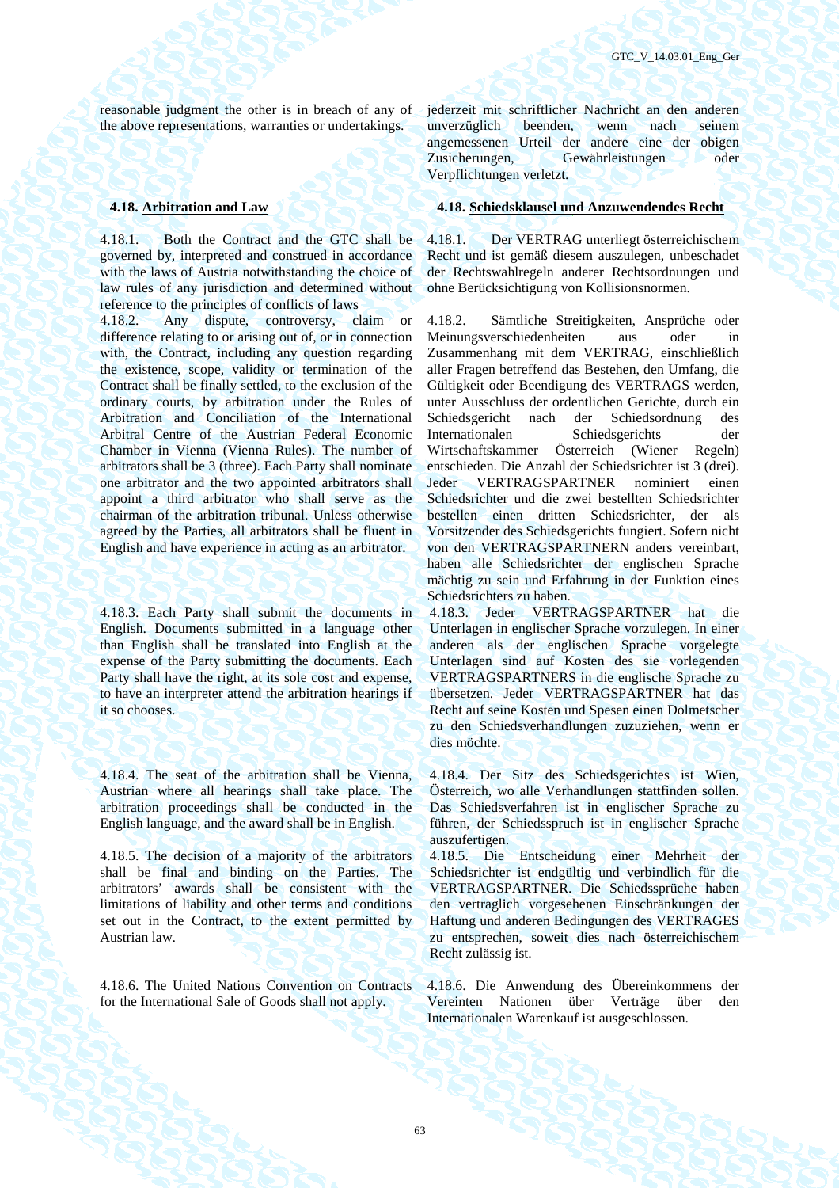reasonable judgment the other is in breach of any of the above representations, warranties or undertakings.

jederzeit mit schriftlicher Nachricht an den anderen unverzüglich beenden, wenn nach seinem angemessenen Urteil der andere eine der obigen Zusicherungen, Gewährleistungen oder Verpflichtungen verletzt.

### 4.18. Arbitration and Law

### 4.18. Schiedsklausel und Anzuwendendes Recht

4.18.1. Both the Contract and the GTC shall be governed by, interpreted and construed in accordance with the laws of Austria notwithstanding the choice of law rules of any jurisdiction and determined without reference to the principles of conflicts of laws

4.18.1. Der VERTRAG unterliegt österreichischem Recht und ist gemäß diesem auszulegen, unbeschadet der Rechtswahlregeln anderer Rechtsordnungen und ohne Berücksichtigung von Kollisionsnormen.

4.18.2. Any dispute, controversy, claim or difference relating to or arising out of, or in connection with, the Contract, including any question regarding the existence, scope, validity or termination of the Contract shall be finally settled, to the exclusion of the ordinary courts, by arbitration under the Rules of Arbitration and Conciliation of the International Arbitral Centre of the Austrian Federal Economic Chamber in Vienna (Vienna Rules). The number of arbitrators shall be 3 (three). Each Party shall nominate one arbitrator and the two appointed arbitrators shall appoint a third arbitrator who shall serve as the chairman of the arbitration tribunal. Unless otherwise agreed by the Parties, all arbitrators shall be fluent in English and have experience in acting as an arbitrator.

4.18.2. Sämtliche Streitigkeiten, Ansprüche oder Meinungsverschiedenheiten aus oder in Zusammenhang mit dem VERTRAG, einschließlich aller Fragen betreffend das Bestehen, den Umfang, die Gültigkeit oder Beendigung des VERTRAGS werden, unter Ausschluss der ordentlichen Gerichte, durch ein Schiedsgericht nach der Schiedsordnung des Internationalen Schiedsgerichts der Wirtschaftskammer Österreich (Wiener Regeln) entschieden. Die Anzahl der Schiedsrichter ist 3 (drei). Jeder VERTRAGSPARTNER nominiert einen Schiedsrichter und die zwei bestellten Schiedsrichter bestellen einen dritten Schiedsrichter, der als Vorsitzender des Schiedsgerichts fungiert. Sofern nicht von den VERTRAGSPARTNERN anders vereinbart, haben alle Schiedsrichter der englischen Sprache mächtig zu sein und Erfahrung in der Funktion eines Schiedsrichters zu haben.

4.18.3. Each Party shall submit the documents in English. Documents submitted in a language other than English shall be translated into English at the expense of the Party submitting the documents. Each Party shall have the right, at its sole cost and expense, to have an interpreter attend the arbitration hearings if it so chooses.

4.18.3. Jeder VERTRAGSPARTNER hat die Unterlagen in englischer Sprache vorzulegen. In einer anderen als der englischen Sprache vorgelegte Unterlagen sind auf Kosten des sie vorlegenden VERTRAGSPARTNERS in die englische Sprache zu übersetzen. Jeder VERTRAGSPARTNER hat das Recht auf seine Kosten und Spesen einen Dolmetscher zu den Schiedsverhandlungen zuzuziehen, wenn er dies möchte.

4.18.4. The seat of the arbitration shall be Vienna, Austrian where all hearings shall take place. The arbitration proceedings shall be conducted in the English language, and the award shall be in English.

4.18.4. Der Sitz des Schiedsgerichtes ist Wien, Österreich, wo alle Verhandlungen stattfinden sollen. Das Schiedsverfahren ist in englischer Sprache zu führen, der Schiedsspruch ist in englischer Sprache auszufertigen.

4.18.5. The decision of a majority of the arbitrators shall be final and binding on the Parties. The arbitrators' awards shall be consistent with the limitations of liability and other terms and conditions set out in the Contract, to the extent permitted by Austrian law.

4.18.5. Die Entscheidung einer Mehrheit der Schiedsrichter ist endgültig und verbindlich für die VERTRAGSPARTNER. Die Schiedssprüche haben den vertraglich vorgesehenen Einschränkungen der Haftung und anderen Bedingungen des VERTRAGES zu entsprechen, soweit dies nach österreichischem Recht zulässig ist.

4.18.6. The United Nations Convention on Contracts for the International Sale of Goods shall not apply.

4.18.6. Die Anwendung des Übereinkommens der Vereinten Nationen über Verträge über den Internationalen Warenkauf ist ausgeschlossen.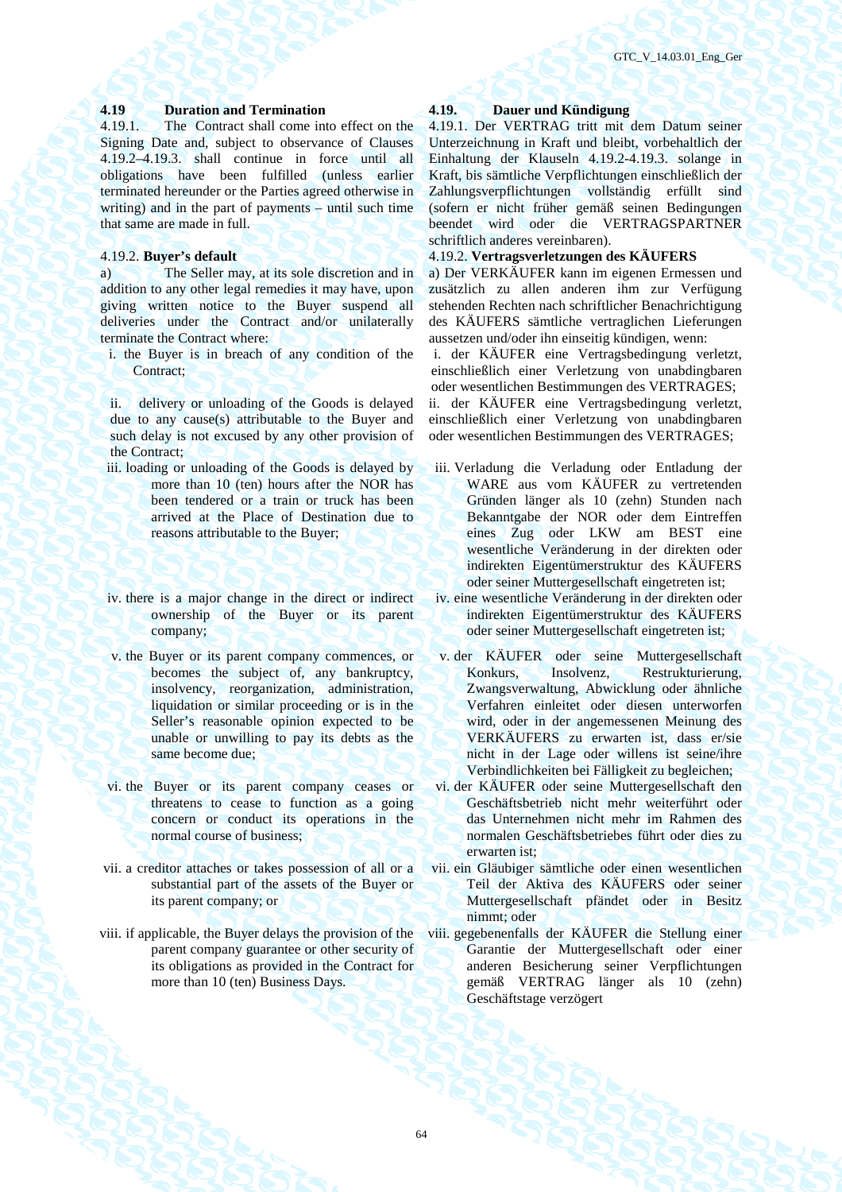**4.19 Duration and Termination**

4.19.1. The Contract shall come into effect on the Signing Date and, subject to observance of Clauses 4.19.2–4.19.3. shall continue in force until all obligations have been fulfilled (unless earlier terminated hereunder or the Parties agreed otherwise in writing) and in the part of payments – until such time that same are made in full.

4.19.2. **Buyer's default**

a) The Seller may, at its sole discretion and in addition to any other legal remedies it may have, upon giving written notice to the Buyer suspend all deliveries under the Contract and/or unilaterally terminate the Contract where:

i. the Buyer is in breach of any condition of the Contract;

ii. delivery or unloading of the Goods is delayed due to any cause(s) attributable to the Buyer and such delay is not excused by any other provision of the Contract;

iii. loading or unloading of the Goods is delayed by more than 10 (ten) hours after the NOR has been tendered or a train or truck has been arrived at the Place of Destination due to reasons attributable to the Buyer;

iv. there is a major change in the direct or indirect ownership of the Buyer or its parent company;

v. the Buyer or its parent company commences, or becomes the subject of, any bankruptcy, insolvency, reorganization, administration, liquidation or similar proceeding or is in the Seller's reasonable opinion expected to be unable or unwilling to pay its debts as the same become due;

vi. the Buyer or its parent company ceases or threatens to cease to function as a going concern or conduct its operations in the normal course of business;

vii. a creditor attaches or takes possession of all or a substantial part of the assets of the Buyer or its parent company; or

viii. if applicable, the Buyer delays the provision of the parent company guarantee or other security of its obligations as provided in the Contract for more than 10 (ten) Business Days.

**4.19. Dauer und Kündigung**

4.19.1. Der VERTRAG tritt mit dem Datum seiner Unterzeichnung in Kraft und bleibt, vorbehaltlich der Einhaltung der Klauseln 4.19.2-4.19.3. solange in Kraft, bis sämtliche Verpflichtungen einschließlich der Zahlungsverpflichtungen vollständig erfüllt sind (sofern er nicht früher gemäß seinen Bedingungen beendet wird oder die VERTRAGSPARTNER schriftlich anderes vereinbaren).

4.19.2. **Vertragsverletzungen des KÄUFERS**

a) Der VERKÄUFER kann im eigenen Ermessen und zusätzlich zu allen anderen ihm zur Verfügung stehenden Rechten nach schriftlicher Benachrichtigung des KÄUFERS sämtliche vertraglichen Lieferungen aussetzen und/oder ihn einseitig kündigen, wenn:

i. der KÄUFER eine Vertragsbedingung verletzt, einschließlich einer Verletzung von unabdingbaren oder wesentlichen Bestimmungen des VERTRAGES;

ii. der KÄUFER eine Vertragsbedingung verletzt, einschließlich einer Verletzung von unabdingbaren oder wesentlichen Bestimmungen des VERTRAGES;

iii. Verladung die Verladung oder Entladung der WARE aus vom KÄUFER zu vertretenden Gründen länger als 10 (zehn) Stunden nach Bekanntgabe der NOR oder dem Eintreffen eines Zug oder LKW am BEST eine wesentliche Veränderung in der direkten oder indirekten Eigentümerstruktur des KÄUFERS oder seiner Muttergesellschaft eingetreten ist;

iv. eine wesentliche Veränderung in der direkten oder indirekten Eigentümerstruktur des KÄUFERS oder seiner Muttergesellschaft eingetreten ist;

v. der KÄUFER oder seine Muttergesellschaft Konkurs, Insolvenz, Restrukturierung, Zwangsverwaltung, Abwicklung oder ähnliche Verfahren einleitet oder diesen unterworfen wird, oder in der angemessenen Meinung des VERKÄUFERS zu erwarten ist, dass er/sie nicht in der Lage oder willens ist seine/ihre Verbindlichkeiten bei Fälligkeit zu begleichen;

vi. der KÄUFER oder seine Muttergesellschaft den Geschäftsbetrieb nicht mehr weiterführt oder das Unternehmen nicht mehr im Rahmen des normalen Geschäftsbetriebes führt oder dies zu erwarten ist;

vii. ein Gläubiger sämtliche oder einen wesentlichen Teil der Aktiva des KÄUFERS oder seiner Muttergesellschaft pfändet oder in Besitz nimmt; oder

viii. gegebenenfalls der KÄUFER die Stellung einer Garantie der Muttergesellschaft oder einer anderen Besicherung seiner Verpflichtungen gemäß VERTRAG länger als 10 (zehn) Geschäftstage verzögert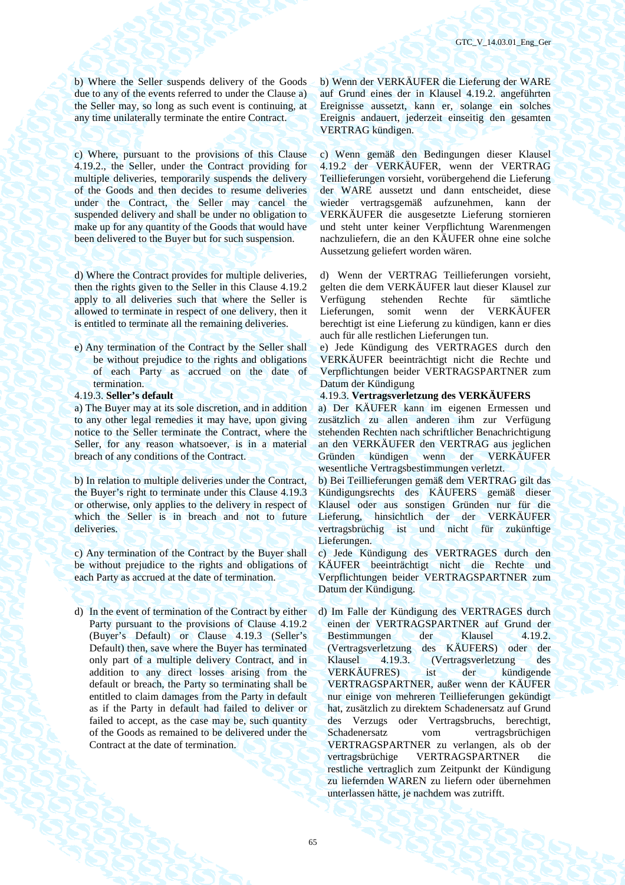b) Where the Seller suspends delivery of the Goods due to any of the events referred to under the Clause a) the Seller may, so long as such event is continuing, at any time unilaterally terminate the entire Contract.

b) Wenn der VERKÄUFER die Lieferung der WARE auf Grund eines der in Klausel 4.19.2. angeführten Ereignisse aussetzt, kann er, solange ein solches Ereignis andauert, jederzeit einseitig den gesamten VERTRAG kündigen.

c) Where, pursuant to the provisions of this Clause 4.19.2., the Seller, under the Contract providing for multiple deliveries, temporarily suspends the delivery of the Goods and then decides to resume deliveries under the Contract, the Seller may cancel the suspended delivery and shall be under no obligation to make up for any quantity of the Goods that would have been delivered to the Buyer but for such suspension.

c) Wenn gemäß den Bedingungen dieser Klausel 4.19.2 der VERKÄUFER, wenn der VERTRAG Teillieferungen vorsieht, vorübergehend die Lieferung der WARE aussetzt und dann entscheidet, diese wieder vertragsgemäß aufzunehmen, kann der VERKÄUFER die ausgesetzte Lieferung stornieren und steht unter keiner Verpflichtung Warenmengen nachzuliefern, die an den KÄUFER ohne eine solche Aussetzung geliefert worden wären.

d) Where the Contract provides for multiple deliveries, then the rights given to the Seller in this Clause 4.19.2 apply to all deliveries such that where the Seller is allowed to terminate in respect of one delivery, then it is entitled to terminate all the remaining deliveries.

d) Wenn der VERTRAG Teillieferungen vorsieht, gelten die dem VERKÄUFER laut dieser Klausel zur Verfügung stehenden Rechte für sämtliche Lieferungen, somit wenn der VERKÄUFER berechtigt ist eine Lieferung zu kündigen, kann er dies auch für alle restlichen Lieferungen tun.

e) Any termination of the Contract by the Seller shall be without prejudice to the rights and obligations of each Party as accrued on the date of termination.

e) Jede Kündigung des VERTRAGES durch den VERKÄUFER beeinträchtigt nicht die Rechte und Verpflichtungen beider VERTRAGSPARTNER zum Datum der Kündigung

4.19.3. **Seller's default**

4.19.3. **Vertragsverletzung des VERKÄUFERS**

a) The Buyer may at its sole discretion, and in addition to any other legal remedies it may have, upon giving notice to the Seller terminate the Contract, where the Seller, for any reason whatsoever, is in a material breach of any conditions of the Contract.

a) Der KÄUFER kann im eigenen Ermessen und zusätzlich zu allen anderen ihm zur Verfügung stehenden Rechten nach schriftlicher Benachrichtigung an den VERKÄUFER den VERTRAG aus jeglichen Gründen kündigen wenn der VERKÄUFER wesentliche Vertragsbestimmungen verletzt.

b) In relation to multiple deliveries under the Contract, the Buyer's right to terminate under this Clause 4.19.3 or otherwise, only applies to the delivery in respect of which the Seller is in breach and not to future deliveries.

b) Bei Teillieferungen gemäß dem VERTRAG gilt das Kündigungsrechts des KÄUFERS gemäß dieser Klausel oder aus sonstigen Gründen nur für die Lieferung, hinsichtlich der der VERKÄUFER vertragsbrüchig ist und nicht für zukünftige Lieferungen.

c) Any termination of the Contract by the Buyer shall be without prejudice to the rights and obligations of each Party as accrued at the date of termination.

c) Jede Kündigung des VERTRAGES durch den KÄUFER beeinträchtigt nicht die Rechte und Verpflichtungen beider VERTRAGSPARTNER zum Datum der Kündigung.

d) In the event of termination of the Contract by either Party pursuant to the provisions of Clause 4.19.2 (Buyer's Default) or Clause 4.19.3 (Seller's Default) then, save where the Buyer has terminated only part of a multiple delivery Contract, and in addition to any direct losses arising from the default or breach, the Party so terminating shall be entitled to claim damages from the Party in default as if the Party in default had failed to deliver or failed to accept, as the case may be, such quantity of the Goods as remained to be delivered under the Contract at the date of termination.

d) Im Falle der Kündigung des VERTRAGES durch einen der VERTRAGSPARTNER auf Grund der Bestimmungen der Klausel 4.19.2. (Vertragsverletzung des KÄUFERS) oder der Klausel 4.19.3. (Vertragsverletzung des VERKÄUFRES) ist der kündigende VERTRAGSPARTNER, außer wenn der KÄUFER nur einige von mehreren Teillieferungen gekündigt hat, zusätzlich zu direktem Schadenersatz auf Grund des Verzugs oder Vertragsbruchs, berechtigt, Schadenersatz vom vertragsbrüchigen VERTRAGSPARTNER zu verlangen, als ob der vertragsbrüchige VERTRAGSPARTNER die restliche vertraglich zum Zeitpunkt der Kündigung zu liefernden WAREN zu liefern oder übernehmen unterlassen hätte, je nachdem was zutrifft.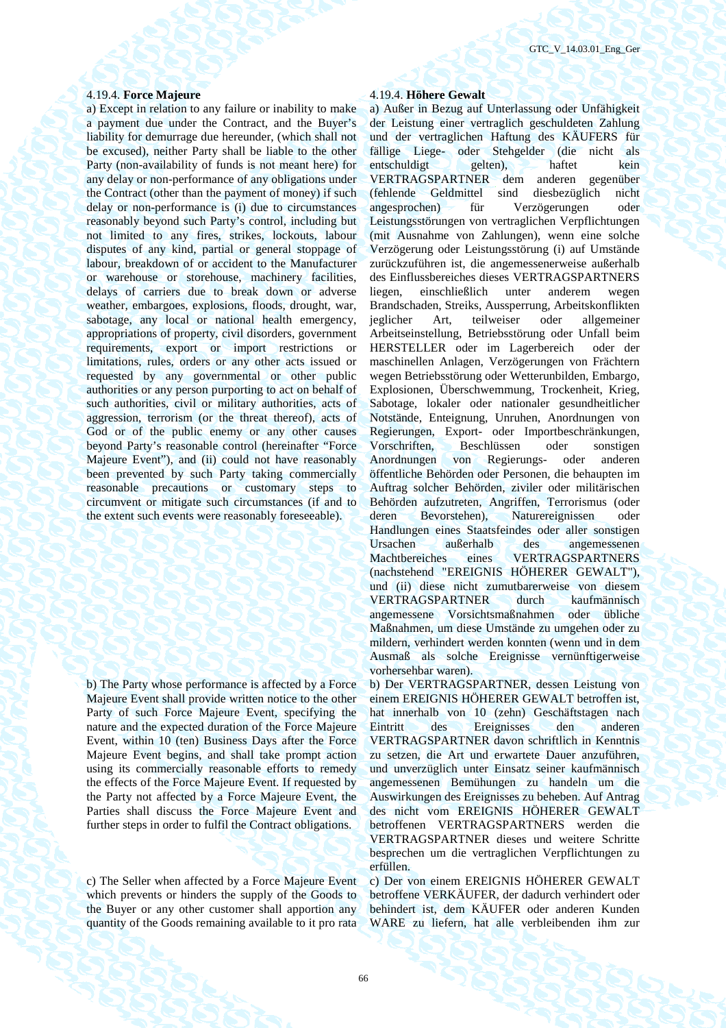### 4.19.4. **Force Majeure**

a) Except in relation to any failure or inability to make a payment due under the Contract, and the Buyer's liability for demurrage due hereunder, (which shall not be excused), neither Party shall be liable to the other Party (non-availability of funds is not meant here) for any delay or non-performance of any obligations under the Contract (other than the payment of money) if such delay or non-performance is (i) due to circumstances reasonably beyond such Party's control, including but not limited to any fires, strikes, lockouts, labour disputes of any kind, partial or general stoppage of labour, breakdown of or accident to the Manufacturer or warehouse or storehouse, machinery facilities, delays of carriers due to break down or adverse weather, embargoes, explosions, floods, drought, war, sabotage, any local or national health emergency, appropriations of property, civil disorders, government requirements, export or import restrictions or limitations, rules, orders or any other acts issued or requested by any governmental or other public authorities or any person purporting to act on behalf of such authorities, civil or military authorities, acts of aggression, terrorism (or the threat thereof), acts of God or of the public enemy or any other causes beyond Party's reasonable control (hereinafter "Force Majeure Event"), and (ii) could not have reasonably been prevented by such Party taking commercially reasonable precautions or customary steps to circumvent or mitigate such circumstances (if and to the extent such events were reasonably foreseeable).

b) The Party whose performance is affected by a Force Majeure Event shall provide written notice to the other Party of such Force Majeure Event, specifying the nature and the expected duration of the Force Majeure Event, within 10 (ten) Business Days after the Force Majeure Event begins, and shall take prompt action using its commercially reasonable efforts to remedy the effects of the Force Majeure Event. If requested by the Party not affected by a Force Majeure Event, the Parties shall discuss the Force Majeure Event and further steps in order to fulfil the Contract obligations.

c) The Seller when affected by a Force Majeure Event which prevents or hinders the supply of the Goods to the Buyer or any other customer shall apportion any quantity of the Goods remaining available to it pro rata

### 4.19.4. **Höhere Gewalt**

a) Außer in Bezug auf Unterlassung oder Unfähigkeit der Leistung einer vertraglich geschuldeten Zahlung und der vertraglichen Haftung des KÄUFERS für fällige Liege- oder Stehgelder (die nicht als entschuldigt gelten), haftet kein VERTRAGSPARTNER dem anderen gegenüber (fehlende Geldmittel sind diesbezüglich nicht angesprochen) für Verzögerungen oder Leistungsstörungen von vertraglichen Verpflichtungen (mit Ausnahme von Zahlungen), wenn eine solche Verzögerung oder Leistungsstörung (i) auf Umstände zurückzuführen ist, die angemessenerweise außerhalb des Einflussbereiches dieses VERTRAGSPARTNERS liegen, einschließlich unter anderem wegen Brandschaden, Streiks, Aussperrung, Arbeitskonflikten jeglicher Art, teilweiser oder allgemeiner Arbeitseinstellung, Betriebsstörung oder Unfall beim HERSTELLER oder im Lagerbereich oder der maschinellen Anlagen, Verzögerungen von Frächtern wegen Betriebsstörung oder Wetterunbilden, Embargo, Explosionen, Überschwemmung, Trockenheit, Krieg, Sabotage, lokaler oder nationaler gesundheitlicher Notstände, Enteignung, Unruhen, Anordnungen von Regierungen, Export- oder Importbeschränkungen, Vorschriften, Beschlüssen oder sonstigen Anordnungen von Regierungs- oder anderen öffentliche Behörden oder Personen, die behaupten im Auftrag solcher Behörden, ziviler oder militärischen Behörden aufzutreten, Angriffen, Terrorismus (oder deren Bevorstehen), Naturereignissen oder Handlungen eines Staatsfeindes oder aller sonstigen Ursachen außerhalb des angemessenen Machtbereiches eines VERTRAGSPARTNERS (nachstehend "EREIGNIS HÖHERER GEWALT"), und (ii) diese nicht zumutbarerweise von diesem VERTRAGSPARTNER durch kaufmännisch angemessene Vorsichtsmaßnahmen oder übliche Maßnahmen, um diese Umstände zu umgehen oder zu mildern, verhindert werden konnten (wenn und in dem Ausmaß als solche Ereignisse vernünftigerweise vorhersehbar waren).

b) Der VERTRAGSPARTNER, dessen Leistung von einem EREIGNIS HÖHERER GEWALT betroffen ist, hat innerhalb von 10 (zehn) Geschäftstagen nach Eintritt des Ereignisses den anderen VERTRAGSPARTNER davon schriftlich in Kenntnis zu setzen, die Art und erwartete Dauer anzuführen, und unverzüglich unter Einsatz seiner kaufmännisch angemessenen Bemühungen zu handeln um die Auswirkungen des Ereignisses zu beheben. Auf Antrag des nicht vom EREIGNIS HÖHERER GEWALT betroffenen VERTRAGSPARTNERS werden die VERTRAGSPARTNER dieses und weitere Schritte besprechen um die vertraglichen Verpflichtungen zu erfüllen.

c) Der von einem EREIGNIS HÖHERER GEWALT betroffene VERKÄUFER, der dadurch verhindert oder behindert ist, dem KÄUFER oder anderen Kunden WARE zu liefern, hat alle verbleibenden ihm zur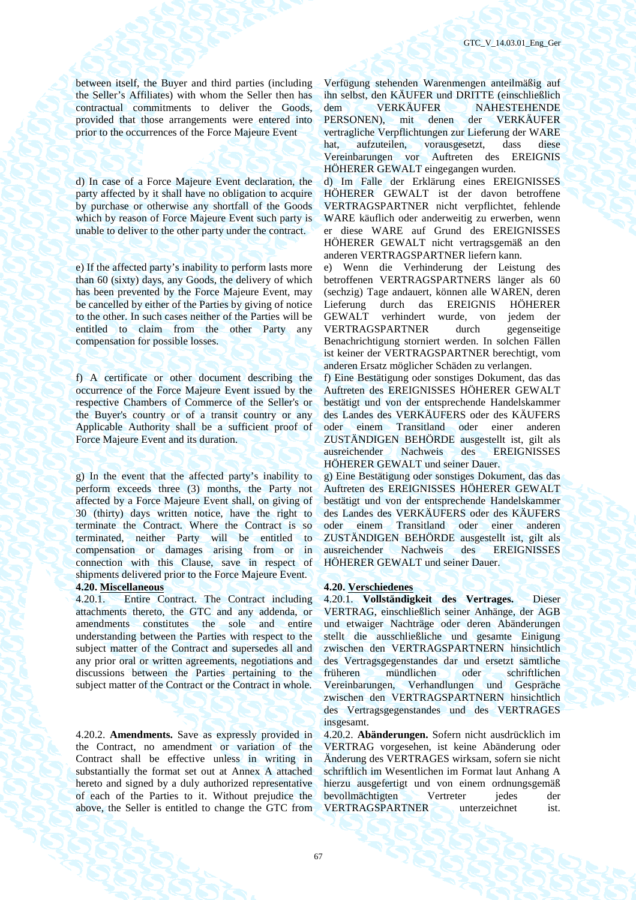between itself, the Buyer and third parties (including the Seller's Affiliates) with whom the Seller then has contractual commitments to deliver the Goods, provided that those arrangements were entered into prior to the occurrences of the Force Majeure Event

Verfügung stehenden Warenmengen anteilmäßig auf ihn selbst, den KÄUFER und DRITTE (einschließlich dem VERKÄUFER NAHESTEHENDE PERSONEN), mit denen der VERKÄUFER vertragliche Verpflichtungen zur Lieferung der WARE hat, aufzuteilen, vorausgesetzt, dass diese Vereinbarungen vor Auftreten des EREIGNIS HÖHERER GEWALT eingegangen wurden.

d) In case of a Force Majeure Event declaration, the party affected by it shall have no obligation to acquire by purchase or otherwise any shortfall of the Goods which by reason of Force Majeure Event such party is unable to deliver to the other party under the contract.

d) Im Falle der Erklärung eines EREIGNISSES HÖHERER GEWALT ist der davon betroffene VERTRAGSPARTNER nicht verpflichtet, fehlende WARE käuflich oder anderweitig zu erwerben, wenn er diese WARE auf Grund des EREIGNISSES HÖHERER GEWALT nicht vertragsgemäß an den anderen VERTRAGSPARTNER liefern kann.

e) If the affected party's inability to perform lasts more than 60 (sixty) days, any Goods, the delivery of which has been prevented by the Force Majeure Event, may be cancelled by either of the Parties by giving of notice to the other. In such cases neither of the Parties will be entitled to claim from the other Party any compensation for possible losses.

e) Wenn die Verhinderung der Leistung des betroffenen VERTRAGSPARTNERS länger als 60 (sechzig) Tage andauert, können alle WAREN, deren Lieferung durch das EREIGNIS HÖHERER GEWALT verhindert wurde, von jedem der VERTRAGSPARTNER durch gegenseitige Benachrichtigung storniert werden. In solchen Fällen ist keiner der VERTRAGSPARTNER berechtigt, vom anderen Ersatz möglicher Schäden zu verlangen.

f) A certificate or other document describing the occurrence of the Force Majeure Event issued by the respective Chambers of Commerce of the Seller's or the Buyer's country or of a transit country or any Applicable Authority shall be a sufficient proof of Force Majeure Event and its duration.

f) Eine Bestätigung oder sonstiges Dokument, das das Auftreten des EREIGNISSES HÖHERER GEWALT bestätigt und von der entsprechende Handelskammer des Landes des VERKÄUFERS oder des KÄUFERS oder einem Transitland oder einer anderen ZUSTÄNDIGEN BEHÖRDE ausgestellt ist, gilt als ausreichender Nachweis des EREIGNISSES HÖHERER GEWALT und seiner Dauer.

g) In the event that the affected party's inability to perform exceeds three (3) months, the Party not affected by a Force Majeure Event shall, on giving of 30 (thirty) days written notice, have the right to terminate the Contract. Where the Contract is so terminated, neither Party will be entitled to compensation or damages arising from or in connection with this Clause, save in respect of shipments delivered prior to the Force Majeure Event.

g) Eine Bestätigung oder sonstiges Dokument, das das Auftreten des EREIGNISSES HÖHERER GEWALT bestätigt und von der entsprechende Handelskammer des Landes des VERKÄUFERS oder des KÄUFERS oder einem Transitland oder einer anderen ZUSTÄNDIGEN BEHÖRDE ausgestellt ist, gilt als ausreichender Nachweis des EREIGNISSES HÖHERER GEWALT und seiner Dauer.

**4.20. <u>Miscellaneous</u>**

**4.20. <u>Verschiedenes</u>**

4.20.1. Entire Contract. The Contract including attachments thereto, the GTC and any addenda, or amendments constitutes the sole and entire understanding between the Parties with respect to the subject matter of the Contract and supersedes all and any prior oral or written agreements, negotiations and discussions between the Parties pertaining to the subject matter of the Contract or the Contract in whole.

4.20.1. **Vollständigkeit des Vertrages.** Dieser VERTRAG, einschließlich seiner Anhänge, der AGB und etwaiger Nachträge oder deren Abänderungen stellt die ausschließliche und gesamte Einigung zwischen den VERTRAGSPARTNERN hinsichtlich des Vertragsgegenstandes dar und ersetzt sämtliche früheren mündlichen oder schriftlichen Vereinbarungen, Verhandlungen und Gespräche zwischen den VERTRAGSPARTNERN hinsichtlich des Vertragsgegenstandes und des VERTRAGES insgesamt.

4.20.2. **Amendments.** Save as expressly provided in the Contract, no amendment or variation of the Contract shall be effective unless in writing in substantially the format set out at Annex A attached hereto and signed by a duly authorized representative of each of the Parties to it. Without prejudice the above, the Seller is entitled to change the GTC from

4.20.2. **Abänderungen.** Sofern nicht ausdrücklich im VERTRAG vorgesehen, ist keine Abänderung oder Änderung des VERTRAGES wirksam, sofern sie nicht schriftlich im Wesentlichen im Format laut Anhang A hierzu ausgefertigt und von einem ordnungsgemäß bevollmächtigten Vertreter jedes der VERTRAGSPARTNER unterzeichnet ist.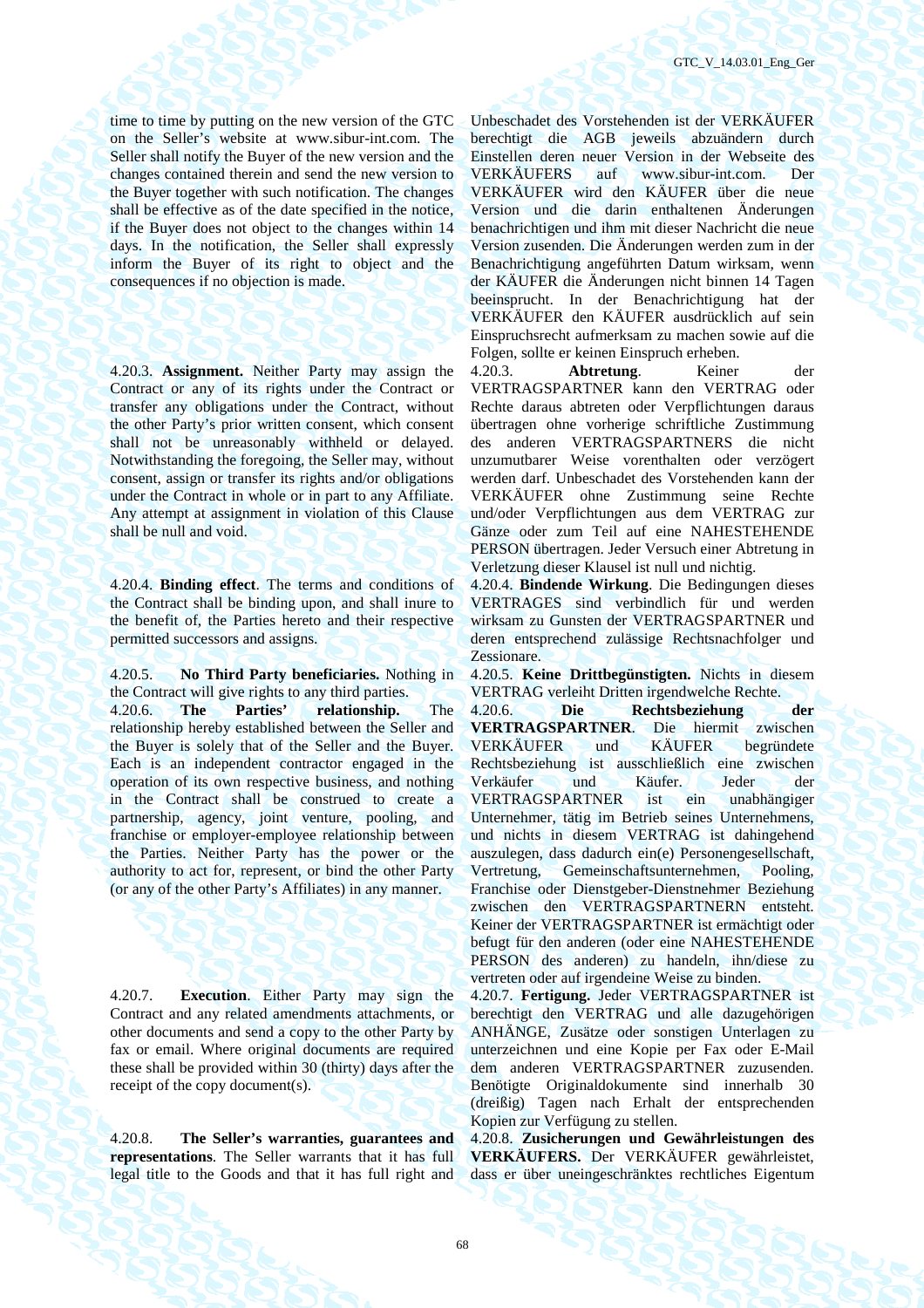time to time by putting on the new version of the GTC on the Seller's website at www.sibur-int.com. The Seller shall notify the Buyer of the new version and the changes contained therein and send the new version to the Buyer together with such notification. The changes shall be effective as of the date specified in the notice, if the Buyer does not object to the changes within 14 days. In the notification, the Seller shall expressly inform the Buyer of its right to object and the consequences if no objection is made.

Unbeschadet des Vorstehenden ist der VERKÄUFER berechtigt die AGB jeweils abzuändern durch Einstellen deren neuer Version in der Webseite des VERKÄUFERS auf www.sibur-int.com. Der VERKÄUFER wird den KÄUFER über die neue Version und die darin enthaltenen Änderungen benachrichtigen und ihm mit dieser Nachricht die neue Version zusenden. Die Änderungen werden zum in der Benachrichtigung angeführten Datum wirksam, wenn der KÄUFER die Änderungen nicht binnen 14 Tagen beeinsprucht. In der Benachrichtigung hat der VERKÄUFER den KÄUFER ausdrücklich auf sein Einspruchsrecht aufmerksam zu machen sowie auf die Folgen, sollte er keinen Einspruch erheben.

4.20.3. **Assignment.** Neither Party may assign the Contract or any of its rights under the Contract or transfer any obligations under the Contract, without the other Party's prior written consent, which consent shall not be unreasonably withheld or delayed. Notwithstanding the foregoing, the Seller may, without consent, assign or transfer its rights and/or obligations under the Contract in whole or in part to any Affiliate. Any attempt at assignment in violation of this Clause shall be null and void.

4.20.3. **Abtretung**. Keiner der VERTRAGSPARTNER kann den VERTRAG oder Rechte daraus abtreten oder Verpflichtungen daraus übertragen ohne vorherige schriftliche Zustimmung des anderen VERTRAGSPARTNERS die nicht unzumutbarer Weise vorenthalten oder verzögert werden darf. Unbeschadet des Vorstehenden kann der VERKÄUFER ohne Zustimmung seine Rechte und/oder Verpflichtungen aus dem VERTRAG zur Gänze oder zum Teil auf eine NAHESTEHENDE PERSON übertragen. Jeder Versuch einer Abtretung in Verletzung dieser Klausel ist null und nichtig.

4.20.4. **Binding effect**. The terms and conditions of the Contract shall be binding upon, and shall inure to the benefit of, the Parties hereto and their respective permitted successors and assigns.

4.20.4. **Bindende Wirkung**. Die Bedingungen dieses VERTRAGES sind verbindlich für und werden wirksam zu Gunsten der VERTRAGSPARTNER und deren entsprechend zulässige Rechtsnachfolger und Zessionare.

4.20.5. **No Third Party beneficiaries.** Nothing in the Contract will give rights to any third parties.

4.20.5. **Keine Drittbegünstigten.** Nichts in diesem VERTRAG verleiht Dritten irgendwelche Rechte.

4.20.6. **The Parties' relationship.** The relationship hereby established between the Seller and the Buyer is solely that of the Seller and the Buyer. Each is an independent contractor engaged in the operation of its own respective business, and nothing in the Contract shall be construed to create a partnership, agency, joint venture, pooling, and franchise or employer-employee relationship between the Parties. Neither Party has the power or the authority to act for, represent, or bind the other Party (or any of the other Party's Affiliates) in any manner.

4.20.6. **Die Rechtsbeziehung der VERTRAGSPARTNER**. Die hiermit zwischen VERKÄUFER und KÄUFER begründete Rechtsbeziehung ist ausschließlich eine zwischen Verkäufer und Käufer. Jeder der VERTRAGSPARTNER ist ein unabhängiger Unternehmer, tätig im Betrieb seines Unternehmens, und nichts in diesem VERTRAG ist dahingehend auszulegen, dass dadurch ein(e) Personengesellschaft, Vertretung, Gemeinschaftsunternehmen, Pooling, Franchise oder Dienstgeber-Dienstnehmer Beziehung zwischen den VERTRAGSPARTNERN entsteht. Keiner der VERTRAGSPARTNER ist ermächtigt oder befugt für den anderen (oder eine NAHESTEHENDE PERSON des anderen) zu handeln, ihn/diese zu vertreten oder auf irgendeine Weise zu binden.

4.20.7. **Execution**. Either Party may sign the Contract and any related amendments attachments, or other documents and send a copy to the other Party by fax or email. Where original documents are required these shall be provided within 30 (thirty) days after the receipt of the copy document(s).

4.20.7. **Fertigung.** Jeder VERTRAGSPARTNER ist berechtigt den VERTRAG und alle dazugehörigen ANHÄNGE, Zusätze oder sonstigen Unterlagen zu unterzeichnen und eine Kopie per Fax oder E-Mail dem anderen VERTRAGSPARTNER zuzusenden. Benötigte Originaldokumente sind innerhalb 30 (dreißig) Tagen nach Erhalt der entsprechenden Kopien zur Verfügung zu stellen.

4.20.8. **The Seller's warranties, guarantees and representations**. The Seller warrants that it has full legal title to the Goods and that it has full right and

4.20.8. **Zusicherungen und Gewährleistungen des VERKÄUFERS.** Der VERKÄUFER gewährleistet, dass er über uneingeschränktes rechtliches Eigentum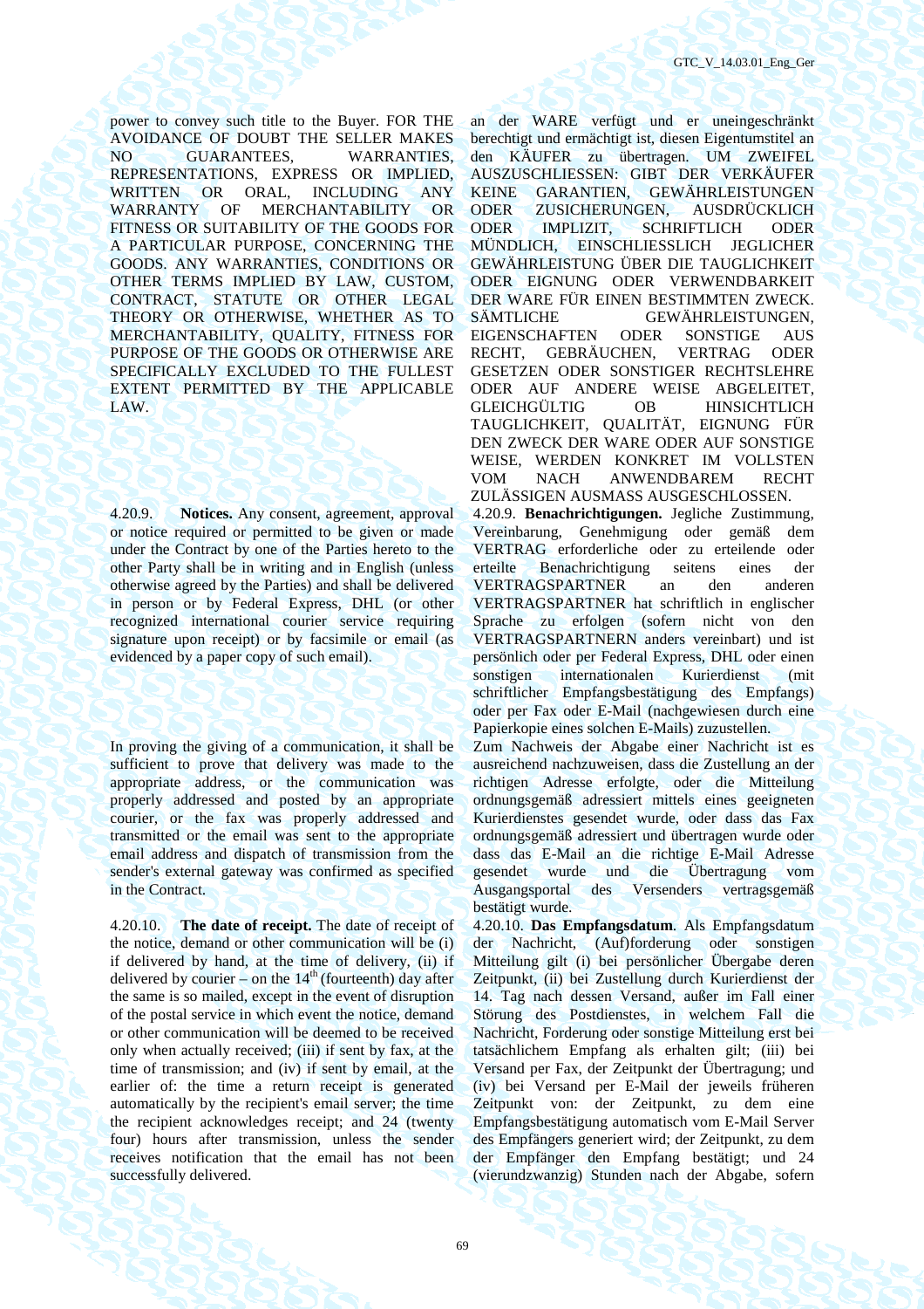power to convey such title to the Buyer. FOR THE AVOIDANCE OF DOUBT THE SELLER MAKES NO GUARANTEES, WARRANTIES, REPRESENTATIONS, EXPRESS OR IMPLIED, WRITTEN OR ORAL, INCLUDING ANY WARRANTY OF MERCHANTABILITY OR FITNESS OR SUITABILITY OF THE GOODS FOR A PARTICULAR PURPOSE, CONCERNING THE GOODS. ANY WARRANTIES, CONDITIONS OR OTHER TERMS IMPLIED BY LAW, CUSTOM, CONTRACT, STATUTE OR OTHER LEGAL THEORY OR OTHERWISE, WHETHER AS TO MERCHANTABILITY, QUALITY, FITNESS FOR PURPOSE OF THE GOODS OR OTHERWISE ARE SPECIFICALLY EXCLUDED TO THE FULLEST EXTENT PERMITTED BY THE APPLICABLE LAW.

an der WARE verfügt und er uneingeschränkt berechtigt und ermächtigt ist, diesen Eigentumstitel an den KÄUFER zu übertragen. UM ZWEIFEL AUSZUSCHLIESSEN: GIBT DER VERKÄUFER KEINE GARANTIEN, GEWÄHRLEISTUNGEN ODER ZUSICHERUNGEN, AUSDRÜCKLICH ODER IMPLIZIT, SCHRIFTLICH ODER MÜNDLICH, EINSCHLIESSLICH JEGLICHER GEWÄHRLEISTUNG ÜBER DIE TAUGLICHKEIT ODER EIGNUNG ODER VERWENDBARKEIT DER WARE FÜR EINEN BESTIMMTEN ZWECK. SÄMTLICHE GEWÄHRLEISTUNGEN, EIGENSCHAFTEN ODER SONSTIGE AUS RECHT, GEBRÄUCHEN, VERTRAG ODER GESETZEN ODER SONSTIGER RECHTSLEHRE ODER AUF ANDERE WEISE ABGELEITET, GLEICHGÜLTIG OB HINSICHTLICH TAUGLICHKEIT, QUALITÄT, EIGNUNG FÜR DEN ZWECK DER WARE ODER AUF SONSTIGE WEISE, WERDEN KONKRET IM VOLLSTEN VOM NACH ANWENDBAREM RECHT ZULÄSSIGEN AUSMASS AUSGESCHLOSSEN.

4.20.9. **Notices.** Any consent, agreement, approval or notice required or permitted to be given or made under the Contract by one of the Parties hereto to the other Party shall be in writing and in English (unless otherwise agreed by the Parties) and shall be delivered in person or by Federal Express, DHL (or other recognized international courier service requiring signature upon receipt) or by facsimile or email (as evidenced by a paper copy of such email).

4.20.9. **Benachrichtigungen.** Jegliche Zustimmung, Vereinbarung, Genehmigung oder gemäß dem VERTRAG erforderliche oder zu erteilende oder erteilte Benachrichtigung seitens eines der VERTRAGSPARTNER an den anderen VERTRAGSPARTNER hat schriftlich in englischer Sprache zu erfolgen (sofern nicht von den VERTRAGSPARTNERN anders vereinbart) und ist persönlich oder per Federal Express, DHL oder einen sonstigen internationalen Kurierdienst (mit schriftlicher Empfangsbestätigung des Empfangs) oder per Fax oder E-Mail (nachgewiesen durch eine Papierkopie eines solchen E-Mails) zuzustellen.

In proving the giving of a communication, it shall be sufficient to prove that delivery was made to the appropriate address, or the communication was properly addressed and posted by an appropriate courier, or the fax was properly addressed and transmitted or the email was sent to the appropriate email address and dispatch of transmission from the sender's external gateway was confirmed as specified in the Contract.

Zum Nachweis der Abgabe einer Nachricht ist es ausreichend nachzuweisen, dass die Zustellung an der richtigen Adresse erfolgte, oder die Mitteilung ordnungsgemäß adressiert mittels eines geeigneten Kurierdienstes gesendet wurde, oder dass das Fax ordnungsgemäß adressiert und übertragen wurde oder dass das E-Mail an die richtige E-Mail Adresse gesendet wurde und die Übertragung vom Ausgangsportal des Versenders vertragsgemäß bestätigt wurde.

4.20.10. **The date of receipt.** The date of receipt of the notice, demand or other communication will be (i) if delivered by hand, at the time of delivery, (ii) if delivered by courier – on the 14th (fourteenth) day after the same is so mailed, except in the event of disruption of the postal service in which event the notice, demand or other communication will be deemed to be received only when actually received; (iii) if sent by fax, at the time of transmission; and (iv) if sent by email, at the earlier of: the time a return receipt is generated automatically by the recipient's email server; the time the recipient acknowledges receipt; and 24 (twenty four) hours after transmission, unless the sender receives notification that the email has not been successfully delivered.

4.20.10. **Das Empfangsdatum**. Als Empfangsdatum der Nachricht, (Auf)forderung oder sonstigen Mitteilung gilt (i) bei persönlicher Übergabe deren Zeitpunkt, (ii) bei Zustellung durch Kurierdienst der 14. Tag nach dessen Versand, außer im Fall einer Störung des Postdienstes, in welchem Fall die Nachricht, Forderung oder sonstige Mitteilung erst bei tatsächlichem Empfang als erhalten gilt; (iii) bei Versand per Fax, der Zeitpunkt der Übertragung; und (iv) bei Versand per E-Mail der jeweils früheren Zeitpunkt von: der Zeitpunkt, zu dem eine Empfangsbestätigung automatisch vom E-Mail Server des Empfängers generiert wird; der Zeitpunkt, zu dem der Empfänger den Empfang bestätigt; und 24 (vierundzwanzig) Stunden nach der Abgabe, sofern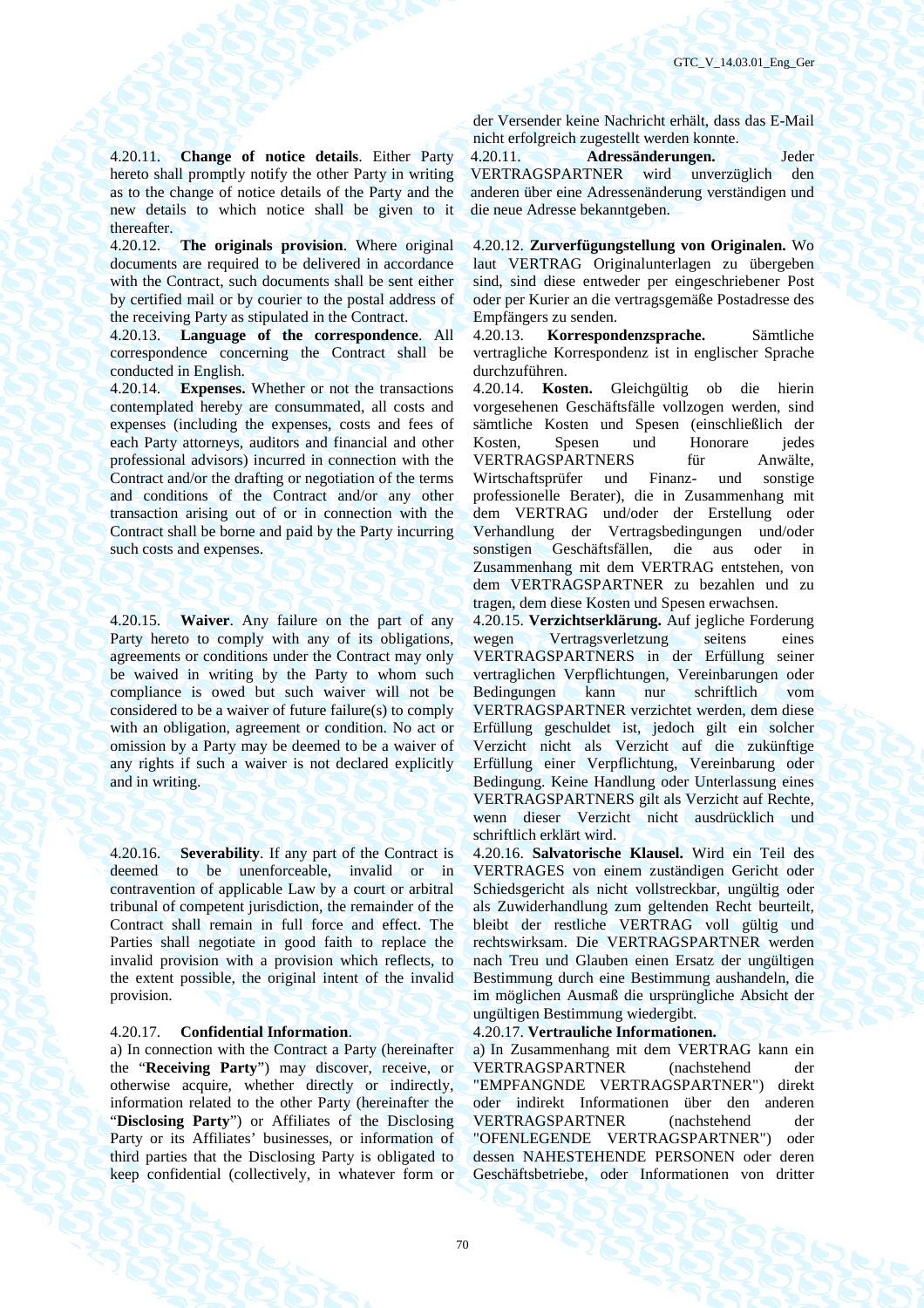der Versender keine Nachricht erhält, dass das E-Mail nicht erfolgreich zugestellt werden konnte.

4.20.11. **Change of notice details**. Either Party hereto shall promptly notify the other Party in writing as to the change of notice details of the Party and the new details to which notice shall be given to it thereafter.

4.20.11. **Adressänderungen.** Jeder VERTRAGSPARTNER wird unverzüglich den anderen über eine Adressenänderung verständigen und die neue Adresse bekanntgeben.

4.20.12. **The originals provision**. Where original documents are required to be delivered in accordance with the Contract, such documents shall be sent either by certified mail or by courier to the postal address of the receiving Party as stipulated in the Contract.

4.20.12. **Zurverfügungstellung von Originalen.** Wo laut VERTRAG Originalunterlagen zu übergeben sind, sind diese entweder per eingeschriebener Post oder per Kurier an die vertragsgemäße Postadresse des Empfängers zu senden.

4.20.13. **Language of the correspondence**. All correspondence concerning the Contract shall be conducted in English.

4.20.13. **Korrespondenzsprache.** Sämtliche vertragliche Korrespondenz ist in englischer Sprache durchzuführen.

4.20.14. **Expenses.** Whether or not the transactions contemplated hereby are consummated, all costs and expenses (including the expenses, costs and fees of each Party attorneys, auditors and financial and other professional advisors) incurred in connection with the Contract and/or the drafting or negotiation of the terms and conditions of the Contract and/or any other transaction arising out of or in connection with the Contract shall be borne and paid by the Party incurring such costs and expenses.

4.20.14. **Kosten.** Gleichgültig ob die hierin vorgesehenen Geschäftsfälle vollzogen werden, sind sämtliche Kosten und Spesen (einschließlich der Kosten, Spesen und Honorare jedes VERTRAGSPARTNERS für Anwälte, Wirtschaftsprüfer und Finanz- und sonstige professionelle Berater), die in Zusammenhang mit dem VERTRAG und/oder der Erstellung oder Verhandlung der Vertragsbedingungen und/oder sonstigen Geschäftsfällen, die aus oder in Zusammenhang mit dem VERTRAG entstehen, von dem VERTRAGSPARTNER zu bezahlen und zu tragen, dem diese Kosten und Spesen erwachsen.

4.20.15. **Waiver**. Any failure on the part of any Party hereto to comply with any of its obligations, agreements or conditions under the Contract may only be waived in writing by the Party to whom such compliance is owed but such waiver will not be considered to be a waiver of future failure(s) to comply with an obligation, agreement or condition. No act or omission by a Party may be deemed to be a waiver of any rights if such a waiver is not declared explicitly and in writing.

4.20.15. **Verzichtserklärung.** Auf jegliche Forderung wegen Vertragsverletzung seitens eines VERTRAGSPARTNERS in der Erfüllung seiner vertraglichen Verpflichtungen, Vereinbarungen oder Bedingungen kann nur schriftlich vom VERTRAGSPARTNER verzichtet werden, dem diese Erfüllung geschuldet ist, jedoch gilt ein solcher Verzicht nicht als Verzicht auf die zukünftige Erfüllung einer Verpflichtung, Vereinbarung oder Bedingung. Keine Handlung oder Unterlassung eines VERTRAGSPARTNERS gilt als Verzicht auf Rechte, wenn dieser Verzicht nicht ausdrücklich und schriftlich erklärt wird.

4.20.16. **Severability**. If any part of the Contract is deemed to be unenforceable, invalid or in contravention of applicable Law by a court or arbitral tribunal of competent jurisdiction, the remainder of the Contract shall remain in full force and effect. The Parties shall negotiate in good faith to replace the invalid provision with a provision which reflects, to the extent possible, the original intent of the invalid provision.

4.20.16. **Salvatorische Klausel.** Wird ein Teil des VERTRAGES von einem zuständigen Gericht oder Schiedsgericht als nicht vollstreckbar, ungültig oder als Zuwiderhandlung zum geltenden Recht beurteilt, bleibt der restliche VERTRAG voll gültig und rechtswirksam. Die VERTRAGSPARTNER werden nach Treu und Glauben einen Ersatz der ungültigen Bestimmung durch eine Bestimmung aushandeln, die im möglichen Ausmaß die ursprüngliche Absicht der ungültigen Bestimmung wiedergibt.

4.20.17. **Confidential Information**.

a) In connection with the Contract a Party (hereinafter the "**Receiving Party**") may discover, receive, or otherwise acquire, whether directly or indirectly, information related to the other Party (hereinafter the "**Disclosing Party**") or Affiliates of the Disclosing Party or its Affiliates' businesses, or information of third parties that the Disclosing Party is obligated to keep confidential (collectively, in whatever form or

4.20.17. **Vertrauliche Informationen.**

a) In Zusammenhang mit dem VERTRAG kann ein VERTRAGSPARTNER (nachstehend der "EMPFANGNDE VERTRAGSPARTNER") direkt oder indirekt Informationen über den anderen VERTRAGSPARTNER (nachstehend der "OFENLEGENDE VERTRAGSPARTNER") oder dessen NAHESTEHENDE PERSONEN oder deren Geschäftsbetriebe, oder Informationen von dritter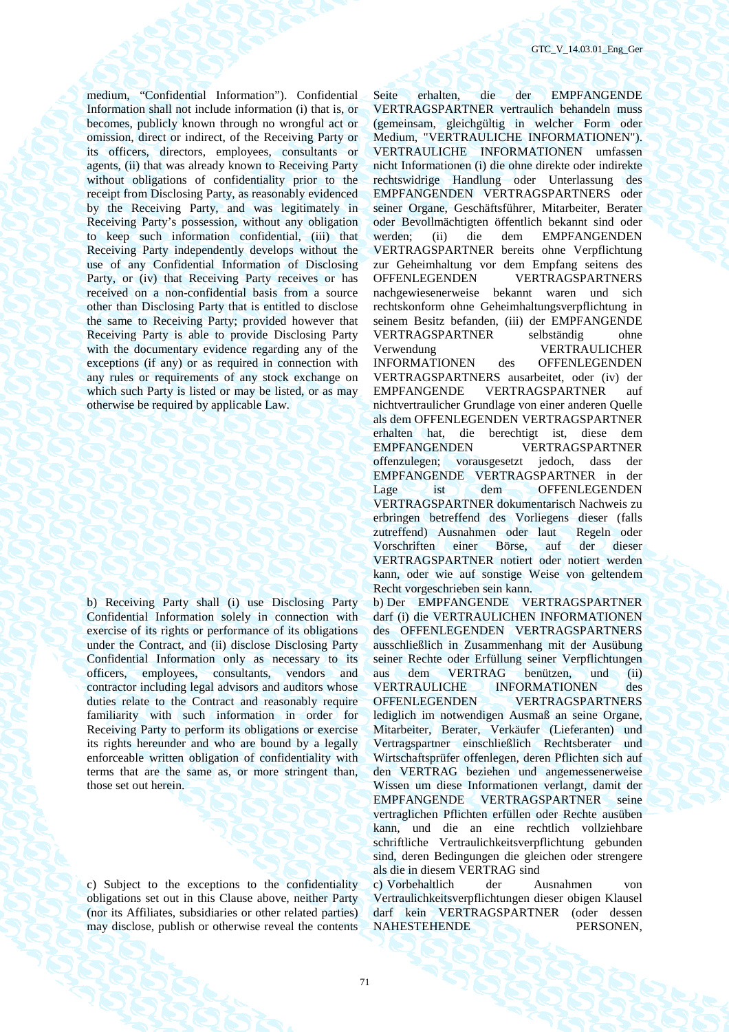medium, "Confidential Information"). Confidential Information shall not include information (i) that is, or becomes, publicly known through no wrongful act or omission, direct or indirect, of the Receiving Party or its officers, directors, employees, consultants or agents, (ii) that was already known to Receiving Party without obligations of confidentiality prior to the receipt from Disclosing Party, as reasonably evidenced by the Receiving Party, and was legitimately in Receiving Party's possession, without any obligation to keep such information confidential, (iii) that Receiving Party independently develops without the use of any Confidential Information of Disclosing Party, or (iv) that Receiving Party receives or has received on a non-confidential basis from a source other than Disclosing Party that is entitled to disclose the same to Receiving Party; provided however that Receiving Party is able to provide Disclosing Party with the documentary evidence regarding any of the exceptions (if any) or as required in connection with any rules or requirements of any stock exchange on which such Party is listed or may be listed, or as may otherwise be required by applicable Law.

Seite erhalten, die der EMPFANGENDE VERTRAGSPARTNER vertraulich behandeln muss (gemeinsam, gleichgültig in welcher Form oder Medium, "VERTRAULICHE INFORMATIONEN"). VERTRAULICHE INFORMATIONEN umfassen nicht Informationen (i) die ohne direkte oder indirekte rechtswidrige Handlung oder Unterlassung des EMPFANGENDEN VERTRAGSPARTNERS oder seiner Organe, Geschäftsführer, Mitarbeiter, Berater oder Bevollmächtigten öffentlich bekannt sind oder werden; (ii) die dem EMPFANGENDEN VERTRAGSPARTNER bereits ohne Verpflichtung zur Geheimhaltung vor dem Empfang seitens des OFFENLEGENDEN VERTRAGSPARTNERS nachgewiesenerweise bekannt waren und sich rechtskonform ohne Geheimhaltungsverpflichtung in seinem Besitz befanden, (iii) der EMPFANGENDE VERTRAGSPARTNER selbständig ohne Verwendung VERTRAULICHER INFORMATIONEN des OFFENLEGENDEN VERTRAGSPARTNERS ausarbeitet, oder (iv) der EMPFANGENDE VERTRAGSPARTNER auf nichtvertraulicher Grundlage von einer anderen Quelle als dem OFFENLEGENDEN VERTRAGSPARTNER erhalten hat, die berechtigt ist, diese dem EMPFANGENDEN VERTRAGSPARTNER offenzulegen; vorausgesetzt jedoch, dass der EMPFANGENDE VERTRAGSPARTNER in der Lage ist dem OFFENLEGENDEN VERTRAGSPARTNER dokumentarisch Nachweis zu erbringen betreffend des Vorliegens dieser (falls zutreffend) Ausnahmen oder laut Regeln oder Vorschriften einer Börse, auf der dieser VERTRAGSPARTNER notiert oder notiert werden kann, oder wie auf sonstige Weise von geltendem Recht vorgeschrieben sein kann.

b) Receiving Party shall (i) use Disclosing Party Confidential Information solely in connection with exercise of its rights or performance of its obligations under the Contract, and (ii) disclose Disclosing Party Confidential Information only as necessary to its officers, employees, consultants, vendors and contractor including legal advisors and auditors whose duties relate to the Contract and reasonably require familiarity with such information in order for Receiving Party to perform its obligations or exercise its rights hereunder and who are bound by a legally enforceable written obligation of confidentiality with terms that are the same as, or more stringent than, those set out herein.

b) Der EMPFANGENDE VERTRAGSPARTNER darf (i) die VERTRAULICHEN INFORMATIONEN des OFFENLEGENDEN VERTRAGSPARTNERS ausschließlich in Zusammenhang mit der Ausübung seiner Rechte oder Erfüllung seiner Verpflichtungen aus dem VERTRAG benützen, und (ii) VERTRAULICHE INFORMATIONEN des OFFENLEGENDEN VERTRAGSPARTNERS lediglich im notwendigen Ausmaß an seine Organe, Mitarbeiter, Berater, Verkäufer (Lieferanten) und Vertragspartner einschließlich Rechtsberater und Wirtschaftsprüfer offenlegen, deren Pflichten sich auf den VERTRAG beziehen und angemessenerweise Wissen um diese Informationen verlangt, damit der EMPFANGENDE VERTRAGSPARTNER seine vertraglichen Pflichten erfüllen oder Rechte ausüben kann, und die an eine rechtlich vollziehbare schriftliche Vertraulichkeitsverpflichtung gebunden sind, deren Bedingungen die gleichen oder strengere als die in diesem VERTRAG sind

c) Subject to the exceptions to the confidentiality obligations set out in this Clause above, neither Party (nor its Affiliates, subsidiaries or other related parties) may disclose, publish or otherwise reveal the contents

c) Vorbehaltlich der Ausnahmen von Vertraulichkeitsverpflichtungen dieser obigen Klausel darf kein VERTRAGSPARTNER (oder dessen NAHESTEHENDE PERSONEN,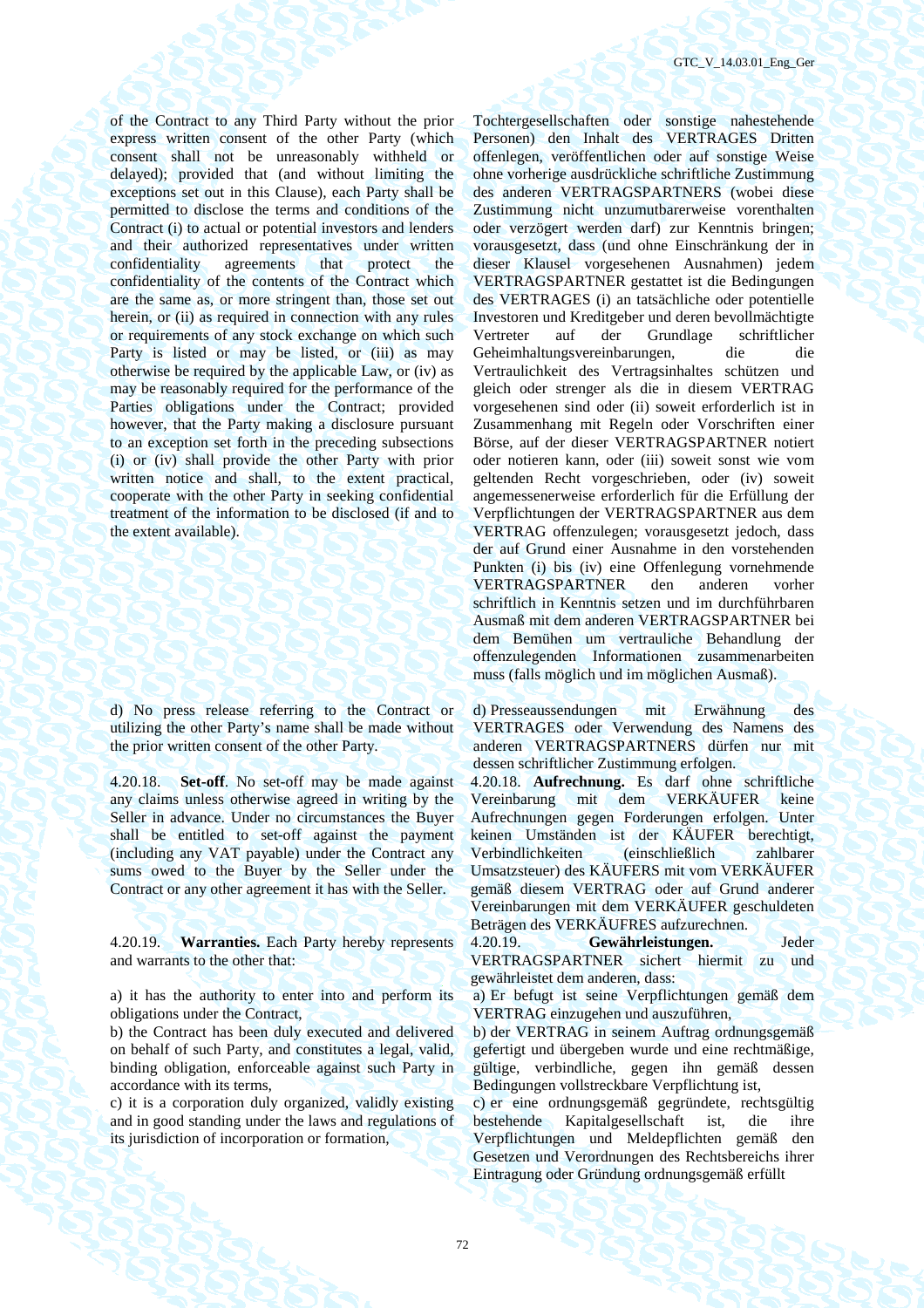of the Contract to any Third Party without the prior express written consent of the other Party (which consent shall not be unreasonably withheld or delayed); provided that (and without limiting the exceptions set out in this Clause), each Party shall be permitted to disclose the terms and conditions of the Contract (i) to actual or potential investors and lenders and their authorized representatives under written confidentiality agreements that protect the confidentiality of the contents of the Contract which are the same as, or more stringent than, those set out herein, or (ii) as required in connection with any rules or requirements of any stock exchange on which such Party is listed or may be listed, or (iii) as may otherwise be required by the applicable Law, or (iv) as may be reasonably required for the performance of the Parties obligations under the Contract; provided however, that the Party making a disclosure pursuant to an exception set forth in the preceding subsections (i) or (iv) shall provide the other Party with prior written notice and shall, to the extent practical, cooperate with the other Party in seeking confidential treatment of the information to be disclosed (if and to the extent available).

Tochtergesellschaften oder sonstige nahestehende Personen) den Inhalt des VERTRAGES Dritten offenlegen, veröffentlichen oder auf sonstige Weise ohne vorherige ausdrückliche schriftliche Zustimmung des anderen VERTRAGSPARTNERS (wobei diese Zustimmung nicht unzumutbarerweise vorenthalten oder verzögert werden darf) zur Kenntnis bringen; vorausgesetzt, dass (und ohne Einschränkung der in dieser Klausel vorgesehenen Ausnahmen) jedem VERTRAGSPARTNER gestattet ist die Bedingungen des VERTRAGES (i) an tatsächliche oder potentielle Investoren und Kreditgeber und deren bevollmächtigte Vertreter auf der Grundlage schriftlicher Geheimhaltungsvereinbarungen, die die Vertraulichkeit des Vertragsinhaltes schützen und gleich oder strenger als die in diesem VERTRAG vorgesehenen sind oder (ii) soweit erforderlich ist in Zusammenhang mit Regeln oder Vorschriften einer Börse, auf der dieser VERTRAGSPARTNER notiert oder notieren kann, oder (iii) soweit sonst wie vom geltenden Recht vorgeschrieben, oder (iv) soweit angemessenerweise erforderlich für die Erfüllung der Verpflichtungen der VERTRAGSPARTNER aus dem VERTRAG offenzulegen; vorausgesetzt jedoch, dass der auf Grund einer Ausnahme in den vorstehenden Punkten (i) bis (iv) eine Offenlegung vornehmende VERTRAGSPARTNER den anderen vorher schriftlich in Kenntnis setzen und im durchführbaren Ausmaß mit dem anderen VERTRAGSPARTNER bei dem Bemühen um vertrauliche Behandlung der offenzulegenden Informationen zusammenarbeiten muss (falls möglich und im möglichen Ausmaß).

d) No press release referring to the Contract or utilizing the other Party's name shall be made without the prior written consent of the other Party.

d) Presseaussendungen mit Erwähnung des VERTRAGES oder Verwendung des Namens des anderen VERTRAGSPARTNERS dürfen nur mit dessen schriftlicher Zustimmung erfolgen.

4.20.18. **Set-off**. No set-off may be made against any claims unless otherwise agreed in writing by the Seller in advance. Under no circumstances the Buyer shall be entitled to set-off against the payment (including any VAT payable) under the Contract any sums owed to the Buyer by the Seller under the Contract or any other agreement it has with the Seller.

4.20.18. **Aufrechnung.** Es darf ohne schriftliche Vereinbarung mit dem VERKÄUFER keine Aufrechnungen gegen Forderungen erfolgen. Unter keinen Umständen ist der KÄUFER berechtigt, Verbindlichkeiten (einschließlich zahlbarer Umsatzsteuer) des KÄUFERS mit vom VERKÄUFER gemäß diesem VERTRAG oder auf Grund anderer Vereinbarungen mit dem VERKÄUFER geschuldeten Beträgen des VERKÄUFRES aufzurechnen.

4.20.19. **Warranties.** Each Party hereby represents and warrants to the other that:

4.20.19. **Gewährleistungen.** Jeder VERTRAGSPARTNER sichert hiermit zu und gewährleistet dem anderen, dass:

a) it has the authority to enter into and perform its obligations under the Contract,

a) Er befugt ist seine Verpflichtungen gemäß dem VERTRAG einzugehen und auszuführen,

b) the Contract has been duly executed and delivered on behalf of such Party, and constitutes a legal, valid, binding obligation, enforceable against such Party in accordance with its terms,

b) der VERTRAG in seinem Auftrag ordnungsgemäß gefertigt und übergeben wurde und eine rechtmäßige, gültige, verbindliche, gegen ihn gemäß dessen Bedingungen vollstreckbare Verpflichtung ist,

c) it is a corporation duly organized, validly existing and in good standing under the laws and regulations of its jurisdiction of incorporation or formation,

c) er eine ordnungsgemäß gegründete, rechtsgültig bestehende Kapitalgesellschaft ist, die ihre Verpflichtungen und Meldepflichten gemäß den Gesetzen und Verordnungen des Rechtsbereichs ihrer Eintragung oder Gründung ordnungsgemäß erfüllt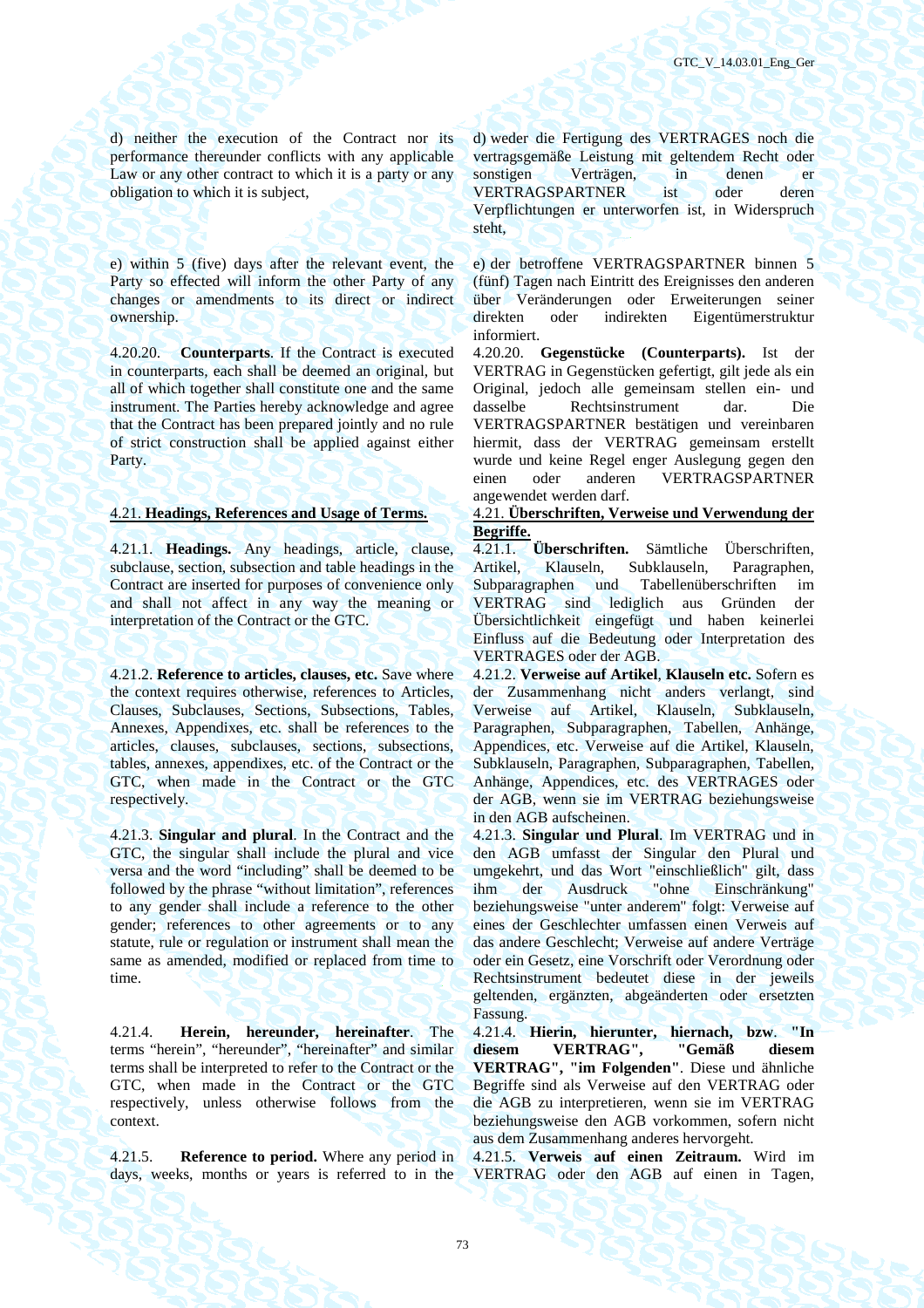d) neither the execution of the Contract nor its performance thereunder conflicts with any applicable Law or any other contract to which it is a party or any obligation to which it is subject,

d) weder die Fertigung des VERTRAGES noch die vertragsgemäße Leistung mit geltendem Recht oder sonstigen Verträgen, in denen er VERTRAGSPARTNER ist oder deren Verpflichtungen er unterworfen ist, in Widerspruch steht,

e) within 5 (five) days after the relevant event, the Party so effected will inform the other Party of any changes or amendments to its direct or indirect ownership.

e) der betroffene VERTRAGSPARTNER binnen 5 (fünf) Tagen nach Eintritt des Ereignisses den anderen über Veränderungen oder Erweiterungen seiner direkten oder indirekten Eigentümerstruktur informiert.

4.20.20. **Counterparts**. If the Contract is executed in counterparts, each shall be deemed an original, but all of which together shall constitute one and the same instrument. The Parties hereby acknowledge and agree that the Contract has been prepared jointly and no rule of strict construction shall be applied against either Party.

4.20.20. **Gegenstücke (Counterparts).** Ist der VERTRAG in Gegenstücken gefertigt, gilt jede als ein Original, jedoch alle gemeinsam stellen ein- und dasselbe Rechtsinstrument dar. Die VERTRAGSPARTNER bestätigen und vereinbaren hiermit, dass der VERTRAG gemeinsam erstellt wurde und keine Regel enger Auslegung gegen den einen oder anderen VERTRAGSPARTNER angewendet werden darf.

## 4.21. Headings, References and Usage of Terms.

## 4.21. Überschriften, Verweise und Verwendung der Begriffe.

4.21.1. **Headings.** Any headings, article, clause, subclause, section, subsection and table headings in the Contract are inserted for purposes of convenience only and shall not affect in any way the meaning or interpretation of the Contract or the GTC.

4.21.1. **Überschriften.** Sämtliche Überschriften, Artikel, Klauseln, Subklauseln, Paragraphen, Subparagraphen und Tabellenüberschriften im VERTRAG sind lediglich aus Gründen der Übersichtlichkeit eingefügt und haben keinerlei Einfluss auf die Bedeutung oder Interpretation des VERTRAGES oder der AGB.

4.21.2. **Reference to articles, clauses, etc.** Save where the context requires otherwise, references to Articles, Clauses, Subclauses, Sections, Subsections, Tables, Annexes, Appendixes, etc. shall be references to the articles, clauses, subclauses, sections, subsections, tables, annexes, appendixes, etc. of the Contract or the GTC, when made in the Contract or the GTC respectively.

4.21.2. **Verweise auf Artikel**, **Klauseln etc.** Sofern es der Zusammenhang nicht anders verlangt, sind Verweise auf Artikel, Klauseln, Subklauseln, Paragraphen, Subparagraphen, Tabellen, Anhänge, Appendices, etc. Verweise auf die Artikel, Klauseln, Subklauseln, Paragraphen, Subparagraphen, Tabellen, Anhänge, Appendices, etc. des VERTRAGES oder der AGB, wenn sie im VERTRAG beziehungsweise in den AGB aufscheinen.

4.21.3. **Singular and plural**. In the Contract and the GTC, the singular shall include the plural and vice versa and the word "including" shall be deemed to be followed by the phrase "without limitation", references to any gender shall include a reference to the other gender; references to other agreements or to any statute, rule or regulation or instrument shall mean the same as amended, modified or replaced from time to time.

4.21.3. **Singular und Plural**. Im VERTRAG und in den AGB umfasst der Singular den Plural und umgekehrt, und das Wort "einschließlich" gilt, dass ihm der Ausdruck "ohne Einschränkung" beziehungsweise "unter anderem" folgt: Verweise auf eines der Geschlechter umfassen einen Verweis auf das andere Geschlecht; Verweise auf andere Verträge oder ein Gesetz, eine Vorschrift oder Verordnung oder Rechtsinstrument bedeutet diese in der jeweils geltenden, ergänzten, abgeänderten oder ersetzten Fassung.

4.21.4. **Herein, hereunder, hereinafter**. The terms "herein", "hereunder", "hereinafter" and similar terms shall be interpreted to refer to the Contract or the GTC, when made in the Contract or the GTC respectively, unless otherwise follows from the context.

4.21.4. **Hierin, hierunter, hiernach, bzw. "In diesem VERTRAG", "Gemäß diesem VERTRAG", "im Folgenden"**. Diese und ähnliche Begriffe sind als Verweise auf den VERTRAG oder die AGB zu interpretieren, wenn sie im VERTRAG beziehungsweise den AGB vorkommen, sofern nicht aus dem Zusammenhang anderes hervorgeht.

4.21.5. **Reference to period.** Where any period in days, weeks, months or years is referred to in the

4.21.5. **Verweis auf einen Zeitraum.** Wird im VERTRAG oder den AGB auf einen in Tagen,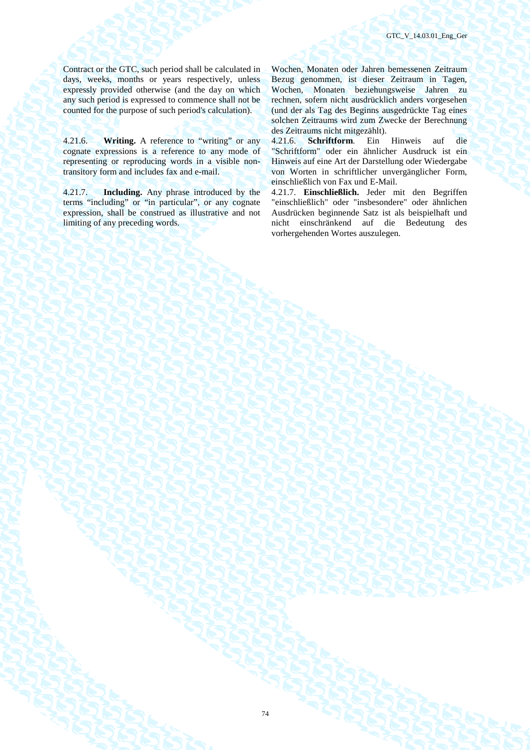Contract or the GTC, such period shall be calculated in days, weeks, months or years respectively, unless expressly provided otherwise (and the day on which any such period is expressed to commence shall not be counted for the purpose of such period's calculation).

Wochen, Monaten oder Jahren bemessenen Zeitraum Bezug genommen, ist dieser Zeitraum in Tagen, Wochen, Monaten beziehungsweise Jahren zu rechnen, sofern nicht ausdrücklich anders vorgesehen (und der als Tag des Beginns ausgedrückte Tag eines solchen Zeitraums wird zum Zwecke der Berechnung des Zeitraums nicht mitgezählt).

4.21.6. **Writing.** A reference to "writing" or any cognate expressions is a reference to any mode of representing or reproducing words in a visible non-transitory form and includes fax and e-mail.

4.21.6. **Schriftform**. Ein Hinweis auf die "Schriftform" oder ein ähnlicher Ausdruck ist ein Hinweis auf eine Art der Darstellung oder Wiedergabe von Worten in schriftlicher unvergänglicher Form, einschließlich von Fax und E-Mail.

4.21.7. **Including.** Any phrase introduced by the terms "including" or "in particular", or any cognate expression, shall be construed as illustrative and not limiting of any preceding words.

4.21.7. **Einschließlich.** Jeder mit den Begriffen "einschließlich" oder "insbesondere" oder ähnlichen Ausdrücken beginnende Satz ist als beispielhaft und nicht einschränkend auf die Bedeutung des vorhergehenden Wortes auszulegen.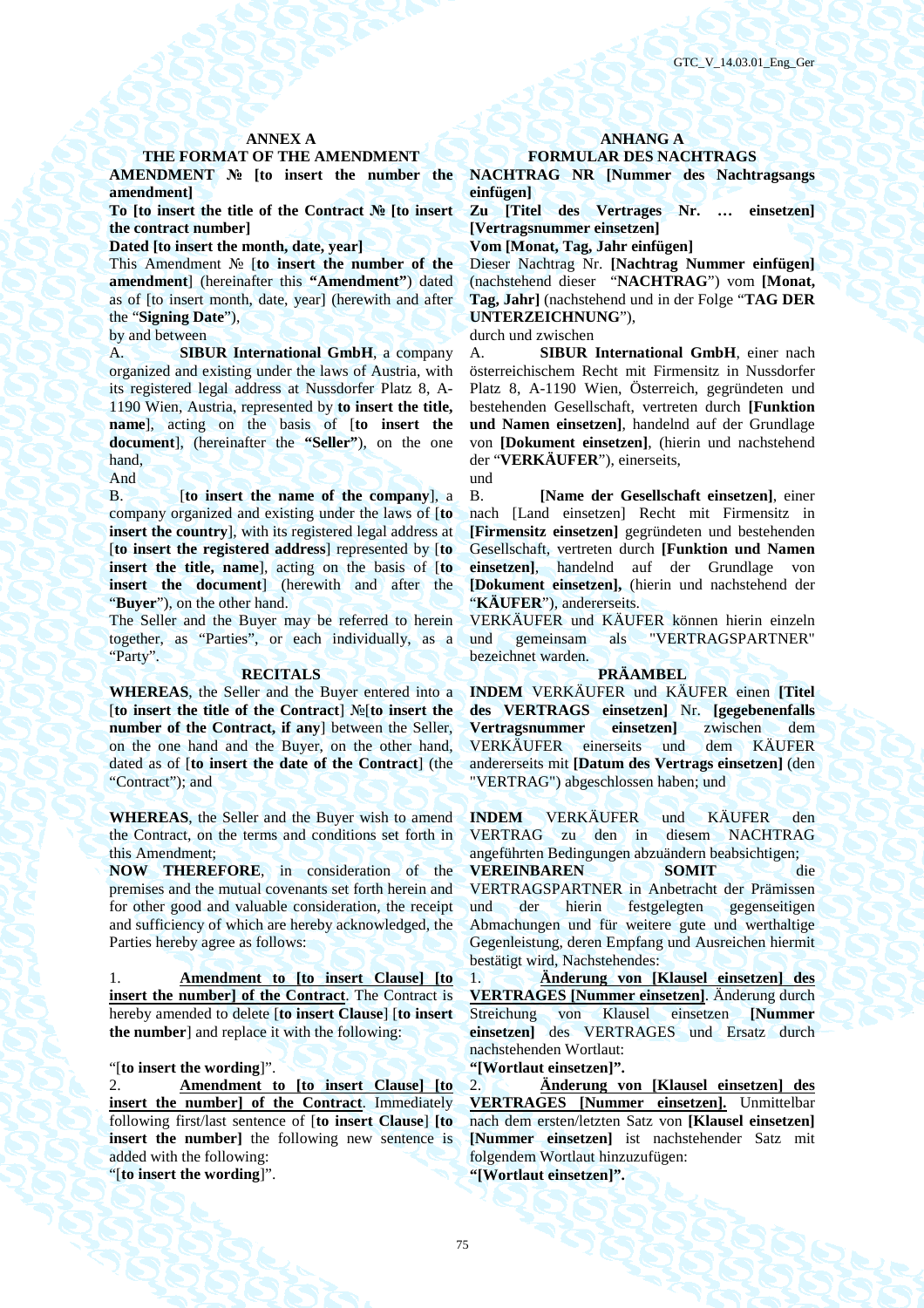## ANNEX A
## THE FORMAT OF THE AMENDMENT

**AMENDMENT № [to insert the number the amendment]**

**To [to insert the title of the Contract № [to insert the contract number]**

**Dated [to insert the month, date, year]**

This Amendment № [**to insert the number of the amendment**] (hereinafter this **"Amendment"**) dated as of [to insert month, date, year] (herewith and after the "**Signing Date**"),

by and between

A. **SIBUR International GmbH**, a company organized and existing under the laws of Austria, with its registered legal address at Nussdorfer Platz 8, A-1190 Wien, Austria, represented by **to insert the title, name**], acting on the basis of [**to insert the document**], (hereinafter the **"Seller"**), on the one hand,

And

B. [**to insert the name of the company**], a company organized and existing under the laws of [**to insert the country**], with its registered legal address at [**to insert the registered address**] represented by [**to insert the title, name**], acting on the basis of [**to insert the document**] (herewith and after the "**Buyer**"), on the other hand.

The Seller and the Buyer may be referred to herein together, as "Parties", or each individually, as a "Party".

### RECITALS

**WHEREAS**, the Seller and the Buyer entered into a [**to insert the title of the Contract**] №[**to insert the number of the Contract, if any**] between the Seller, on the one hand and the Buyer, on the other hand, dated as of [**to insert the date of the Contract**] (the "Contract"); and

**WHEREAS**, the Seller and the Buyer wish to amend the Contract, on the terms and conditions set forth in this Amendment;

**NOW THEREFORE**, in consideration of the premises and the mutual covenants set forth herein and for other good and valuable consideration, the receipt and sufficiency of which are hereby acknowledged, the Parties hereby agree as follows:

1. **<u>Amendment to [to insert Clause] [to insert the number] of the Contract</u>**. The Contract is hereby amended to delete [**to insert Clause**] [**to insert the number**] and replace it with the following:

"[**to insert the wording**]".

2. **<u>Amendment to [to insert Clause] [to insert the number] of the Contract</u>**. Immediately following first/last sentence of [**to insert Clause**] [**to insert the number]** the following new sentence is added with the following:

"[**to insert the wording**]".

---

## ANHANG A
## FORMULAR DES NACHTRAGS

**NACHTRAG NR [Nummer des Nachtragsangs einfügen]**

**Zu [Titel des Vertrages Nr. … einsetzen] [Vertragsnummer einsetzen]**

**Vom [Monat, Tag, Jahr einfügen]**

Dieser Nachtrag Nr. **[Nachtrag Nummer einfügen]** (nachstehend dieser "**NACHTRAG**") vom **[Monat, Tag, Jahr]** (nachstehend und in der Folge "**TAG DER UNTERZEICHNUNG**"),

durch und zwischen

A. **SIBUR International GmbH**, einer nach österreichischem Recht mit Firmensitz in Nussdorfer Platz 8, A-1190 Wien, Österreich, gegründeten und bestehenden Gesellschaft, vertreten durch **[Funktion und Namen einsetzen]**, handelnd auf der Grundlage von **[Dokument einsetzen]**, (hierin und nachstehend der "**VERKÄUFER**"), einerseits,

und

B. **[Name der Gesellschaft einsetzen]**, einer nach [Land einsetzen] Recht mit Firmensitz in **[Firmensitz einsetzen]** gegründeten und bestehenden Gesellschaft, vertreten durch **[Funktion und Namen einsetzen]**, handelnd auf der Grundlage von **[Dokument einsetzen],** (hierin und nachstehend der "**KÄUFER**"), andererseits.

VERKÄUFER und KÄUFER können hierin einzeln und gemeinsam als "VERTRAGSPARTNER" bezeichnet warden.

### PRÄAMBEL

**INDEM** VERKÄUFER und KÄUFER einen **[Titel des VERTRAGS einsetzen]** Nr. **[gegebenenfalls Vertragsnummer einsetzen]** zwischen dem VERKÄUFER einerseits und dem KÄUFER andererseits mit **[Datum des Vertrags einsetzen]** (den "VERTRAG") abgeschlossen haben; und

**INDEM** VERKÄUFER und KÄUFER den VERTRAG zu den in diesem NACHTRAG angeführten Bedingungen abzuändern beabsichtigen;

**VEREINBAREN SOMIT** die VERTRAGSPARTNER in Anbetracht der Prämissen und der hierin festgelegten gegenseitigen Abmachungen und für weitere gute und werthaltige Gegenleistung, deren Empfang und Ausreichen hiermit bestätigt wird, Nachstehendes:

1. **<u>Änderung von [Klausel einsetzen] des VERTRAGES [Nummer einsetzen]</u>**. Änderung durch Streichung von Klausel einsetzen **[Nummer einsetzen]** des VERTRAGES und Ersatz durch nachstehenden Wortlaut:

**"[Wortlaut einsetzen]".**

2. **<u>Änderung von [Klausel einsetzen] des VERTRAGES [Nummer einsetzen].</u>** Unmittelbar nach dem ersten/letzten Satz von **[Klausel einsetzen] [Nummer einsetzen]** ist nachstehender Satz mit folgendem Wortlaut hinzuzufügen:

**"[Wortlaut einsetzen]".**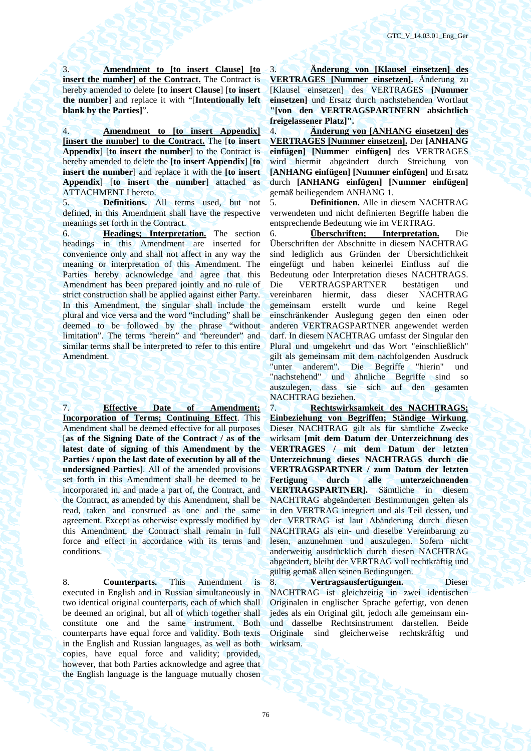3. **Amendment to [to insert Clause] [to insert the number] of the Contract.** The Contract is hereby amended to delete [**to insert Clause**] [**to insert the number**] and replace it with "[**Intentionally left blank by the Parties]**".

4. **Amendment to [to insert Appendix] [insert the number] to the Contract.** The [**to insert Appendix**] [**to insert the number**] to the Contract is hereby amended to delete the [**to insert Appendix**] [**to insert the number**] and replace it with the **[to insert Appendix**] [**to insert the number**] attached as ATTACHMENT I hereto.

5. **Definitions.** All terms used, but not defined, in this Amendment shall have the respective meanings set forth in the Contract.

6. **Headings; Interpretation.** The section headings in this Amendment are inserted for convenience only and shall not affect in any way the meaning or interpretation of this Amendment. The Parties hereby acknowledge and agree that this Amendment has been prepared jointly and no rule of strict construction shall be applied against either Party. In this Amendment, the singular shall include the plural and vice versa and the word "including" shall be deemed to be followed by the phrase "without limitation". The terms "herein" and "hereunder" and similar terms shall be interpreted to refer to this entire Amendment.

7. **Effective Date of Amendment; Incorporation of Terms; Continuing Effect**. This Amendment shall be deemed effective for all purposes [**as of the Signing Date of the Contract / as of the latest date of signing of this Amendment by the Parties / upon the last date of execution by all of the undersigned Parties**]. All of the amended provisions set forth in this Amendment shall be deemed to be incorporated in, and made a part of, the Contract, and the Contract, as amended by this Amendment, shall be read, taken and construed as one and the same agreement. Except as otherwise expressly modified by this Amendment, the Contract shall remain in full force and effect in accordance with its terms and conditions.

8. **Counterparts.** This Amendment is executed in English and in Russian simultaneously in two identical original counterparts, each of which shall be deemed an original, but all of which together shall constitute one and the same instrument. Both counterparts have equal force and validity. Both texts in the English and Russian languages, as well as both copies, have equal force and validity; provided, however, that both Parties acknowledge and agree that the English language is the language mutually chosen

3. **Änderung von [Klausel einsetzen] des VERTRAGES [Nummer einsetzen].** Änderung zu [Klausel einsetzen] des VERTRAGES **[Nummer einsetzen]** und Ersatz durch nachstehenden Wortlaut **"[von den VERTRAGSPARTNERN absichtlich freigelassener Platz]".**

4. **Änderung von [ANHANG einsetzen] des VERTRAGES [Nummer einsetzen].** Der **[ANHANG einfügen] [Nummer einfügen]** des VERTRAGES wird hiermit abgeändert durch Streichung von **[ANHANG einfügen] [Nummer einfügen]** und Ersatz durch **[ANHANG einfügen] [Nummer einfügen]** gemäß beiliegendem ANHANG 1.

5. **Definitionen.** Alle in diesem NACHTRAG verwendeten und nicht definierten Begriffe haben die entsprechende Bedeutung wie im VERTRAG.

6. **Überschriften; Interpretation.** Die Überschriften der Abschnitte in diesem NACHTRAG sind lediglich aus Gründen der Übersichtlichkeit eingefügt und haben keinerlei Einfluss auf die Bedeutung oder Interpretation dieses NACHTRAGS. Die VERTRAGSPARTNER bestätigen und vereinbaren hiermit, dass dieser NACHTRAG gemeinsam erstellt wurde und keine Regel einschränkender Auslegung gegen den einen oder anderen VERTRAGSPARTNER angewendet werden darf. In diesem NACHTRAG umfasst der Singular den Plural und umgekehrt und das Wort "einschließlich" gilt als gemeinsam mit dem nachfolgenden Ausdruck "unter anderem". Die Begriffe "hierin" und "nachstehend" und ähnliche Begriffe sind so auszulegen, dass sie sich auf den gesamten NACHTRAG beziehen.

7. **Rechtswirksamkeit des NACHTRAGS; Einbeziehung von Begriffen; Ständige Wirkung**. Dieser NACHTRAG gilt als für sämtliche Zwecke wirksam **[mit dem Datum der Unterzeichnung des VERTRAGES / mit dem Datum der letzten Unterzeichnung dieses NACHTRAGS durch die VERTRAGSPARTNER / zum Datum der letzten Fertigung durch alle unterzeichnenden VERTRAGSPARTNER].** Sämtliche in diesem NACHTRAG abgeänderten Bestimmungen gelten als in den VERTRAG integriert und als Teil dessen, und der VERTRAG ist laut Abänderung durch diesen NACHTRAG als ein- und dieselbe Vereinbarung zu lesen, anzunehmen und auszulegen. Sofern nicht anderweitig ausdrücklich durch diesen NACHTRAG abgeändert, bleibt der VERTRAG voll rechtkräftig und gültig gemäß allen seinen Bedingungen.

8. **Vertragsausfertigungen.** Dieser NACHTRAG ist gleichzeitig in zwei identischen Originalen in englischer Sprache gefertigt, von denen jedes als ein Original gilt, jedoch alle gemeinsam ein- und dasselbe Rechtsinstrument darstellen. Beide Originale sind gleicherweise rechtskräftig und wirksam.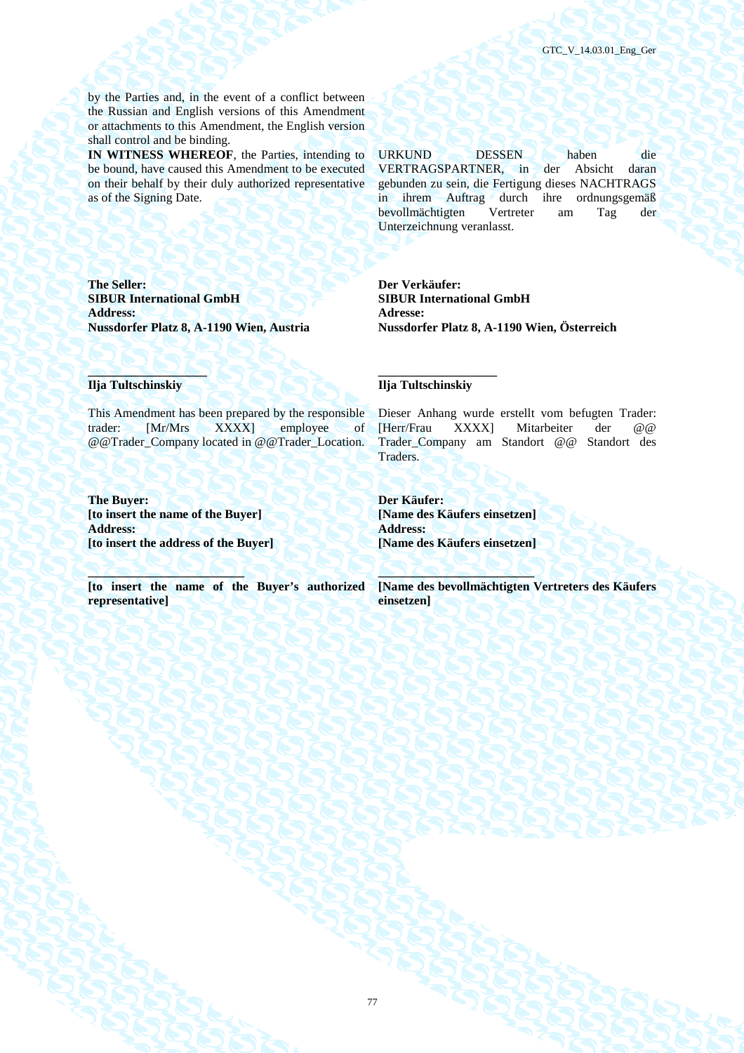by the Parties and, in the event of a conflict between the Russian and English versions of this Amendment or attachments to this Amendment, the English version shall control and be binding.

**IN WITNESS WHEREOF**, the Parties, intending to be bound, have caused this Amendment to be executed on their behalf by their duly authorized representative as of the Signing Date.

URKUND DESSEN haben die VERTRAGSPARTNER, in der Absicht daran gebunden zu sein, die Fertigung dieses NACHTRAGS in ihrem Auftrag durch ihre ordnungsgemäß bevollmächtigten Vertreter am Tag der Unterzeichnung veranlasst.

**The Seller:**
**SIBUR International GmbH**
**Address:**
**Nussdorfer Platz 8, A-1190 Wien, Austria**

___________________
**Ilja Tultschinskiy**

**Der Verkäufer:**
**SIBUR International GmbH**
**Adresse:**
**Nussdorfer Platz 8, A-1190 Wien, Österreich**

___________________
**Ilja Tultschinskiy**

This Amendment has been prepared by the responsible trader: [Mr/Mrs XXXX] employee of @@Trader_Company located in @@Trader_Location.

Dieser Anhang wurde erstellt vom befugten Trader: [Herr/Frau XXXX] Mitarbeiter der @@ Trader_Company am Standort @@ Standort des Traders.

**The Buyer:**
**[to insert the name of the Buyer]**
**Address:**
**[to insert the address of the Buyer]**

_________________________
**[to insert the name of the Buyer's authorized representative]**

**Der Käufer:**
**[Name des Käufers einsetzen]**
**Address:**
**[Name des Käufers einsetzen]**

_________________________
**[Name des bevollmächtigten Vertreters des Käufers einsetzen]**